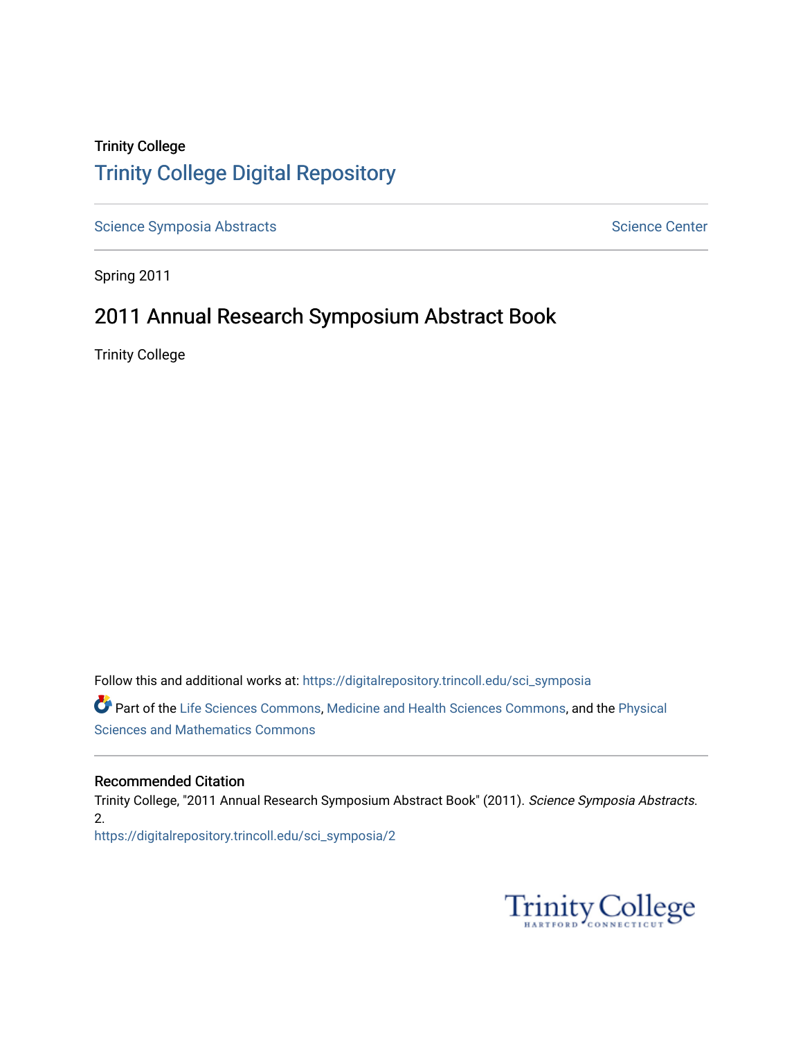Trinity College

## Trinity College Digital Repository

Science Symposia Abstracts

Science Center

Spring 2011

# 2011 Annual Research Symposium Abstract Book

Trinity College

Follow this and additional works at: https://digitalrepository.trincoll.edu/sci_symposia

Part of the Life Sciences Commons, Medicine and Health Sciences Commons, and the Physical Sciences and Mathematics Commons

### Recommended Citation

Trinity College, "2011 Annual Research Symposium Abstract Book" (2011). *Science Symposia Abstracts*. 2.
https://digitalrepository.trincoll.edu/sci_symposia/2

Trinity College
HARTFORD CONNECTICUT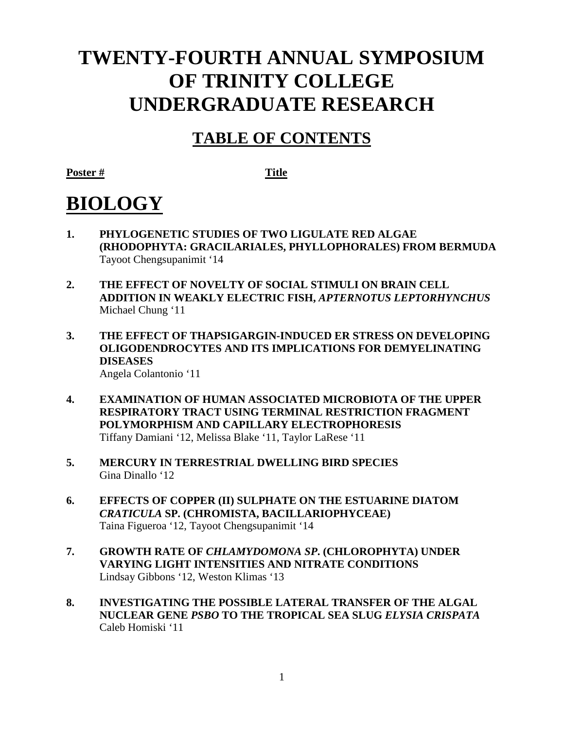# TWENTY-FOURTH ANNUAL SYMPOSIUM OF TRINITY COLLEGE UNDERGRADUATE RESEARCH

## TABLE OF CONTENTS

**Poster #** **Title**

# BIOLOGY

1. **PHYLOGENETIC STUDIES OF TWO LIGULATE RED ALGAE (RHODOPHYTA: GRACILARIALES, PHYLLOPHORALES) FROM BERMUDA**
   Tayoot Chengsupanimit '14

2. **THE EFFECT OF NOVELTY OF SOCIAL STIMULI ON BRAIN CELL ADDITION IN WEAKLY ELECTRIC FISH, *APTERNOTUS LEPTORHYNCHUS***
   Michael Chung '11

3. **THE EFFECT OF THAPSIGARGIN-INDUCED ER STRESS ON DEVELOPING OLIGODENDROCYTES AND ITS IMPLICATIONS FOR DEMYELINATING DISEASES**
   Angela Colantonio '11

4. **EXAMINATION OF HUMAN ASSOCIATED MICROBIOTA OF THE UPPER RESPIRATORY TRACT USING TERMINAL RESTRICTION FRAGMENT POLYMORPHISM AND CAPILLARY ELECTROPHORESIS**
   Tiffany Damiani '12, Melissa Blake '11, Taylor LaRese '11

5. **MERCURY IN TERRESTRIAL DWELLING BIRD SPECIES**
   Gina Dinallo '12

6. **EFFECTS OF COPPER (II) SULPHATE ON THE ESTUARINE DIATOM *CRATICULA* SP. (CHROMISTA, BACILLARIOPHYCEAE)**
   Taina Figueroa '12, Tayoot Chengsupanimit '14

7. **GROWTH RATE OF *CHLAMYDOMONA SP.* (CHLOROPHYTA) UNDER VARYING LIGHT INTENSITIES AND NITRATE CONDITIONS**
   Lindsay Gibbons '12, Weston Klimas '13

8. **INVESTIGATING THE POSSIBLE LATERAL TRANSFER OF THE ALGAL NUCLEAR GENE *PSBO* TO THE TROPICAL SEA SLUG *ELYSIA CRISPATA***
   Caleb Homiski '11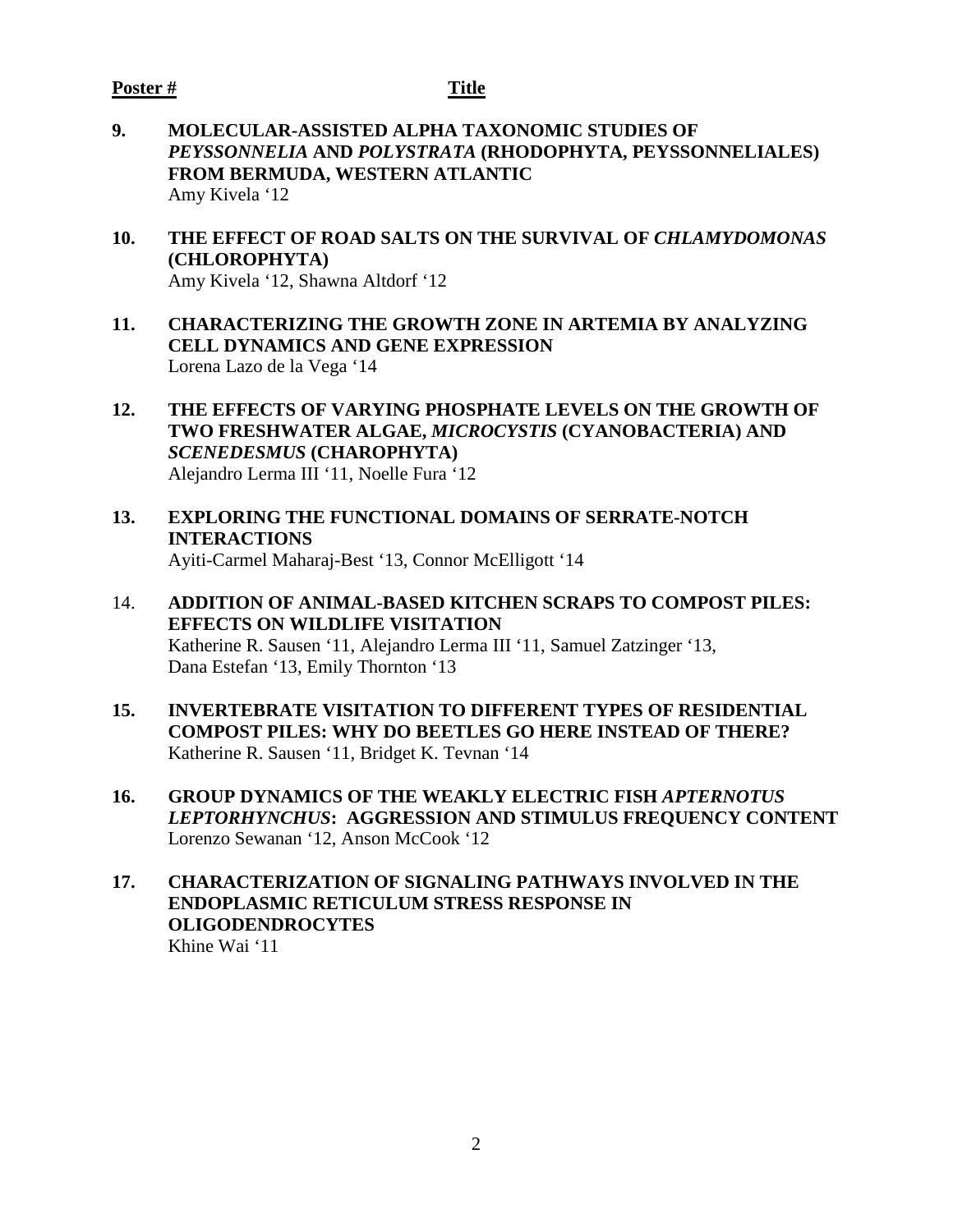**Poster #** **Title**

**9.** **MOLECULAR-ASSISTED ALPHA TAXONOMIC STUDIES OF *PEYSSONNELIA* AND *POLYSTRATA* (RHODOPHYTA, PEYSSONNELIALES) FROM BERMUDA, WESTERN ATLANTIC**
Amy Kivela '12

**10.** **THE EFFECT OF ROAD SALTS ON THE SURVIVAL OF *CHLAMYDOMONAS* (CHLOROPHYTA)**
Amy Kivela '12, Shawna Altdorf '12

**11.** **CHARACTERIZING THE GROWTH ZONE IN ARTEMIA BY ANALYZING CELL DYNAMICS AND GENE EXPRESSION**
Lorena Lazo de la Vega '14

**12.** **THE EFFECTS OF VARYING PHOSPHATE LEVELS ON THE GROWTH OF TWO FRESHWATER ALGAE, *MICROCYSTIS* (CYANOBACTERIA) AND *SCENEDESMUS* (CHAROPHYTA)**
Alejandro Lerma III '11, Noelle Fura '12

**13.** **EXPLORING THE FUNCTIONAL DOMAINS OF SERRATE-NOTCH INTERACTIONS**
Ayiti-Carmel Maharaj-Best '13, Connor McElligott '14

14. **ADDITION OF ANIMAL-BASED KITCHEN SCRAPS TO COMPOST PILES: EFFECTS ON WILDLIFE VISITATION**
Katherine R. Sausen '11, Alejandro Lerma III '11, Samuel Zatzinger '13, Dana Estefan '13, Emily Thornton '13

**15.** **INVERTEBRATE VISITATION TO DIFFERENT TYPES OF RESIDENTIAL COMPOST PILES: WHY DO BEETLES GO HERE INSTEAD OF THERE?**
Katherine R. Sausen '11, Bridget K. Tevnan '14

**16.** **GROUP DYNAMICS OF THE WEAKLY ELECTRIC FISH *APTERNOTUS LEPTORHYNCHUS*: AGGRESSION AND STIMULUS FREQUENCY CONTENT**
Lorenzo Sewanan '12, Anson McCook '12

**17.** **CHARACTERIZATION OF SIGNALING PATHWAYS INVOLVED IN THE ENDOPLASMIC RETICULUM STRESS RESPONSE IN OLIGODENDROCYTES**
Khine Wai '11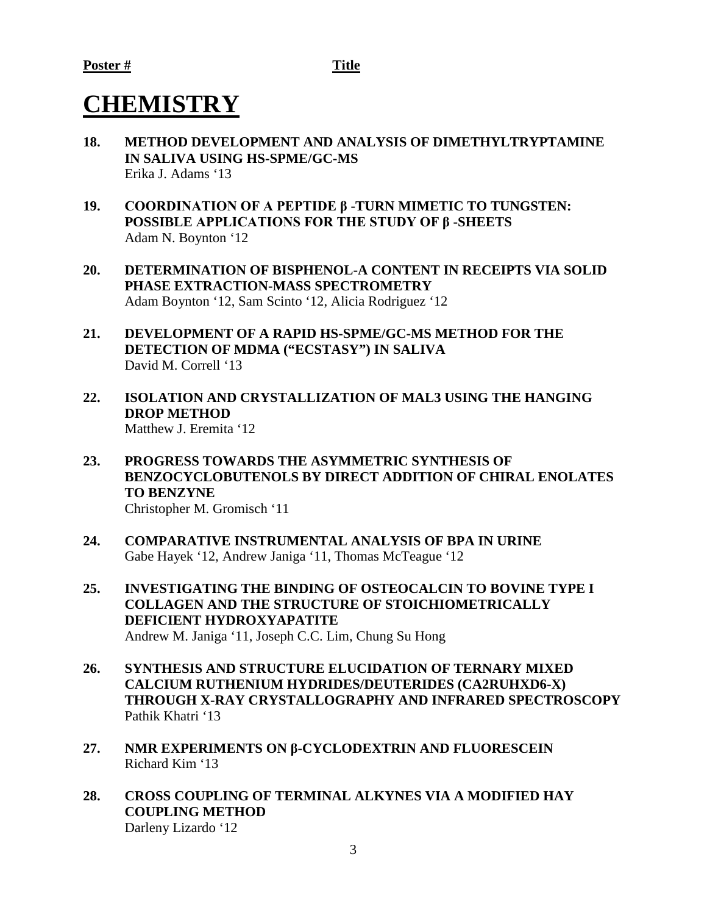**Poster #** **Title**

# CHEMISTRY

**18. METHOD DEVELOPMENT AND ANALYSIS OF DIMETHYLTRYPTAMINE IN SALIVA USING HS-SPME/GC-MS**
Erika J. Adams '13

**19. COORDINATION OF A PEPTIDE β -TURN MIMETIC TO TUNGSTEN: POSSIBLE APPLICATIONS FOR THE STUDY OF β -SHEETS**
Adam N. Boynton '12

**20. DETERMINATION OF BISPHENOL-A CONTENT IN RECEIPTS VIA SOLID PHASE EXTRACTION-MASS SPECTROMETRY**
Adam Boynton '12, Sam Scinto '12, Alicia Rodriguez '12

**21. DEVELOPMENT OF A RAPID HS-SPME/GC-MS METHOD FOR THE DETECTION OF MDMA ("ECSTASY") IN SALIVA**
David M. Correll '13

**22. ISOLATION AND CRYSTALLIZATION OF MAL3 USING THE HANGING DROP METHOD**
Matthew J. Eremita '12

**23. PROGRESS TOWARDS THE ASYMMETRIC SYNTHESIS OF BENZOCYCLOBUTENOLS BY DIRECT ADDITION OF CHIRAL ENOLATES TO BENZYNE**
Christopher M. Gromisch '11

**24. COMPARATIVE INSTRUMENTAL ANALYSIS OF BPA IN URINE**
Gabe Hayek '12, Andrew Janiga '11, Thomas McTeague '12

**25. INVESTIGATING THE BINDING OF OSTEOCALCIN TO BOVINE TYPE I COLLAGEN AND THE STRUCTURE OF STOICHIOMETRICALLY DEFICIENT HYDROXYAPATITE**
Andrew M. Janiga '11, Joseph C.C. Lim, Chung Su Hong

**26. SYNTHESIS AND STRUCTURE ELUCIDATION OF TERNARY MIXED CALCIUM RUTHENIUM HYDRIDES/DEUTERIDES (CA2RUHXD6-X) THROUGH X-RAY CRYSTALLOGRAPHY AND INFRARED SPECTROSCOPY**
Pathik Khatri '13

**27. NMR EXPERIMENTS ON β-CYCLODEXTRIN AND FLUORESCEIN**
Richard Kim '13

**28. CROSS COUPLING OF TERMINAL ALKYNES VIA A MODIFIED HAY COUPLING METHOD**
Darleny Lizardo '12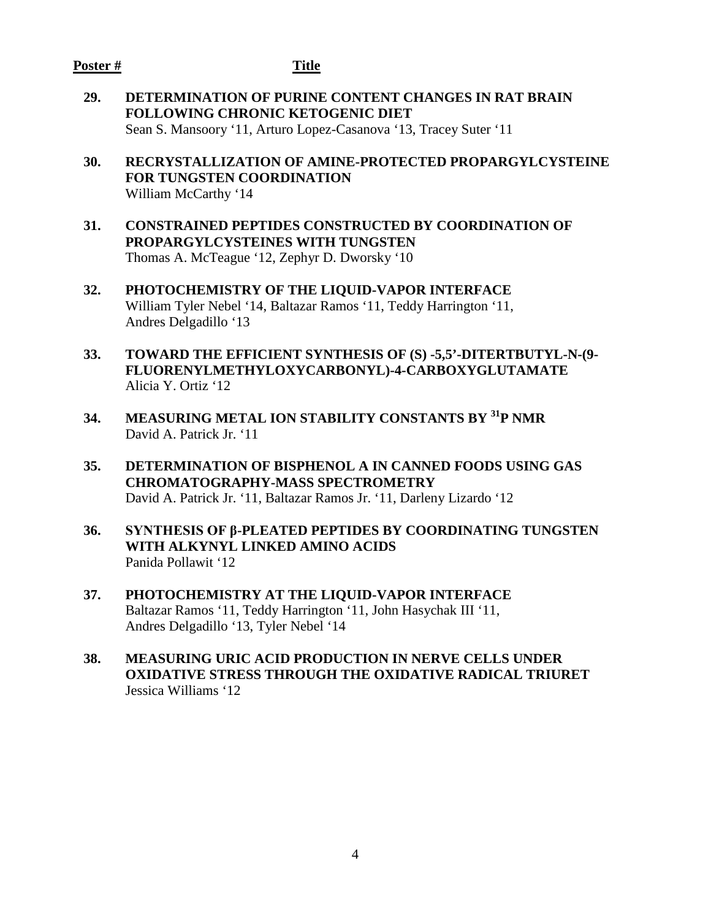**Poster #** **Title**

**29. DETERMINATION OF PURINE CONTENT CHANGES IN RAT BRAIN FOLLOWING CHRONIC KETOGENIC DIET**
Sean S. Mansoory '11, Arturo Lopez-Casanova '13, Tracey Suter '11

**30. RECRYSTALLIZATION OF AMINE-PROTECTED PROPARGYLCYSTEINE FOR TUNGSTEN COORDINATION**
William McCarthy '14

**31. CONSTRAINED PEPTIDES CONSTRUCTED BY COORDINATION OF PROPARGYLCYSTEINES WITH TUNGSTEN**
Thomas A. McTeague '12, Zephyr D. Dworsky '10

**32. PHOTOCHEMISTRY OF THE LIQUID-VAPOR INTERFACE**
William Tyler Nebel '14, Baltazar Ramos '11, Teddy Harrington '11, Andres Delgadillo '13

**33. TOWARD THE EFFICIENT SYNTHESIS OF (S) -5,5'-DITERTBUTYL-N-(9-FLUORENYLMETHYLOXYCARBONYL)-4-CARBOXYGLUTAMATE**
Alicia Y. Ortiz '12

**34. MEASURING METAL ION STABILITY CONSTANTS BY $^{31}$P NMR**
David A. Patrick Jr. '11

**35. DETERMINATION OF BISPHENOL A IN CANNED FOODS USING GAS CHROMATOGRAPHY-MASS SPECTROMETRY**
David A. Patrick Jr. '11, Baltazar Ramos Jr. '11, Darleny Lizardo '12

**36. SYNTHESIS OF β-PLEATED PEPTIDES BY COORDINATING TUNGSTEN WITH ALKYNYL LINKED AMINO ACIDS**
Panida Pollawit '12

**37. PHOTOCHEMISTRY AT THE LIQUID-VAPOR INTERFACE**
Baltazar Ramos '11, Teddy Harrington '11, John Hasychak III '11, Andres Delgadillo '13, Tyler Nebel '14

**38. MEASURING URIC ACID PRODUCTION IN NERVE CELLS UNDER OXIDATIVE STRESS THROUGH THE OXIDATIVE RADICAL TRIURET**
Jessica Williams '12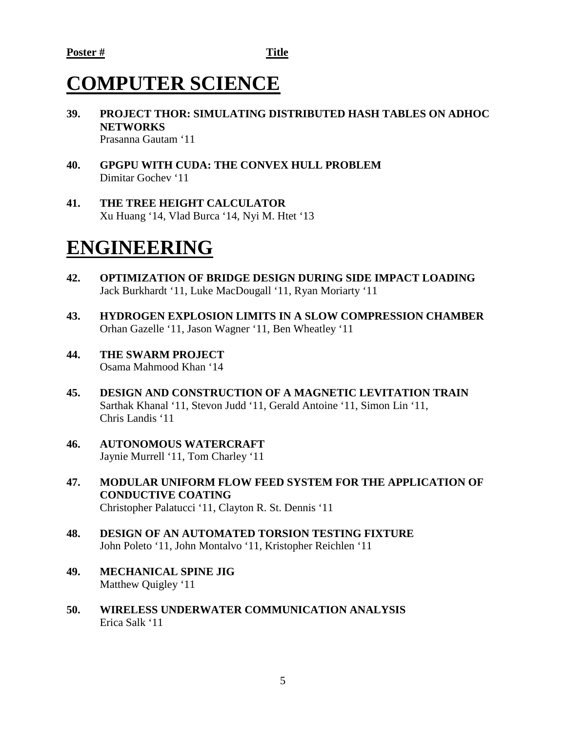**Poster #** **Title**

# COMPUTER SCIENCE

**39. PROJECT THOR: SIMULATING DISTRIBUTED HASH TABLES ON ADHOC NETWORKS**
Prasanna Gautam '11

**40. GPGPU WITH CUDA: THE CONVEX HULL PROBLEM**
Dimitar Gochev '11

**41. THE TREE HEIGHT CALCULATOR**
Xu Huang '14, Vlad Burca '14, Nyi M. Htet '13

# ENGINEERING

**42. OPTIMIZATION OF BRIDGE DESIGN DURING SIDE IMPACT LOADING**
Jack Burkhardt '11, Luke MacDougall '11, Ryan Moriarty '11

**43. HYDROGEN EXPLOSION LIMITS IN A SLOW COMPRESSION CHAMBER**
Orhan Gazelle '11, Jason Wagner '11, Ben Wheatley '11

**44. THE SWARM PROJECT**
Osama Mahmood Khan '14

**45. DESIGN AND CONSTRUCTION OF A MAGNETIC LEVITATION TRAIN**
Sarthak Khanal '11, Stevon Judd '11, Gerald Antoine '11, Simon Lin '11, Chris Landis '11

**46. AUTONOMOUS WATERCRAFT**
Jaynie Murrell '11, Tom Charley '11

**47. MODULAR UNIFORM FLOW FEED SYSTEM FOR THE APPLICATION OF CONDUCTIVE COATING**
Christopher Palatucci '11, Clayton R. St. Dennis '11

**48. DESIGN OF AN AUTOMATED TORSION TESTING FIXTURE**
John Poleto '11, John Montalvo '11, Kristopher Reichlen '11

**49. MECHANICAL SPINE JIG**
Matthew Quigley '11

**50. WIRELESS UNDERWATER COMMUNICATION ANALYSIS**
Erica Salk '11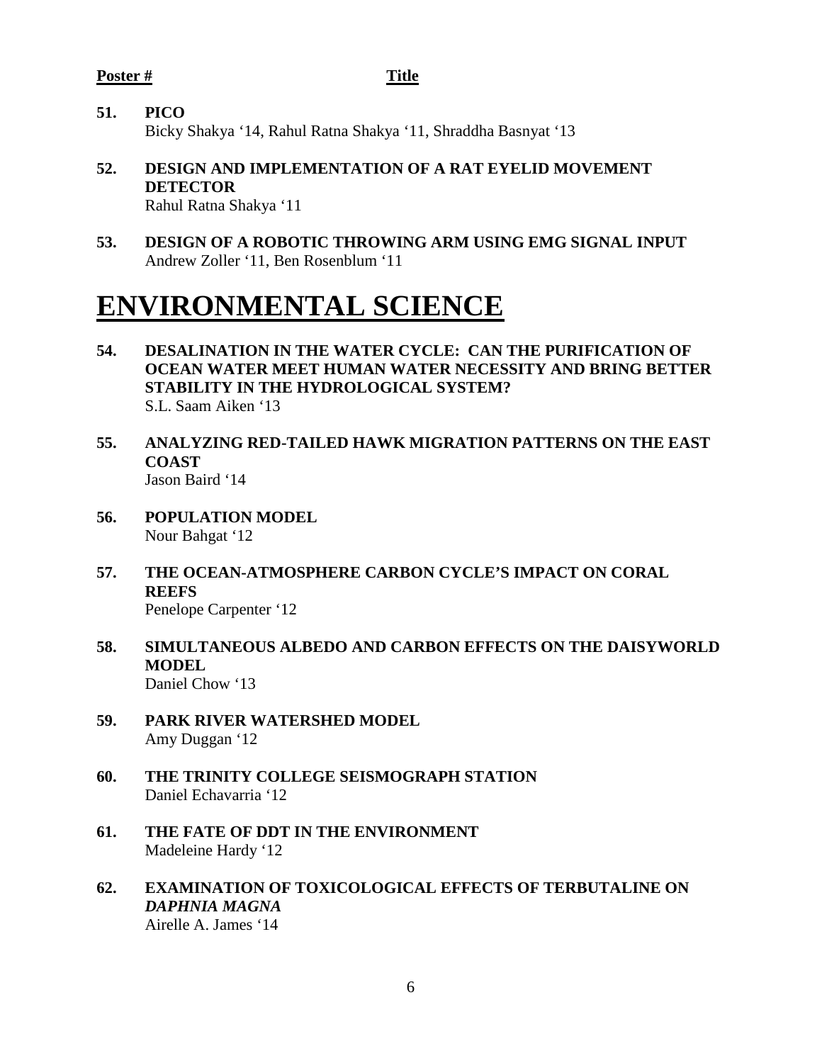**Poster #** **Title**

**51. PICO**
Bicky Shakya '14, Rahul Ratna Shakya '11, Shraddha Basnyat '13

**52. DESIGN AND IMPLEMENTATION OF A RAT EYELID MOVEMENT DETECTOR**
Rahul Ratna Shakya '11

**53. DESIGN OF A ROBOTIC THROWING ARM USING EMG SIGNAL INPUT**
Andrew Zoller '11, Ben Rosenblum '11

# ENVIRONMENTAL SCIENCE

**54. DESALINATION IN THE WATER CYCLE: CAN THE PURIFICATION OF OCEAN WATER MEET HUMAN WATER NECESSITY AND BRING BETTER STABILITY IN THE HYDROLOGICAL SYSTEM?**
S.L. Saam Aiken '13

**55. ANALYZING RED-TAILED HAWK MIGRATION PATTERNS ON THE EAST COAST**
Jason Baird '14

**56. POPULATION MODEL**
Nour Bahgat '12

**57. THE OCEAN-ATMOSPHERE CARBON CYCLE'S IMPACT ON CORAL REEFS**
Penelope Carpenter '12

**58. SIMULTANEOUS ALBEDO AND CARBON EFFECTS ON THE DAISYWORLD MODEL**
Daniel Chow '13

**59. PARK RIVER WATERSHED MODEL**
Amy Duggan '12

**60. THE TRINITY COLLEGE SEISMOGRAPH STATION**
Daniel Echavarria '12

**61. THE FATE OF DDT IN THE ENVIRONMENT**
Madeleine Hardy '12

**62. EXAMINATION OF TOXICOLOGICAL EFFECTS OF TERBUTALINE ON *DAPHNIA MAGNA***
Airelle A. James '14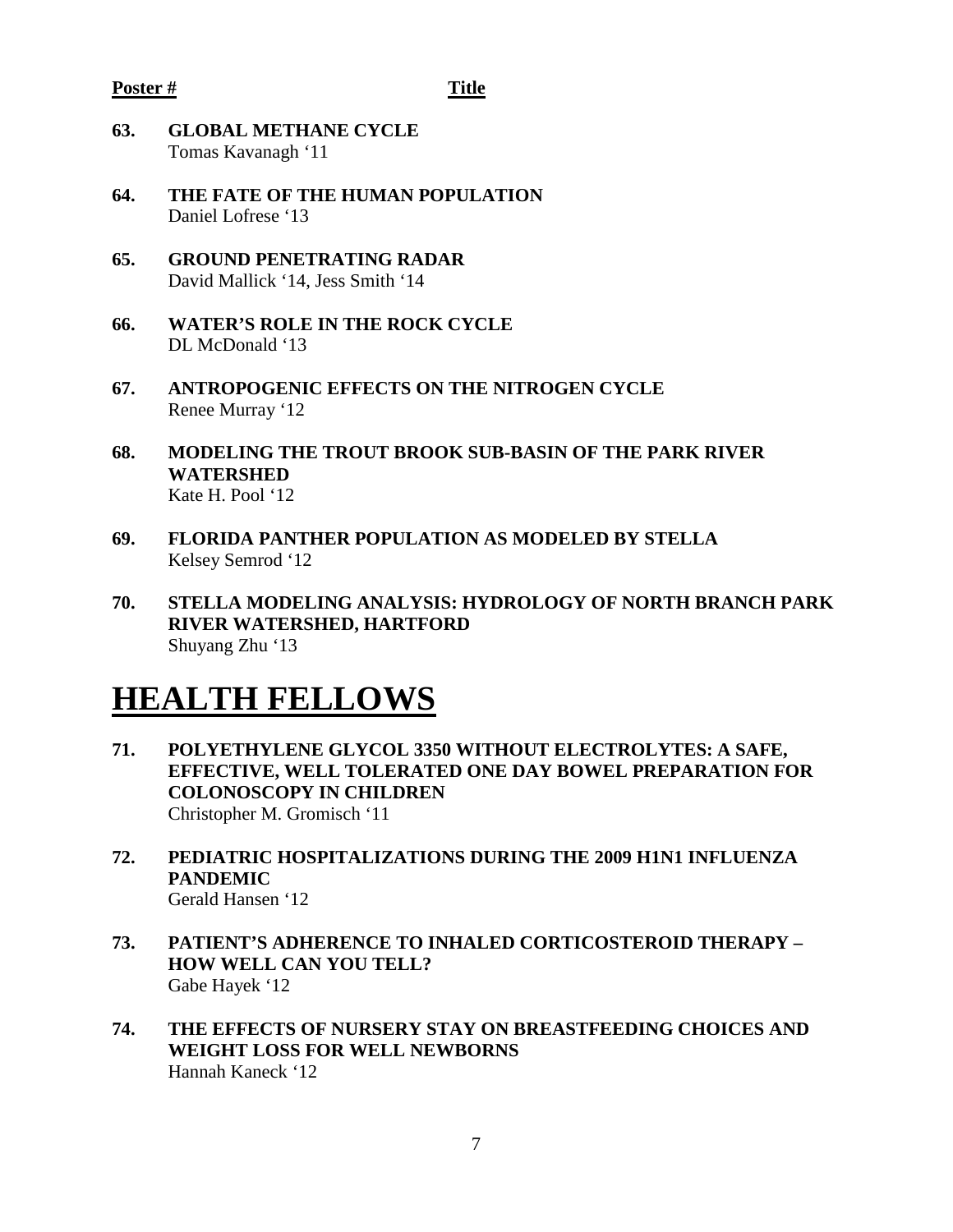**Poster #** **Title**

**63. GLOBAL METHANE CYCLE**
Tomas Kavanagh '11

**64. THE FATE OF THE HUMAN POPULATION**
Daniel Lofrese '13

**65. GROUND PENETRATING RADAR**
David Mallick '14, Jess Smith '14

**66. WATER'S ROLE IN THE ROCK CYCLE**
DL McDonald '13

**67. ANTROPOGENIC EFFECTS ON THE NITROGEN CYCLE**
Renee Murray '12

**68. MODELING THE TROUT BROOK SUB-BASIN OF THE PARK RIVER WATERSHED**
Kate H. Pool '12

**69. FLORIDA PANTHER POPULATION AS MODELED BY STELLA**
Kelsey Semrod '12

**70. STELLA MODELING ANALYSIS: HYDROLOGY OF NORTH BRANCH PARK RIVER WATERSHED, HARTFORD**
Shuyang Zhu '13

# HEALTH FELLOWS

**71. POLYETHYLENE GLYCOL 3350 WITHOUT ELECTROLYTES: A SAFE, EFFECTIVE, WELL TOLERATED ONE DAY BOWEL PREPARATION FOR COLONOSCOPY IN CHILDREN**
Christopher M. Gromisch '11

**72. PEDIATRIC HOSPITALIZATIONS DURING THE 2009 H1N1 INFLUENZA PANDEMIC**
Gerald Hansen '12

**73. PATIENT'S ADHERENCE TO INHALED CORTICOSTEROID THERAPY – HOW WELL CAN YOU TELL?**
Gabe Hayek '12

**74. THE EFFECTS OF NURSERY STAY ON BREASTFEEDING CHOICES AND WEIGHT LOSS FOR WELL NEWBORNS**
Hannah Kaneck '12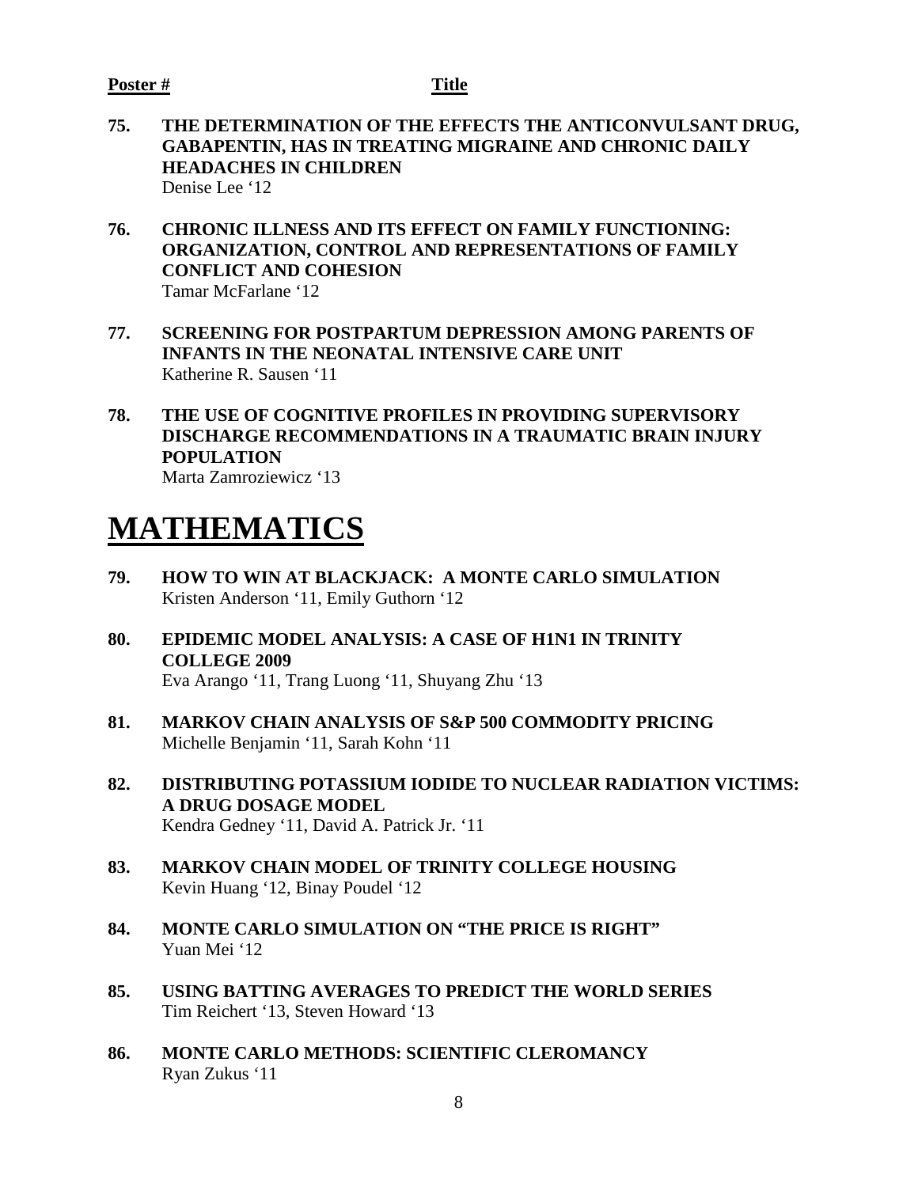**Poster #** **Title**

**75. THE DETERMINATION OF THE EFFECTS THE ANTICONVULSANT DRUG, GABAPENTIN, HAS IN TREATING MIGRAINE AND CHRONIC DAILY HEADACHES IN CHILDREN**
Denise Lee '12

**76. CHRONIC ILLNESS AND ITS EFFECT ON FAMILY FUNCTIONING: ORGANIZATION, CONTROL AND REPRESENTATIONS OF FAMILY CONFLICT AND COHESION**
Tamar McFarlane '12

**77. SCREENING FOR POSTPARTUM DEPRESSION AMONG PARENTS OF INFANTS IN THE NEONATAL INTENSIVE CARE UNIT**
Katherine R. Sausen '11

**78. THE USE OF COGNITIVE PROFILES IN PROVIDING SUPERVISORY DISCHARGE RECOMMENDATIONS IN A TRAUMATIC BRAIN INJURY POPULATION**
Marta Zamroziewicz '13

# MATHEMATICS

**79. HOW TO WIN AT BLACKJACK: A MONTE CARLO SIMULATION**
Kristen Anderson '11, Emily Guthorn '12

**80. EPIDEMIC MODEL ANALYSIS: A CASE OF H1N1 IN TRINITY COLLEGE 2009**
Eva Arango '11, Trang Luong '11, Shuyang Zhu '13

**81. MARKOV CHAIN ANALYSIS OF S&P 500 COMMODITY PRICING**
Michelle Benjamin '11, Sarah Kohn '11

**82. DISTRIBUTING POTASSIUM IODIDE TO NUCLEAR RADIATION VICTIMS: A DRUG DOSAGE MODEL**
Kendra Gedney '11, David A. Patrick Jr. '11

**83. MARKOV CHAIN MODEL OF TRINITY COLLEGE HOUSING**
Kevin Huang '12, Binay Poudel '12

**84. MONTE CARLO SIMULATION ON "THE PRICE IS RIGHT"**
Yuan Mei '12

**85. USING BATTING AVERAGES TO PREDICT THE WORLD SERIES**
Tim Reichert '13, Steven Howard '13

**86. MONTE CARLO METHODS: SCIENTIFIC CLEROMANCY**
Ryan Zukus '11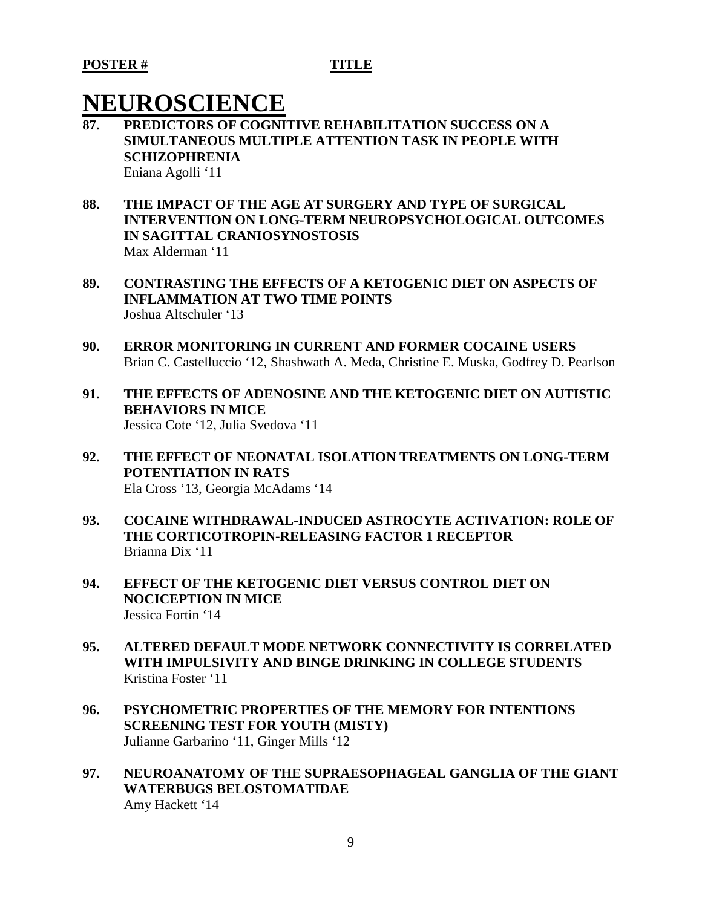**POSTER #** **TITLE**

# NEUROSCIENCE

**87. PREDICTORS OF COGNITIVE REHABILITATION SUCCESS ON A SIMULTANEOUS MULTIPLE ATTENTION TASK IN PEOPLE WITH SCHIZOPHRENIA**
Eniana Agolli '11

**88. THE IMPACT OF THE AGE AT SURGERY AND TYPE OF SURGICAL INTERVENTION ON LONG-TERM NEUROPSYCHOLOGICAL OUTCOMES IN SAGITTAL CRANIOSYNOSTOSIS**
Max Alderman '11

**89. CONTRASTING THE EFFECTS OF A KETOGENIC DIET ON ASPECTS OF INFLAMMATION AT TWO TIME POINTS**
Joshua Altschuler '13

**90. ERROR MONITORING IN CURRENT AND FORMER COCAINE USERS**
Brian C. Castelluccio '12, Shashwath A. Meda, Christine E. Muska, Godfrey D. Pearlson

**91. THE EFFECTS OF ADENOSINE AND THE KETOGENIC DIET ON AUTISTIC BEHAVIORS IN MICE**
Jessica Cote '12, Julia Svedova '11

**92. THE EFFECT OF NEONATAL ISOLATION TREATMENTS ON LONG-TERM POTENTIATION IN RATS**
Ela Cross '13, Georgia McAdams '14

**93. COCAINE WITHDRAWAL-INDUCED ASTROCYTE ACTIVATION: ROLE OF THE CORTICOTROPIN-RELEASING FACTOR 1 RECEPTOR**
Brianna Dix '11

**94. EFFECT OF THE KETOGENIC DIET VERSUS CONTROL DIET ON NOCICEPTION IN MICE**
Jessica Fortin '14

**95. ALTERED DEFAULT MODE NETWORK CONNECTIVITY IS CORRELATED WITH IMPULSIVITY AND BINGE DRINKING IN COLLEGE STUDENTS**
Kristina Foster '11

**96. PSYCHOMETRIC PROPERTIES OF THE MEMORY FOR INTENTIONS SCREENING TEST FOR YOUTH (MISTY)**
Julianne Garbarino '11, Ginger Mills '12

**97. NEUROANATOMY OF THE SUPRAESOPHAGEAL GANGLIA OF THE GIANT WATERBUGS BELOSTOMATIDAE**
Amy Hackett '14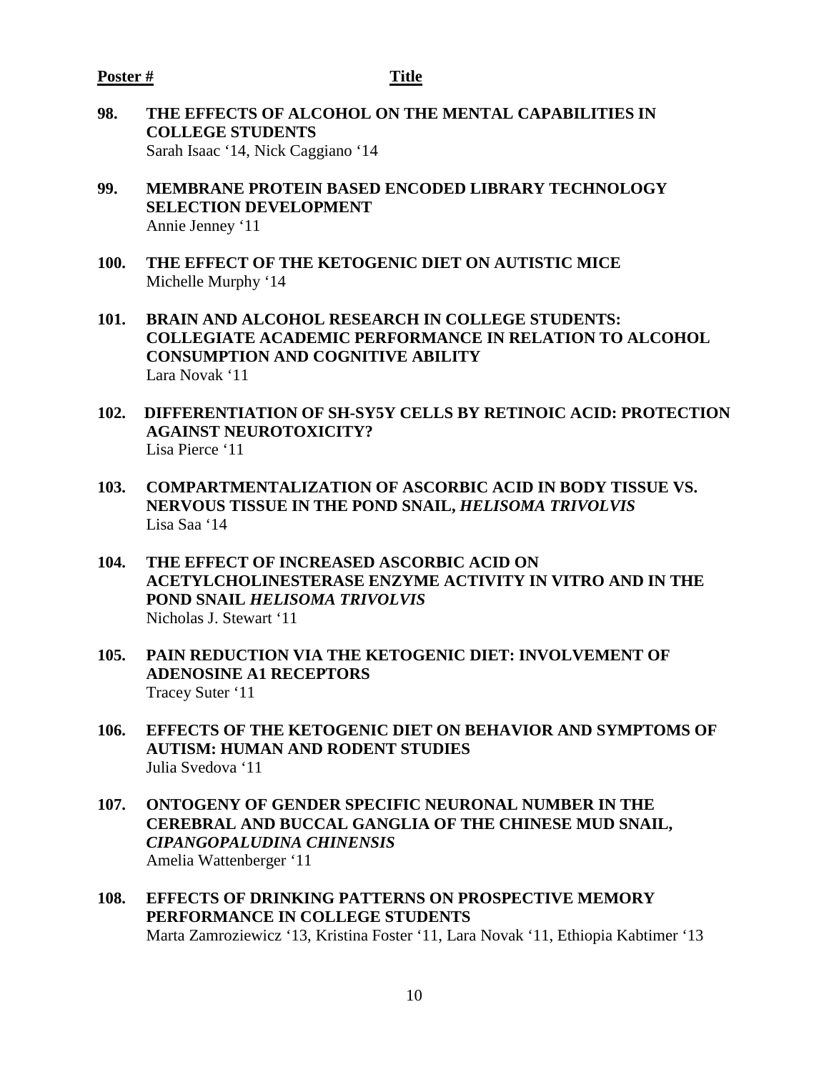**Poster #** **Title**

**98. THE EFFECTS OF ALCOHOL ON THE MENTAL CAPABILITIES IN COLLEGE STUDENTS**
Sarah Isaac '14, Nick Caggiano '14

**99. MEMBRANE PROTEIN BASED ENCODED LIBRARY TECHNOLOGY SELECTION DEVELOPMENT**
Annie Jenney '11

**100. THE EFFECT OF THE KETOGENIC DIET ON AUTISTIC MICE**
Michelle Murphy '14

**101. BRAIN AND ALCOHOL RESEARCH IN COLLEGE STUDENTS: COLLEGIATE ACADEMIC PERFORMANCE IN RELATION TO ALCOHOL CONSUMPTION AND COGNITIVE ABILITY**
Lara Novak '11

**102. DIFFERENTIATION OF SH-SY5Y CELLS BY RETINOIC ACID: PROTECTION AGAINST NEUROTOXICITY?**
Lisa Pierce '11

**103. COMPARTMENTALIZATION OF ASCORBIC ACID IN BODY TISSUE VS. NERVOUS TISSUE IN THE POND SNAIL, *HELISOMA TRIVOLVIS***
Lisa Saa '14

**104. THE EFFECT OF INCREASED ASCORBIC ACID ON ACETYLCHOLINESTERASE ENZYME ACTIVITY IN VITRO AND IN THE POND SNAIL *HELISOMA TRIVOLVIS***
Nicholas J. Stewart '11

**105. PAIN REDUCTION VIA THE KETOGENIC DIET: INVOLVEMENT OF ADENOSINE A1 RECEPTORS**
Tracey Suter '11

**106. EFFECTS OF THE KETOGENIC DIET ON BEHAVIOR AND SYMPTOMS OF AUTISM: HUMAN AND RODENT STUDIES**
Julia Svedova '11

**107. ONTOGENY OF GENDER SPECIFIC NEURONAL NUMBER IN THE CEREBRAL AND BUCCAL GANGLIA OF THE CHINESE MUD SNAIL, *CIPANGOPALUDINA CHINENSIS***
Amelia Wattenberger '11

**108. EFFECTS OF DRINKING PATTERNS ON PROSPECTIVE MEMORY PERFORMANCE IN COLLEGE STUDENTS**
Marta Zamroziewicz '13, Kristina Foster '11, Lara Novak '11, Ethiopia Kabtimer '13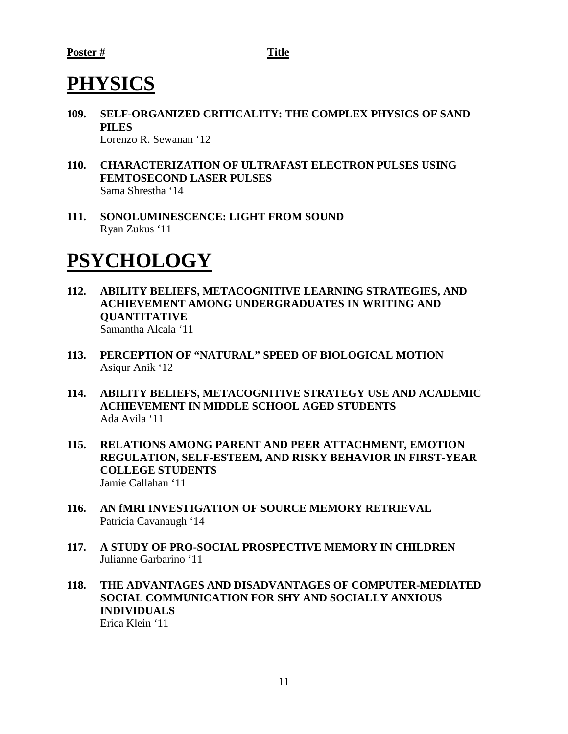**Poster #** **Title**

# PHYSICS

**109. SELF-ORGANIZED CRITICALITY: THE COMPLEX PHYSICS OF SAND PILES**
Lorenzo R. Sewanan '12

**110. CHARACTERIZATION OF ULTRAFAST ELECTRON PULSES USING FEMTOSECOND LASER PULSES**
Sama Shrestha '14

**111. SONOLUMINESCENCE: LIGHT FROM SOUND**
Ryan Zukus '11

# PSYCHOLOGY

**112. ABILITY BELIEFS, METACOGNITIVE LEARNING STRATEGIES, AND ACHIEVEMENT AMONG UNDERGRADUATES IN WRITING AND QUANTITATIVE**
Samantha Alcala '11

**113. PERCEPTION OF "NATURAL" SPEED OF BIOLOGICAL MOTION**
Asiqur Anik '12

**114. ABILITY BELIEFS, METACOGNITIVE STRATEGY USE AND ACADEMIC ACHIEVEMENT IN MIDDLE SCHOOL AGED STUDENTS**
Ada Avila '11

**115. RELATIONS AMONG PARENT AND PEER ATTACHMENT, EMOTION REGULATION, SELF-ESTEEM, AND RISKY BEHAVIOR IN FIRST-YEAR COLLEGE STUDENTS**
Jamie Callahan '11

**116. AN fMRI INVESTIGATION OF SOURCE MEMORY RETRIEVAL**
Patricia Cavanaugh '14

**117. A STUDY OF PRO-SOCIAL PROSPECTIVE MEMORY IN CHILDREN**
Julianne Garbarino '11

**118. THE ADVANTAGES AND DISADVANTAGES OF COMPUTER-MEDIATED SOCIAL COMMUNICATION FOR SHY AND SOCIALLY ANXIOUS INDIVIDUALS**
Erica Klein '11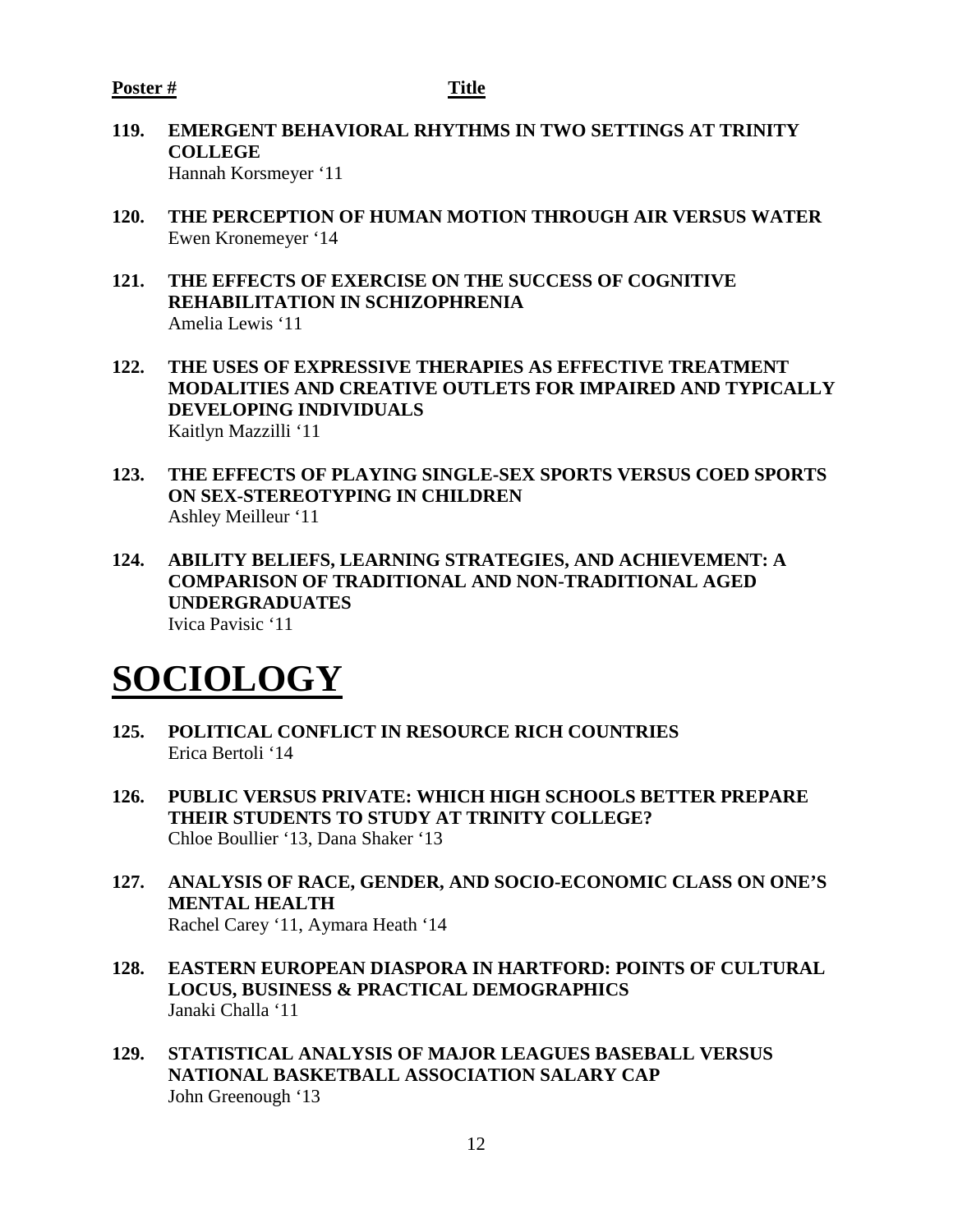**Poster #** **Title**

**119. EMERGENT BEHAVIORAL RHYTHMS IN TWO SETTINGS AT TRINITY COLLEGE**
Hannah Korsmeyer '11

**120. THE PERCEPTION OF HUMAN MOTION THROUGH AIR VERSUS WATER**
Ewen Kronemeyer '14

**121. THE EFFECTS OF EXERCISE ON THE SUCCESS OF COGNITIVE REHABILITATION IN SCHIZOPHRENIA**
Amelia Lewis '11

**122. THE USES OF EXPRESSIVE THERAPIES AS EFFECTIVE TREATMENT MODALITIES AND CREATIVE OUTLETS FOR IMPAIRED AND TYPICALLY DEVELOPING INDIVIDUALS**
Kaitlyn Mazzilli '11

**123. THE EFFECTS OF PLAYING SINGLE-SEX SPORTS VERSUS COED SPORTS ON SEX-STEREOTYPING IN CHILDREN**
Ashley Meilleur '11

**124. ABILITY BELIEFS, LEARNING STRATEGIES, AND ACHIEVEMENT: A COMPARISON OF TRADITIONAL AND NON-TRADITIONAL AGED UNDERGRADUATES**
Ivica Pavisic '11

# SOCIOLOGY

**125. POLITICAL CONFLICT IN RESOURCE RICH COUNTRIES**
Erica Bertoli '14

**126. PUBLIC VERSUS PRIVATE: WHICH HIGH SCHOOLS BETTER PREPARE THEIR STUDENTS TO STUDY AT TRINITY COLLEGE?**
Chloe Boullier '13, Dana Shaker '13

**127. ANALYSIS OF RACE, GENDER, AND SOCIO-ECONOMIC CLASS ON ONE'S MENTAL HEALTH**
Rachel Carey '11, Aymara Heath '14

**128. EASTERN EUROPEAN DIASPORA IN HARTFORD: POINTS OF CULTURAL LOCUS, BUSINESS & PRACTICAL DEMOGRAPHICS**
Janaki Challa '11

**129. STATISTICAL ANALYSIS OF MAJOR LEAGUES BASEBALL VERSUS NATIONAL BASKETBALL ASSOCIATION SALARY CAP**
John Greenough '13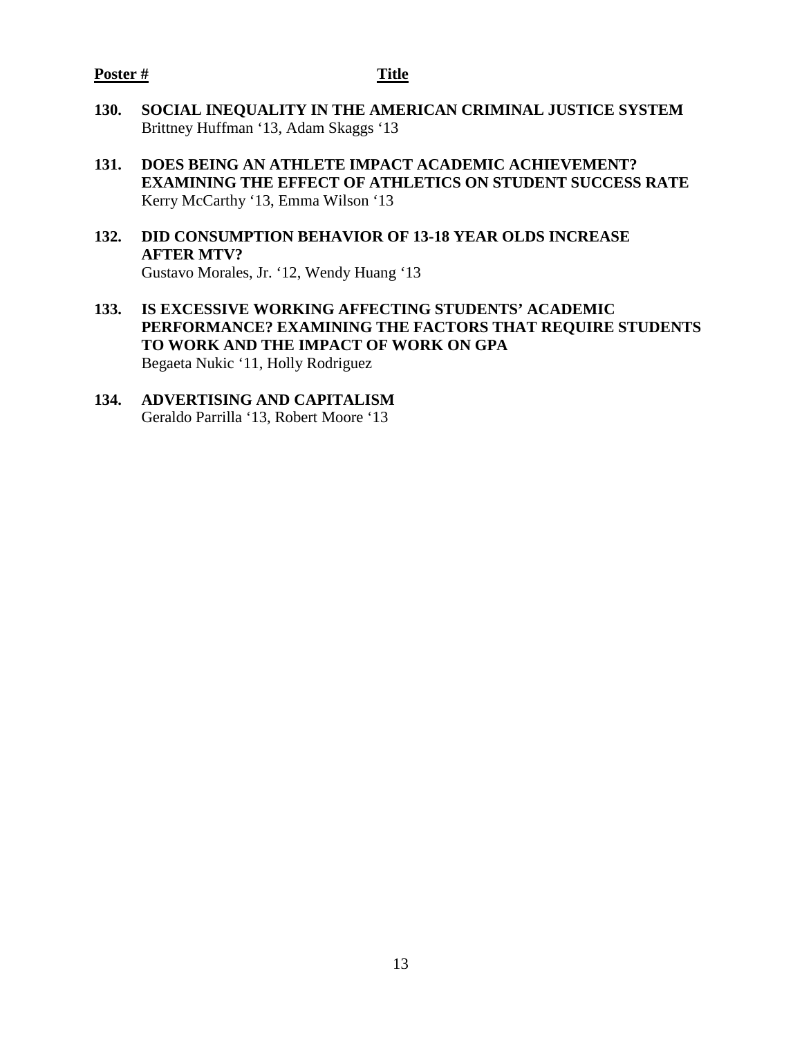**Poster #** **Title**

**130. SOCIAL INEQUALITY IN THE AMERICAN CRIMINAL JUSTICE SYSTEM**
Brittney Huffman '13, Adam Skaggs '13

**131. DOES BEING AN ATHLETE IMPACT ACADEMIC ACHIEVEMENT? EXAMINING THE EFFECT OF ATHLETICS ON STUDENT SUCCESS RATE**
Kerry McCarthy '13, Emma Wilson '13

**132. DID CONSUMPTION BEHAVIOR OF 13-18 YEAR OLDS INCREASE AFTER MTV?**
Gustavo Morales, Jr. '12, Wendy Huang '13

**133. IS EXCESSIVE WORKING AFFECTING STUDENTS' ACADEMIC PERFORMANCE? EXAMINING THE FACTORS THAT REQUIRE STUDENTS TO WORK AND THE IMPACT OF WORK ON GPA**
Begaeta Nukic '11, Holly Rodriguez

**134. ADVERTISING AND CAPITALISM**
Geraldo Parrilla '13, Robert Moore '13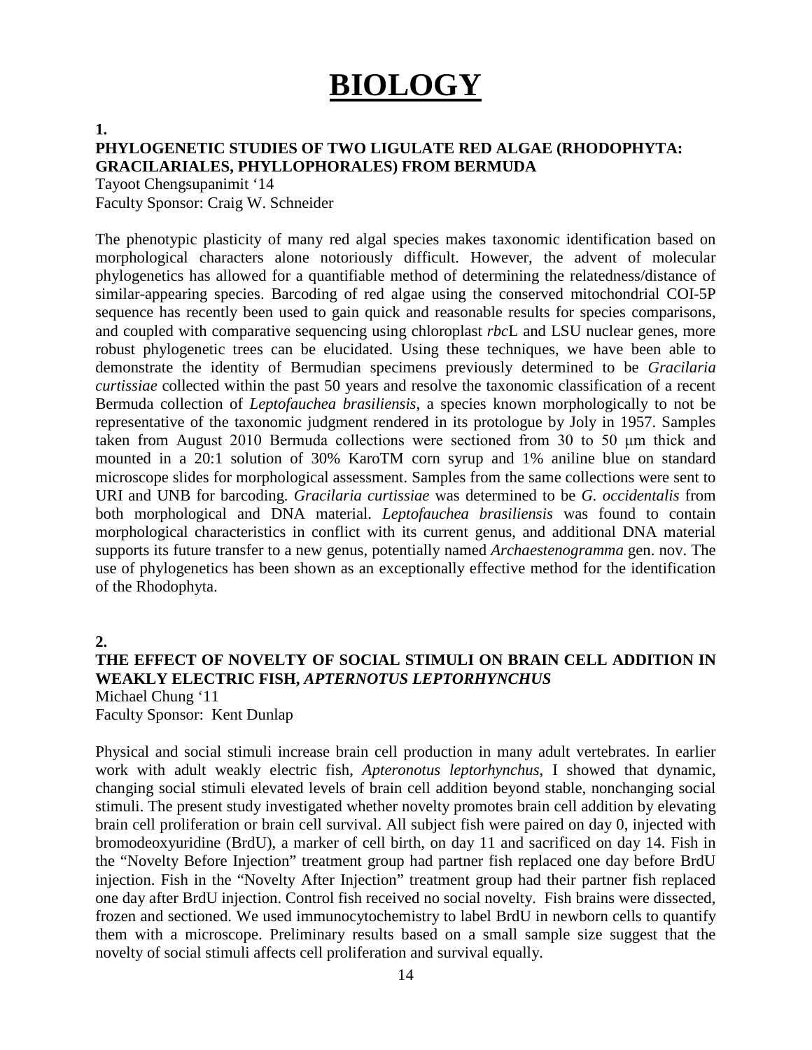# BIOLOGY

**1.**

### PHYLOGENETIC STUDIES OF TWO LIGULATE RED ALGAE (RHODOPHYTA: GRACILARIALES, PHYLLOPHORALES) FROM BERMUDA

Tayoot Chengsupanimit '14
Faculty Sponsor: Craig W. Schneider

The phenotypic plasticity of many red algal species makes taxonomic identification based on morphological characters alone notoriously difficult. However, the advent of molecular phylogenetics has allowed for a quantifiable method of determining the relatedness/distance of similar-appearing species. Barcoding of red algae using the conserved mitochondrial COI-5P sequence has recently been used to gain quick and reasonable results for species comparisons, and coupled with comparative sequencing using chloroplast *rbc*L and LSU nuclear genes, more robust phylogenetic trees can be elucidated. Using these techniques, we have been able to demonstrate the identity of Bermudian specimens previously determined to be *Gracilaria curtissiae* collected within the past 50 years and resolve the taxonomic classification of a recent Bermuda collection of *Leptofauchea brasiliensis*, a species known morphologically to not be representative of the taxonomic judgment rendered in its protologue by Joly in 1957. Samples taken from August 2010 Bermuda collections were sectioned from 30 to 50 µm thick and mounted in a 20:1 solution of 30% KaroTM corn syrup and 1% aniline blue on standard microscope slides for morphological assessment. Samples from the same collections were sent to URI and UNB for barcoding. *Gracilaria curtissiae* was determined to be *G. occidentalis* from both morphological and DNA material. *Leptofauchea brasiliensis* was found to contain morphological characteristics in conflict with its current genus, and additional DNA material supports its future transfer to a new genus, potentially named *Archaestenogramma* gen. nov. The use of phylogenetics has been shown as an exceptionally effective method for the identification of the Rhodophyta.

**2.**

### THE EFFECT OF NOVELTY OF SOCIAL STIMULI ON BRAIN CELL ADDITION IN WEAKLY ELECTRIC FISH, *APTERNOTUS LEPTORHYNCHUS*

Michael Chung '11
Faculty Sponsor: Kent Dunlap

Physical and social stimuli increase brain cell production in many adult vertebrates. In earlier work with adult weakly electric fish, *Apteronotus leptorhynchus*, I showed that dynamic, changing social stimuli elevated levels of brain cell addition beyond stable, nonchanging social stimuli. The present study investigated whether novelty promotes brain cell addition by elevating brain cell proliferation or brain cell survival. All subject fish were paired on day 0, injected with bromodeoxyuridine (BrdU), a marker of cell birth, on day 11 and sacrificed on day 14. Fish in the "Novelty Before Injection" treatment group had partner fish replaced one day before BrdU injection. Fish in the "Novelty After Injection" treatment group had their partner fish replaced one day after BrdU injection. Control fish received no social novelty. Fish brains were dissected, frozen and sectioned. We used immunocytochemistry to label BrdU in newborn cells to quantify them with a microscope. Preliminary results based on a small sample size suggest that the novelty of social stimuli affects cell proliferation and survival equally.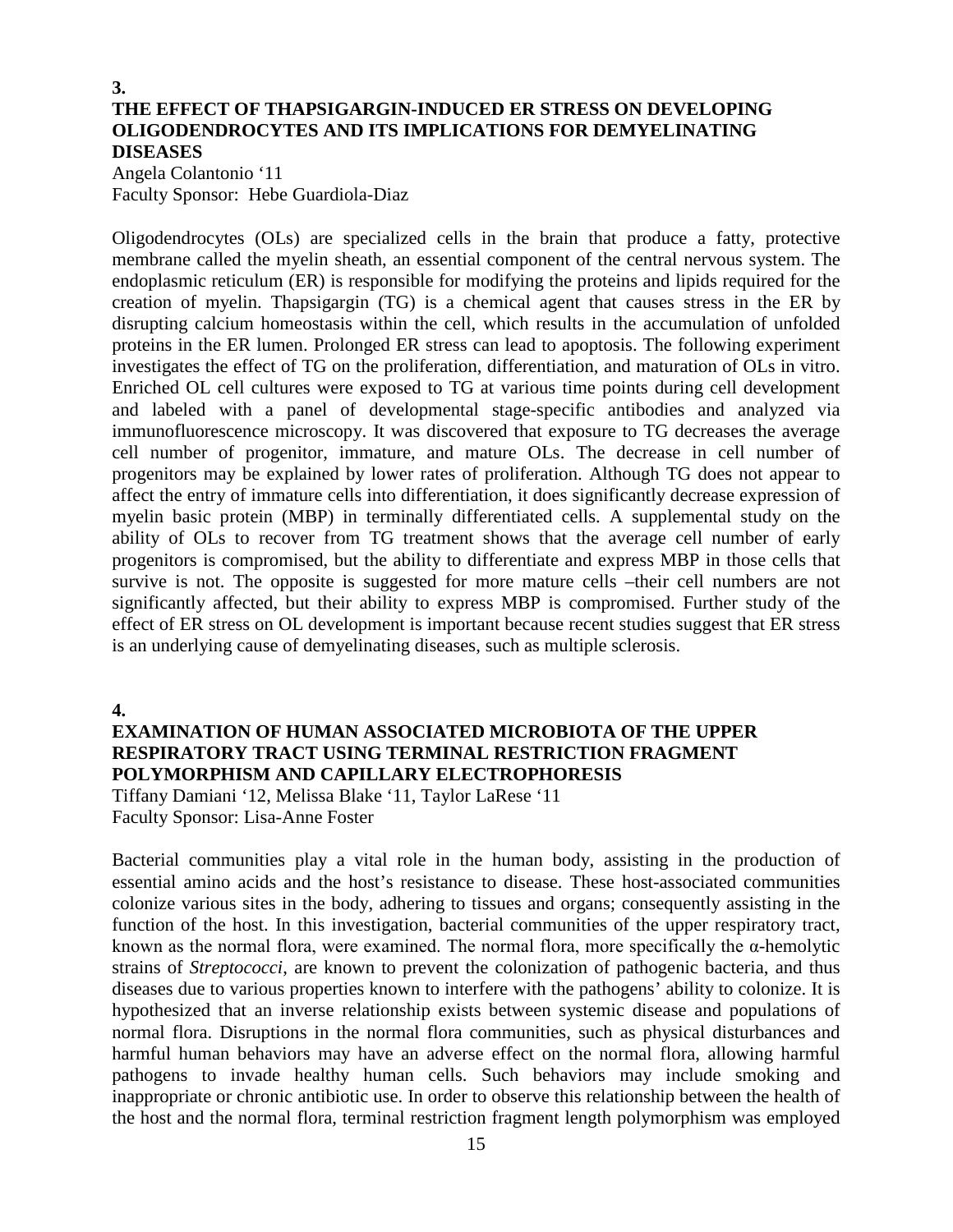**3.**

### THE EFFECT OF THAPSIGARGIN-INDUCED ER STRESS ON DEVELOPING OLIGODENDROCYTES AND ITS IMPLICATIONS FOR DEMYELINATING DISEASES

Angela Colantonio '11
Faculty Sponsor: Hebe Guardiola-Diaz

Oligodendrocytes (OLs) are specialized cells in the brain that produce a fatty, protective membrane called the myelin sheath, an essential component of the central nervous system. The endoplasmic reticulum (ER) is responsible for modifying the proteins and lipids required for the creation of myelin. Thapsigargin (TG) is a chemical agent that causes stress in the ER by disrupting calcium homeostasis within the cell, which results in the accumulation of unfolded proteins in the ER lumen. Prolonged ER stress can lead to apoptosis. The following experiment investigates the effect of TG on the proliferation, differentiation, and maturation of OLs in vitro. Enriched OL cell cultures were exposed to TG at various time points during cell development and labeled with a panel of developmental stage-specific antibodies and analyzed via immunofluorescence microscopy. It was discovered that exposure to TG decreases the average cell number of progenitor, immature, and mature OLs. The decrease in cell number of progenitors may be explained by lower rates of proliferation. Although TG does not appear to affect the entry of immature cells into differentiation, it does significantly decrease expression of myelin basic protein (MBP) in terminally differentiated cells. A supplemental study on the ability of OLs to recover from TG treatment shows that the average cell number of early progenitors is compromised, but the ability to differentiate and express MBP in those cells that survive is not. The opposite is suggested for more mature cells –their cell numbers are not significantly affected, but their ability to express MBP is compromised. Further study of the effect of ER stress on OL development is important because recent studies suggest that ER stress is an underlying cause of demyelinating diseases, such as multiple sclerosis.

**4.**

### EXAMINATION OF HUMAN ASSOCIATED MICROBIOTA OF THE UPPER RESPIRATORY TRACT USING TERMINAL RESTRICTION FRAGMENT POLYMORPHISM AND CAPILLARY ELECTROPHORESIS

Tiffany Damiani '12, Melissa Blake '11, Taylor LaRese '11
Faculty Sponsor: Lisa-Anne Foster

Bacterial communities play a vital role in the human body, assisting in the production of essential amino acids and the host's resistance to disease. These host-associated communities colonize various sites in the body, adhering to tissues and organs; consequently assisting in the function of the host. In this investigation, bacterial communities of the upper respiratory tract, known as the normal flora, were examined. The normal flora, more specifically the α-hemolytic strains of *Streptococci*, are known to prevent the colonization of pathogenic bacteria, and thus diseases due to various properties known to interfere with the pathogens' ability to colonize. It is hypothesized that an inverse relationship exists between systemic disease and populations of normal flora. Disruptions in the normal flora communities, such as physical disturbances and harmful human behaviors may have an adverse effect on the normal flora, allowing harmful pathogens to invade healthy human cells. Such behaviors may include smoking and inappropriate or chronic antibiotic use. In order to observe this relationship between the health of the host and the normal flora, terminal restriction fragment length polymorphism was employed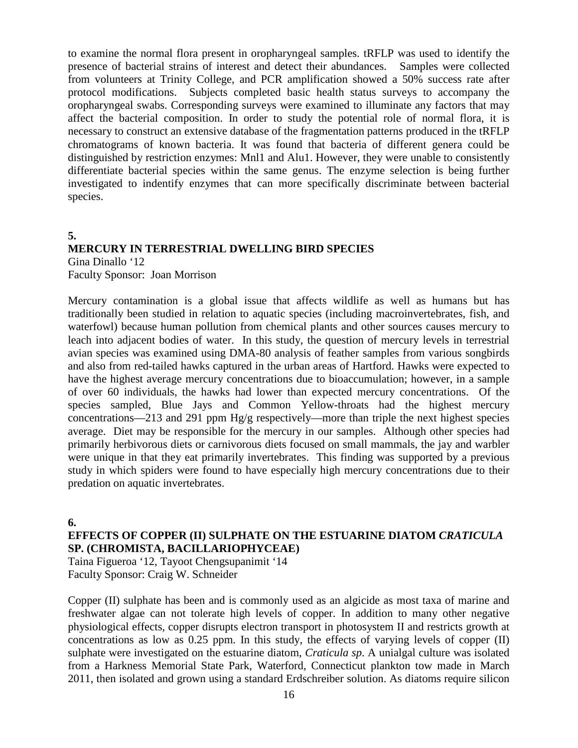to examine the normal flora present in oropharyngeal samples. tRFLP was used to identify the presence of bacterial strains of interest and detect their abundances. Samples were collected from volunteers at Trinity College, and PCR amplification showed a 50% success rate after protocol modifications. Subjects completed basic health status surveys to accompany the oropharyngeal swabs. Corresponding surveys were examined to illuminate any factors that may affect the bacterial composition. In order to study the potential role of normal flora, it is necessary to construct an extensive database of the fragmentation patterns produced in the tRFLP chromatograms of known bacteria. It was found that bacteria of different genera could be distinguished by restriction enzymes: Mnl1 and Alu1. However, they were unable to consistently differentiate bacterial species within the same genus. The enzyme selection is being further investigated to indentify enzymes that can more specifically discriminate between bacterial species.

**5.**

**MERCURY IN TERRESTRIAL DWELLING BIRD SPECIES**

Gina Dinallo '12
Faculty Sponsor: Joan Morrison

Mercury contamination is a global issue that affects wildlife as well as humans but has traditionally been studied in relation to aquatic species (including macroinvertebrates, fish, and waterfowl) because human pollution from chemical plants and other sources causes mercury to leach into adjacent bodies of water. In this study, the question of mercury levels in terrestrial avian species was examined using DMA-80 analysis of feather samples from various songbirds and also from red-tailed hawks captured in the urban areas of Hartford. Hawks were expected to have the highest average mercury concentrations due to bioaccumulation; however, in a sample of over 60 individuals, the hawks had lower than expected mercury concentrations. Of the species sampled, Blue Jays and Common Yellow-throats had the highest mercury concentrations—213 and 291 ppm Hg/g respectively—more than triple the next highest species average. Diet may be responsible for the mercury in our samples. Although other species had primarily herbivorous diets or carnivorous diets focused on small mammals, the jay and warbler were unique in that they eat primarily invertebrates. This finding was supported by a previous study in which spiders were found to have especially high mercury concentrations due to their predation on aquatic invertebrates.

**6.**

**EFFECTS OF COPPER (II) SULPHATE ON THE ESTUARINE DIATOM *CRATICULA* SP. (CHROMISTA, BACILLARIOPHYCEAE)**

Taina Figueroa '12, Tayoot Chengsupanimit '14
Faculty Sponsor: Craig W. Schneider

Copper (II) sulphate has been and is commonly used as an algicide as most taxa of marine and freshwater algae can not tolerate high levels of copper. In addition to many other negative physiological effects, copper disrupts electron transport in photosystem II and restricts growth at concentrations as low as 0.25 ppm. In this study, the effects of varying levels of copper (II) sulphate were investigated on the estuarine diatom, *Craticula sp.* A unialgal culture was isolated from a Harkness Memorial State Park, Waterford, Connecticut plankton tow made in March 2011, then isolated and grown using a standard Erdschreiber solution. As diatoms require silicon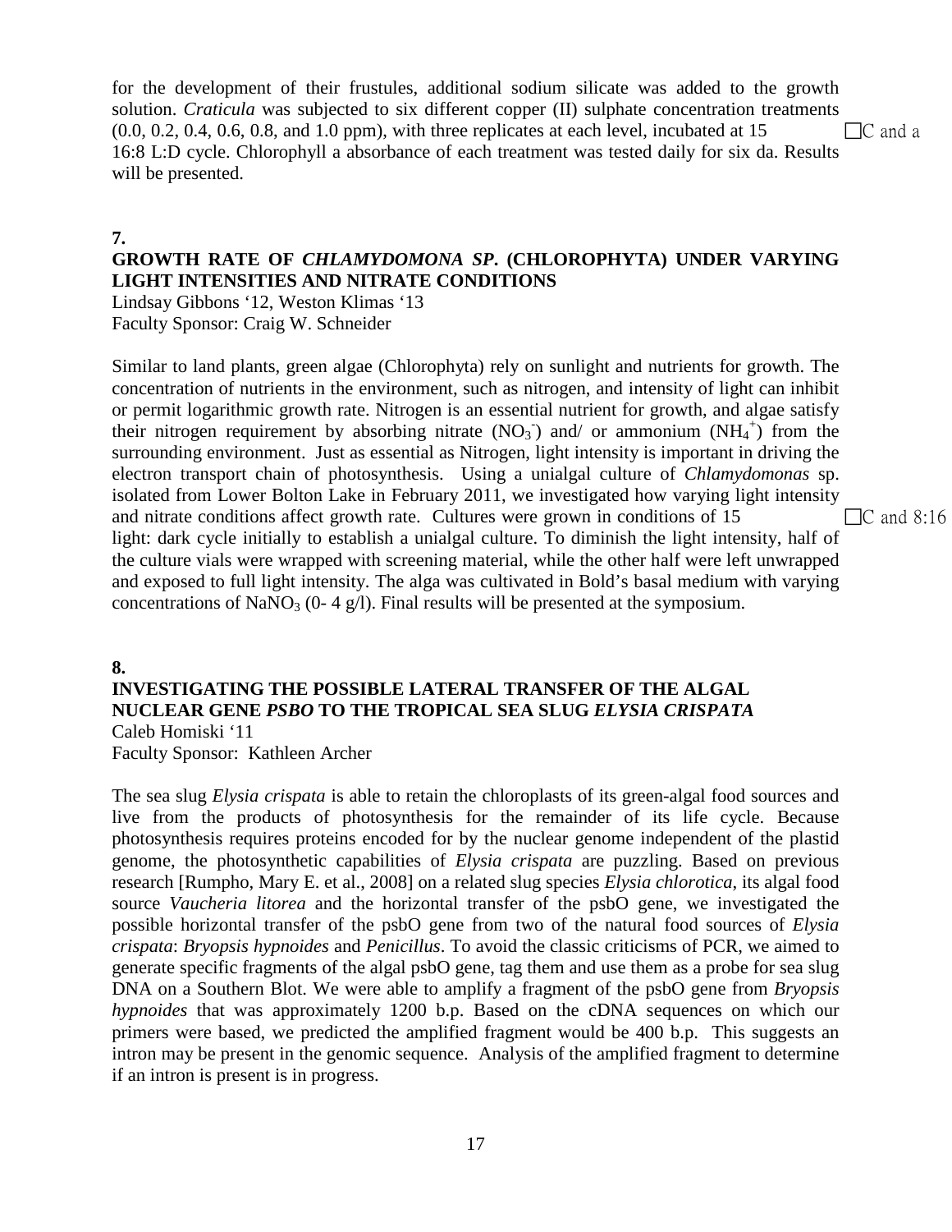for the development of their frustules, additional sodium silicate was added to the growth solution. *Craticula* was subjected to six different copper (II) sulphate concentration treatments (0.0, 0.2, 0.4, 0.6, 0.8, and 1.0 ppm), with three replicates at each level, incubated at 15 □C and a 16:8 L:D cycle. Chlorophyll a absorbance of each treatment was tested daily for six da. Results will be presented.

**7.**

## GROWTH RATE OF *CHLAMYDOMONA SP.* (CHLOROPHYTA) UNDER VARYING LIGHT INTENSITIES AND NITRATE CONDITIONS

Lindsay Gibbons '12, Weston Klimas '13
Faculty Sponsor: Craig W. Schneider

Similar to land plants, green algae (Chlorophyta) rely on sunlight and nutrients for growth. The concentration of nutrients in the environment, such as nitrogen, and intensity of light can inhibit or permit logarithmic growth rate. Nitrogen is an essential nutrient for growth, and algae satisfy their nitrogen requirement by absorbing nitrate ($NO_3^-$) and/ or ammonium ($NH_4^+$) from the surrounding environment. Just as essential as Nitrogen, light intensity is important in driving the electron transport chain of photosynthesis. Using a unialgal culture of *Chlamydomonas* sp. isolated from Lower Bolton Lake in February 2011, we investigated how varying light intensity and nitrate conditions affect growth rate. Cultures were grown in conditions of 15 □C and 8:16 light: dark cycle initially to establish a unialgal culture. To diminish the light intensity, half of the culture vials were wrapped with screening material, while the other half were left unwrapped and exposed to full light intensity. The alga was cultivated in Bold's basal medium with varying concentrations of $NaNO_3$ (0- 4 g/l). Final results will be presented at the symposium.

**8.**

## INVESTIGATING THE POSSIBLE LATERAL TRANSFER OF THE ALGAL NUCLEAR GENE *PSBO* TO THE TROPICAL SEA SLUG *ELYSIA CRISPATA*

Caleb Homiski '11
Faculty Sponsor: Kathleen Archer

The sea slug *Elysia crispata* is able to retain the chloroplasts of its green-algal food sources and live from the products of photosynthesis for the remainder of its life cycle. Because photosynthesis requires proteins encoded for by the nuclear genome independent of the plastid genome, the photosynthetic capabilities of *Elysia crispata* are puzzling. Based on previous research [Rumpho, Mary E. et al., 2008] on a related slug species *Elysia chlorotica*, its algal food source *Vaucheria litorea* and the horizontal transfer of the psbO gene, we investigated the possible horizontal transfer of the psbO gene from two of the natural food sources of *Elysia crispata*: *Bryopsis hypnoides* and *Penicillus*. To avoid the classic criticisms of PCR, we aimed to generate specific fragments of the algal psbO gene, tag them and use them as a probe for sea slug DNA on a Southern Blot. We were able to amplify a fragment of the psbO gene from *Bryopsis hypnoides* that was approximately 1200 b.p. Based on the cDNA sequences on which our primers were based, we predicted the amplified fragment would be 400 b.p. This suggests an intron may be present in the genomic sequence. Analysis of the amplified fragment to determine if an intron is present is in progress.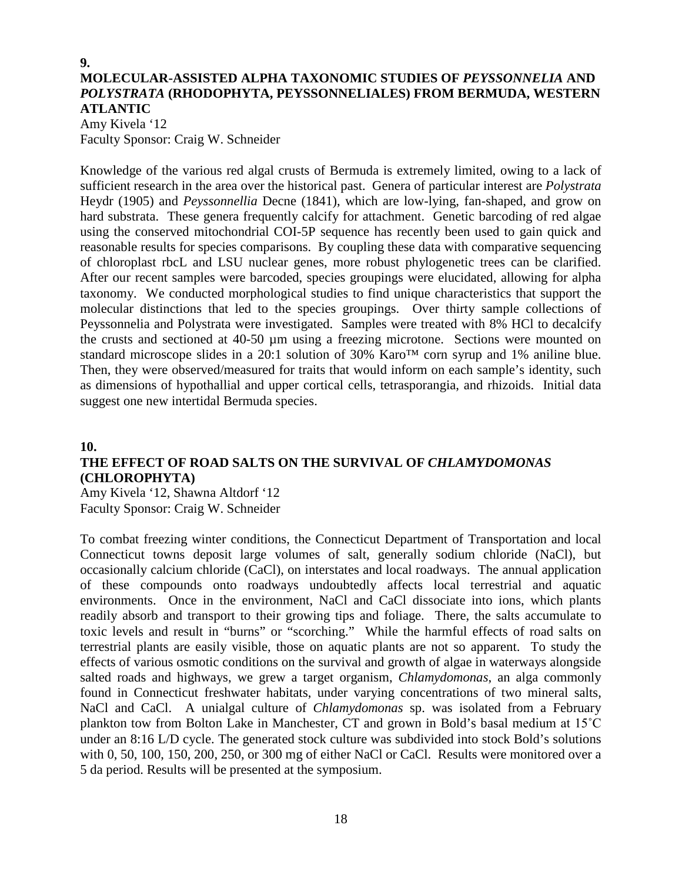**9.**

## MOLECULAR-ASSISTED ALPHA TAXONOMIC STUDIES OF *PEYSSONNELIA* AND *POLYSTRATA* (RHODOPHYTA, PEYSSONNELIALES) FROM BERMUDA, WESTERN ATLANTIC

Amy Kivela '12
Faculty Sponsor: Craig W. Schneider

Knowledge of the various red algal crusts of Bermuda is extremely limited, owing to a lack of sufficient research in the area over the historical past. Genera of particular interest are *Polystrata* Heydr (1905) and *Peyssonnellia* Decne (1841), which are low-lying, fan-shaped, and grow on hard substrata. These genera frequently calcify for attachment. Genetic barcoding of red algae using the conserved mitochondrial COI-5P sequence has recently been used to gain quick and reasonable results for species comparisons. By coupling these data with comparative sequencing of chloroplast rbcL and LSU nuclear genes, more robust phylogenetic trees can be clarified. After our recent samples were barcoded, species groupings were elucidated, allowing for alpha taxonomy. We conducted morphological studies to find unique characteristics that support the molecular distinctions that led to the species groupings. Over thirty sample collections of Peyssonnelia and Polystrata were investigated. Samples were treated with 8% HCl to decalcify the crusts and sectioned at 40-50 µm using a freezing microtone. Sections were mounted on standard microscope slides in a 20:1 solution of 30% Karo™ corn syrup and 1% aniline blue. Then, they were observed/measured for traits that would inform on each sample's identity, such as dimensions of hypothallial and upper cortical cells, tetrasporangia, and rhizoids. Initial data suggest one new intertidal Bermuda species.

**10.**

## THE EFFECT OF ROAD SALTS ON THE SURVIVAL OF *CHLAMYDOMONAS* (CHLOROPHYTA)

Amy Kivela '12, Shawna Altdorf '12
Faculty Sponsor: Craig W. Schneider

To combat freezing winter conditions, the Connecticut Department of Transportation and local Connecticut towns deposit large volumes of salt, generally sodium chloride (NaCl), but occasionally calcium chloride (CaCl), on interstates and local roadways. The annual application of these compounds onto roadways undoubtedly affects local terrestrial and aquatic environments. Once in the environment, NaCl and CaCl dissociate into ions, which plants readily absorb and transport to their growing tips and foliage. There, the salts accumulate to toxic levels and result in "burns" or "scorching." While the harmful effects of road salts on terrestrial plants are easily visible, those on aquatic plants are not so apparent. To study the effects of various osmotic conditions on the survival and growth of algae in waterways alongside salted roads and highways, we grew a target organism, *Chlamydomonas*, an alga commonly found in Connecticut freshwater habitats, under varying concentrations of two mineral salts, NaCl and CaCl. A unialgal culture of *Chlamydomonas* sp. was isolated from a February plankton tow from Bolton Lake in Manchester, CT and grown in Bold's basal medium at 15˚C under an 8:16 L/D cycle. The generated stock culture was subdivided into stock Bold's solutions with 0, 50, 100, 150, 200, 250, or 300 mg of either NaCl or CaCl. Results were monitored over a 5 da period. Results will be presented at the symposium.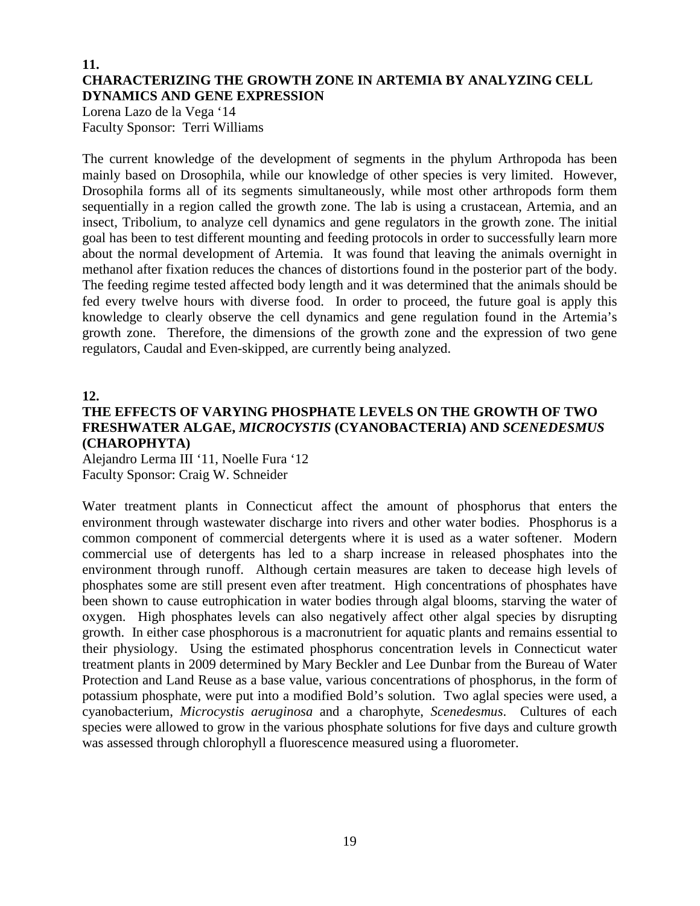**11.**

## CHARACTERIZING THE GROWTH ZONE IN ARTEMIA BY ANALYZING CELL DYNAMICS AND GENE EXPRESSION

Lorena Lazo de la Vega '14
Faculty Sponsor: Terri Williams

The current knowledge of the development of segments in the phylum Arthropoda has been mainly based on Drosophila, while our knowledge of other species is very limited. However, Drosophila forms all of its segments simultaneously, while most other arthropods form them sequentially in a region called the growth zone. The lab is using a crustacean, Artemia, and an insect, Tribolium, to analyze cell dynamics and gene regulators in the growth zone. The initial goal has been to test different mounting and feeding protocols in order to successfully learn more about the normal development of Artemia. It was found that leaving the animals overnight in methanol after fixation reduces the chances of distortions found in the posterior part of the body. The feeding regime tested affected body length and it was determined that the animals should be fed every twelve hours with diverse food. In order to proceed, the future goal is apply this knowledge to clearly observe the cell dynamics and gene regulation found in the Artemia's growth zone. Therefore, the dimensions of the growth zone and the expression of two gene regulators, Caudal and Even-skipped, are currently being analyzed.

**12.**

## THE EFFECTS OF VARYING PHOSPHATE LEVELS ON THE GROWTH OF TWO FRESHWATER ALGAE, *MICROCYSTIS* (CYANOBACTERIA) AND *SCENEDESMUS* (CHAROPHYTA)

Alejandro Lerma III '11, Noelle Fura '12
Faculty Sponsor: Craig W. Schneider

Water treatment plants in Connecticut affect the amount of phosphorus that enters the environment through wastewater discharge into rivers and other water bodies. Phosphorus is a common component of commercial detergents where it is used as a water softener. Modern commercial use of detergents has led to a sharp increase in released phosphates into the environment through runoff. Although certain measures are taken to decease high levels of phosphates some are still present even after treatment. High concentrations of phosphates have been shown to cause eutrophication in water bodies through algal blooms, starving the water of oxygen. High phosphates levels can also negatively affect other algal species by disrupting growth. In either case phosphorous is a macronutrient for aquatic plants and remains essential to their physiology. Using the estimated phosphorus concentration levels in Connecticut water treatment plants in 2009 determined by Mary Beckler and Lee Dunbar from the Bureau of Water Protection and Land Reuse as a base value, various concentrations of phosphorus, in the form of potassium phosphate, were put into a modified Bold's solution. Two aglal species were used, a cyanobacterium, *Microcystis aeruginosa* and a charophyte, *Scenedesmus*. Cultures of each species were allowed to grow in the various phosphate solutions for five days and culture growth was assessed through chlorophyll a fluorescence measured using a fluorometer.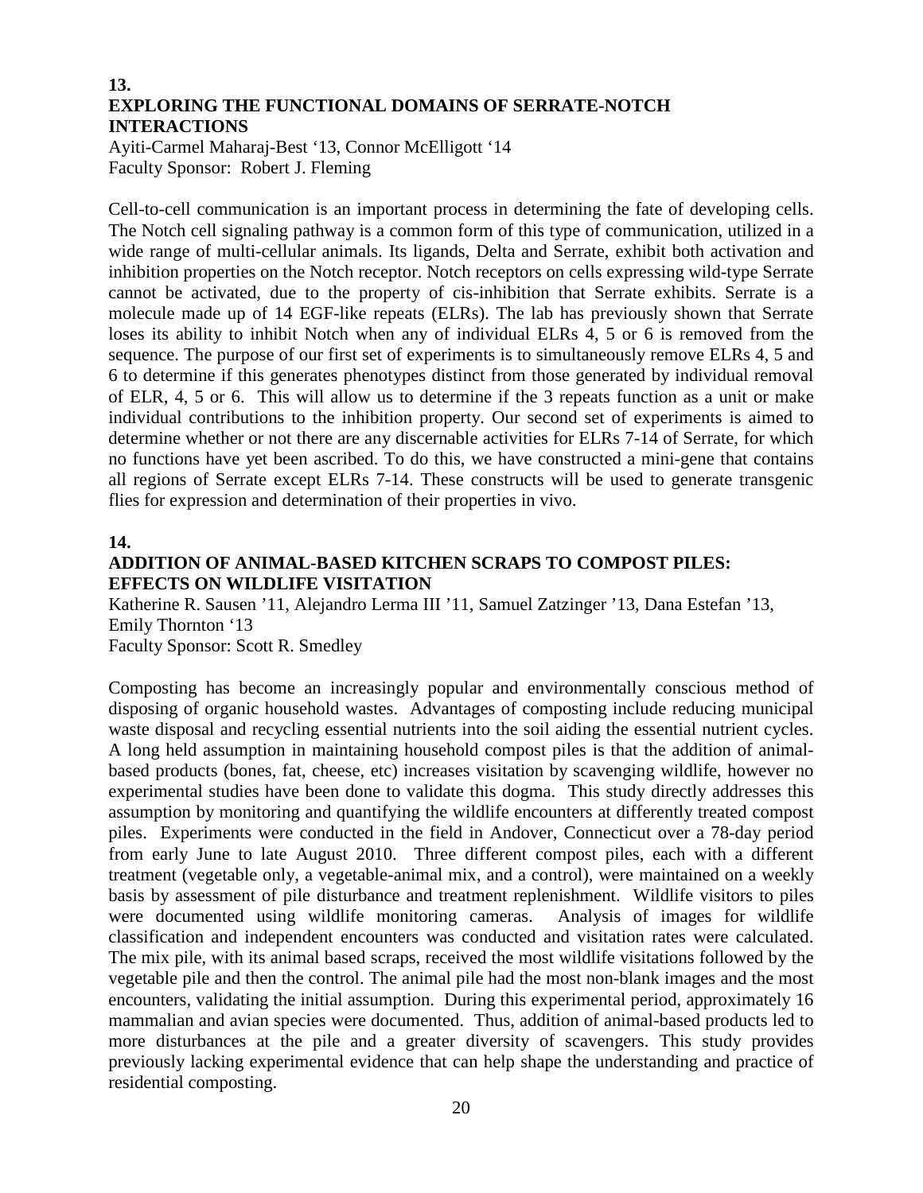**13.**

## EXPLORING THE FUNCTIONAL DOMAINS OF SERRATE-NOTCH INTERACTIONS

Ayiti-Carmel Maharaj-Best '13, Connor McElligott '14
Faculty Sponsor: Robert J. Fleming

Cell-to-cell communication is an important process in determining the fate of developing cells. The Notch cell signaling pathway is a common form of this type of communication, utilized in a wide range of multi-cellular animals. Its ligands, Delta and Serrate, exhibit both activation and inhibition properties on the Notch receptor. Notch receptors on cells expressing wild-type Serrate cannot be activated, due to the property of cis-inhibition that Serrate exhibits. Serrate is a molecule made up of 14 EGF-like repeats (ELRs). The lab has previously shown that Serrate loses its ability to inhibit Notch when any of individual ELRs 4, 5 or 6 is removed from the sequence. The purpose of our first set of experiments is to simultaneously remove ELRs 4, 5 and 6 to determine if this generates phenotypes distinct from those generated by individual removal of ELR, 4, 5 or 6. This will allow us to determine if the 3 repeats function as a unit or make individual contributions to the inhibition property. Our second set of experiments is aimed to determine whether or not there are any discernable activities for ELRs 7-14 of Serrate, for which no functions have yet been ascribed. To do this, we have constructed a mini-gene that contains all regions of Serrate except ELRs 7-14. These constructs will be used to generate transgenic flies for expression and determination of their properties in vivo.

**14.**

## ADDITION OF ANIMAL-BASED KITCHEN SCRAPS TO COMPOST PILES: EFFECTS ON WILDLIFE VISITATION

Katherine R. Sausen '11, Alejandro Lerma III '11, Samuel Zatzinger '13, Dana Estefan '13, Emily Thornton '13
Faculty Sponsor: Scott R. Smedley

Composting has become an increasingly popular and environmentally conscious method of disposing of organic household wastes. Advantages of composting include reducing municipal waste disposal and recycling essential nutrients into the soil aiding the essential nutrient cycles. A long held assumption in maintaining household compost piles is that the addition of animal-based products (bones, fat, cheese, etc) increases visitation by scavenging wildlife, however no experimental studies have been done to validate this dogma. This study directly addresses this assumption by monitoring and quantifying the wildlife encounters at differently treated compost piles. Experiments were conducted in the field in Andover, Connecticut over a 78-day period from early June to late August 2010. Three different compost piles, each with a different treatment (vegetable only, a vegetable-animal mix, and a control), were maintained on a weekly basis by assessment of pile disturbance and treatment replenishment. Wildlife visitors to piles were documented using wildlife monitoring cameras. Analysis of images for wildlife classification and independent encounters was conducted and visitation rates were calculated. The mix pile, with its animal based scraps, received the most wildlife visitations followed by the vegetable pile and then the control. The animal pile had the most non-blank images and the most encounters, validating the initial assumption. During this experimental period, approximately 16 mammalian and avian species were documented. Thus, addition of animal-based products led to more disturbances at the pile and a greater diversity of scavengers. This study provides previously lacking experimental evidence that can help shape the understanding and practice of residential composting.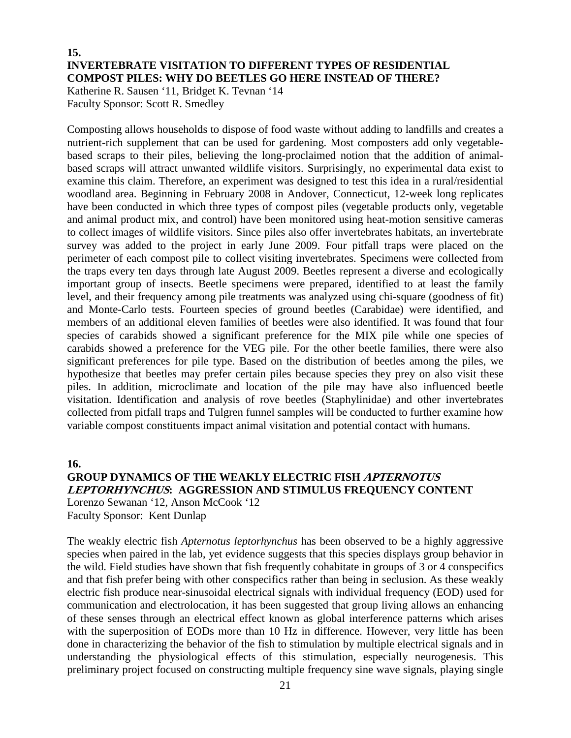**15.**

## INVERTEBRATE VISITATION TO DIFFERENT TYPES OF RESIDENTIAL COMPOST PILES: WHY DO BEETLES GO HERE INSTEAD OF THERE?

Katherine R. Sausen '11, Bridget K. Tevnan '14
Faculty Sponsor: Scott R. Smedley

Composting allows households to dispose of food waste without adding to landfills and creates a nutrient-rich supplement that can be used for gardening. Most composters add only vegetable-based scraps to their piles, believing the long-proclaimed notion that the addition of animal-based scraps will attract unwanted wildlife visitors. Surprisingly, no experimental data exist to examine this claim. Therefore, an experiment was designed to test this idea in a rural/residential woodland area. Beginning in February 2008 in Andover, Connecticut, 12-week long replicates have been conducted in which three types of compost piles (vegetable products only, vegetable and animal product mix, and control) have been monitored using heat-motion sensitive cameras to collect images of wildlife visitors. Since piles also offer invertebrates habitats, an invertebrate survey was added to the project in early June 2009. Four pitfall traps were placed on the perimeter of each compost pile to collect visiting invertebrates. Specimens were collected from the traps every ten days through late August 2009. Beetles represent a diverse and ecologically important group of insects. Beetle specimens were prepared, identified to at least the family level, and their frequency among pile treatments was analyzed using chi-square (goodness of fit) and Monte-Carlo tests. Fourteen species of ground beetles (Carabidae) were identified, and members of an additional eleven families of beetles were also identified. It was found that four species of carabids showed a significant preference for the MIX pile while one species of carabids showed a preference for the VEG pile. For the other beetle families, there were also significant preferences for pile type. Based on the distribution of beetles among the piles, we hypothesize that beetles may prefer certain piles because species they prey on also visit these piles. In addition, microclimate and location of the pile may have also influenced beetle visitation. Identification and analysis of rove beetles (Staphylinidae) and other invertebrates collected from pitfall traps and Tulgren funnel samples will be conducted to further examine how variable compost constituents impact animal visitation and potential contact with humans.

**16.**

## GROUP DYNAMICS OF THE WEAKLY ELECTRIC FISH *APTERNOTUS LEPTORHYNCHUS*: AGGRESSION AND STIMULUS FREQUENCY CONTENT

Lorenzo Sewanan '12, Anson McCook '12
Faculty Sponsor: Kent Dunlap

The weakly electric fish *Apternotus leptorhynchus* has been observed to be a highly aggressive species when paired in the lab, yet evidence suggests that this species displays group behavior in the wild. Field studies have shown that fish frequently cohabitate in groups of 3 or 4 conspecifics and that fish prefer being with other conspecifics rather than being in seclusion. As these weakly electric fish produce near-sinusoidal electrical signals with individual frequency (EOD) used for communication and electrolocation, it has been suggested that group living allows an enhancing of these senses through an electrical effect known as global interference patterns which arises with the superposition of EODs more than 10 Hz in difference. However, very little has been done in characterizing the behavior of the fish to stimulation by multiple electrical signals and in understanding the physiological effects of this stimulation, especially neurogenesis. This preliminary project focused on constructing multiple frequency sine wave signals, playing single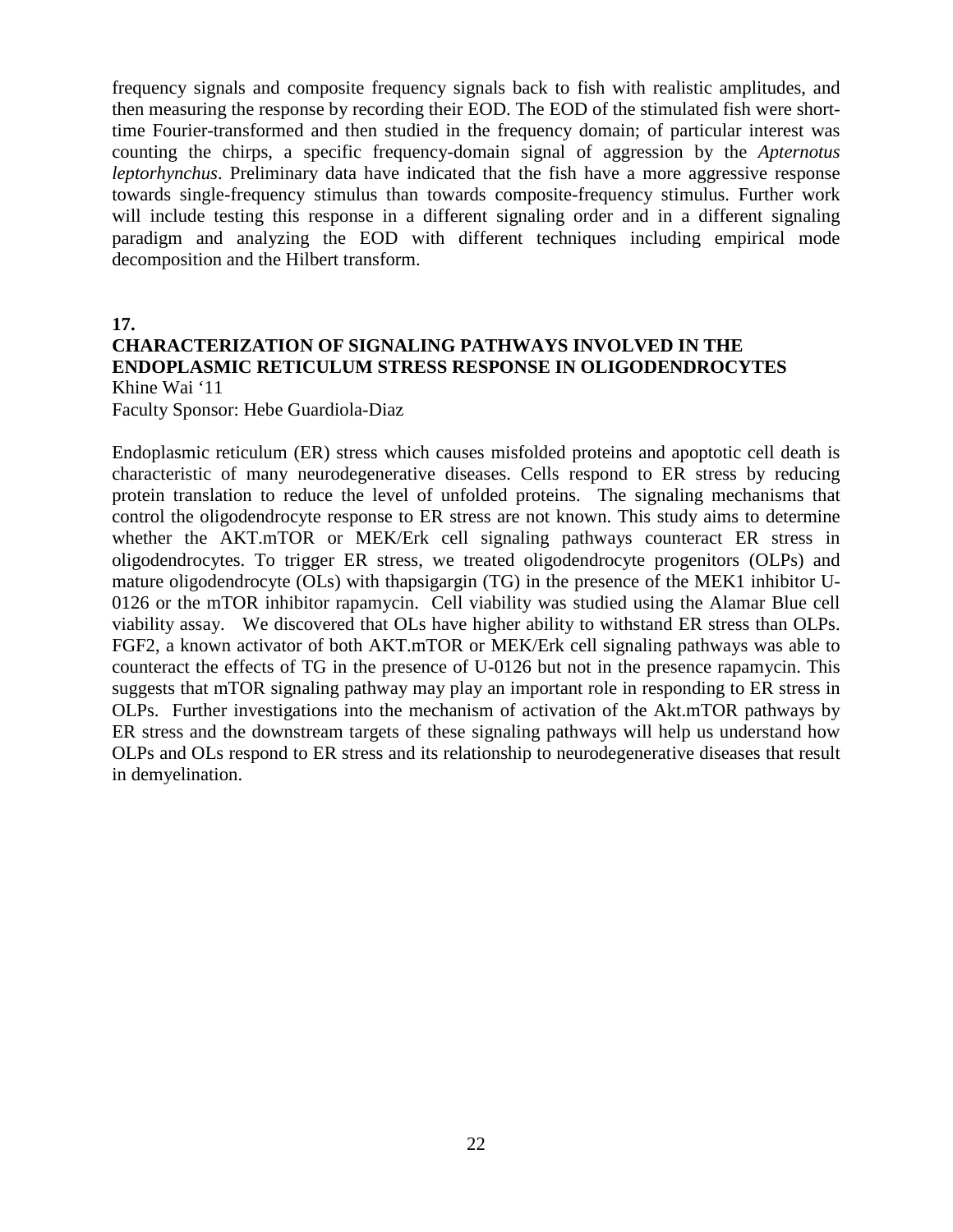frequency signals and composite frequency signals back to fish with realistic amplitudes, and then measuring the response by recording their EOD. The EOD of the stimulated fish were short-time Fourier-transformed and then studied in the frequency domain; of particular interest was counting the chirps, a specific frequency-domain signal of aggression by the *Apternotus leptorhynchus*. Preliminary data have indicated that the fish have a more aggressive response towards single-frequency stimulus than towards composite-frequency stimulus. Further work will include testing this response in a different signaling order and in a different signaling paradigm and analyzing the EOD with different techniques including empirical mode decomposition and the Hilbert transform.

**17.**

### CHARACTERIZATION OF SIGNALING PATHWAYS INVOLVED IN THE ENDOPLASMIC RETICULUM STRESS RESPONSE IN OLIGODENDROCYTES

Khine Wai '11
Faculty Sponsor: Hebe Guardiola-Diaz

Endoplasmic reticulum (ER) stress which causes misfolded proteins and apoptotic cell death is characteristic of many neurodegenerative diseases. Cells respond to ER stress by reducing protein translation to reduce the level of unfolded proteins. The signaling mechanisms that control the oligodendrocyte response to ER stress are not known. This study aims to determine whether the AKT.mTOR or MEK/Erk cell signaling pathways counteract ER stress in oligodendrocytes. To trigger ER stress, we treated oligodendrocyte progenitors (OLPs) and mature oligodendrocyte (OLs) with thapsigargin (TG) in the presence of the MEK1 inhibitor U-0126 or the mTOR inhibitor rapamycin. Cell viability was studied using the Alamar Blue cell viability assay. We discovered that OLs have higher ability to withstand ER stress than OLPs. FGF2, a known activator of both AKT.mTOR or MEK/Erk cell signaling pathways was able to counteract the effects of TG in the presence of U-0126 but not in the presence rapamycin. This suggests that mTOR signaling pathway may play an important role in responding to ER stress in OLPs. Further investigations into the mechanism of activation of the Akt.mTOR pathways by ER stress and the downstream targets of these signaling pathways will help us understand how OLPs and OLs respond to ER stress and its relationship to neurodegenerative diseases that result in demyelination.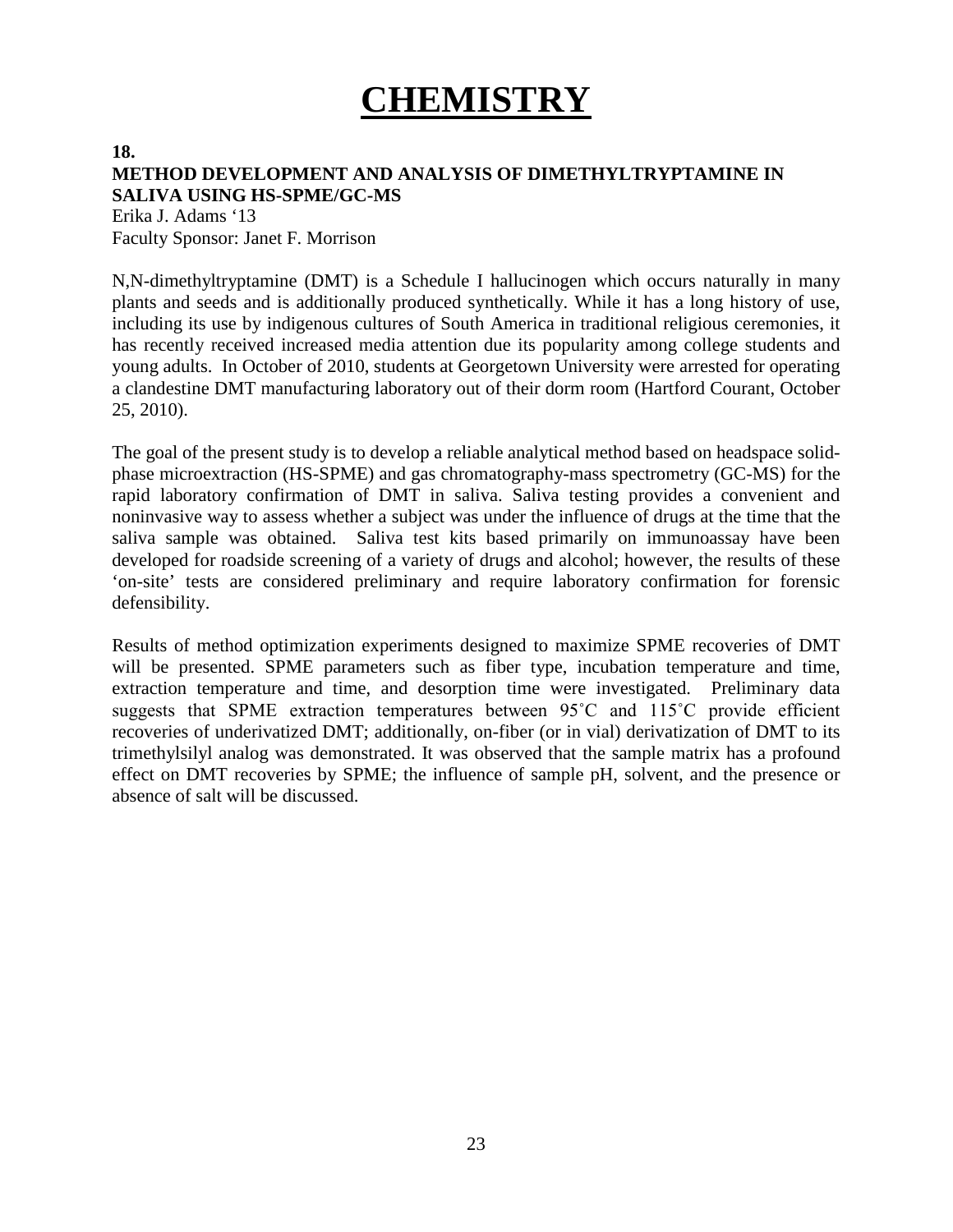# CHEMISTRY

**18.**

**METHOD DEVELOPMENT AND ANALYSIS OF DIMETHYLTRYPTAMINE IN SALIVA USING HS-SPME/GC-MS**

Erika J. Adams '13
Faculty Sponsor: Janet F. Morrison

N,N-dimethyltryptamine (DMT) is a Schedule I hallucinogen which occurs naturally in many plants and seeds and is additionally produced synthetically. While it has a long history of use, including its use by indigenous cultures of South America in traditional religious ceremonies, it has recently received increased media attention due its popularity among college students and young adults. In October of 2010, students at Georgetown University were arrested for operating a clandestine DMT manufacturing laboratory out of their dorm room (Hartford Courant, October 25, 2010).

The goal of the present study is to develop a reliable analytical method based on headspace solid-phase microextraction (HS-SPME) and gas chromatography-mass spectrometry (GC-MS) for the rapid laboratory confirmation of DMT in saliva. Saliva testing provides a convenient and noninvasive way to assess whether a subject was under the influence of drugs at the time that the saliva sample was obtained. Saliva test kits based primarily on immunoassay have been developed for roadside screening of a variety of drugs and alcohol; however, the results of these 'on-site' tests are considered preliminary and require laboratory confirmation for forensic defensibility.

Results of method optimization experiments designed to maximize SPME recoveries of DMT will be presented. SPME parameters such as fiber type, incubation temperature and time, extraction temperature and time, and desorption time were investigated. Preliminary data suggests that SPME extraction temperatures between 95˚C and 115˚C provide efficient recoveries of underivatized DMT; additionally, on-fiber (or in vial) derivatization of DMT to its trimethylsilyl analog was demonstrated. It was observed that the sample matrix has a profound effect on DMT recoveries by SPME; the influence of sample pH, solvent, and the presence or absence of salt will be discussed.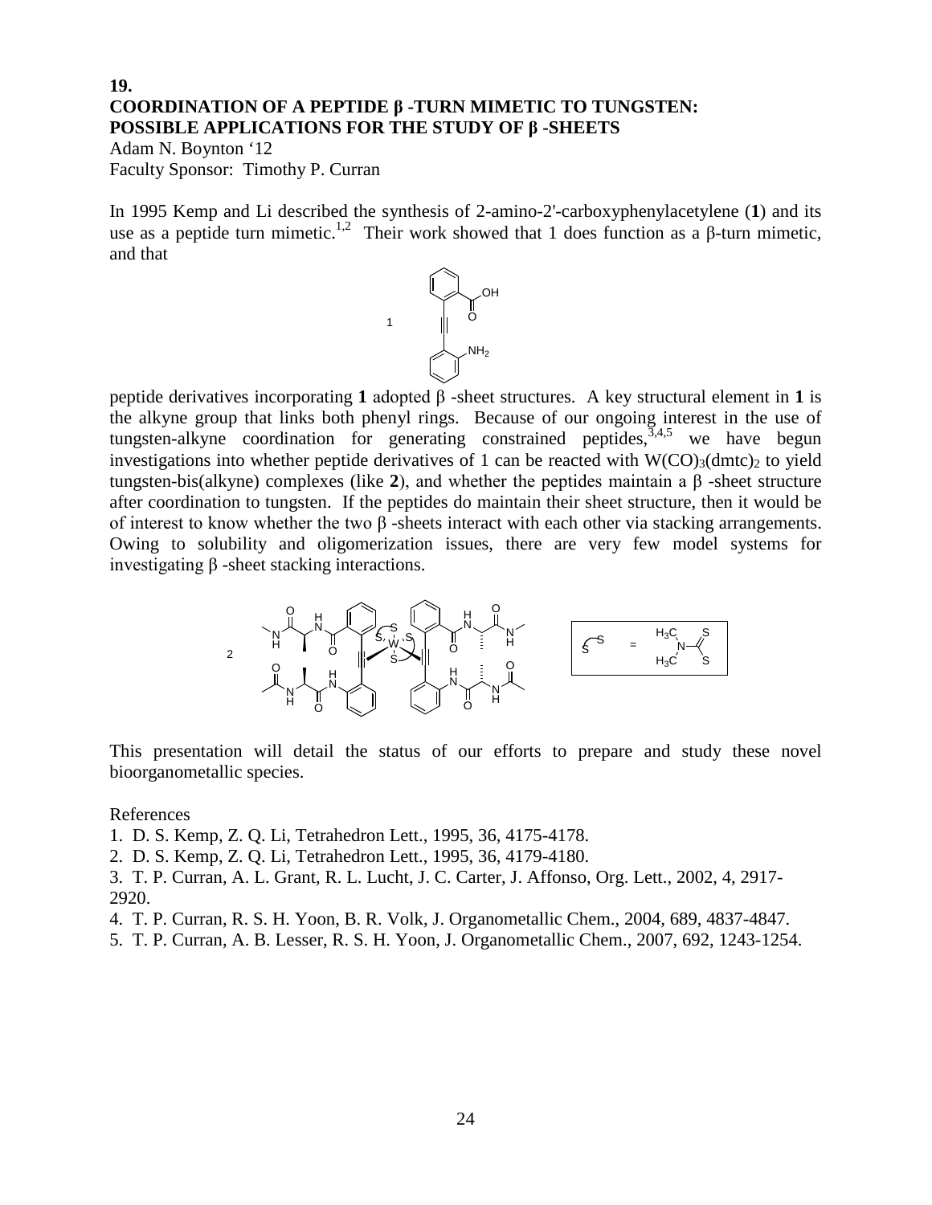**19.**

## COORDINATION OF A PEPTIDE β -TURN MIMETIC TO TUNGSTEN: POSSIBLE APPLICATIONS FOR THE STUDY OF β -SHEETS

Adam N. Boynton '12
Faculty Sponsor: Timothy P. Curran

In 1995 Kemp and Li described the synthesis of 2-amino-2'-carboxyphenylacetylene (**1**) and its use as a peptide turn mimetic.[1,2] Their work showed that 1 does function as a β-turn mimetic, and that

1

peptide derivatives incorporating **1** adopted β -sheet structures. A key structural element in **1** is the alkyne group that links both phenyl rings. Because of our ongoing interest in the use of tungsten-alkyne coordination for generating constrained peptides,[3,4,5] we have begun investigations into whether peptide derivatives of 1 can be reacted with $W(CO)_3(dmtc)_2$ to yield tungsten-bis(alkyne) complexes (like **2**), and whether the peptides maintain a β -sheet structure after coordination to tungsten. If the peptides do maintain their sheet structure, then it would be of interest to know whether the two β -sheets interact with each other via stacking arrangements. Owing to solubility and oligomerization issues, there are very few model systems for investigating β -sheet stacking interactions.

2

This presentation will detail the status of our efforts to prepare and study these novel bioorganometallic species.

References

1. D. S. Kemp, Z. Q. Li, Tetrahedron Lett., 1995, 36, 4175-4178.
2. D. S. Kemp, Z. Q. Li, Tetrahedron Lett., 1995, 36, 4179-4180.
3. T. P. Curran, A. L. Grant, R. L. Lucht, J. C. Carter, J. Affonso, Org. Lett., 2002, 4, 2917-2920.
4. T. P. Curran, R. S. H. Yoon, B. R. Volk, J. Organometallic Chem., 2004, 689, 4837-4847.
5. T. P. Curran, A. B. Lesser, R. S. H. Yoon, J. Organometallic Chem., 2007, 692, 1243-1254.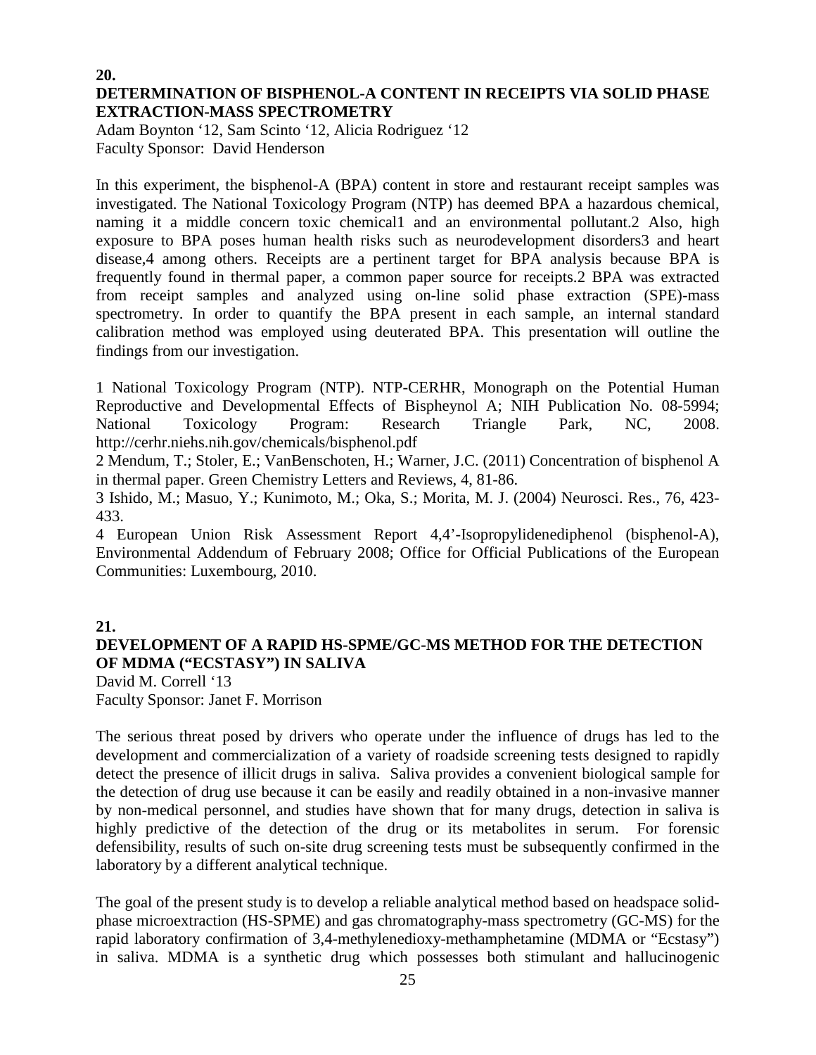**20.**

## DETERMINATION OF BISPHENOL-A CONTENT IN RECEIPTS VIA SOLID PHASE EXTRACTION-MASS SPECTROMETRY

Adam Boynton '12, Sam Scinto '12, Alicia Rodriguez '12
Faculty Sponsor: David Henderson

In this experiment, the bisphenol-A (BPA) content in store and restaurant receipt samples was investigated. The National Toxicology Program (NTP) has deemed BPA a hazardous chemical, naming it a middle concern toxic chemical[1] and an environmental pollutant.[2] Also, high exposure to BPA poses human health risks such as neurodevelopment disorders[3] and heart disease,[4] among others. Receipts are a pertinent target for BPA analysis because BPA is frequently found in thermal paper, a common paper source for receipts.[2] BPA was extracted from receipt samples and analyzed using on-line solid phase extraction (SPE)-mass spectrometry. In order to quantify the BPA present in each sample, an internal standard calibration method was employed using deuterated BPA. This presentation will outline the findings from our investigation.

1 National Toxicology Program (NTP). NTP-CERHR, Monograph on the Potential Human Reproductive and Developmental Effects of Bispheynol A; NIH Publication No. 08-5994; National Toxicology Program: Research Triangle Park, NC, 2008. http://cerhr.niehs.nih.gov/chemicals/bisphenol.pdf

2 Mendum, T.; Stoler, E.; VanBenschoten, H.; Warner, J.C. (2011) Concentration of bisphenol A in thermal paper. Green Chemistry Letters and Reviews, 4, 81-86.

3 Ishido, M.; Masuo, Y.; Kunimoto, M.; Oka, S.; Morita, M. J. (2004) Neurosci. Res., 76, 423-433.

4 European Union Risk Assessment Report 4,4'-Isopropylidenediphenol (bisphenol-A), Environmental Addendum of February 2008; Office for Official Publications of the European Communities: Luxembourg, 2010.

**21.**

## DEVELOPMENT OF A RAPID HS-SPME/GC-MS METHOD FOR THE DETECTION OF MDMA ("ECSTASY") IN SALIVA

David M. Correll '13
Faculty Sponsor: Janet F. Morrison

The serious threat posed by drivers who operate under the influence of drugs has led to the development and commercialization of a variety of roadside screening tests designed to rapidly detect the presence of illicit drugs in saliva. Saliva provides a convenient biological sample for the detection of drug use because it can be easily and readily obtained in a non-invasive manner by non-medical personnel, and studies have shown that for many drugs, detection in saliva is highly predictive of the detection of the drug or its metabolites in serum. For forensic defensibility, results of such on-site drug screening tests must be subsequently confirmed in the laboratory by a different analytical technique.

The goal of the present study is to develop a reliable analytical method based on headspace solid-phase microextraction (HS-SPME) and gas chromatography-mass spectrometry (GC-MS) for the rapid laboratory confirmation of 3,4-methylenedioxy-methamphetamine (MDMA or "Ecstasy") in saliva. MDMA is a synthetic drug which possesses both stimulant and hallucinogenic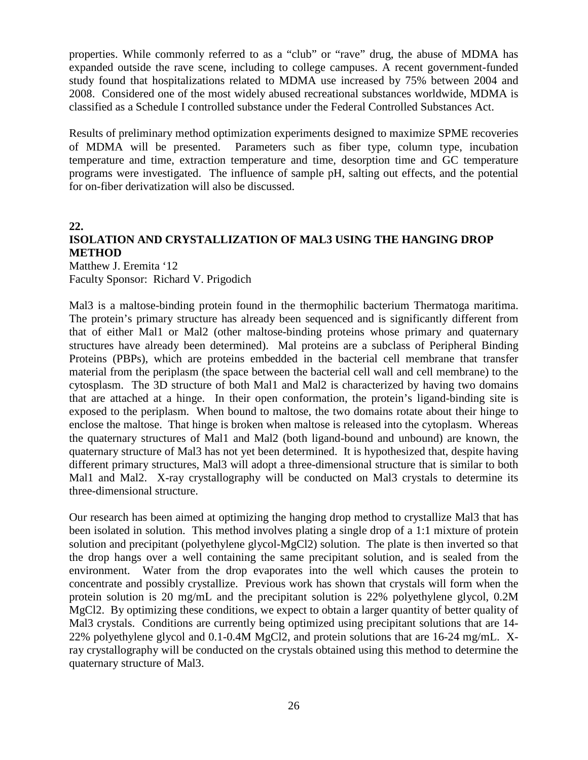properties. While commonly referred to as a "club" or "rave" drug, the abuse of MDMA has expanded outside the rave scene, including to college campuses. A recent government-funded study found that hospitalizations related to MDMA use increased by 75% between 2004 and 2008. Considered one of the most widely abused recreational substances worldwide, MDMA is classified as a Schedule I controlled substance under the Federal Controlled Substances Act.

Results of preliminary method optimization experiments designed to maximize SPME recoveries of MDMA will be presented. Parameters such as fiber type, column type, incubation temperature and time, extraction temperature and time, desorption time and GC temperature programs were investigated. The influence of sample pH, salting out effects, and the potential for on-fiber derivatization will also be discussed.

**22.**

## ISOLATION AND CRYSTALLIZATION OF MAL3 USING THE HANGING DROP METHOD

Matthew J. Eremita '12
Faculty Sponsor: Richard V. Prigodich

Mal3 is a maltose-binding protein found in the thermophilic bacterium Thermatoga maritima. The protein's primary structure has already been sequenced and is significantly different from that of either Mal1 or Mal2 (other maltose-binding proteins whose primary and quaternary structures have already been determined). Mal proteins are a subclass of Peripheral Binding Proteins (PBPs), which are proteins embedded in the bacterial cell membrane that transfer material from the periplasm (the space between the bacterial cell wall and cell membrane) to the cytosplasm. The 3D structure of both Mal1 and Mal2 is characterized by having two domains that are attached at a hinge. In their open conformation, the protein's ligand-binding site is exposed to the periplasm. When bound to maltose, the two domains rotate about their hinge to enclose the maltose. That hinge is broken when maltose is released into the cytoplasm. Whereas the quaternary structures of Mal1 and Mal2 (both ligand-bound and unbound) are known, the quaternary structure of Mal3 has not yet been determined. It is hypothesized that, despite having different primary structures, Mal3 will adopt a three-dimensional structure that is similar to both Mal1 and Mal2. X-ray crystallography will be conducted on Mal3 crystals to determine its three-dimensional structure.

Our research has been aimed at optimizing the hanging drop method to crystallize Mal3 that has been isolated in solution. This method involves plating a single drop of a 1:1 mixture of protein solution and precipitant (polyethylene glycol-$MgCl_2$) solution. The plate is then inverted so that the drop hangs over a well containing the same precipitant solution, and is sealed from the environment. Water from the drop evaporates into the well which causes the protein to concentrate and possibly crystallize. Previous work has shown that crystals will form when the protein solution is 20 mg/mL and the precipitant solution is 22% polyethylene glycol, 0.2M $MgCl_2$. By optimizing these conditions, we expect to obtain a larger quantity of better quality of Mal3 crystals. Conditions are currently being optimized using precipitant solutions that are 14-22% polyethylene glycol and 0.1-0.4M $MgCl_2$, and protein solutions that are 16-24 mg/mL. X-ray crystallography will be conducted on the crystals obtained using this method to determine the quaternary structure of Mal3.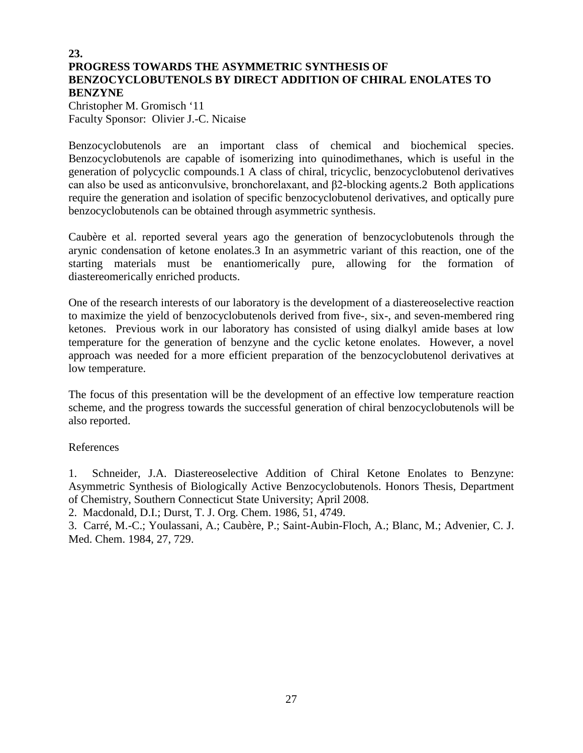**23.**

**PROGRESS TOWARDS THE ASYMMETRIC SYNTHESIS OF BENZOCYCLOBUTENOLS BY DIRECT ADDITION OF CHIRAL ENOLATES TO BENZYNE**

Christopher M. Gromisch '11
Faculty Sponsor: Olivier J.-C. Nicaise

Benzocyclobutenols are an important class of chemical and biochemical species. Benzocyclobutenols are capable of isomerizing into quinodimethanes, which is useful in the generation of polycyclic compounds.1 A class of chiral, tricyclic, benzocyclobutenol derivatives can also be used as anticonvulsive, bronchorelaxant, and β2-blocking agents.2 Both applications require the generation and isolation of specific benzocyclobutenol derivatives, and optically pure benzocyclobutenols can be obtained through asymmetric synthesis.

Caubère et al. reported several years ago the generation of benzocyclobutenols through the arynic condensation of ketone enolates.3 In an asymmetric variant of this reaction, one of the starting materials must be enantiomerically pure, allowing for the formation of diastereomerically enriched products.

One of the research interests of our laboratory is the development of a diastereoselective reaction to maximize the yield of benzocyclobutenols derived from five-, six-, and seven-membered ring ketones. Previous work in our laboratory has consisted of using dialkyl amide bases at low temperature for the generation of benzyne and the cyclic ketone enolates. However, a novel approach was needed for a more efficient preparation of the benzocyclobutenol derivatives at low temperature.

The focus of this presentation will be the development of an effective low temperature reaction scheme, and the progress towards the successful generation of chiral benzocyclobutenols will be also reported.

References

1. Schneider, J.A. Diastereoselective Addition of Chiral Ketone Enolates to Benzyne: Asymmetric Synthesis of Biologically Active Benzocyclobutenols. Honors Thesis, Department of Chemistry, Southern Connecticut State University; April 2008.
2. Macdonald, D.I.; Durst, T. J. Org. Chem. 1986, 51, 4749.
3. Carré, M.-C.; Youlassani, A.; Caubère, P.; Saint-Aubin-Floch, A.; Blanc, M.; Advenier, C. J. Med. Chem. 1984, 27, 729.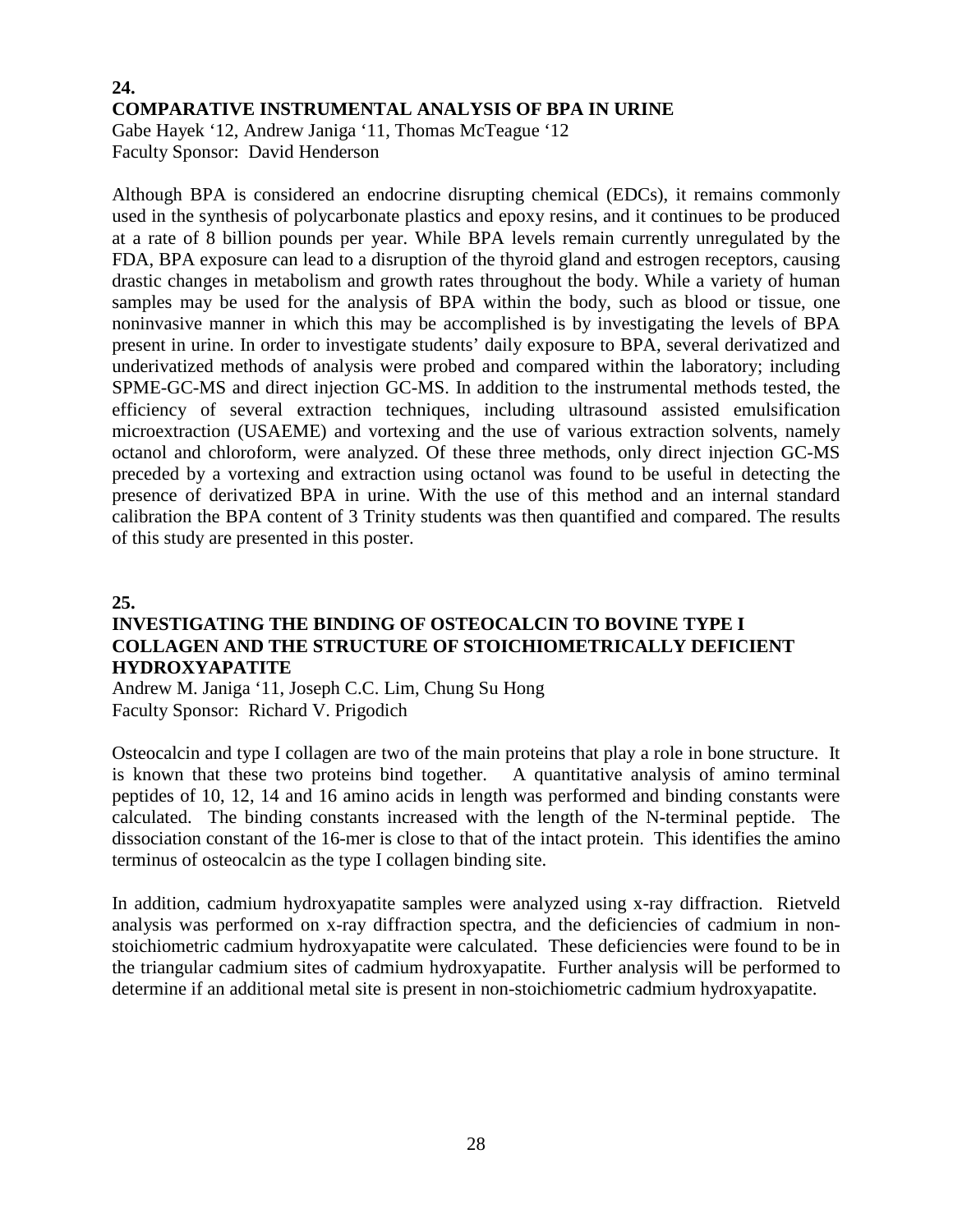**24.**

## COMPARATIVE INSTRUMENTAL ANALYSIS OF BPA IN URINE

Gabe Hayek '12, Andrew Janiga '11, Thomas McTeague '12
Faculty Sponsor: David Henderson

Although BPA is considered an endocrine disrupting chemical (EDCs), it remains commonly used in the synthesis of polycarbonate plastics and epoxy resins, and it continues to be produced at a rate of 8 billion pounds per year. While BPA levels remain currently unregulated by the FDA, BPA exposure can lead to a disruption of the thyroid gland and estrogen receptors, causing drastic changes in metabolism and growth rates throughout the body. While a variety of human samples may be used for the analysis of BPA within the body, such as blood or tissue, one noninvasive manner in which this may be accomplished is by investigating the levels of BPA present in urine. In order to investigate students' daily exposure to BPA, several derivatized and underivatized methods of analysis were probed and compared within the laboratory; including SPME-GC-MS and direct injection GC-MS. In addition to the instrumental methods tested, the efficiency of several extraction techniques, including ultrasound assisted emulsification microextraction (USAEME) and vortexing and the use of various extraction solvents, namely octanol and chloroform, were analyzed. Of these three methods, only direct injection GC-MS preceded by a vortexing and extraction using octanol was found to be useful in detecting the presence of derivatized BPA in urine. With the use of this method and an internal standard calibration the BPA content of 3 Trinity students was then quantified and compared. The results of this study are presented in this poster.

**25.**

## INVESTIGATING THE BINDING OF OSTEOCALCIN TO BOVINE TYPE I COLLAGEN AND THE STRUCTURE OF STOICHIOMETRICALLY DEFICIENT HYDROXYAPATITE

Andrew M. Janiga '11, Joseph C.C. Lim, Chung Su Hong
Faculty Sponsor: Richard V. Prigodich

Osteocalcin and type I collagen are two of the main proteins that play a role in bone structure. It is known that these two proteins bind together. A quantitative analysis of amino terminal peptides of 10, 12, 14 and 16 amino acids in length was performed and binding constants were calculated. The binding constants increased with the length of the N-terminal peptide. The dissociation constant of the 16-mer is close to that of the intact protein. This identifies the amino terminus of osteocalcin as the type I collagen binding site.

In addition, cadmium hydroxyapatite samples were analyzed using x-ray diffraction. Rietveld analysis was performed on x-ray diffraction spectra, and the deficiencies of cadmium in non-stoichiometric cadmium hydroxyapatite were calculated. These deficiencies were found to be in the triangular cadmium sites of cadmium hydroxyapatite. Further analysis will be performed to determine if an additional metal site is present in non-stoichiometric cadmium hydroxyapatite.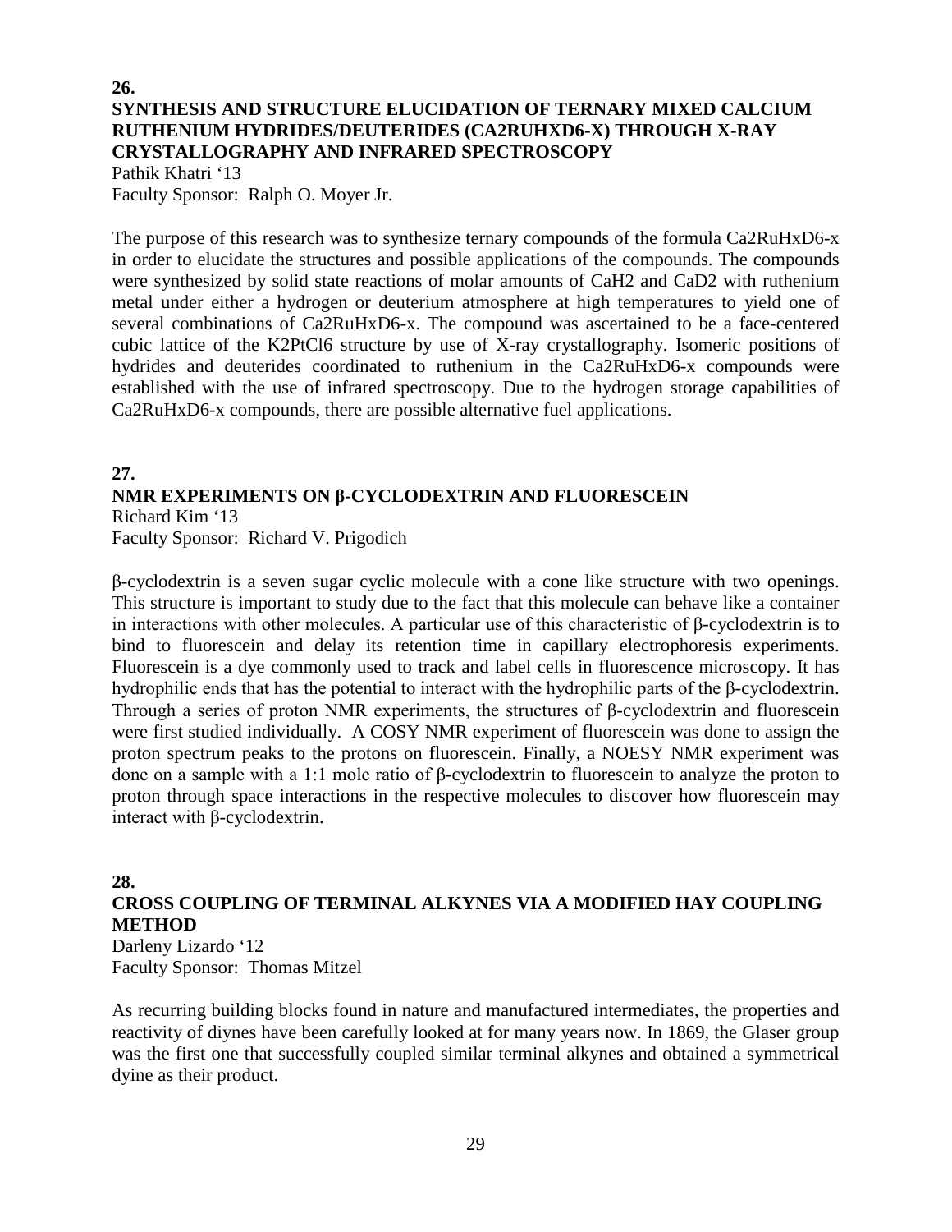**26.**

### SYNTHESIS AND STRUCTURE ELUCIDATION OF TERNARY MIXED CALCIUM RUTHENIUM HYDRIDES/DEUTERIDES ($CA_2RUH_XD_{6-X}$) THROUGH X-RAY CRYSTALLOGRAPHY AND INFRARED SPECTROSCOPY

Pathik Khatri '13
Faculty Sponsor: Ralph O. Moyer Jr.

The purpose of this research was to synthesize ternary compounds of the formula $Ca_2RuH_xD_{6-x}$ in order to elucidate the structures and possible applications of the compounds. The compounds were synthesized by solid state reactions of molar amounts of $CaH_2$ and $CaD_2$ with ruthenium metal under either a hydrogen or deuterium atmosphere at high temperatures to yield one of several combinations of $Ca_2RuH_xD_{6-x}$. The compound was ascertained to be a face-centered cubic lattice of the $K_2PtCl_6$ structure by use of X-ray crystallography. Isomeric positions of hydrides and deuterides coordinated to ruthenium in the $Ca_2RuH_xD_{6-x}$ compounds were established with the use of infrared spectroscopy. Due to the hydrogen storage capabilities of $Ca_2RuH_xD_{6-x}$ compounds, there are possible alternative fuel applications.

**27.**

### NMR EXPERIMENTS ON β-CYCLODEXTRIN AND FLUORESCEIN

Richard Kim '13
Faculty Sponsor: Richard V. Prigodich

β-cyclodextrin is a seven sugar cyclic molecule with a cone like structure with two openings. This structure is important to study due to the fact that this molecule can behave like a container in interactions with other molecules. A particular use of this characteristic of β-cyclodextrin is to bind to fluorescein and delay its retention time in capillary electrophoresis experiments. Fluorescein is a dye commonly used to track and label cells in fluorescence microscopy. It has hydrophilic ends that has the potential to interact with the hydrophilic parts of the β-cyclodextrin. Through a series of proton NMR experiments, the structures of β-cyclodextrin and fluorescein were first studied individually. A COSY NMR experiment of fluorescein was done to assign the proton spectrum peaks to the protons on fluorescein. Finally, a NOESY NMR experiment was done on a sample with a 1:1 mole ratio of β-cyclodextrin to fluorescein to analyze the proton to proton through space interactions in the respective molecules to discover how fluorescein may interact with β-cyclodextrin.

**28.**

### CROSS COUPLING OF TERMINAL ALKYNES VIA A MODIFIED HAY COUPLING METHOD

Darleny Lizardo '12
Faculty Sponsor: Thomas Mitzel

As recurring building blocks found in nature and manufactured intermediates, the properties and reactivity of diynes have been carefully looked at for many years now. In 1869, the Glaser group was the first one that successfully coupled similar terminal alkynes and obtained a symmetrical dyine as their product.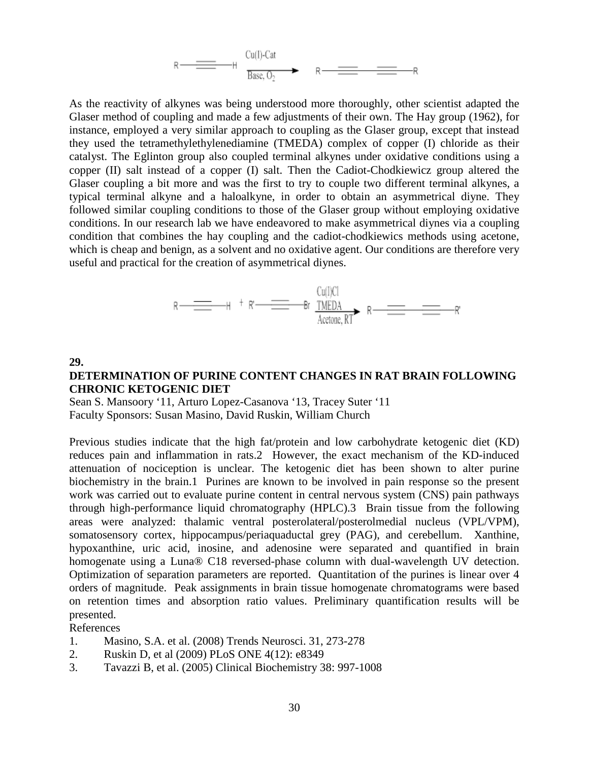$$R—\!\!\equiv\!\!—H \xrightarrow[\text{Base, } O_2]{\text{Cu(I)-Cat}} R—\!\!\equiv\!\!—\!\!\equiv\!\!—R$$

As the reactivity of alkynes was being understood more thoroughly, other scientist adapted the Glaser method of coupling and made a few adjustments of their own. The Hay group (1962), for instance, employed a very similar approach to coupling as the Glaser group, except that instead they used the tetramethylethylenediamine (TMEDA) complex of copper (I) chloride as their catalyst. The Eglinton group also coupled terminal alkynes under oxidative conditions using a copper (II) salt instead of a copper (I) salt. Then the Cadiot-Chodkiewicz group altered the Glaser coupling a bit more and was the first to try to couple two different terminal alkynes, a typical terminal alkyne and a haloalkyne, in order to obtain an asymmetrical diyne. They followed similar coupling conditions to those of the Glaser group without employing oxidative conditions. In our research lab we have endeavored to make asymmetrical diynes via a coupling condition that combines the hay coupling and the cadiot-chodkiewics methods using acetone, which is cheap and benign, as a solvent and no oxidative agent. Our conditions are therefore very useful and practical for the creation of asymmetrical diynes.

$$R—\!\!\equiv\!\!—H + R'—\!\!\equiv\!\!—Br \xrightarrow[\text{Acetone, RT}]{\text{Cu(I)Cl, TMEDA}} R—\!\!\equiv\!\!—\!\!\equiv\!\!—R'$$

**29.**

**DETERMINATION OF PURINE CONTENT CHANGES IN RAT BRAIN FOLLOWING CHRONIC KETOGENIC DIET**

Sean S. Mansoory '11, Arturo Lopez-Casanova '13, Tracey Suter '11
Faculty Sponsors: Susan Masino, David Ruskin, William Church

Previous studies indicate that the high fat/protein and low carbohydrate ketogenic diet (KD) reduces pain and inflammation in rats.2 However, the exact mechanism of the KD-induced attenuation of nociception is unclear. The ketogenic diet has been shown to alter purine biochemistry in the brain.1 Purines are known to be involved in pain response so the present work was carried out to evaluate purine content in central nervous system (CNS) pain pathways through high-performance liquid chromatography (HPLC).3 Brain tissue from the following areas were analyzed: thalamic ventral posterolateral/posterolmedial nucleus (VPL/VPM), somatosensory cortex, hippocampus/periaquaductal grey (PAG), and cerebellum. Xanthine, hypoxanthine, uric acid, inosine, and adenosine were separated and quantified in brain homogenate using a Luna® C18 reversed-phase column with dual-wavelength UV detection. Optimization of separation parameters are reported. Quantitation of the purines is linear over 4 orders of magnitude. Peak assignments in brain tissue homogenate chromatograms were based on retention times and absorption ratio values. Preliminary quantification results will be presented.

References

1. Masino, S.A. et al. (2008) Trends Neurosci. 31, 273-278
2. Ruskin D, et al (2009) PLoS ONE 4(12): e8349
3. Tavazzi B, et al. (2005) Clinical Biochemistry 38: 997-1008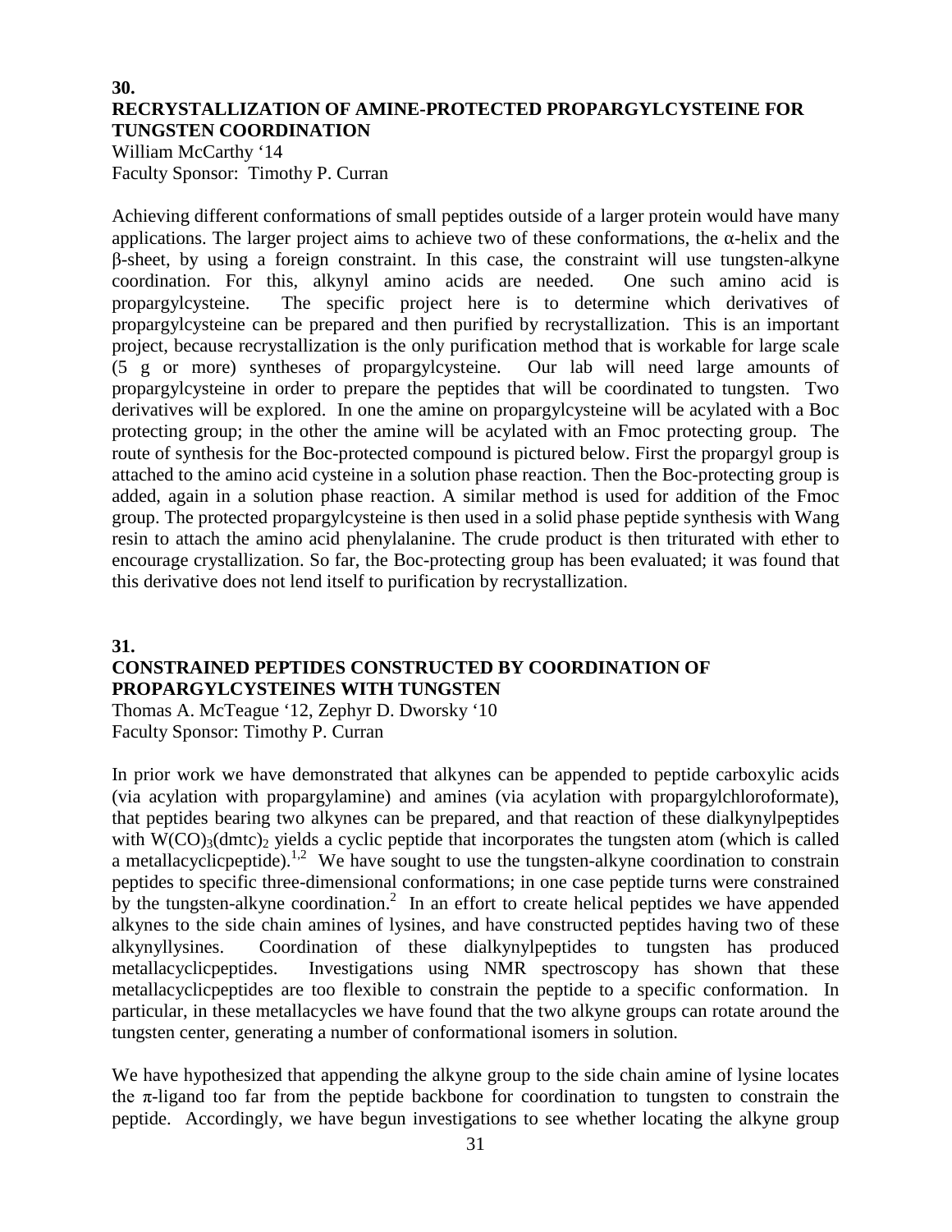**30.**

**RECRYSTALLIZATION OF AMINE-PROTECTED PROPARGYLCYSTEINE FOR TUNGSTEN COORDINATION**

William McCarthy '14
Faculty Sponsor: Timothy P. Curran

Achieving different conformations of small peptides outside of a larger protein would have many applications. The larger project aims to achieve two of these conformations, the α-helix and the β-sheet, by using a foreign constraint. In this case, the constraint will use tungsten-alkyne coordination. For this, alkynyl amino acids are needed. One such amino acid is propargylcysteine. The specific project here is to determine which derivatives of propargylcysteine can be prepared and then purified by recrystallization. This is an important project, because recrystallization is the only purification method that is workable for large scale (5 g or more) syntheses of propargylcysteine. Our lab will need large amounts of propargylcysteine in order to prepare the peptides that will be coordinated to tungsten. Two derivatives will be explored. In one the amine on propargylcysteine will be acylated with a Boc protecting group; in the other the amine will be acylated with an Fmoc protecting group. The route of synthesis for the Boc-protected compound is pictured below. First the propargyl group is attached to the amino acid cysteine in a solution phase reaction. Then the Boc-protecting group is added, again in a solution phase reaction. A similar method is used for addition of the Fmoc group. The protected propargylcysteine is then used in a solid phase peptide synthesis with Wang resin to attach the amino acid phenylalanine. The crude product is then triturated with ether to encourage crystallization. So far, the Boc-protecting group has been evaluated; it was found that this derivative does not lend itself to purification by recrystallization.

**31.**

**CONSTRAINED PEPTIDES CONSTRUCTED BY COORDINATION OF PROPARGYLCYSTEINES WITH TUNGSTEN**

Thomas A. McTeague '12, Zephyr D. Dworsky '10
Faculty Sponsor: Timothy P. Curran

In prior work we have demonstrated that alkynes can be appended to peptide carboxylic acids (via acylation with propargylamine) and amines (via acylation with propargylchloroformate), that peptides bearing two alkynes can be prepared, and that reaction of these dialkynylpeptides with $W(CO)_3(dmtc)_2$ yields a cyclic peptide that incorporates the tungsten atom (which is called a metallacyclicpeptide).[1,2] We have sought to use the tungsten-alkyne coordination to constrain peptides to specific three-dimensional conformations; in one case peptide turns were constrained by the tungsten-alkyne coordination.[2] In an effort to create helical peptides we have appended alkynes to the side chain amines of lysines, and have constructed peptides having two of these alkynyllysines. Coordination of these dialkynylpeptides to tungsten has produced metallacyclicpeptides. Investigations using NMR spectroscopy has shown that these metallacyclicpeptides are too flexible to constrain the peptide to a specific conformation. In particular, in these metallacycles we have found that the two alkyne groups can rotate around the tungsten center, generating a number of conformational isomers in solution.

We have hypothesized that appending the alkyne group to the side chain amine of lysine locates the π-ligand too far from the peptide backbone for coordination to tungsten to constrain the peptide. Accordingly, we have begun investigations to see whether locating the alkyne group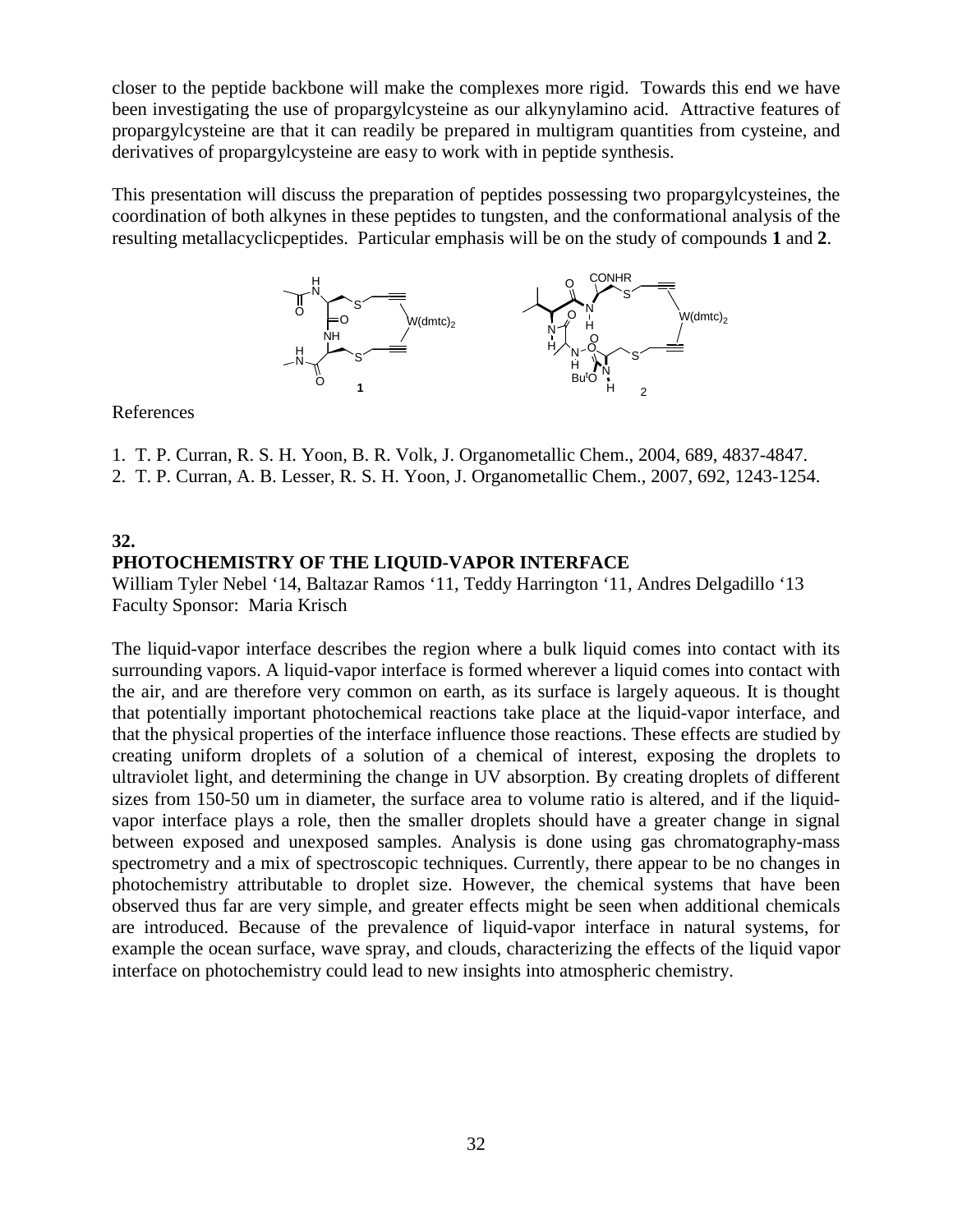closer to the peptide backbone will make the complexes more rigid. Towards this end we have been investigating the use of propargylcysteine as our alkynylamino acid. Attractive features of propargylcysteine are that it can readily be prepared in multigram quantities from cysteine, and derivatives of propargylcysteine are easy to work with in peptide synthesis.

This presentation will discuss the preparation of peptides possessing two propargylcysteines, the coordination of both alkynes in these peptides to tungsten, and the conformational analysis of the resulting metallacyclicpeptides. Particular emphasis will be on the study of compounds **1** and **2**.

W(dmtc)$_2$ **1**

CONHR W(dmtc)$_2$ Bu$^t$O 2

References

1. T. P. Curran, R. S. H. Yoon, B. R. Volk, J. Organometallic Chem., 2004, 689, 4837-4847.
2. T. P. Curran, A. B. Lesser, R. S. H. Yoon, J. Organometallic Chem., 2007, 692, 1243-1254.

**32.**

**PHOTOCHEMISTRY OF THE LIQUID-VAPOR INTERFACE**

William Tyler Nebel '14, Baltazar Ramos '11, Teddy Harrington '11, Andres Delgadillo '13
Faculty Sponsor: Maria Krisch

The liquid-vapor interface describes the region where a bulk liquid comes into contact with its surrounding vapors. A liquid-vapor interface is formed wherever a liquid comes into contact with the air, and are therefore very common on earth, as its surface is largely aqueous. It is thought that potentially important photochemical reactions take place at the liquid-vapor interface, and that the physical properties of the interface influence those reactions. These effects are studied by creating uniform droplets of a solution of a chemical of interest, exposing the droplets to ultraviolet light, and determining the change in UV absorption. By creating droplets of different sizes from 150-50 um in diameter, the surface area to volume ratio is altered, and if the liquid-vapor interface plays a role, then the smaller droplets should have a greater change in signal between exposed and unexposed samples. Analysis is done using gas chromatography-mass spectrometry and a mix of spectroscopic techniques. Currently, there appear to be no changes in photochemistry attributable to droplet size. However, the chemical systems that have been observed thus far are very simple, and greater effects might be seen when additional chemicals are introduced. Because of the prevalence of liquid-vapor interface in natural systems, for example the ocean surface, wave spray, and clouds, characterizing the effects of the liquid vapor interface on photochemistry could lead to new insights into atmospheric chemistry.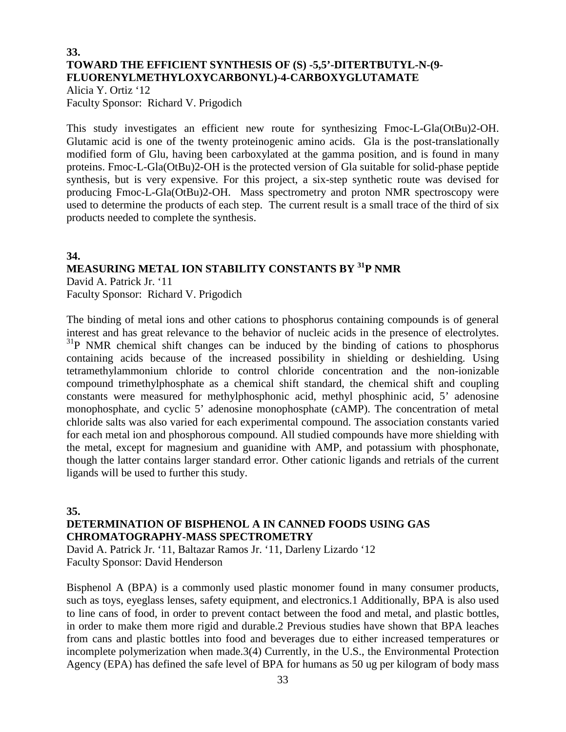**33.**

## TOWARD THE EFFICIENT SYNTHESIS OF (S) -5,5'-DITERTBUTYL-N-(9-FLUORENYLMETHYLOXYCARBONYL)-4-CARBOXYGLUTAMATE

Alicia Y. Ortiz '12
Faculty Sponsor: Richard V. Prigodich

This study investigates an efficient new route for synthesizing Fmoc-L-Gla(OtBu)2-OH. Glutamic acid is one of the twenty proteinogenic amino acids. Gla is the post-translationally modified form of Glu, having been carboxylated at the gamma position, and is found in many proteins. Fmoc-L-Gla(OtBu)2-OH is the protected version of Gla suitable for solid-phase peptide synthesis, but is very expensive. For this project, a six-step synthetic route was devised for producing Fmoc-L-Gla(OtBu)2-OH. Mass spectrometry and proton NMR spectroscopy were used to determine the products of each step. The current result is a small trace of the third of six products needed to complete the synthesis.

**34.**

## MEASURING METAL ION STABILITY CONSTANTS BY $^{31}$P NMR

David A. Patrick Jr. '11
Faculty Sponsor: Richard V. Prigodich

The binding of metal ions and other cations to phosphorus containing compounds is of general interest and has great relevance to the behavior of nucleic acids in the presence of electrolytes. $^{31}$P NMR chemical shift changes can be induced by the binding of cations to phosphorus containing acids because of the increased possibility in shielding or deshielding. Using tetramethylammonium chloride to control chloride concentration and the non-ionizable compound trimethylphosphate as a chemical shift standard, the chemical shift and coupling constants were measured for methylphosphonic acid, methyl phosphinic acid, 5' adenosine monophosphate, and cyclic 5' adenosine monophosphate (cAMP). The concentration of metal chloride salts was also varied for each experimental compound. The association constants varied for each metal ion and phosphorous compound. All studied compounds have more shielding with the metal, except for magnesium and guanidine with AMP, and potassium with phosphonate, though the latter contains larger standard error. Other cationic ligands and retrials of the current ligands will be used to further this study.

**35.**

## DETERMINATION OF BISPHENOL A IN CANNED FOODS USING GAS CHROMATOGRAPHY-MASS SPECTROMETRY

David A. Patrick Jr. '11, Baltazar Ramos Jr. '11, Darleny Lizardo '12
Faculty Sponsor: David Henderson

Bisphenol A (BPA) is a commonly used plastic monomer found in many consumer products, such as toys, eyeglass lenses, safety equipment, and electronics.1 Additionally, BPA is also used to line cans of food, in order to prevent contact between the food and metal, and plastic bottles, in order to make them more rigid and durable.2 Previous studies have shown that BPA leaches from cans and plastic bottles into food and beverages due to either increased temperatures or incomplete polymerization when made.3(4) Currently, in the U.S., the Environmental Protection Agency (EPA) has defined the safe level of BPA for humans as 50 ug per kilogram of body mass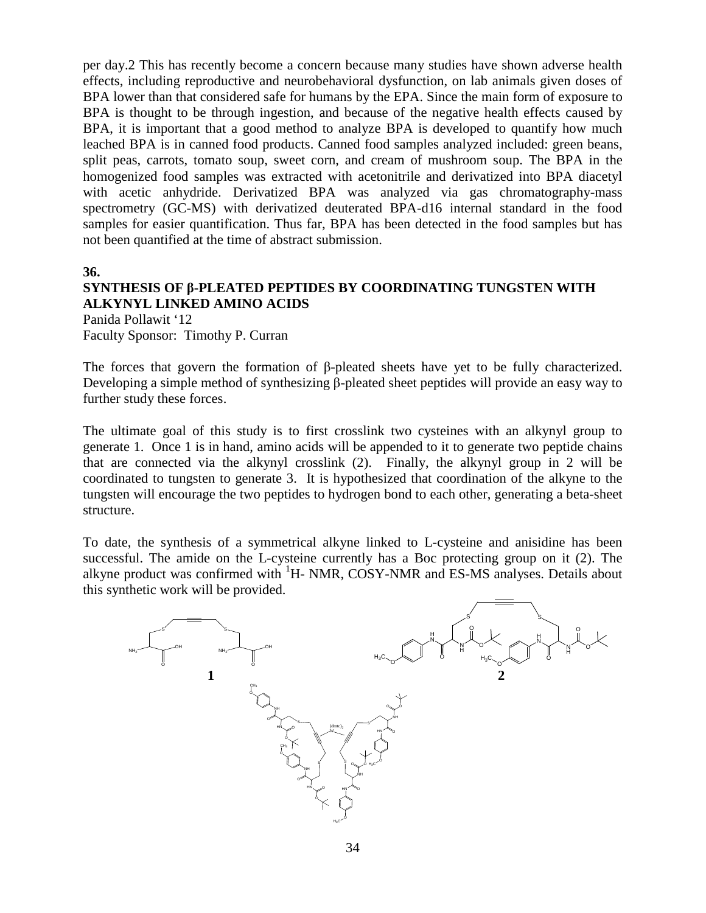per day.2 This has recently become a concern because many studies have shown adverse health effects, including reproductive and neurobehavioral dysfunction, on lab animals given doses of BPA lower than that considered safe for humans by the EPA. Since the main form of exposure to BPA is thought to be through ingestion, and because of the negative health effects caused by BPA, it is important that a good method to analyze BPA is developed to quantify how much leached BPA is in canned food products. Canned food samples analyzed included: green beans, split peas, carrots, tomato soup, sweet corn, and cream of mushroom soup. The BPA in the homogenized food samples was extracted with acetonitrile and derivatized into BPA diacetyl with acetic anhydride. Derivatized BPA was analyzed via gas chromatography-mass spectrometry (GC-MS) with derivatized deuterated BPA-d16 internal standard in the food samples for easier quantification. Thus far, BPA has been detected in the food samples but has not been quantified at the time of abstract submission.

**36.**

### SYNTHESIS OF β-PLEATED PEPTIDES BY COORDINATING TUNGSTEN WITH ALKYNYL LINKED AMINO ACIDS

Panida Pollawit '12
Faculty Sponsor: Timothy P. Curran

The forces that govern the formation of β-pleated sheets have yet to be fully characterized. Developing a simple method of synthesizing β-pleated sheet peptides will provide an easy way to further study these forces.

The ultimate goal of this study is to first crosslink two cysteines with an alkynyl group to generate 1. Once 1 is in hand, amino acids will be appended to it to generate two peptide chains that are connected via the alkynyl crosslink (2). Finally, the alkynyl group in 2 will be coordinated to tungsten to generate 3. It is hypothesized that coordination of the alkyne to the tungsten will encourage the two peptides to hydrogen bond to each other, generating a beta-sheet structure.

To date, the synthesis of a symmetrical alkyne linked to L-cysteine and anisidine has been successful. The amide on the L-cysteine currently has a Boc protecting group on it (2). The alkyne product was confirmed with $^{1}$H- NMR, COSY-NMR and ES-MS analyses. Details about this synthetic work will be provided.

**1**

**2**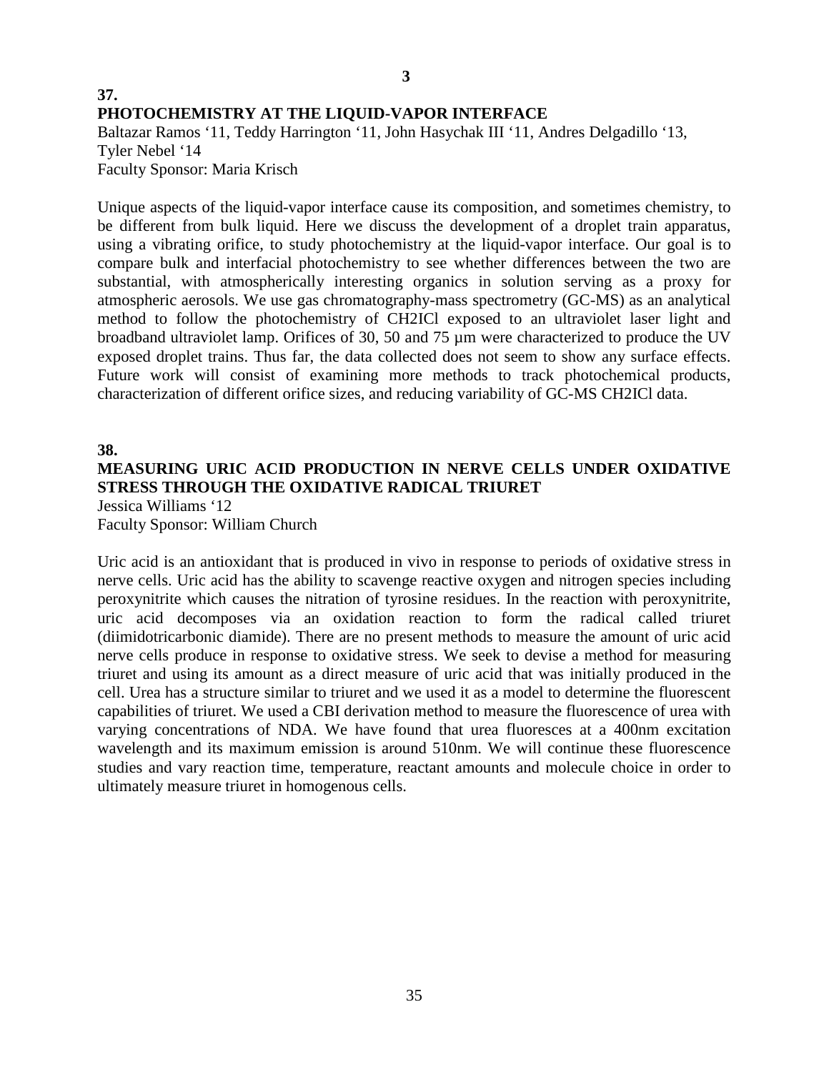3

**37.**

## PHOTOCHEMISTRY AT THE LIQUID-VAPOR INTERFACE

Baltazar Ramos ‘11, Teddy Harrington ‘11, John Hasychak III ‘11, Andres Delgadillo ‘13, Tyler Nebel ‘14
Faculty Sponsor: Maria Krisch

Unique aspects of the liquid-vapor interface cause its composition, and sometimes chemistry, to be different from bulk liquid. Here we discuss the development of a droplet train apparatus, using a vibrating orifice, to study photochemistry at the liquid-vapor interface. Our goal is to compare bulk and interfacial photochemistry to see whether differences between the two are substantial, with atmospherically interesting organics in solution serving as a proxy for atmospheric aerosols. We use gas chromatography-mass spectrometry (GC-MS) as an analytical method to follow the photochemistry of CH2ICl exposed to an ultraviolet laser light and broadband ultraviolet lamp. Orifices of 30, 50 and 75 µm were characterized to produce the UV exposed droplet trains. Thus far, the data collected does not seem to show any surface effects. Future work will consist of examining more methods to track photochemical products, characterization of different orifice sizes, and reducing variability of GC-MS CH2ICl data.

**38.**

## MEASURING URIC ACID PRODUCTION IN NERVE CELLS UNDER OXIDATIVE STRESS THROUGH THE OXIDATIVE RADICAL TRIURET

Jessica Williams ‘12
Faculty Sponsor: William Church

Uric acid is an antioxidant that is produced in vivo in response to periods of oxidative stress in nerve cells. Uric acid has the ability to scavenge reactive oxygen and nitrogen species including peroxynitrite which causes the nitration of tyrosine residues. In the reaction with peroxynitrite, uric acid decomposes via an oxidation reaction to form the radical called triuret (diimidotricarbonic diamide). There are no present methods to measure the amount of uric acid nerve cells produce in response to oxidative stress. We seek to devise a method for measuring triuret and using its amount as a direct measure of uric acid that was initially produced in the cell. Urea has a structure similar to triuret and we used it as a model to determine the fluorescent capabilities of triuret. We used a CBI derivation method to measure the fluorescence of urea with varying concentrations of NDA. We have found that urea fluoresces at a 400nm excitation wavelength and its maximum emission is around 510nm. We will continue these fluorescence studies and vary reaction time, temperature, reactant amounts and molecule choice in order to ultimately measure triuret in homogenous cells.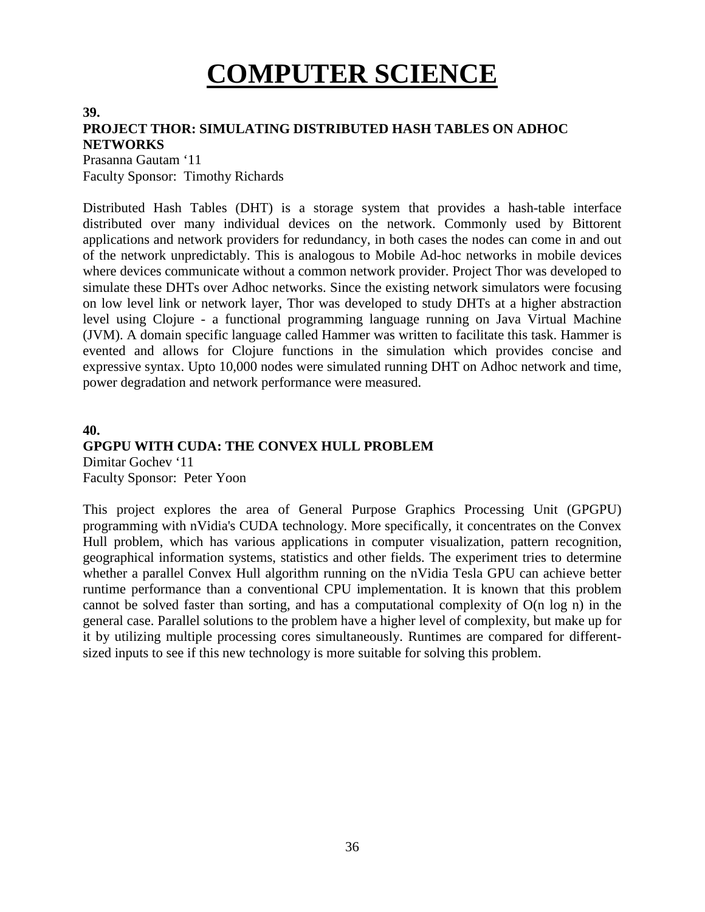# COMPUTER SCIENCE

**39.**

**PROJECT THOR: SIMULATING DISTRIBUTED HASH TABLES ON ADHOC NETWORKS**

Prasanna Gautam '11
Faculty Sponsor: Timothy Richards

Distributed Hash Tables (DHT) is a storage system that provides a hash-table interface distributed over many individual devices on the network. Commonly used by Bittorent applications and network providers for redundancy, in both cases the nodes can come in and out of the network unpredictably. This is analogous to Mobile Ad-hoc networks in mobile devices where devices communicate without a common network provider. Project Thor was developed to simulate these DHTs over Adhoc networks. Since the existing network simulators were focusing on low level link or network layer, Thor was developed to study DHTs at a higher abstraction level using Clojure - a functional programming language running on Java Virtual Machine (JVM). A domain specific language called Hammer was written to facilitate this task. Hammer is evented and allows for Clojure functions in the simulation which provides concise and expressive syntax. Upto 10,000 nodes were simulated running DHT on Adhoc network and time, power degradation and network performance were measured.

**40.**

**GPGPU WITH CUDA: THE CONVEX HULL PROBLEM**

Dimitar Gochev '11
Faculty Sponsor: Peter Yoon

This project explores the area of General Purpose Graphics Processing Unit (GPGPU) programming with nVidia's CUDA technology. More specifically, it concentrates on the Convex Hull problem, which has various applications in computer visualization, pattern recognition, geographical information systems, statistics and other fields. The experiment tries to determine whether a parallel Convex Hull algorithm running on the nVidia Tesla GPU can achieve better runtime performance than a conventional CPU implementation. It is known that this problem cannot be solved faster than sorting, and has a computational complexity of $O(n \log n)$ in the general case. Parallel solutions to the problem have a higher level of complexity, but make up for it by utilizing multiple processing cores simultaneously. Runtimes are compared for different-sized inputs to see if this new technology is more suitable for solving this problem.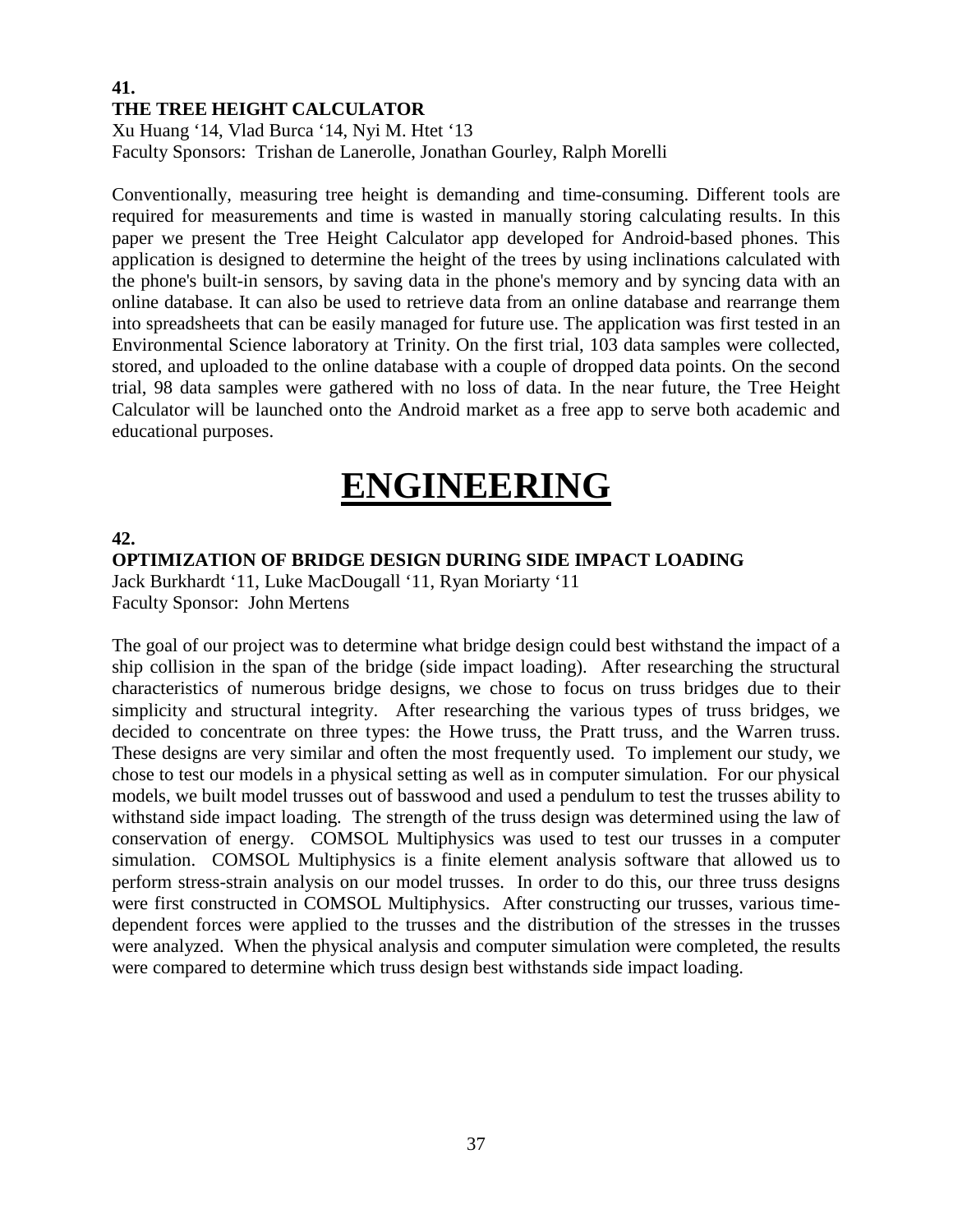**41.**

**THE TREE HEIGHT CALCULATOR**

Xu Huang ‘14, Vlad Burca ‘14, Nyi M. Htet ‘13
Faculty Sponsors: Trishan de Lanerolle, Jonathan Gourley, Ralph Morelli

Conventionally, measuring tree height is demanding and time-consuming. Different tools are required for measurements and time is wasted in manually storing calculating results. In this paper we present the Tree Height Calculator app developed for Android-based phones. This application is designed to determine the height of the trees by using inclinations calculated with the phone's built-in sensors, by saving data in the phone's memory and by syncing data with an online database. It can also be used to retrieve data from an online database and rearrange them into spreadsheets that can be easily managed for future use. The application was first tested in an Environmental Science laboratory at Trinity. On the first trial, 103 data samples were collected, stored, and uploaded to the online database with a couple of dropped data points. On the second trial, 98 data samples were gathered with no loss of data. In the near future, the Tree Height Calculator will be launched onto the Android market as a free app to serve both academic and educational purposes.

# ENGINEERING

**42.**

**OPTIMIZATION OF BRIDGE DESIGN DURING SIDE IMPACT LOADING**

Jack Burkhardt ‘11, Luke MacDougall ‘11, Ryan Moriarty ‘11
Faculty Sponsor: John Mertens

The goal of our project was to determine what bridge design could best withstand the impact of a ship collision in the span of the bridge (side impact loading). After researching the structural characteristics of numerous bridge designs, we chose to focus on truss bridges due to their simplicity and structural integrity. After researching the various types of truss bridges, we decided to concentrate on three types: the Howe truss, the Pratt truss, and the Warren truss. These designs are very similar and often the most frequently used. To implement our study, we chose to test our models in a physical setting as well as in computer simulation. For our physical models, we built model trusses out of basswood and used a pendulum to test the trusses ability to withstand side impact loading. The strength of the truss design was determined using the law of conservation of energy. COMSOL Multiphysics was used to test our trusses in a computer simulation. COMSOL Multiphysics is a finite element analysis software that allowed us to perform stress-strain analysis on our model trusses. In order to do this, our three truss designs were first constructed in COMSOL Multiphysics. After constructing our trusses, various time-dependent forces were applied to the trusses and the distribution of the stresses in the trusses were analyzed. When the physical analysis and computer simulation were completed, the results were compared to determine which truss design best withstands side impact loading.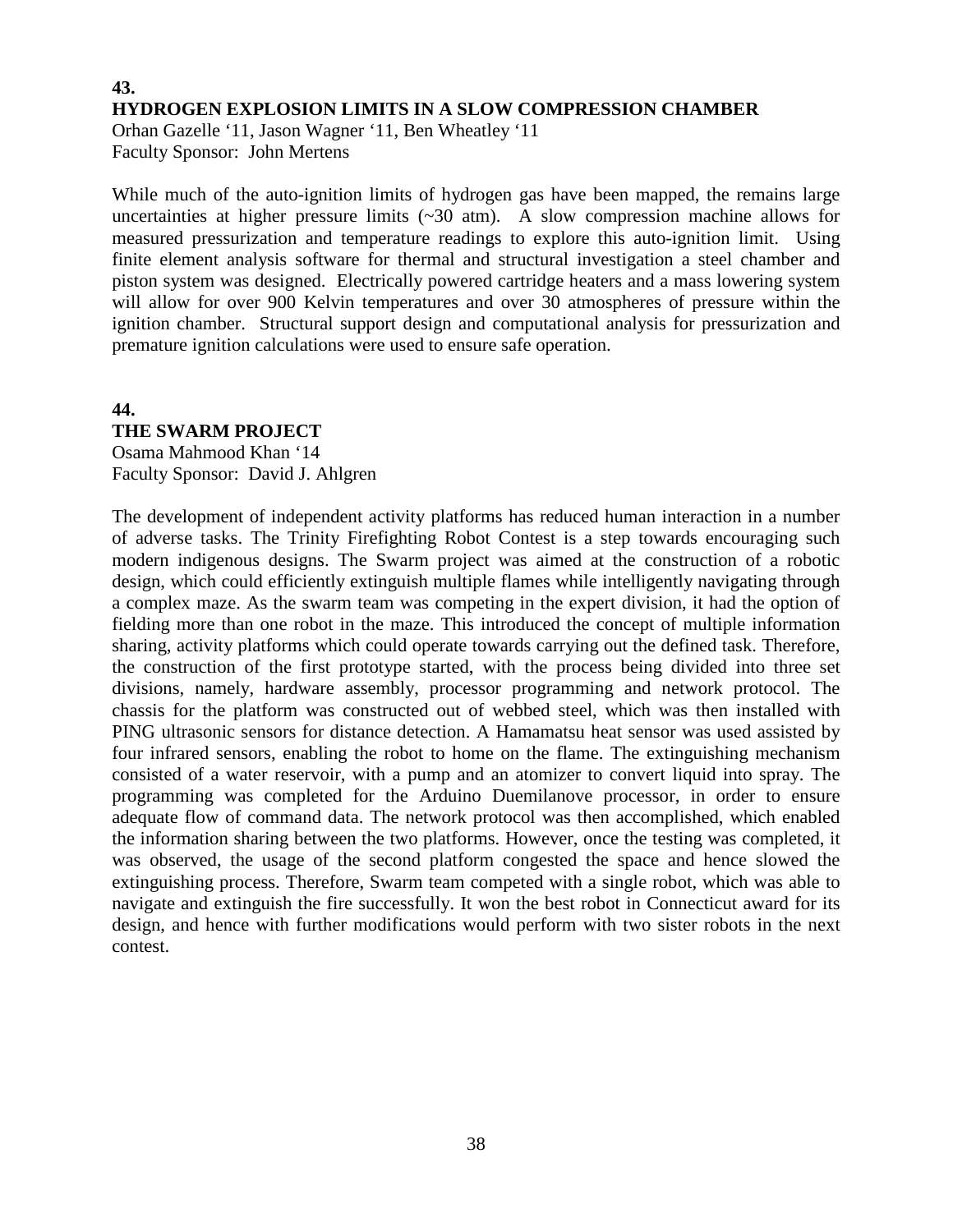**43.**

**HYDROGEN EXPLOSION LIMITS IN A SLOW COMPRESSION CHAMBER**

Orhan Gazelle '11, Jason Wagner '11, Ben Wheatley '11
Faculty Sponsor: John Mertens

While much of the auto-ignition limits of hydrogen gas have been mapped, the remains large uncertainties at higher pressure limits (~30 atm). A slow compression machine allows for measured pressurization and temperature readings to explore this auto-ignition limit. Using finite element analysis software for thermal and structural investigation a steel chamber and piston system was designed. Electrically powered cartridge heaters and a mass lowering system will allow for over 900 Kelvin temperatures and over 30 atmospheres of pressure within the ignition chamber. Structural support design and computational analysis for pressurization and premature ignition calculations were used to ensure safe operation.

**44.**

**THE SWARM PROJECT**

Osama Mahmood Khan '14
Faculty Sponsor: David J. Ahlgren

The development of independent activity platforms has reduced human interaction in a number of adverse tasks. The Trinity Firefighting Robot Contest is a step towards encouraging such modern indigenous designs. The Swarm project was aimed at the construction of a robotic design, which could efficiently extinguish multiple flames while intelligently navigating through a complex maze. As the swarm team was competing in the expert division, it had the option of fielding more than one robot in the maze. This introduced the concept of multiple information sharing, activity platforms which could operate towards carrying out the defined task. Therefore, the construction of the first prototype started, with the process being divided into three set divisions, namely, hardware assembly, processor programming and network protocol. The chassis for the platform was constructed out of webbed steel, which was then installed with PING ultrasonic sensors for distance detection. A Hamamatsu heat sensor was used assisted by four infrared sensors, enabling the robot to home on the flame. The extinguishing mechanism consisted of a water reservoir, with a pump and an atomizer to convert liquid into spray. The programming was completed for the Arduino Duemilanove processor, in order to ensure adequate flow of command data. The network protocol was then accomplished, which enabled the information sharing between the two platforms. However, once the testing was completed, it was observed, the usage of the second platform congested the space and hence slowed the extinguishing process. Therefore, Swarm team competed with a single robot, which was able to navigate and extinguish the fire successfully. It won the best robot in Connecticut award for its design, and hence with further modifications would perform with two sister robots in the next contest.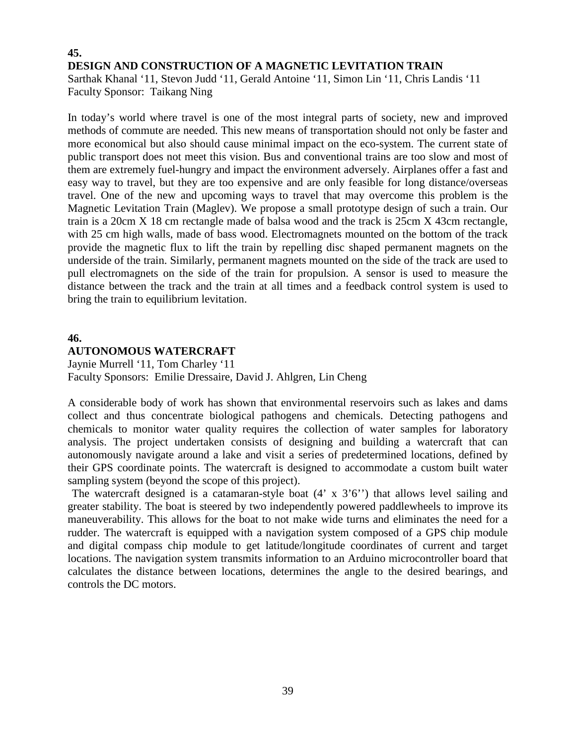**45.**

### DESIGN AND CONSTRUCTION OF A MAGNETIC LEVITATION TRAIN

Sarthak Khanal '11, Stevon Judd '11, Gerald Antoine '11, Simon Lin '11, Chris Landis '11
Faculty Sponsor: Taikang Ning

In today's world where travel is one of the most integral parts of society, new and improved methods of commute are needed. This new means of transportation should not only be faster and more economical but also should cause minimal impact on the eco-system. The current state of public transport does not meet this vision. Bus and conventional trains are too slow and most of them are extremely fuel-hungry and impact the environment adversely. Airplanes offer a fast and easy way to travel, but they are too expensive and are only feasible for long distance/overseas travel. One of the new and upcoming ways to travel that may overcome this problem is the Magnetic Levitation Train (Maglev). We propose a small prototype design of such a train. Our train is a 20cm X 18 cm rectangle made of balsa wood and the track is 25cm X 43cm rectangle, with 25 cm high walls, made of bass wood. Electromagnets mounted on the bottom of the track provide the magnetic flux to lift the train by repelling disc shaped permanent magnets on the underside of the train. Similarly, permanent magnets mounted on the side of the track are used to pull electromagnets on the side of the train for propulsion. A sensor is used to measure the distance between the track and the train at all times and a feedback control system is used to bring the train to equilibrium levitation.

**46.**

### AUTONOMOUS WATERCRAFT

Jaynie Murrell '11, Tom Charley '11
Faculty Sponsors: Emilie Dressaire, David J. Ahlgren, Lin Cheng

A considerable body of work has shown that environmental reservoirs such as lakes and dams collect and thus concentrate biological pathogens and chemicals. Detecting pathogens and chemicals to monitor water quality requires the collection of water samples for laboratory analysis. The project undertaken consists of designing and building a watercraft that can autonomously navigate around a lake and visit a series of predetermined locations, defined by their GPS coordinate points. The watercraft is designed to accommodate a custom built water sampling system (beyond the scope of this project).

The watercraft designed is a catamaran-style boat (4' x 3'6'') that allows level sailing and greater stability. The boat is steered by two independently powered paddlewheels to improve its maneuverability. This allows for the boat to not make wide turns and eliminates the need for a rudder. The watercraft is equipped with a navigation system composed of a GPS chip module and digital compass chip module to get latitude/longitude coordinates of current and target locations. The navigation system transmits information to an Arduino microcontroller board that calculates the distance between locations, determines the angle to the desired bearings, and controls the DC motors.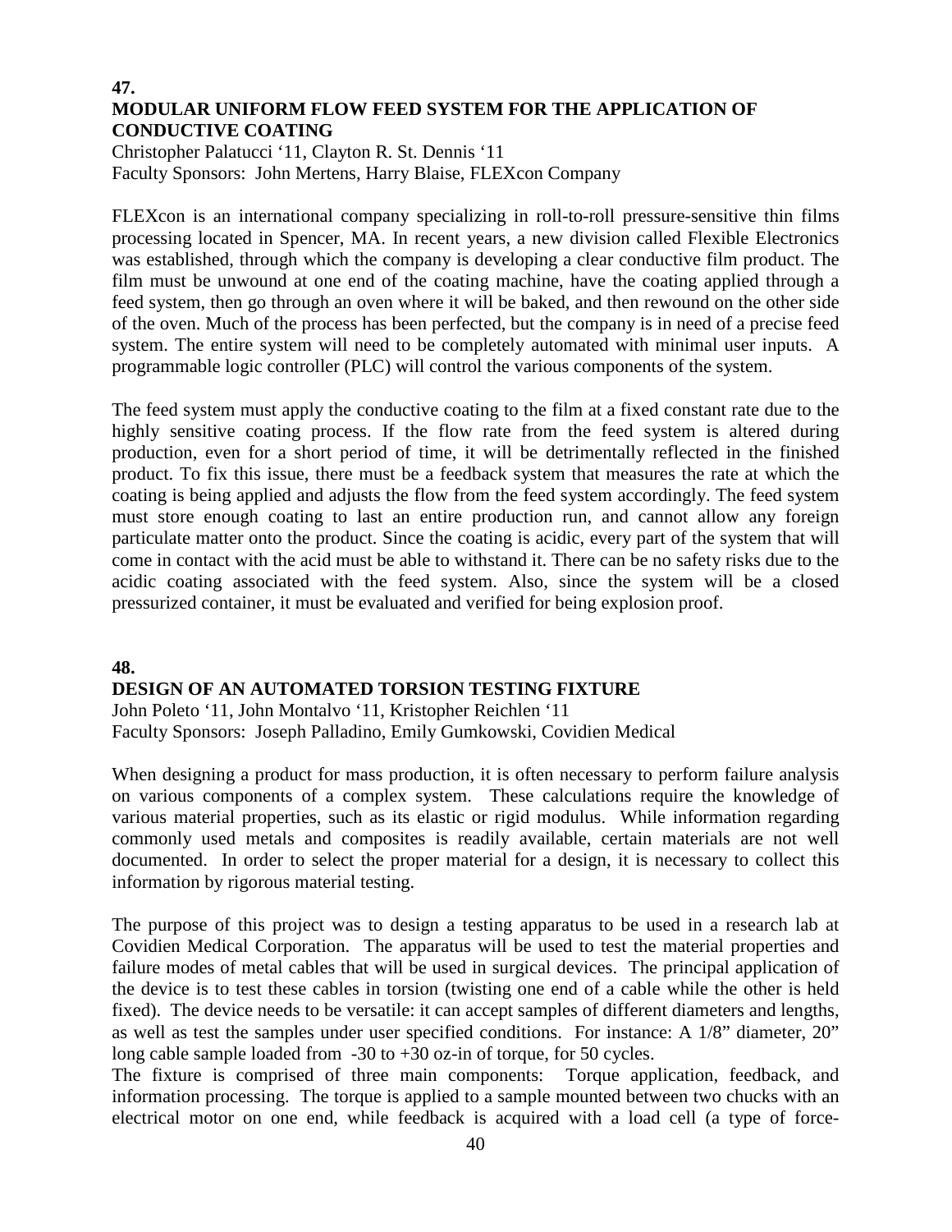**47.**

## MODULAR UNIFORM FLOW FEED SYSTEM FOR THE APPLICATION OF CONDUCTIVE COATING

Christopher Palatucci '11, Clayton R. St. Dennis '11
Faculty Sponsors: John Mertens, Harry Blaise, FLEXcon Company

FLEXcon is an international company specializing in roll-to-roll pressure-sensitive thin films processing located in Spencer, MA. In recent years, a new division called Flexible Electronics was established, through which the company is developing a clear conductive film product. The film must be unwound at one end of the coating machine, have the coating applied through a feed system, then go through an oven where it will be baked, and then rewound on the other side of the oven. Much of the process has been perfected, but the company is in need of a precise feed system. The entire system will need to be completely automated with minimal user inputs. A programmable logic controller (PLC) will control the various components of the system.

The feed system must apply the conductive coating to the film at a fixed constant rate due to the highly sensitive coating process. If the flow rate from the feed system is altered during production, even for a short period of time, it will be detrimentally reflected in the finished product. To fix this issue, there must be a feedback system that measures the rate at which the coating is being applied and adjusts the flow from the feed system accordingly. The feed system must store enough coating to last an entire production run, and cannot allow any foreign particulate matter onto the product. Since the coating is acidic, every part of the system that will come in contact with the acid must be able to withstand it. There can be no safety risks due to the acidic coating associated with the feed system. Also, since the system will be a closed pressurized container, it must be evaluated and verified for being explosion proof.

**48.**

## DESIGN OF AN AUTOMATED TORSION TESTING FIXTURE

John Poleto '11, John Montalvo '11, Kristopher Reichlen '11
Faculty Sponsors: Joseph Palladino, Emily Gumkowski, Covidien Medical

When designing a product for mass production, it is often necessary to perform failure analysis on various components of a complex system. These calculations require the knowledge of various material properties, such as its elastic or rigid modulus. While information regarding commonly used metals and composites is readily available, certain materials are not well documented. In order to select the proper material for a design, it is necessary to collect this information by rigorous material testing.

The purpose of this project was to design a testing apparatus to be used in a research lab at Covidien Medical Corporation. The apparatus will be used to test the material properties and failure modes of metal cables that will be used in surgical devices. The principal application of the device is to test these cables in torsion (twisting one end of a cable while the other is held fixed). The device needs to be versatile: it can accept samples of different diameters and lengths, as well as test the samples under user specified conditions. For instance: A 1/8" diameter, 20" long cable sample loaded from -30 to +30 oz-in of torque, for 50 cycles.

The fixture is comprised of three main components: Torque application, feedback, and information processing. The torque is applied to a sample mounted between two chucks with an electrical motor on one end, while feedback is acquired with a load cell (a type of force-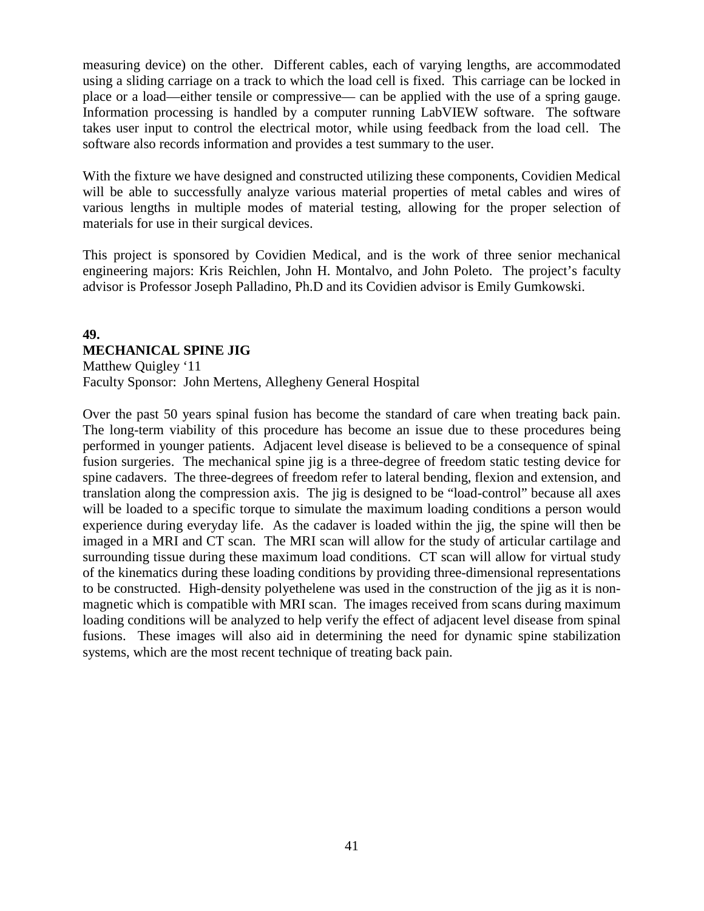measuring device) on the other. Different cables, each of varying lengths, are accommodated using a sliding carriage on a track to which the load cell is fixed. This carriage can be locked in place or a load—either tensile or compressive— can be applied with the use of a spring gauge. Information processing is handled by a computer running LabVIEW software. The software takes user input to control the electrical motor, while using feedback from the load cell. The software also records information and provides a test summary to the user.

With the fixture we have designed and constructed utilizing these components, Covidien Medical will be able to successfully analyze various material properties of metal cables and wires of various lengths in multiple modes of material testing, allowing for the proper selection of materials for use in their surgical devices.

This project is sponsored by Covidien Medical, and is the work of three senior mechanical engineering majors: Kris Reichlen, John H. Montalvo, and John Poleto. The project's faculty advisor is Professor Joseph Palladino, Ph.D and its Covidien advisor is Emily Gumkowski.

**49.**
**MECHANICAL SPINE JIG**
Matthew Quigley '11
Faculty Sponsor: John Mertens, Allegheny General Hospital

Over the past 50 years spinal fusion has become the standard of care when treating back pain. The long-term viability of this procedure has become an issue due to these procedures being performed in younger patients. Adjacent level disease is believed to be a consequence of spinal fusion surgeries. The mechanical spine jig is a three-degree of freedom static testing device for spine cadavers. The three-degrees of freedom refer to lateral bending, flexion and extension, and translation along the compression axis. The jig is designed to be "load-control" because all axes will be loaded to a specific torque to simulate the maximum loading conditions a person would experience during everyday life. As the cadaver is loaded within the jig, the spine will then be imaged in a MRI and CT scan. The MRI scan will allow for the study of articular cartilage and surrounding tissue during these maximum load conditions. CT scan will allow for virtual study of the kinematics during these loading conditions by providing three-dimensional representations to be constructed. High-density polyethelene was used in the construction of the jig as it is non-magnetic which is compatible with MRI scan. The images received from scans during maximum loading conditions will be analyzed to help verify the effect of adjacent level disease from spinal fusions. These images will also aid in determining the need for dynamic spine stabilization systems, which are the most recent technique of treating back pain.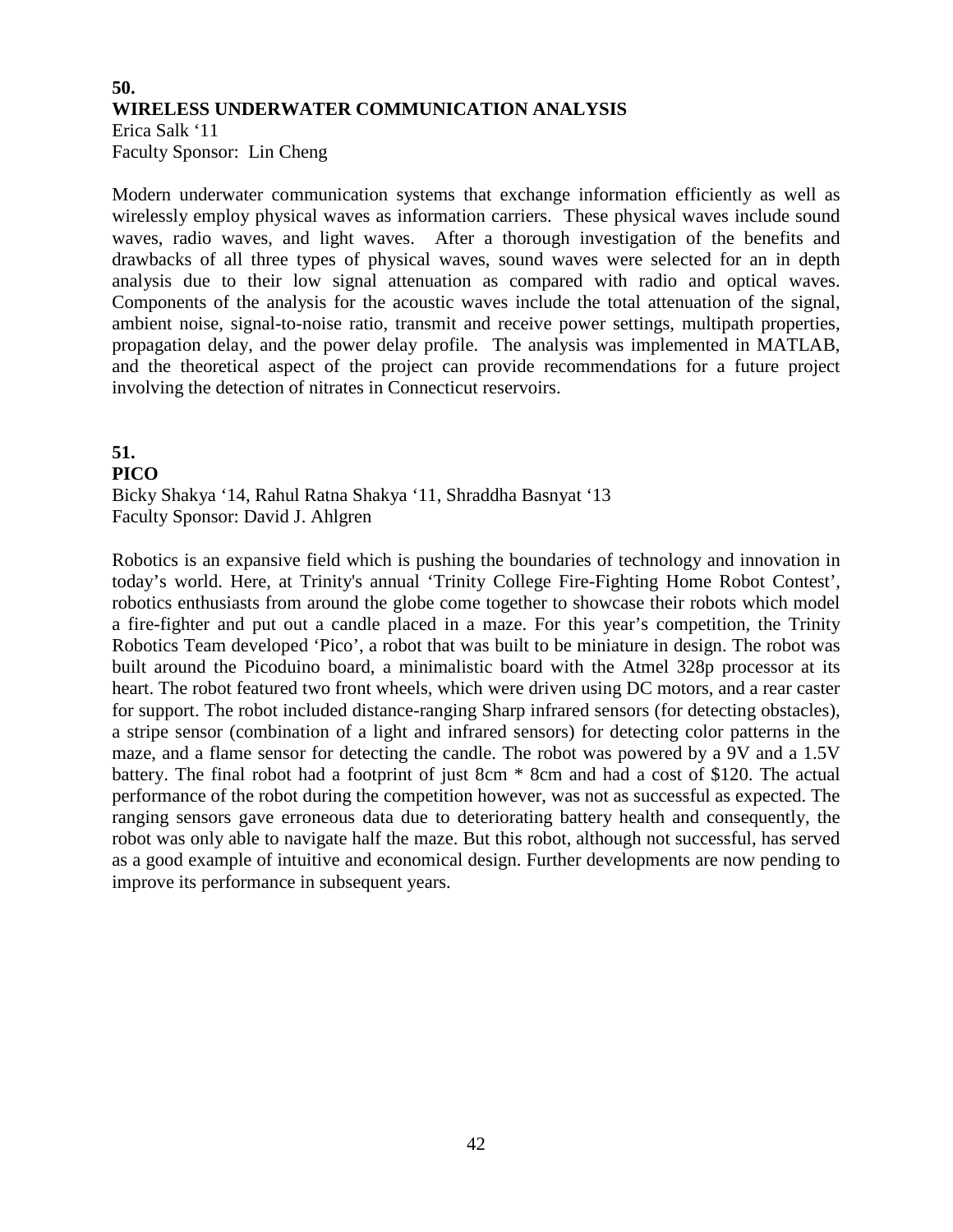**50.**

## WIRELESS UNDERWATER COMMUNICATION ANALYSIS

Erica Salk '11
Faculty Sponsor: Lin Cheng

Modern underwater communication systems that exchange information efficiently as well as wirelessly employ physical waves as information carriers. These physical waves include sound waves, radio waves, and light waves. After a thorough investigation of the benefits and drawbacks of all three types of physical waves, sound waves were selected for an in depth analysis due to their low signal attenuation as compared with radio and optical waves. Components of the analysis for the acoustic waves include the total attenuation of the signal, ambient noise, signal-to-noise ratio, transmit and receive power settings, multipath properties, propagation delay, and the power delay profile. The analysis was implemented in MATLAB, and the theoretical aspect of the project can provide recommendations for a future project involving the detection of nitrates in Connecticut reservoirs.

**51.**

## PICO

Bicky Shakya '14, Rahul Ratna Shakya '11, Shraddha Basnyat '13
Faculty Sponsor: David J. Ahlgren

Robotics is an expansive field which is pushing the boundaries of technology and innovation in today's world. Here, at Trinity's annual 'Trinity College Fire-Fighting Home Robot Contest', robotics enthusiasts from around the globe come together to showcase their robots which model a fire-fighter and put out a candle placed in a maze. For this year's competition, the Trinity Robotics Team developed 'Pico', a robot that was built to be miniature in design. The robot was built around the Picoduino board, a minimalistic board with the Atmel 328p processor at its heart. The robot featured two front wheels, which were driven using DC motors, and a rear caster for support. The robot included distance-ranging Sharp infrared sensors (for detecting obstacles), a stripe sensor (combination of a light and infrared sensors) for detecting color patterns in the maze, and a flame sensor for detecting the candle. The robot was powered by a 9V and a 1.5V battery. The final robot had a footprint of just 8cm * 8cm and had a cost of $120. The actual performance of the robot during the competition however, was not as successful as expected. The ranging sensors gave erroneous data due to deteriorating battery health and consequently, the robot was only able to navigate half the maze. But this robot, although not successful, has served as a good example of intuitive and economical design. Further developments are now pending to improve its performance in subsequent years.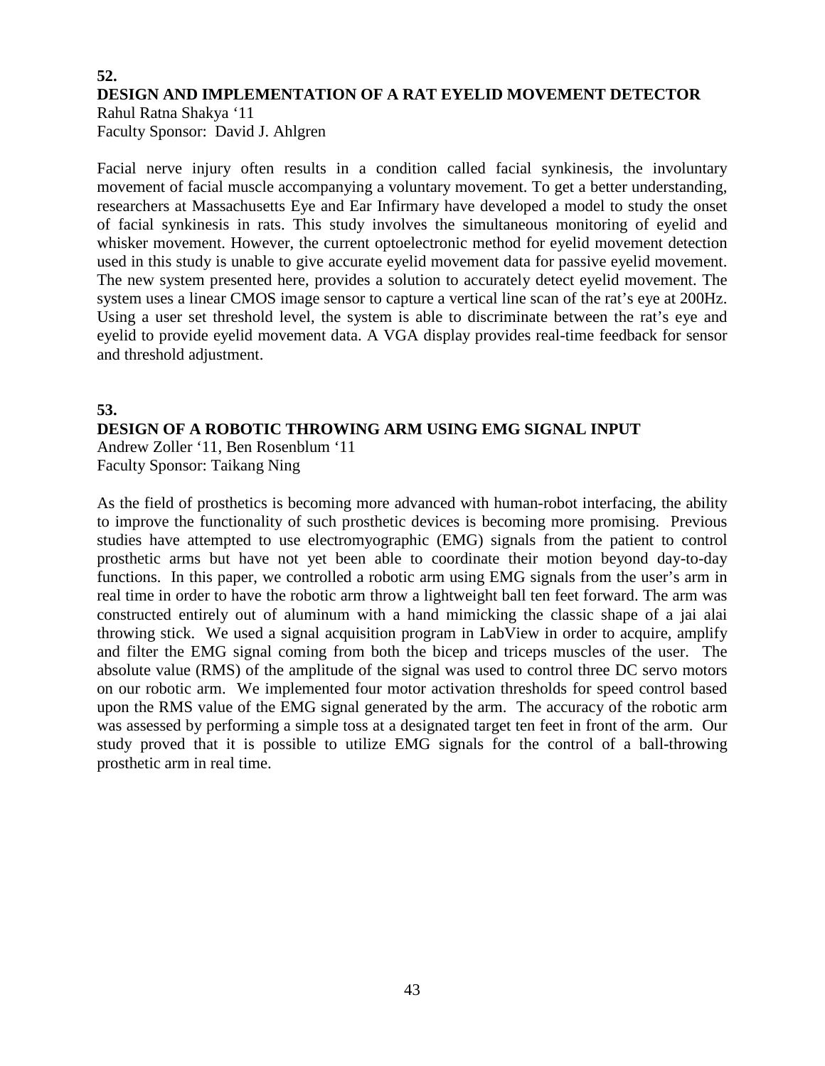**52.**

## DESIGN AND IMPLEMENTATION OF A RAT EYELID MOVEMENT DETECTOR

Rahul Ratna Shakya '11
Faculty Sponsor: David J. Ahlgren

Facial nerve injury often results in a condition called facial synkinesis, the involuntary movement of facial muscle accompanying a voluntary movement. To get a better understanding, researchers at Massachusetts Eye and Ear Infirmary have developed a model to study the onset of facial synkinesis in rats. This study involves the simultaneous monitoring of eyelid and whisker movement. However, the current optoelectronic method for eyelid movement detection used in this study is unable to give accurate eyelid movement data for passive eyelid movement. The new system presented here, provides a solution to accurately detect eyelid movement. The system uses a linear CMOS image sensor to capture a vertical line scan of the rat's eye at 200Hz. Using a user set threshold level, the system is able to discriminate between the rat's eye and eyelid to provide eyelid movement data. A VGA display provides real-time feedback for sensor and threshold adjustment.

**53.**

## DESIGN OF A ROBOTIC THROWING ARM USING EMG SIGNAL INPUT

Andrew Zoller '11, Ben Rosenblum '11
Faculty Sponsor: Taikang Ning

As the field of prosthetics is becoming more advanced with human-robot interfacing, the ability to improve the functionality of such prosthetic devices is becoming more promising. Previous studies have attempted to use electromyographic (EMG) signals from the patient to control prosthetic arms but have not yet been able to coordinate their motion beyond day-to-day functions. In this paper, we controlled a robotic arm using EMG signals from the user's arm in real time in order to have the robotic arm throw a lightweight ball ten feet forward. The arm was constructed entirely out of aluminum with a hand mimicking the classic shape of a jai alai throwing stick. We used a signal acquisition program in LabView in order to acquire, amplify and filter the EMG signal coming from both the bicep and triceps muscles of the user. The absolute value (RMS) of the amplitude of the signal was used to control three DC servo motors on our robotic arm. We implemented four motor activation thresholds for speed control based upon the RMS value of the EMG signal generated by the arm. The accuracy of the robotic arm was assessed by performing a simple toss at a designated target ten feet in front of the arm. Our study proved that it is possible to utilize EMG signals for the control of a ball-throwing prosthetic arm in real time.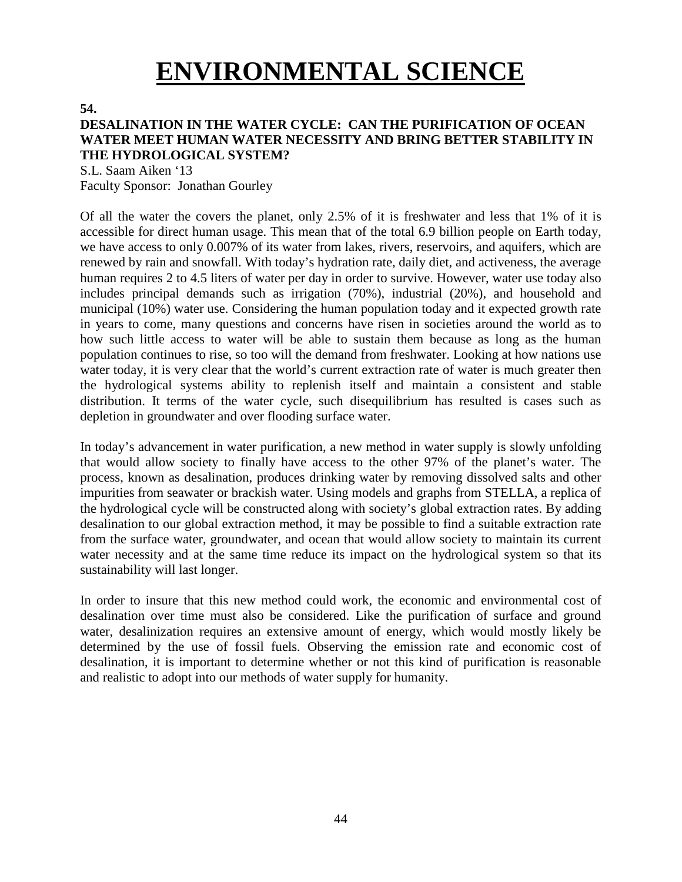# ENVIRONMENTAL SCIENCE

**54.**

**DESALINATION IN THE WATER CYCLE: CAN THE PURIFICATION OF OCEAN WATER MEET HUMAN WATER NECESSITY AND BRING BETTER STABILITY IN THE HYDROLOGICAL SYSTEM?**

S.L. Saam Aiken '13
Faculty Sponsor: Jonathan Gourley

Of all the water the covers the planet, only 2.5% of it is freshwater and less that 1% of it is accessible for direct human usage. This mean that of the total 6.9 billion people on Earth today, we have access to only 0.007% of its water from lakes, rivers, reservoirs, and aquifers, which are renewed by rain and snowfall. With today's hydration rate, daily diet, and activeness, the average human requires 2 to 4.5 liters of water per day in order to survive. However, water use today also includes principal demands such as irrigation (70%), industrial (20%), and household and municipal (10%) water use. Considering the human population today and it expected growth rate in years to come, many questions and concerns have risen in societies around the world as to how such little access to water will be able to sustain them because as long as the human population continues to rise, so too will the demand from freshwater. Looking at how nations use water today, it is very clear that the world's current extraction rate of water is much greater then the hydrological systems ability to replenish itself and maintain a consistent and stable distribution. It terms of the water cycle, such disequilibrium has resulted is cases such as depletion in groundwater and over flooding surface water.

In today's advancement in water purification, a new method in water supply is slowly unfolding that would allow society to finally have access to the other 97% of the planet's water. The process, known as desalination, produces drinking water by removing dissolved salts and other impurities from seawater or brackish water. Using models and graphs from STELLA, a replica of the hydrological cycle will be constructed along with society's global extraction rates. By adding desalination to our global extraction method, it may be possible to find a suitable extraction rate from the surface water, groundwater, and ocean that would allow society to maintain its current water necessity and at the same time reduce its impact on the hydrological system so that its sustainability will last longer.

In order to insure that this new method could work, the economic and environmental cost of desalination over time must also be considered. Like the purification of surface and ground water, desalinization requires an extensive amount of energy, which would mostly likely be determined by the use of fossil fuels. Observing the emission rate and economic cost of desalination, it is important to determine whether or not this kind of purification is reasonable and realistic to adopt into our methods of water supply for humanity.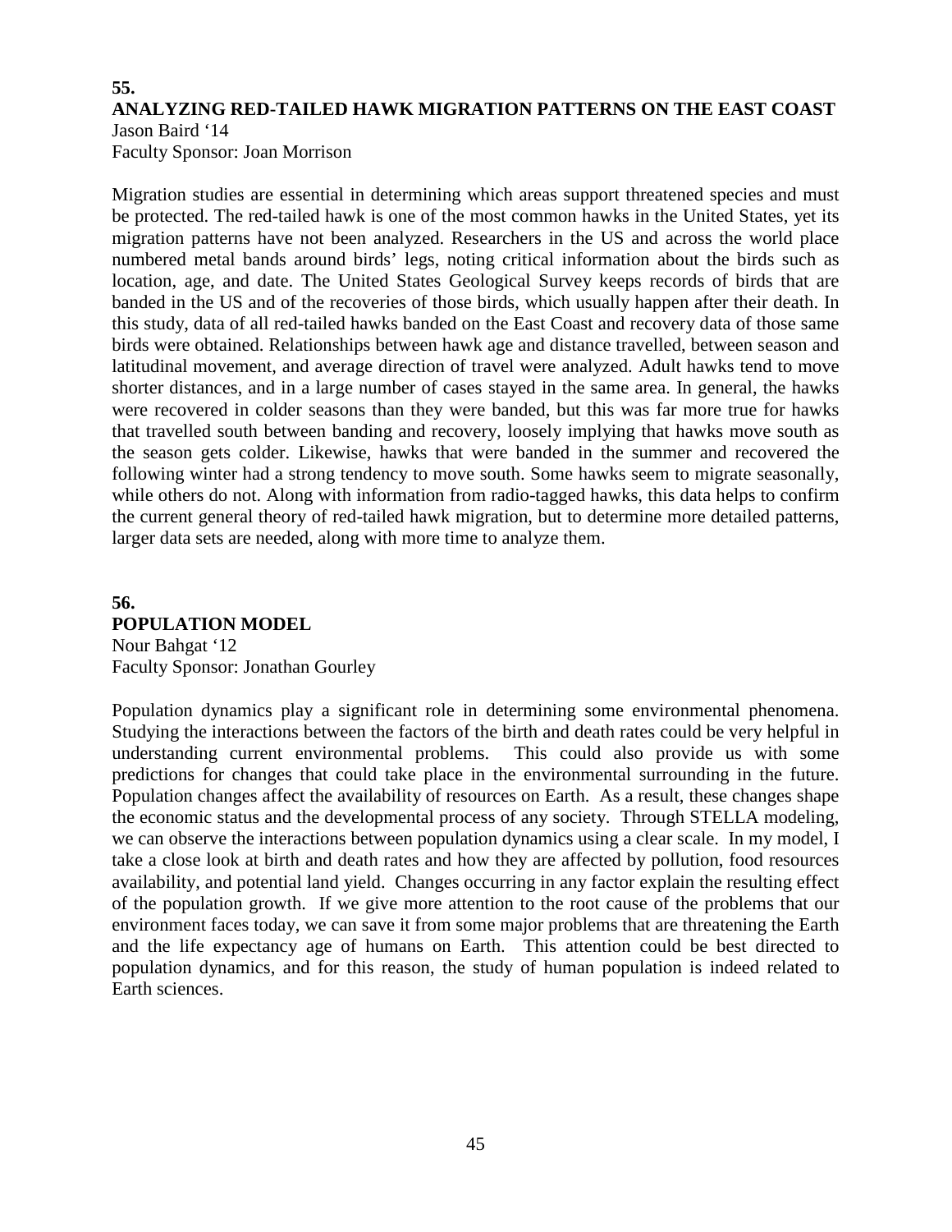**55.**

## ANALYZING RED-TAILED HAWK MIGRATION PATTERNS ON THE EAST COAST

Jason Baird ‘14
Faculty Sponsor: Joan Morrison

Migration studies are essential in determining which areas support threatened species and must be protected. The red-tailed hawk is one of the most common hawks in the United States, yet its migration patterns have not been analyzed. Researchers in the US and across the world place numbered metal bands around birds’ legs, noting critical information about the birds such as location, age, and date. The United States Geological Survey keeps records of birds that are banded in the US and of the recoveries of those birds, which usually happen after their death. In this study, data of all red-tailed hawks banded on the East Coast and recovery data of those same birds were obtained. Relationships between hawk age and distance travelled, between season and latitudinal movement, and average direction of travel were analyzed. Adult hawks tend to move shorter distances, and in a large number of cases stayed in the same area. In general, the hawks were recovered in colder seasons than they were banded, but this was far more true for hawks that travelled south between banding and recovery, loosely implying that hawks move south as the season gets colder. Likewise, hawks that were banded in the summer and recovered the following winter had a strong tendency to move south. Some hawks seem to migrate seasonally, while others do not. Along with information from radio-tagged hawks, this data helps to confirm the current general theory of red-tailed hawk migration, but to determine more detailed patterns, larger data sets are needed, along with more time to analyze them.

**56.**

## POPULATION MODEL

Nour Bahgat ‘12
Faculty Sponsor: Jonathan Gourley

Population dynamics play a significant role in determining some environmental phenomena. Studying the interactions between the factors of the birth and death rates could be very helpful in understanding current environmental problems. This could also provide us with some predictions for changes that could take place in the environmental surrounding in the future. Population changes affect the availability of resources on Earth. As a result, these changes shape the economic status and the developmental process of any society. Through STELLA modeling, we can observe the interactions between population dynamics using a clear scale. In my model, I take a close look at birth and death rates and how they are affected by pollution, food resources availability, and potential land yield. Changes occurring in any factor explain the resulting effect of the population growth. If we give more attention to the root cause of the problems that our environment faces today, we can save it from some major problems that are threatening the Earth and the life expectancy age of humans on Earth. This attention could be best directed to population dynamics, and for this reason, the study of human population is indeed related to Earth sciences.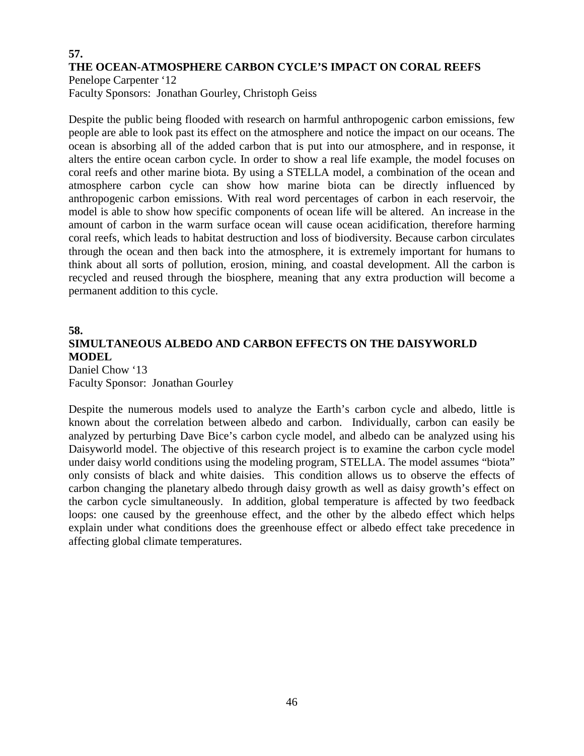**57.**

## THE OCEAN-ATMOSPHERE CARBON CYCLE'S IMPACT ON CORAL REEFS

Penelope Carpenter '12
Faculty Sponsors: Jonathan Gourley, Christoph Geiss

Despite the public being flooded with research on harmful anthropogenic carbon emissions, few people are able to look past its effect on the atmosphere and notice the impact on our oceans. The ocean is absorbing all of the added carbon that is put into our atmosphere, and in response, it alters the entire ocean carbon cycle. In order to show a real life example, the model focuses on coral reefs and other marine biota. By using a STELLA model, a combination of the ocean and atmosphere carbon cycle can show how marine biota can be directly influenced by anthropogenic carbon emissions. With real word percentages of carbon in each reservoir, the model is able to show how specific components of ocean life will be altered. An increase in the amount of carbon in the warm surface ocean will cause ocean acidification, therefore harming coral reefs, which leads to habitat destruction and loss of biodiversity. Because carbon circulates through the ocean and then back into the atmosphere, it is extremely important for humans to think about all sorts of pollution, erosion, mining, and coastal development. All the carbon is recycled and reused through the biosphere, meaning that any extra production will become a permanent addition to this cycle.

**58.**

## SIMULTANEOUS ALBEDO AND CARBON EFFECTS ON THE DAISYWORLD MODEL

Daniel Chow '13
Faculty Sponsor: Jonathan Gourley

Despite the numerous models used to analyze the Earth's carbon cycle and albedo, little is known about the correlation between albedo and carbon. Individually, carbon can easily be analyzed by perturbing Dave Bice's carbon cycle model, and albedo can be analyzed using his Daisyworld model. The objective of this research project is to examine the carbon cycle model under daisy world conditions using the modeling program, STELLA. The model assumes "biota" only consists of black and white daisies. This condition allows us to observe the effects of carbon changing the planetary albedo through daisy growth as well as daisy growth's effect on the carbon cycle simultaneously. In addition, global temperature is affected by two feedback loops: one caused by the greenhouse effect, and the other by the albedo effect which helps explain under what conditions does the greenhouse effect or albedo effect take precedence in affecting global climate temperatures.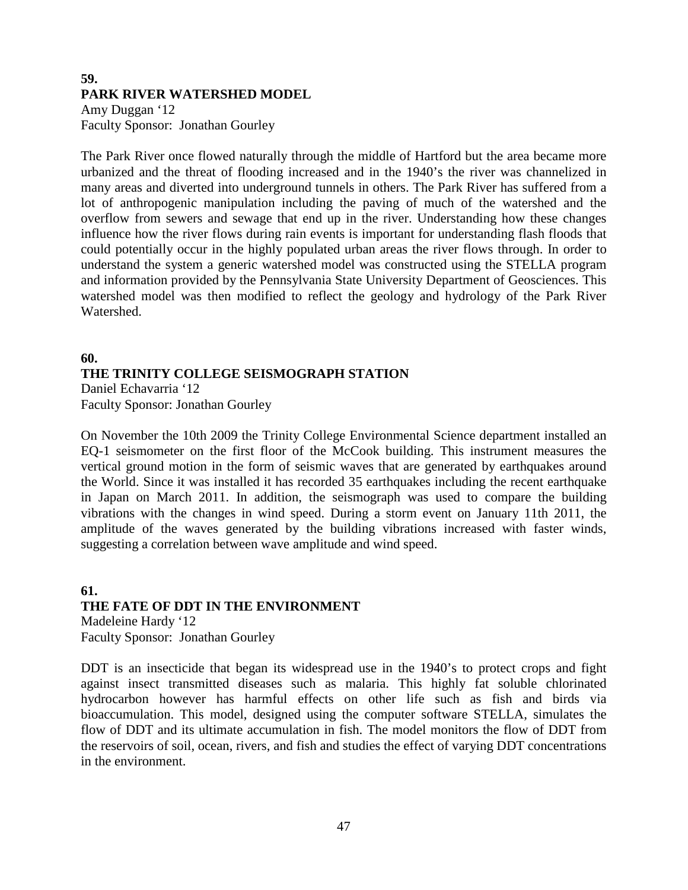**59.**

**PARK RIVER WATERSHED MODEL**

Amy Duggan '12
Faculty Sponsor: Jonathan Gourley

The Park River once flowed naturally through the middle of Hartford but the area became more urbanized and the threat of flooding increased and in the 1940's the river was channelized in many areas and diverted into underground tunnels in others. The Park River has suffered from a lot of anthropogenic manipulation including the paving of much of the watershed and the overflow from sewers and sewage that end up in the river. Understanding how these changes influence how the river flows during rain events is important for understanding flash floods that could potentially occur in the highly populated urban areas the river flows through. In order to understand the system a generic watershed model was constructed using the STELLA program and information provided by the Pennsylvania State University Department of Geosciences. This watershed model was then modified to reflect the geology and hydrology of the Park River Watershed.

**60.**

**THE TRINITY COLLEGE SEISMOGRAPH STATION**

Daniel Echavarria '12
Faculty Sponsor: Jonathan Gourley

On November the 10th 2009 the Trinity College Environmental Science department installed an EQ-1 seismometer on the first floor of the McCook building. This instrument measures the vertical ground motion in the form of seismic waves that are generated by earthquakes around the World. Since it was installed it has recorded 35 earthquakes including the recent earthquake in Japan on March 2011. In addition, the seismograph was used to compare the building vibrations with the changes in wind speed. During a storm event on January 11th 2011, the amplitude of the waves generated by the building vibrations increased with faster winds, suggesting a correlation between wave amplitude and wind speed.

**61.**

**THE FATE OF DDT IN THE ENVIRONMENT**

Madeleine Hardy '12
Faculty Sponsor: Jonathan Gourley

DDT is an insecticide that began its widespread use in the 1940's to protect crops and fight against insect transmitted diseases such as malaria. This highly fat soluble chlorinated hydrocarbon however has harmful effects on other life such as fish and birds via bioaccumulation. This model, designed using the computer software STELLA, simulates the flow of DDT and its ultimate accumulation in fish. The model monitors the flow of DDT from the reservoirs of soil, ocean, rivers, and fish and studies the effect of varying DDT concentrations in the environment.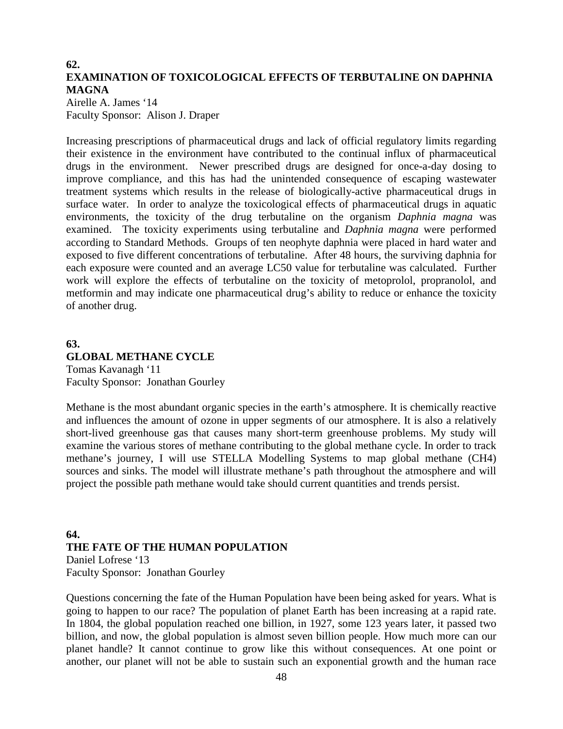**62.**

**EXAMINATION OF TOXICOLOGICAL EFFECTS OF TERBUTALINE ON DAPHNIA MAGNA**

Airelle A. James '14
Faculty Sponsor: Alison J. Draper

Increasing prescriptions of pharmaceutical drugs and lack of official regulatory limits regarding their existence in the environment have contributed to the continual influx of pharmaceutical drugs in the environment. Newer prescribed drugs are designed for once-a-day dosing to improve compliance, and this has had the unintended consequence of escaping wastewater treatment systems which results in the release of biologically-active pharmaceutical drugs in surface water. In order to analyze the toxicological effects of pharmaceutical drugs in aquatic environments, the toxicity of the drug terbutaline on the organism *Daphnia magna* was examined. The toxicity experiments using terbutaline and *Daphnia magna* were performed according to Standard Methods. Groups of ten neophyte daphnia were placed in hard water and exposed to five different concentrations of terbutaline. After 48 hours, the surviving daphnia for each exposure were counted and an average LC50 value for terbutaline was calculated. Further work will explore the effects of terbutaline on the toxicity of metoprolol, propranolol, and metformin and may indicate one pharmaceutical drug's ability to reduce or enhance the toxicity of another drug.

**63.**

**GLOBAL METHANE CYCLE**

Tomas Kavanagh '11
Faculty Sponsor: Jonathan Gourley

Methane is the most abundant organic species in the earth's atmosphere. It is chemically reactive and influences the amount of ozone in upper segments of our atmosphere. It is also a relatively short-lived greenhouse gas that causes many short-term greenhouse problems. My study will examine the various stores of methane contributing to the global methane cycle. In order to track methane's journey, I will use STELLA Modelling Systems to map global methane ($CH_4$) sources and sinks. The model will illustrate methane's path throughout the atmosphere and will project the possible path methane would take should current quantities and trends persist.

**64.**

**THE FATE OF THE HUMAN POPULATION**

Daniel Lofrese '13
Faculty Sponsor: Jonathan Gourley

Questions concerning the fate of the Human Population have been being asked for years. What is going to happen to our race? The population of planet Earth has been increasing at a rapid rate. In 1804, the global population reached one billion, in 1927, some 123 years later, it passed two billion, and now, the global population is almost seven billion people. How much more can our planet handle? It cannot continue to grow like this without consequences. At one point or another, our planet will not be able to sustain such an exponential growth and the human race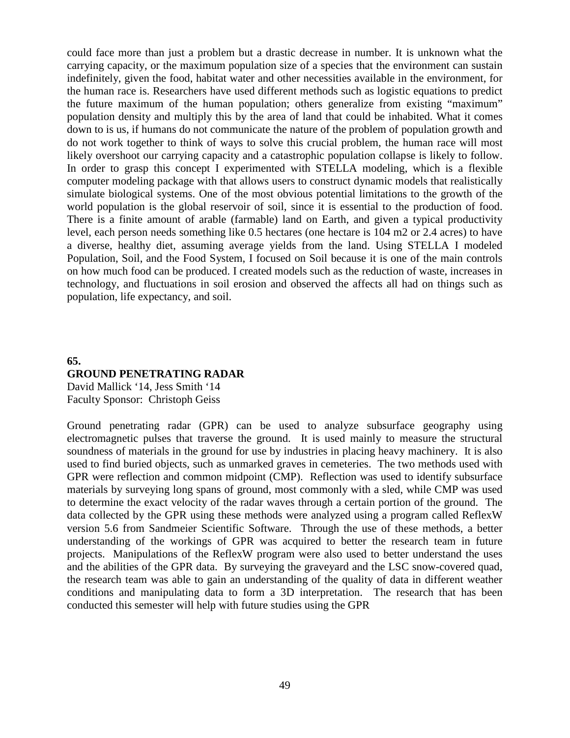could face more than just a problem but a drastic decrease in number. It is unknown what the carrying capacity, or the maximum population size of a species that the environment can sustain indefinitely, given the food, habitat water and other necessities available in the environment, for the human race is. Researchers have used different methods such as logistic equations to predict the future maximum of the human population; others generalize from existing "maximum" population density and multiply this by the area of land that could be inhabited. What it comes down to is us, if humans do not communicate the nature of the problem of population growth and do not work together to think of ways to solve this crucial problem, the human race will most likely overshoot our carrying capacity and a catastrophic population collapse is likely to follow. In order to grasp this concept I experimented with STELLA modeling, which is a flexible computer modeling package with that allows users to construct dynamic models that realistically simulate biological systems. One of the most obvious potential limitations to the growth of the world population is the global reservoir of soil, since it is essential to the production of food. There is a finite amount of arable (farmable) land on Earth, and given a typical productivity level, each person needs something like 0.5 hectares (one hectare is 104 m2 or 2.4 acres) to have a diverse, healthy diet, assuming average yields from the land. Using STELLA I modeled Population, Soil, and the Food System, I focused on Soil because it is one of the main controls on how much food can be produced. I created models such as the reduction of waste, increases in technology, and fluctuations in soil erosion and observed the affects all had on things such as population, life expectancy, and soil.

**65.**
**GROUND PENETRATING RADAR**
David Mallick '14, Jess Smith '14
Faculty Sponsor: Christoph Geiss

Ground penetrating radar (GPR) can be used to analyze subsurface geography using electromagnetic pulses that traverse the ground. It is used mainly to measure the structural soundness of materials in the ground for use by industries in placing heavy machinery. It is also used to find buried objects, such as unmarked graves in cemeteries. The two methods used with GPR were reflection and common midpoint (CMP). Reflection was used to identify subsurface materials by surveying long spans of ground, most commonly with a sled, while CMP was used to determine the exact velocity of the radar waves through a certain portion of the ground. The data collected by the GPR using these methods were analyzed using a program called ReflexW version 5.6 from Sandmeier Scientific Software. Through the use of these methods, a better understanding of the workings of GPR was acquired to better the research team in future projects. Manipulations of the ReflexW program were also used to better understand the uses and the abilities of the GPR data. By surveying the graveyard and the LSC snow-covered quad, the research team was able to gain an understanding of the quality of data in different weather conditions and manipulating data to form a 3D interpretation. The research that has been conducted this semester will help with future studies using the GPR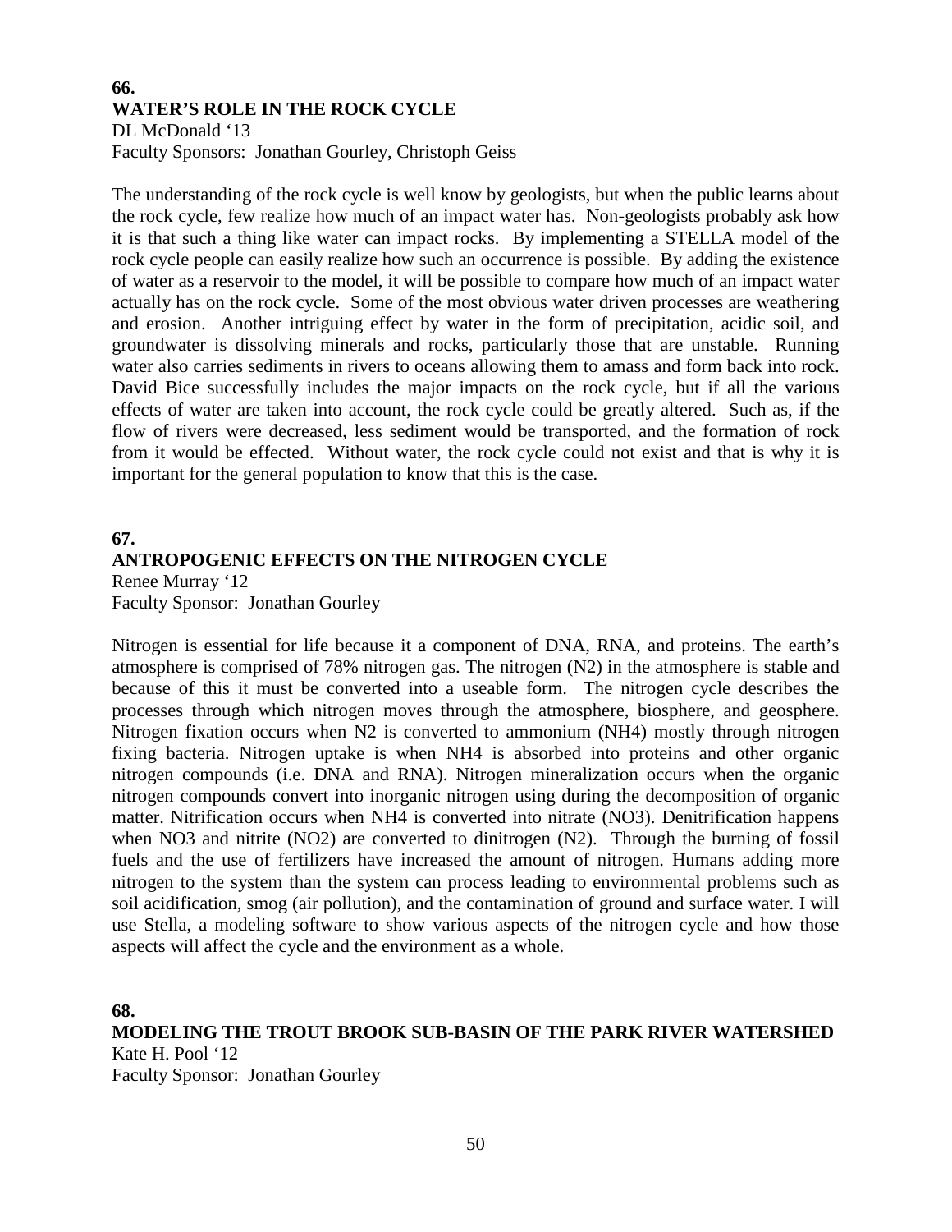**66.**

**WATER'S ROLE IN THE ROCK CYCLE**

DL McDonald '13
Faculty Sponsors: Jonathan Gourley, Christoph Geiss

The understanding of the rock cycle is well know by geologists, but when the public learns about the rock cycle, few realize how much of an impact water has. Non-geologists probably ask how it is that such a thing like water can impact rocks. By implementing a STELLA model of the rock cycle people can easily realize how such an occurrence is possible. By adding the existence of water as a reservoir to the model, it will be possible to compare how much of an impact water actually has on the rock cycle. Some of the most obvious water driven processes are weathering and erosion. Another intriguing effect by water in the form of precipitation, acidic soil, and groundwater is dissolving minerals and rocks, particularly those that are unstable. Running water also carries sediments in rivers to oceans allowing them to amass and form back into rock. David Bice successfully includes the major impacts on the rock cycle, but if all the various effects of water are taken into account, the rock cycle could be greatly altered. Such as, if the flow of rivers were decreased, less sediment would be transported, and the formation of rock from it would be effected. Without water, the rock cycle could not exist and that is why it is important for the general population to know that this is the case.

**67.**

**ANTROPOGENIC EFFECTS ON THE NITROGEN CYCLE**

Renee Murray '12
Faculty Sponsor: Jonathan Gourley

Nitrogen is essential for life because it a component of DNA, RNA, and proteins. The earth's atmosphere is comprised of 78% nitrogen gas. The nitrogen (N2) in the atmosphere is stable and because of this it must be converted into a useable form. The nitrogen cycle describes the processes through which nitrogen moves through the atmosphere, biosphere, and geosphere. Nitrogen fixation occurs when N2 is converted to ammonium (NH4) mostly through nitrogen fixing bacteria. Nitrogen uptake is when NH4 is absorbed into proteins and other organic nitrogen compounds (i.e. DNA and RNA). Nitrogen mineralization occurs when the organic nitrogen compounds convert into inorganic nitrogen using during the decomposition of organic matter. Nitrification occurs when NH4 is converted into nitrate (NO3). Denitrification happens when NO3 and nitrite (NO2) are converted to dinitrogen (N2). Through the burning of fossil fuels and the use of fertilizers have increased the amount of nitrogen. Humans adding more nitrogen to the system than the system can process leading to environmental problems such as soil acidification, smog (air pollution), and the contamination of ground and surface water. I will use Stella, a modeling software to show various aspects of the nitrogen cycle and how those aspects will affect the cycle and the environment as a whole.

**68.**

**MODELING THE TROUT BROOK SUB-BASIN OF THE PARK RIVER WATERSHED**

Kate H. Pool '12
Faculty Sponsor: Jonathan Gourley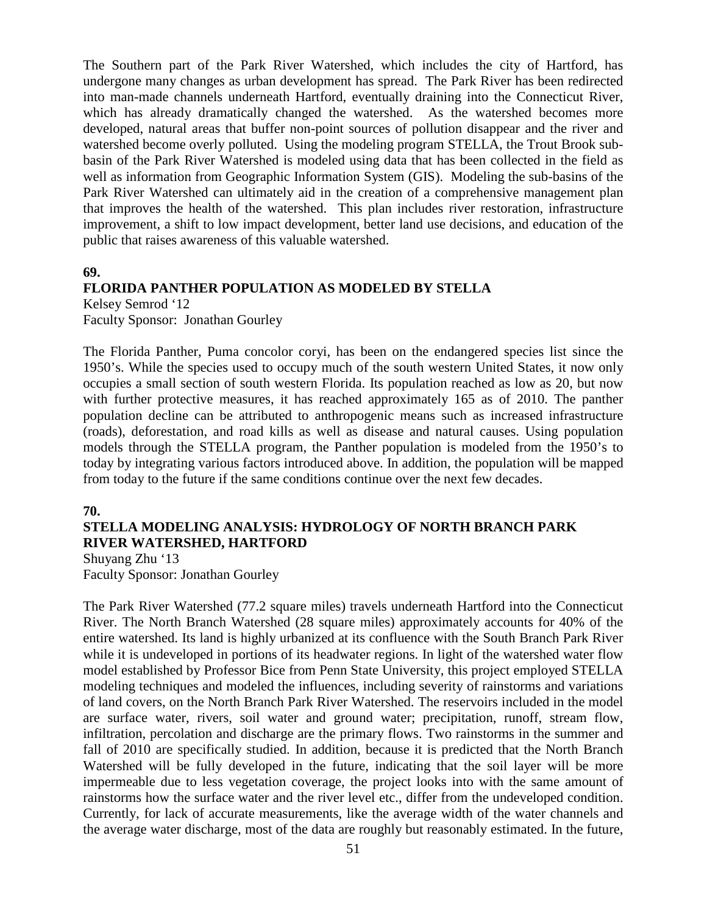The Southern part of the Park River Watershed, which includes the city of Hartford, has undergone many changes as urban development has spread. The Park River has been redirected into man-made channels underneath Hartford, eventually draining into the Connecticut River, which has already dramatically changed the watershed. As the watershed becomes more developed, natural areas that buffer non-point sources of pollution disappear and the river and watershed become overly polluted. Using the modeling program STELLA, the Trout Brook sub-basin of the Park River Watershed is modeled using data that has been collected in the field as well as information from Geographic Information System (GIS). Modeling the sub-basins of the Park River Watershed can ultimately aid in the creation of a comprehensive management plan that improves the health of the watershed. This plan includes river restoration, infrastructure improvement, a shift to low impact development, better land use decisions, and education of the public that raises awareness of this valuable watershed.

**69.**

**FLORIDA PANTHER POPULATION AS MODELED BY STELLA**

Kelsey Semrod '12
Faculty Sponsor: Jonathan Gourley

The Florida Panther, Puma concolor coryi, has been on the endangered species list since the 1950's. While the species used to occupy much of the south western United States, it now only occupies a small section of south western Florida. Its population reached as low as 20, but now with further protective measures, it has reached approximately 165 as of 2010. The panther population decline can be attributed to anthropogenic means such as increased infrastructure (roads), deforestation, and road kills as well as disease and natural causes. Using population models through the STELLA program, the Panther population is modeled from the 1950's to today by integrating various factors introduced above. In addition, the population will be mapped from today to the future if the same conditions continue over the next few decades.

**70.**

**STELLA MODELING ANALYSIS: HYDROLOGY OF NORTH BRANCH PARK RIVER WATERSHED, HARTFORD**

Shuyang Zhu '13
Faculty Sponsor: Jonathan Gourley

The Park River Watershed (77.2 square miles) travels underneath Hartford into the Connecticut River. The North Branch Watershed (28 square miles) approximately accounts for 40% of the entire watershed. Its land is highly urbanized at its confluence with the South Branch Park River while it is undeveloped in portions of its headwater regions. In light of the watershed water flow model established by Professor Bice from Penn State University, this project employed STELLA modeling techniques and modeled the influences, including severity of rainstorms and variations of land covers, on the North Branch Park River Watershed. The reservoirs included in the model are surface water, rivers, soil water and ground water; precipitation, runoff, stream flow, infiltration, percolation and discharge are the primary flows. Two rainstorms in the summer and fall of 2010 are specifically studied. In addition, because it is predicted that the North Branch Watershed will be fully developed in the future, indicating that the soil layer will be more impermeable due to less vegetation coverage, the project looks into with the same amount of rainstorms how the surface water and the river level etc., differ from the undeveloped condition. Currently, for lack of accurate measurements, like the average width of the water channels and the average water discharge, most of the data are roughly but reasonably estimated. In the future,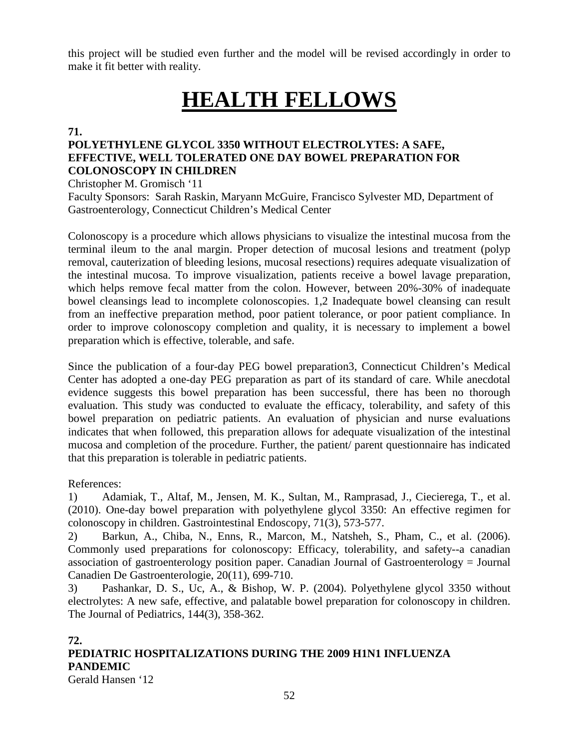this project will be studied even further and the model will be revised accordingly in order to make it fit better with reality.

# HEALTH FELLOWS

**71.**

**POLYETHYLENE GLYCOL 3350 WITHOUT ELECTROLYTES: A SAFE, EFFECTIVE, WELL TOLERATED ONE DAY BOWEL PREPARATION FOR COLONOSCOPY IN CHILDREN**

Christopher M. Gromisch '11

Faculty Sponsors: Sarah Raskin, Maryann McGuire, Francisco Sylvester MD, Department of Gastroenterology, Connecticut Children's Medical Center

Colonoscopy is a procedure which allows physicians to visualize the intestinal mucosa from the terminal ileum to the anal margin. Proper detection of mucosal lesions and treatment (polyp removal, cauterization of bleeding lesions, mucosal resections) requires adequate visualization of the intestinal mucosa. To improve visualization, patients receive a bowel lavage preparation, which helps remove fecal matter from the colon. However, between 20%-30% of inadequate bowel cleansings lead to incomplete colonoscopies. 1,2 Inadequate bowel cleansing can result from an ineffective preparation method, poor patient tolerance, or poor patient compliance. In order to improve colonoscopy completion and quality, it is necessary to implement a bowel preparation which is effective, tolerable, and safe.

Since the publication of a four-day PEG bowel preparation3, Connecticut Children's Medical Center has adopted a one-day PEG preparation as part of its standard of care. While anecdotal evidence suggests this bowel preparation has been successful, there has been no thorough evaluation. This study was conducted to evaluate the efficacy, tolerability, and safety of this bowel preparation on pediatric patients. An evaluation of physician and nurse evaluations indicates that when followed, this preparation allows for adequate visualization of the intestinal mucosa and completion of the procedure. Further, the patient/ parent questionnaire has indicated that this preparation is tolerable in pediatric patients.

References:

1) Adamiak, T., Altaf, M., Jensen, M. K., Sultan, M., Ramprasad, J., Ciecierega, T., et al. (2010). One-day bowel preparation with polyethylene glycol 3350: An effective regimen for colonoscopy in children. Gastrointestinal Endoscopy, 71(3), 573-577.

2) Barkun, A., Chiba, N., Enns, R., Marcon, M., Natsheh, S., Pham, C., et al. (2006). Commonly used preparations for colonoscopy: Efficacy, tolerability, and safety--a canadian association of gastroenterology position paper. Canadian Journal of Gastroenterology = Journal Canadien De Gastroenterologie, 20(11), 699-710.

3) Pashankar, D. S., Uc, A., & Bishop, W. P. (2004). Polyethylene glycol 3350 without electrolytes: A new safe, effective, and palatable bowel preparation for colonoscopy in children. The Journal of Pediatrics, 144(3), 358-362.

**72.**

**PEDIATRIC HOSPITALIZATIONS DURING THE 2009 H1N1 INFLUENZA PANDEMIC**

Gerald Hansen '12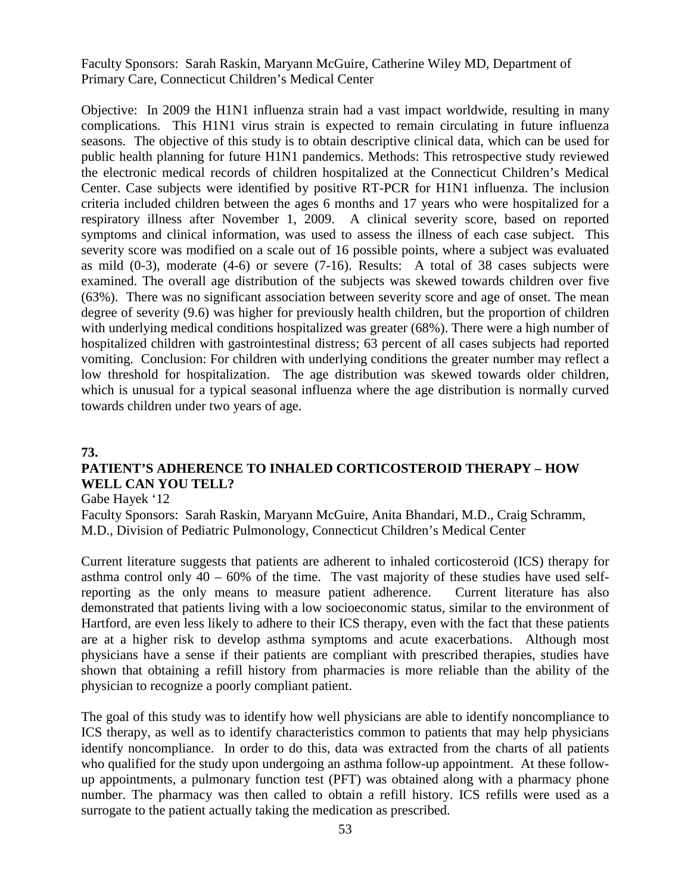Faculty Sponsors: Sarah Raskin, Maryann McGuire, Catherine Wiley MD, Department of Primary Care, Connecticut Children's Medical Center

Objective: In 2009 the H1N1 influenza strain had a vast impact worldwide, resulting in many complications. This H1N1 virus strain is expected to remain circulating in future influenza seasons. The objective of this study is to obtain descriptive clinical data, which can be used for public health planning for future H1N1 pandemics. Methods: This retrospective study reviewed the electronic medical records of children hospitalized at the Connecticut Children's Medical Center. Case subjects were identified by positive RT-PCR for H1N1 influenza. The inclusion criteria included children between the ages 6 months and 17 years who were hospitalized for a respiratory illness after November 1, 2009. A clinical severity score, based on reported symptoms and clinical information, was used to assess the illness of each case subject. This severity score was modified on a scale out of 16 possible points, where a subject was evaluated as mild (0-3), moderate (4-6) or severe (7-16). Results: A total of 38 cases subjects were examined. The overall age distribution of the subjects was skewed towards children over five (63%). There was no significant association between severity score and age of onset. The mean degree of severity (9.6) was higher for previously health children, but the proportion of children with underlying medical conditions hospitalized was greater (68%). There were a high number of hospitalized children with gastrointestinal distress; 63 percent of all cases subjects had reported vomiting. Conclusion: For children with underlying conditions the greater number may reflect a low threshold for hospitalization. The age distribution was skewed towards older children, which is unusual for a typical seasonal influenza where the age distribution is normally curved towards children under two years of age.

**73.**

**PATIENT'S ADHERENCE TO INHALED CORTICOSTEROID THERAPY – HOW WELL CAN YOU TELL?**

Gabe Hayek '12

Faculty Sponsors: Sarah Raskin, Maryann McGuire, Anita Bhandari, M.D., Craig Schramm, M.D., Division of Pediatric Pulmonology, Connecticut Children's Medical Center

Current literature suggests that patients are adherent to inhaled corticosteroid (ICS) therapy for asthma control only 40 – 60% of the time. The vast majority of these studies have used self-reporting as the only means to measure patient adherence. Current literature has also demonstrated that patients living with a low socioeconomic status, similar to the environment of Hartford, are even less likely to adhere to their ICS therapy, even with the fact that these patients are at a higher risk to develop asthma symptoms and acute exacerbations. Although most physicians have a sense if their patients are compliant with prescribed therapies, studies have shown that obtaining a refill history from pharmacies is more reliable than the ability of the physician to recognize a poorly compliant patient.

The goal of this study was to identify how well physicians are able to identify noncompliance to ICS therapy, as well as to identify characteristics common to patients that may help physicians identify noncompliance. In order to do this, data was extracted from the charts of all patients who qualified for the study upon undergoing an asthma follow-up appointment. At these follow-up appointments, a pulmonary function test (PFT) was obtained along with a pharmacy phone number. The pharmacy was then called to obtain a refill history. ICS refills were used as a surrogate to the patient actually taking the medication as prescribed.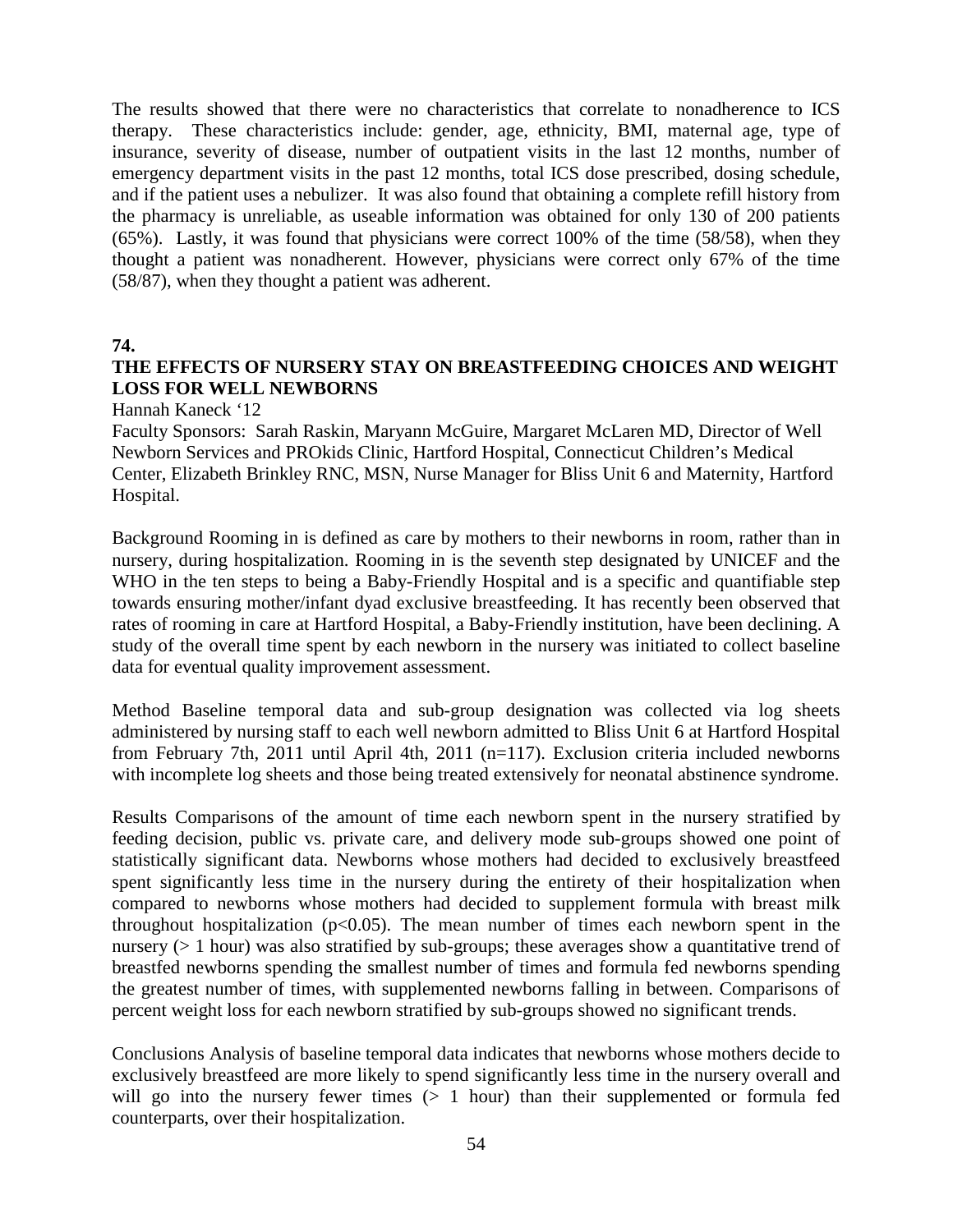The results showed that there were no characteristics that correlate to nonadherence to ICS therapy. These characteristics include: gender, age, ethnicity, BMI, maternal age, type of insurance, severity of disease, number of outpatient visits in the last 12 months, number of emergency department visits in the past 12 months, total ICS dose prescribed, dosing schedule, and if the patient uses a nebulizer. It was also found that obtaining a complete refill history from the pharmacy is unreliable, as useable information was obtained for only 130 of 200 patients (65%). Lastly, it was found that physicians were correct 100% of the time (58/58), when they thought a patient was nonadherent. However, physicians were correct only 67% of the time (58/87), when they thought a patient was adherent.

**74.**

## THE EFFECTS OF NURSERY STAY ON BREASTFEEDING CHOICES AND WEIGHT LOSS FOR WELL NEWBORNS

Hannah Kaneck '12

Faculty Sponsors: Sarah Raskin, Maryann McGuire, Margaret McLaren MD, Director of Well Newborn Services and PROkids Clinic, Hartford Hospital, Connecticut Children's Medical Center, Elizabeth Brinkley RNC, MSN, Nurse Manager for Bliss Unit 6 and Maternity, Hartford Hospital.

Background Rooming in is defined as care by mothers to their newborns in room, rather than in nursery, during hospitalization. Rooming in is the seventh step designated by UNICEF and the WHO in the ten steps to being a Baby-Friendly Hospital and is a specific and quantifiable step towards ensuring mother/infant dyad exclusive breastfeeding. It has recently been observed that rates of rooming in care at Hartford Hospital, a Baby-Friendly institution, have been declining. A study of the overall time spent by each newborn in the nursery was initiated to collect baseline data for eventual quality improvement assessment.

Method Baseline temporal data and sub-group designation was collected via log sheets administered by nursing staff to each well newborn admitted to Bliss Unit 6 at Hartford Hospital from February 7th, 2011 until April 4th, 2011 (n=117). Exclusion criteria included newborns with incomplete log sheets and those being treated extensively for neonatal abstinence syndrome.

Results Comparisons of the amount of time each newborn spent in the nursery stratified by feeding decision, public vs. private care, and delivery mode sub-groups showed one point of statistically significant data. Newborns whose mothers had decided to exclusively breastfeed spent significantly less time in the nursery during the entirety of their hospitalization when compared to newborns whose mothers had decided to supplement formula with breast milk throughout hospitalization ($p<0.05$). The mean number of times each newborn spent in the nursery (> 1 hour) was also stratified by sub-groups; these averages show a quantitative trend of breastfed newborns spending the smallest number of times and formula fed newborns spending the greatest number of times, with supplemented newborns falling in between. Comparisons of percent weight loss for each newborn stratified by sub-groups showed no significant trends.

Conclusions Analysis of baseline temporal data indicates that newborns whose mothers decide to exclusively breastfeed are more likely to spend significantly less time in the nursery overall and will go into the nursery fewer times (> 1 hour) than their supplemented or formula fed counterparts, over their hospitalization.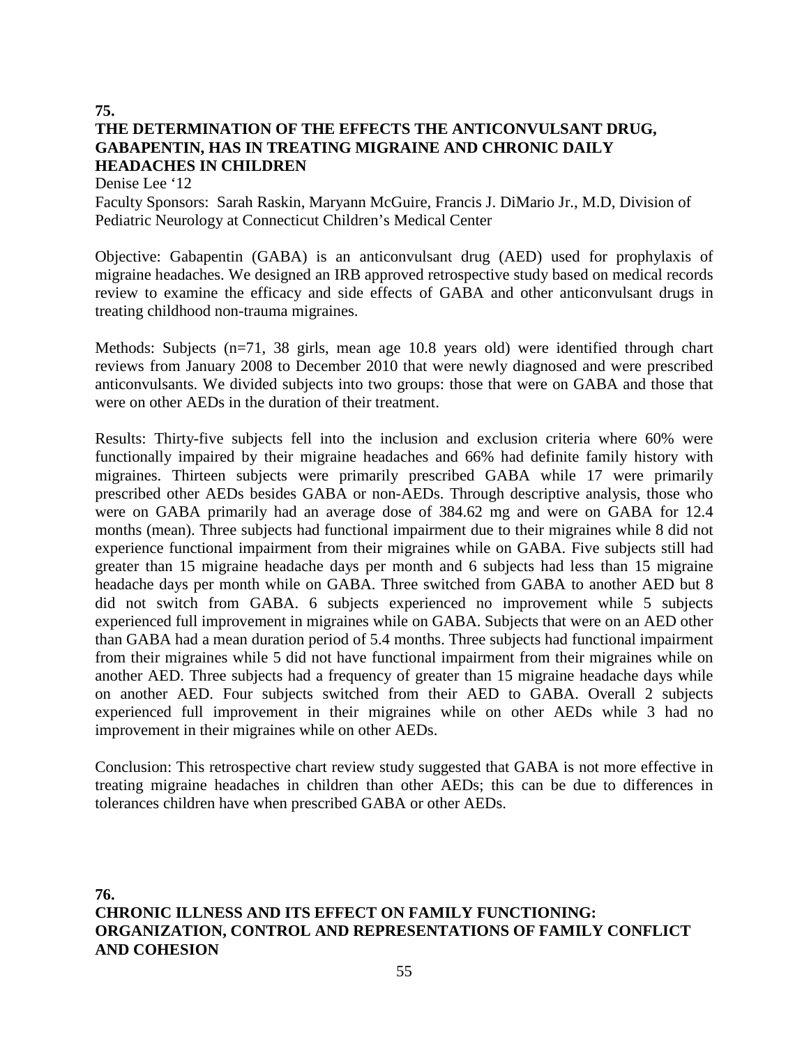**75.**

## THE DETERMINATION OF THE EFFECTS THE ANTICONVULSANT DRUG, GABAPENTIN, HAS IN TREATING MIGRAINE AND CHRONIC DAILY HEADACHES IN CHILDREN

Denise Lee '12

Faculty Sponsors: Sarah Raskin, Maryann McGuire, Francis J. DiMario Jr., M.D, Division of Pediatric Neurology at Connecticut Children's Medical Center

Objective: Gabapentin (GABA) is an anticonvulsant drug (AED) used for prophylaxis of migraine headaches. We designed an IRB approved retrospective study based on medical records review to examine the efficacy and side effects of GABA and other anticonvulsant drugs in treating childhood non-trauma migraines.

Methods: Subjects (n=71, 38 girls, mean age 10.8 years old) were identified through chart reviews from January 2008 to December 2010 that were newly diagnosed and were prescribed anticonvulsants. We divided subjects into two groups: those that were on GABA and those that were on other AEDs in the duration of their treatment.

Results: Thirty-five subjects fell into the inclusion and exclusion criteria where 60% were functionally impaired by their migraine headaches and 66% had definite family history with migraines. Thirteen subjects were primarily prescribed GABA while 17 were primarily prescribed other AEDs besides GABA or non-AEDs. Through descriptive analysis, those who were on GABA primarily had an average dose of 384.62 mg and were on GABA for 12.4 months (mean). Three subjects had functional impairment due to their migraines while 8 did not experience functional impairment from their migraines while on GABA. Five subjects still had greater than 15 migraine headache days per month and 6 subjects had less than 15 migraine headache days per month while on GABA. Three switched from GABA to another AED but 8 did not switch from GABA. 6 subjects experienced no improvement while 5 subjects experienced full improvement in migraines while on GABA. Subjects that were on an AED other than GABA had a mean duration period of 5.4 months. Three subjects had functional impairment from their migraines while 5 did not have functional impairment from their migraines while on another AED. Three subjects had a frequency of greater than 15 migraine headache days while on another AED. Four subjects switched from their AED to GABA. Overall 2 subjects experienced full improvement in their migraines while on other AEDs while 3 had no improvement in their migraines while on other AEDs.

Conclusion: This retrospective chart review study suggested that GABA is not more effective in treating migraine headaches in children than other AEDs; this can be due to differences in tolerances children have when prescribed GABA or other AEDs.

**76.**

## CHRONIC ILLNESS AND ITS EFFECT ON FAMILY FUNCTIONING: ORGANIZATION, CONTROL AND REPRESENTATIONS OF FAMILY CONFLICT AND COHESION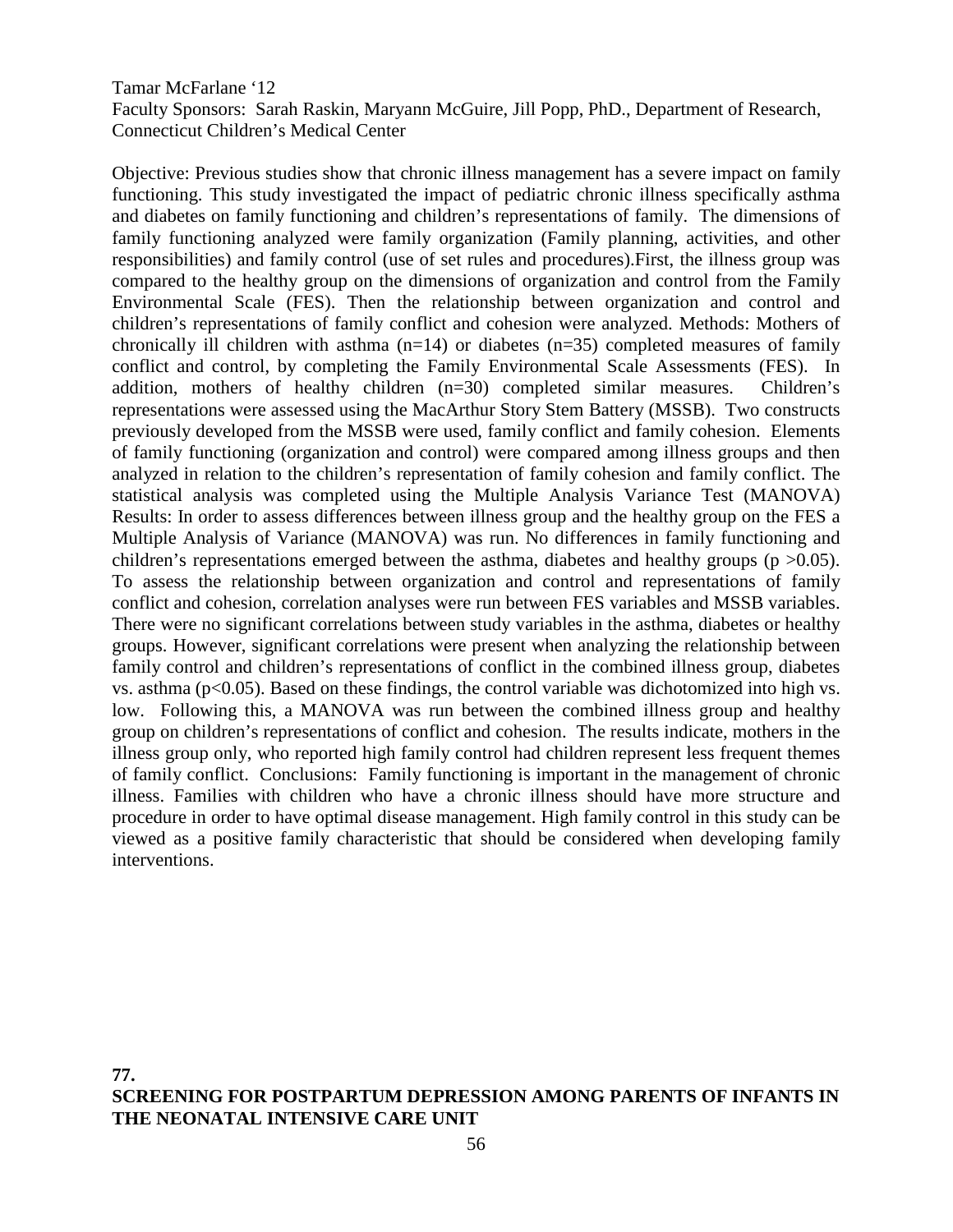Tamar McFarlane '12
Faculty Sponsors: Sarah Raskin, Maryann McGuire, Jill Popp, PhD., Department of Research, Connecticut Children's Medical Center

Objective: Previous studies show that chronic illness management has a severe impact on family functioning. This study investigated the impact of pediatric chronic illness specifically asthma and diabetes on family functioning and children's representations of family. The dimensions of family functioning analyzed were family organization (Family planning, activities, and other responsibilities) and family control (use of set rules and procedures).First, the illness group was compared to the healthy group on the dimensions of organization and control from the Family Environmental Scale (FES). Then the relationship between organization and control and children's representations of family conflict and cohesion were analyzed. Methods: Mothers of chronically ill children with asthma (n=14) or diabetes (n=35) completed measures of family conflict and control, by completing the Family Environmental Scale Assessments (FES). In addition, mothers of healthy children (n=30) completed similar measures. Children's representations were assessed using the MacArthur Story Stem Battery (MSSB). Two constructs previously developed from the MSSB were used, family conflict and family cohesion. Elements of family functioning (organization and control) were compared among illness groups and then analyzed in relation to the children's representation of family cohesion and family conflict. The statistical analysis was completed using the Multiple Analysis Variance Test (MANOVA) Results: In order to assess differences between illness group and the healthy group on the FES a Multiple Analysis of Variance (MANOVA) was run. No differences in family functioning and children's representations emerged between the asthma, diabetes and healthy groups ($p > 0.05$). To assess the relationship between organization and control and representations of family conflict and cohesion, correlation analyses were run between FES variables and MSSB variables. There were no significant correlations between study variables in the asthma, diabetes or healthy groups. However, significant correlations were present when analyzing the relationship between family control and children's representations of conflict in the combined illness group, diabetes vs. asthma ($p < 0.05$). Based on these findings, the control variable was dichotomized into high vs. low. Following this, a MANOVA was run between the combined illness group and healthy group on children's representations of conflict and cohesion. The results indicate, mothers in the illness group only, who reported high family control had children represent less frequent themes of family conflict. Conclusions: Family functioning is important in the management of chronic illness. Families with children who have a chronic illness should have more structure and procedure in order to have optimal disease management. High family control in this study can be viewed as a positive family characteristic that should be considered when developing family interventions.

**77.**

**SCREENING FOR POSTPARTUM DEPRESSION AMONG PARENTS OF INFANTS IN THE NEONATAL INTENSIVE CARE UNIT**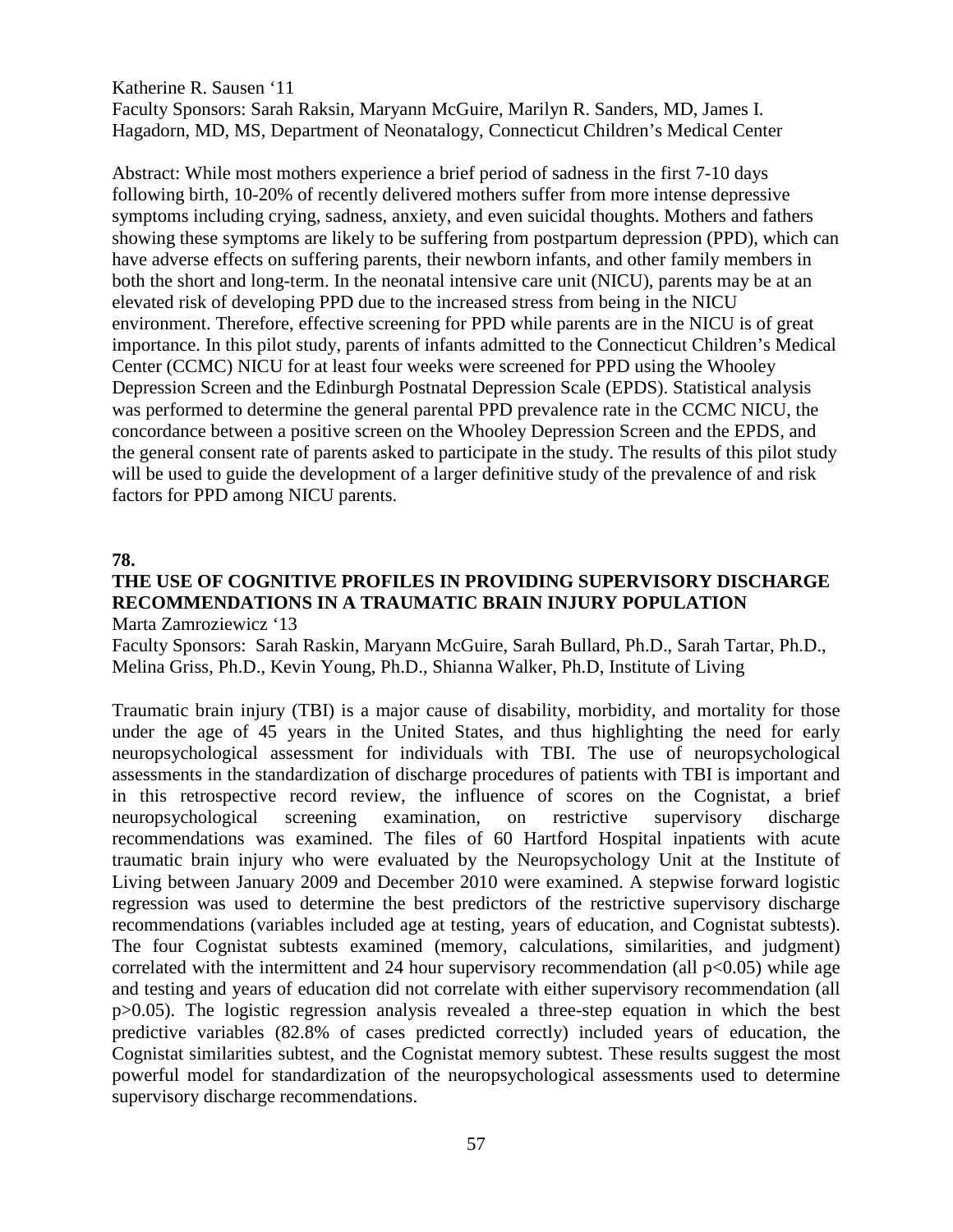Katherine R. Sausen '11

Faculty Sponsors: Sarah Raksin, Maryann McGuire, Marilyn R. Sanders, MD, James I. Hagadorn, MD, MS, Department of Neonatology, Connecticut Children's Medical Center

Abstract: While most mothers experience a brief period of sadness in the first 7-10 days following birth, 10-20% of recently delivered mothers suffer from more intense depressive symptoms including crying, sadness, anxiety, and even suicidal thoughts. Mothers and fathers showing these symptoms are likely to be suffering from postpartum depression (PPD), which can have adverse effects on suffering parents, their newborn infants, and other family members in both the short and long-term. In the neonatal intensive care unit (NICU), parents may be at an elevated risk of developing PPD due to the increased stress from being in the NICU environment. Therefore, effective screening for PPD while parents are in the NICU is of great importance. In this pilot study, parents of infants admitted to the Connecticut Children's Medical Center (CCMC) NICU for at least four weeks were screened for PPD using the Whooley Depression Screen and the Edinburgh Postnatal Depression Scale (EPDS). Statistical analysis was performed to determine the general parental PPD prevalence rate in the CCMC NICU, the concordance between a positive screen on the Whooley Depression Screen and the EPDS, and the general consent rate of parents asked to participate in the study. The results of this pilot study will be used to guide the development of a larger definitive study of the prevalence of and risk factors for PPD among NICU parents.

**78.**

**THE USE OF COGNITIVE PROFILES IN PROVIDING SUPERVISORY DISCHARGE RECOMMENDATIONS IN A TRAUMATIC BRAIN INJURY POPULATION**

Marta Zamroziewicz '13

Faculty Sponsors: Sarah Raskin, Maryann McGuire, Sarah Bullard, Ph.D., Sarah Tartar, Ph.D., Melina Griss, Ph.D., Kevin Young, Ph.D., Shianna Walker, Ph.D, Institute of Living

Traumatic brain injury (TBI) is a major cause of disability, morbidity, and mortality for those under the age of 45 years in the United States, and thus highlighting the need for early neuropsychological assessment for individuals with TBI. The use of neuropsychological assessments in the standardization of discharge procedures of patients with TBI is important and in this retrospective record review, the influence of scores on the Cognistat, a brief neuropsychological screening examination, on restrictive supervisory discharge recommendations was examined. The files of 60 Hartford Hospital inpatients with acute traumatic brain injury who were evaluated by the Neuropsychology Unit at the Institute of Living between January 2009 and December 2010 were examined. A stepwise forward logistic regression was used to determine the best predictors of the restrictive supervisory discharge recommendations (variables included age at testing, years of education, and Cognistat subtests). The four Cognistat subtests examined (memory, calculations, similarities, and judgment) correlated with the intermittent and 24 hour supervisory recommendation (all $p<0.05$) while age and testing and years of education did not correlate with either supervisory recommendation (all $p>0.05$). The logistic regression analysis revealed a three-step equation in which the best predictive variables (82.8% of cases predicted correctly) included years of education, the Cognistat similarities subtest, and the Cognistat memory subtest. These results suggest the most powerful model for standardization of the neuropsychological assessments used to determine supervisory discharge recommendations.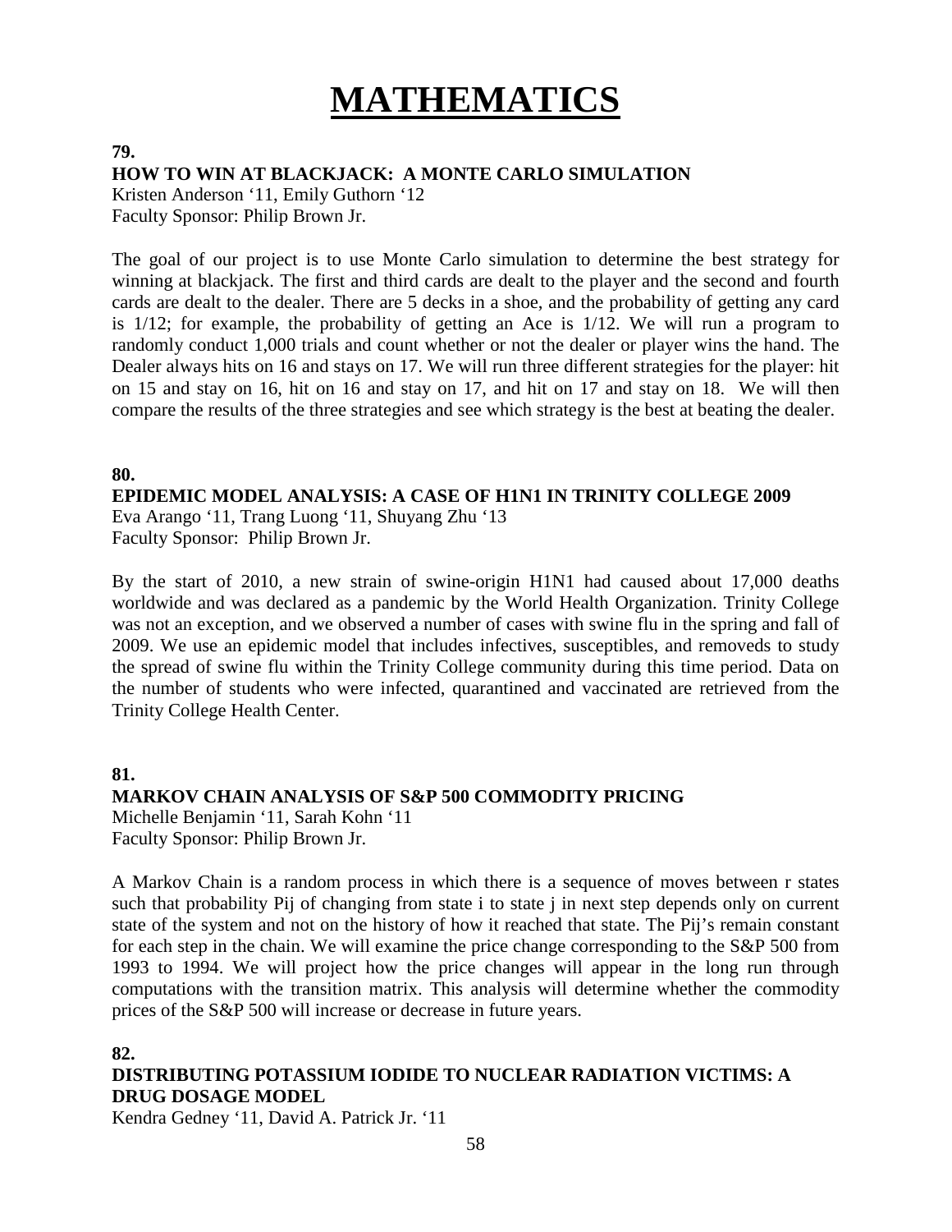# MATHEMATICS

**79.**

**HOW TO WIN AT BLACKJACK: A MONTE CARLO SIMULATION**

Kristen Anderson '11, Emily Guthorn '12
Faculty Sponsor: Philip Brown Jr.

The goal of our project is to use Monte Carlo simulation to determine the best strategy for winning at blackjack. The first and third cards are dealt to the player and the second and fourth cards are dealt to the dealer. There are 5 decks in a shoe, and the probability of getting any card is 1/12; for example, the probability of getting an Ace is 1/12. We will run a program to randomly conduct 1,000 trials and count whether or not the dealer or player wins the hand. The Dealer always hits on 16 and stays on 17. We will run three different strategies for the player: hit on 15 and stay on 16, hit on 16 and stay on 17, and hit on 17 and stay on 18. We will then compare the results of the three strategies and see which strategy is the best at beating the dealer.

**80.**

**EPIDEMIC MODEL ANALYSIS: A CASE OF H1N1 IN TRINITY COLLEGE 2009**

Eva Arango '11, Trang Luong '11, Shuyang Zhu '13
Faculty Sponsor: Philip Brown Jr.

By the start of 2010, a new strain of swine-origin H1N1 had caused about 17,000 deaths worldwide and was declared as a pandemic by the World Health Organization. Trinity College was not an exception, and we observed a number of cases with swine flu in the spring and fall of 2009. We use an epidemic model that includes infectives, susceptibles, and removeds to study the spread of swine flu within the Trinity College community during this time period. Data on the number of students who were infected, quarantined and vaccinated are retrieved from the Trinity College Health Center.

**81.**

**MARKOV CHAIN ANALYSIS OF S&P 500 COMMODITY PRICING**

Michelle Benjamin '11, Sarah Kohn '11
Faculty Sponsor: Philip Brown Jr.

A Markov Chain is a random process in which there is a sequence of moves between r states such that probability $P_{ij}$ of changing from state i to state j in next step depends only on current state of the system and not on the history of how it reached that state. The $P_{ij}$'s remain constant for each step in the chain. We will examine the price change corresponding to the S&P 500 from 1993 to 1994. We will project how the price changes will appear in the long run through computations with the transition matrix. This analysis will determine whether the commodity prices of the S&P 500 will increase or decrease in future years.

**82.**

**DISTRIBUTING POTASSIUM IODIDE TO NUCLEAR RADIATION VICTIMS: A DRUG DOSAGE MODEL**

Kendra Gedney '11, David A. Patrick Jr. '11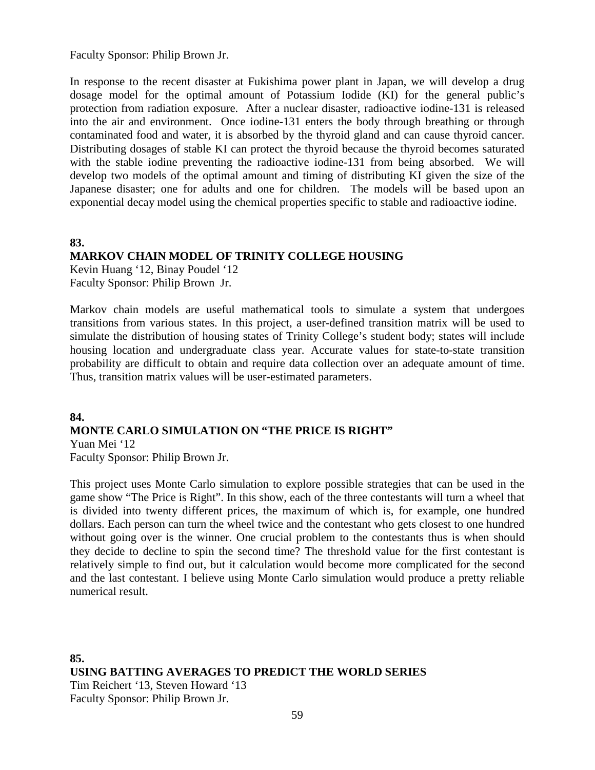Faculty Sponsor: Philip Brown Jr.

In response to the recent disaster at Fukishima power plant in Japan, we will develop a drug dosage model for the optimal amount of Potassium Iodide (KI) for the general public's protection from radiation exposure. After a nuclear disaster, radioactive iodine-131 is released into the air and environment. Once iodine-131 enters the body through breathing or through contaminated food and water, it is absorbed by the thyroid gland and can cause thyroid cancer. Distributing dosages of stable KI can protect the thyroid because the thyroid becomes saturated with the stable iodine preventing the radioactive iodine-131 from being absorbed. We will develop two models of the optimal amount and timing of distributing KI given the size of the Japanese disaster; one for adults and one for children. The models will be based upon an exponential decay model using the chemical properties specific to stable and radioactive iodine.

**83.**

**MARKOV CHAIN MODEL OF TRINITY COLLEGE HOUSING**

Kevin Huang '12, Binay Poudel '12
Faculty Sponsor: Philip Brown Jr.

Markov chain models are useful mathematical tools to simulate a system that undergoes transitions from various states. In this project, a user-defined transition matrix will be used to simulate the distribution of housing states of Trinity College's student body; states will include housing location and undergraduate class year. Accurate values for state-to-state transition probability are difficult to obtain and require data collection over an adequate amount of time. Thus, transition matrix values will be user-estimated parameters.

**84.**

**MONTE CARLO SIMULATION ON "THE PRICE IS RIGHT"**

Yuan Mei '12
Faculty Sponsor: Philip Brown Jr.

This project uses Monte Carlo simulation to explore possible strategies that can be used in the game show "The Price is Right". In this show, each of the three contestants will turn a wheel that is divided into twenty different prices, the maximum of which is, for example, one hundred dollars. Each person can turn the wheel twice and the contestant who gets closest to one hundred without going over is the winner. One crucial problem to the contestants thus is when should they decide to decline to spin the second time? The threshold value for the first contestant is relatively simple to find out, but it calculation would become more complicated for the second and the last contestant. I believe using Monte Carlo simulation would produce a pretty reliable numerical result.

**85.**

**USING BATTING AVERAGES TO PREDICT THE WORLD SERIES**

Tim Reichert '13, Steven Howard '13
Faculty Sponsor: Philip Brown Jr.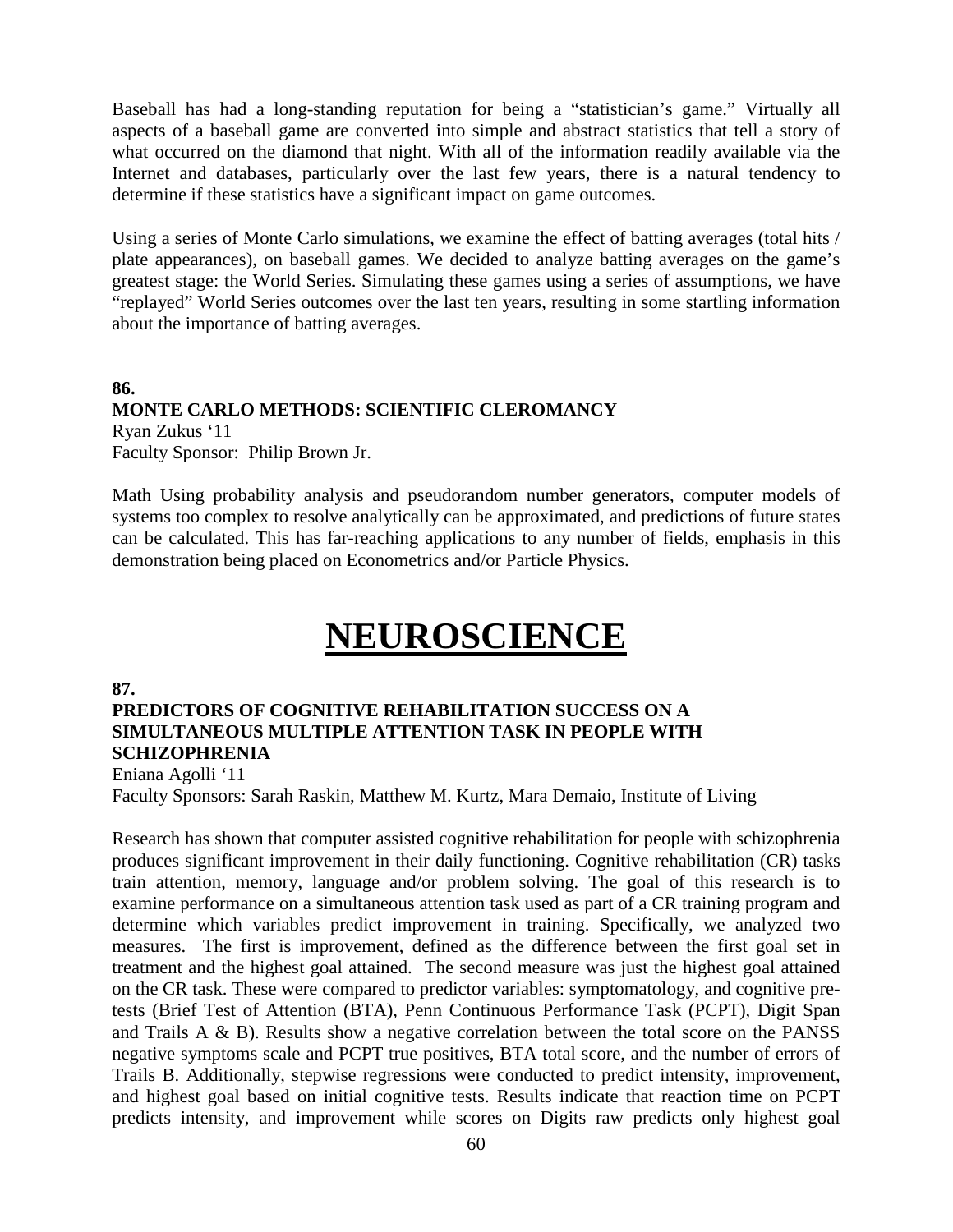Baseball has had a long-standing reputation for being a "statistician's game." Virtually all aspects of a baseball game are converted into simple and abstract statistics that tell a story of what occurred on the diamond that night. With all of the information readily available via the Internet and databases, particularly over the last few years, there is a natural tendency to determine if these statistics have a significant impact on game outcomes.

Using a series of Monte Carlo simulations, we examine the effect of batting averages (total hits / plate appearances), on baseball games. We decided to analyze batting averages on the game's greatest stage: the World Series. Simulating these games using a series of assumptions, we have "replayed" World Series outcomes over the last ten years, resulting in some startling information about the importance of batting averages.

**86.**
**MONTE CARLO METHODS: SCIENTIFIC CLEROMANCY**
Ryan Zukus '11
Faculty Sponsor: Philip Brown Jr.

Math Using probability analysis and pseudorandom number generators, computer models of systems too complex to resolve analytically can be approximated, and predictions of future states can be calculated. This has far-reaching applications to any number of fields, emphasis in this demonstration being placed on Econometrics and/or Particle Physics.

# NEUROSCIENCE

**87.**
**PREDICTORS OF COGNITIVE REHABILITATION SUCCESS ON A SIMULTANEOUS MULTIPLE ATTENTION TASK IN PEOPLE WITH SCHIZOPHRENIA**
Eniana Agolli '11
Faculty Sponsors: Sarah Raskin, Matthew M. Kurtz, Mara Demaio, Institute of Living

Research has shown that computer assisted cognitive rehabilitation for people with schizophrenia produces significant improvement in their daily functioning. Cognitive rehabilitation (CR) tasks train attention, memory, language and/or problem solving. The goal of this research is to examine performance on a simultaneous attention task used as part of a CR training program and determine which variables predict improvement in training. Specifically, we analyzed two measures. The first is improvement, defined as the difference between the first goal set in treatment and the highest goal attained. The second measure was just the highest goal attained on the CR task. These were compared to predictor variables: symptomatology, and cognitive pre-tests (Brief Test of Attention (BTA), Penn Continuous Performance Task (PCPT), Digit Span and Trails A & B). Results show a negative correlation between the total score on the PANSS negative symptoms scale and PCPT true positives, BTA total score, and the number of errors of Trails B. Additionally, stepwise regressions were conducted to predict intensity, improvement, and highest goal based on initial cognitive tests. Results indicate that reaction time on PCPT predicts intensity, and improvement while scores on Digits raw predicts only highest goal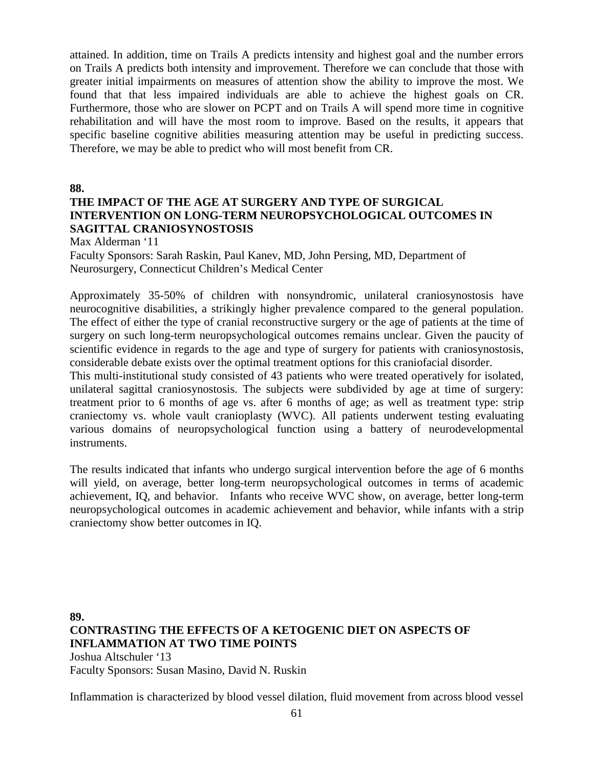attained. In addition, time on Trails A predicts intensity and highest goal and the number errors on Trails A predicts both intensity and improvement. Therefore we can conclude that those with greater initial impairments on measures of attention show the ability to improve the most. We found that that less impaired individuals are able to achieve the highest goals on CR. Furthermore, those who are slower on PCPT and on Trails A will spend more time in cognitive rehabilitation and will have the most room to improve. Based on the results, it appears that specific baseline cognitive abilities measuring attention may be useful in predicting success. Therefore, we may be able to predict who will most benefit from CR.

**88.**

### THE IMPACT OF THE AGE AT SURGERY AND TYPE OF SURGICAL INTERVENTION ON LONG-TERM NEUROPSYCHOLOGICAL OUTCOMES IN SAGITTAL CRANIOSYNOSTOSIS

Max Alderman '11

Faculty Sponsors: Sarah Raskin, Paul Kanev, MD, John Persing, MD, Department of Neurosurgery, Connecticut Children's Medical Center

Approximately 35-50% of children with nonsyndromic, unilateral craniosynostosis have neurocognitive disabilities, a strikingly higher prevalence compared to the general population. The effect of either the type of cranial reconstructive surgery or the age of patients at the time of surgery on such long-term neuropsychological outcomes remains unclear. Given the paucity of scientific evidence in regards to the age and type of surgery for patients with craniosynostosis, considerable debate exists over the optimal treatment options for this craniofacial disorder.
This multi-institutional study consisted of 43 patients who were treated operatively for isolated, unilateral sagittal craniosynostosis. The subjects were subdivided by age at time of surgery: treatment prior to 6 months of age vs. after 6 months of age; as well as treatment type: strip craniectomy vs. whole vault cranioplasty (WVC). All patients underwent testing evaluating various domains of neuropsychological function using a battery of neurodevelopmental instruments.

The results indicated that infants who undergo surgical intervention before the age of 6 months will yield, on average, better long-term neuropsychological outcomes in terms of academic achievement, IQ, and behavior. Infants who receive WVC show, on average, better long-term neuropsychological outcomes in academic achievement and behavior, while infants with a strip craniectomy show better outcomes in IQ.

**89.**

### CONTRASTING THE EFFECTS OF A KETOGENIC DIET ON ASPECTS OF INFLAMMATION AT TWO TIME POINTS

Joshua Altschuler '13

Faculty Sponsors: Susan Masino, David N. Ruskin

Inflammation is characterized by blood vessel dilation, fluid movement from across blood vessel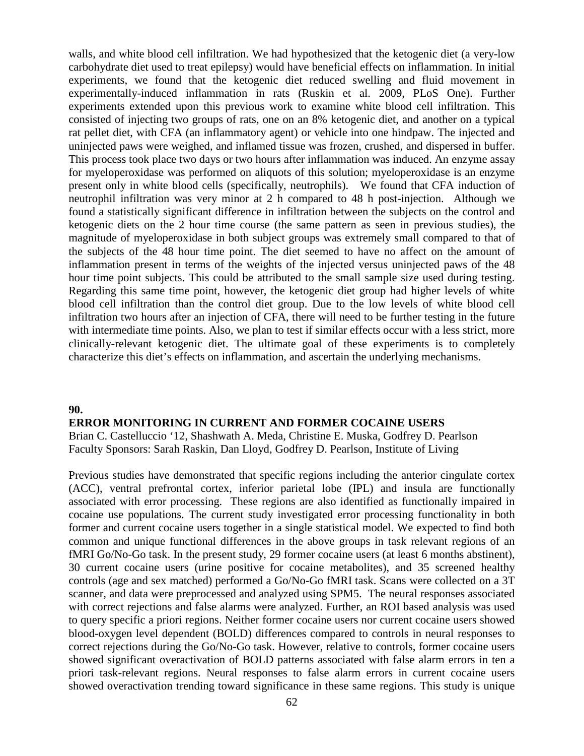walls, and white blood cell infiltration. We had hypothesized that the ketogenic diet (a very-low carbohydrate diet used to treat epilepsy) would have beneficial effects on inflammation. In initial experiments, we found that the ketogenic diet reduced swelling and fluid movement in experimentally-induced inflammation in rats (Ruskin et al. 2009, PLoS One). Further experiments extended upon this previous work to examine white blood cell infiltration. This consisted of injecting two groups of rats, one on an 8% ketogenic diet, and another on a typical rat pellet diet, with CFA (an inflammatory agent) or vehicle into one hindpaw. The injected and uninjected paws were weighed, and inflamed tissue was frozen, crushed, and dispersed in buffer. This process took place two days or two hours after inflammation was induced. An enzyme assay for myeloperoxidase was performed on aliquots of this solution; myeloperoxidase is an enzyme present only in white blood cells (specifically, neutrophils). We found that CFA induction of neutrophil infiltration was very minor at 2 h compared to 48 h post-injection. Although we found a statistically significant difference in infiltration between the subjects on the control and ketogenic diets on the 2 hour time course (the same pattern as seen in previous studies), the magnitude of myeloperoxidase in both subject groups was extremely small compared to that of the subjects of the 48 hour time point. The diet seemed to have no affect on the amount of inflammation present in terms of the weights of the injected versus uninjected paws of the 48 hour time point subjects. This could be attributed to the small sample size used during testing. Regarding this same time point, however, the ketogenic diet group had higher levels of white blood cell infiltration than the control diet group. Due to the low levels of white blood cell infiltration two hours after an injection of CFA, there will need to be further testing in the future with intermediate time points. Also, we plan to test if similar effects occur with a less strict, more clinically-relevant ketogenic diet. The ultimate goal of these experiments is to completely characterize this diet's effects on inflammation, and ascertain the underlying mechanisms.

**90.**

**ERROR MONITORING IN CURRENT AND FORMER COCAINE USERS**

Brian C. Castelluccio '12, Shashwath A. Meda, Christine E. Muska, Godfrey D. Pearlson
Faculty Sponsors: Sarah Raskin, Dan Lloyd, Godfrey D. Pearlson, Institute of Living

Previous studies have demonstrated that specific regions including the anterior cingulate cortex (ACC), ventral prefrontal cortex, inferior parietal lobe (IPL) and insula are functionally associated with error processing. These regions are also identified as functionally impaired in cocaine use populations. The current study investigated error processing functionality in both former and current cocaine users together in a single statistical model. We expected to find both common and unique functional differences in the above groups in task relevant regions of an fMRI Go/No-Go task. In the present study, 29 former cocaine users (at least 6 months abstinent), 30 current cocaine users (urine positive for cocaine metabolites), and 35 screened healthy controls (age and sex matched) performed a Go/No-Go fMRI task. Scans were collected on a 3T scanner, and data were preprocessed and analyzed using SPM5. The neural responses associated with correct rejections and false alarms were analyzed. Further, an ROI based analysis was used to query specific a priori regions. Neither former cocaine users nor current cocaine users showed blood-oxygen level dependent (BOLD) differences compared to controls in neural responses to correct rejections during the Go/No-Go task. However, relative to controls, former cocaine users showed significant overactivation of BOLD patterns associated with false alarm errors in ten a priori task-relevant regions. Neural responses to false alarm errors in current cocaine users showed overactivation trending toward significance in these same regions. This study is unique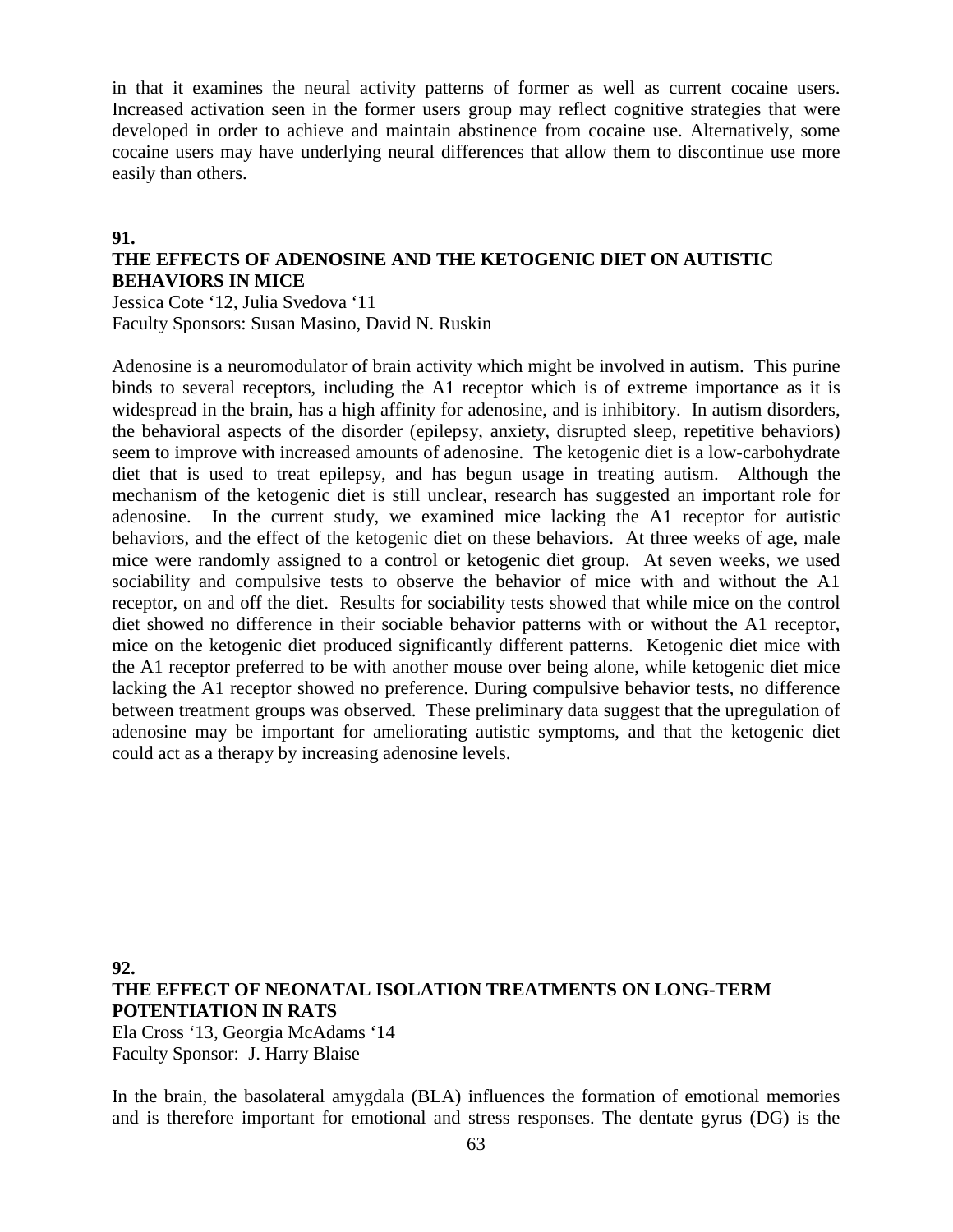in that it examines the neural activity patterns of former as well as current cocaine users. Increased activation seen in the former users group may reflect cognitive strategies that were developed in order to achieve and maintain abstinence from cocaine use. Alternatively, some cocaine users may have underlying neural differences that allow them to discontinue use more easily than others.

**91.**

**THE EFFECTS OF ADENOSINE AND THE KETOGENIC DIET ON AUTISTIC BEHAVIORS IN MICE**

Jessica Cote '12, Julia Svedova '11
Faculty Sponsors: Susan Masino, David N. Ruskin

Adenosine is a neuromodulator of brain activity which might be involved in autism. This purine binds to several receptors, including the A1 receptor which is of extreme importance as it is widespread in the brain, has a high affinity for adenosine, and is inhibitory. In autism disorders, the behavioral aspects of the disorder (epilepsy, anxiety, disrupted sleep, repetitive behaviors) seem to improve with increased amounts of adenosine. The ketogenic diet is a low-carbohydrate diet that is used to treat epilepsy, and has begun usage in treating autism. Although the mechanism of the ketogenic diet is still unclear, research has suggested an important role for adenosine. In the current study, we examined mice lacking the A1 receptor for autistic behaviors, and the effect of the ketogenic diet on these behaviors. At three weeks of age, male mice were randomly assigned to a control or ketogenic diet group. At seven weeks, we used sociability and compulsive tests to observe the behavior of mice with and without the A1 receptor, on and off the diet. Results for sociability tests showed that while mice on the control diet showed no difference in their sociable behavior patterns with or without the A1 receptor, mice on the ketogenic diet produced significantly different patterns. Ketogenic diet mice with the A1 receptor preferred to be with another mouse over being alone, while ketogenic diet mice lacking the A1 receptor showed no preference. During compulsive behavior tests, no difference between treatment groups was observed. These preliminary data suggest that the upregulation of adenosine may be important for ameliorating autistic symptoms, and that the ketogenic diet could act as a therapy by increasing adenosine levels.

**92.**

**THE EFFECT OF NEONATAL ISOLATION TREATMENTS ON LONG-TERM POTENTIATION IN RATS**

Ela Cross '13, Georgia McAdams '14
Faculty Sponsor: J. Harry Blaise

In the brain, the basolateral amygdala (BLA) influences the formation of emotional memories and is therefore important for emotional and stress responses. The dentate gyrus (DG) is the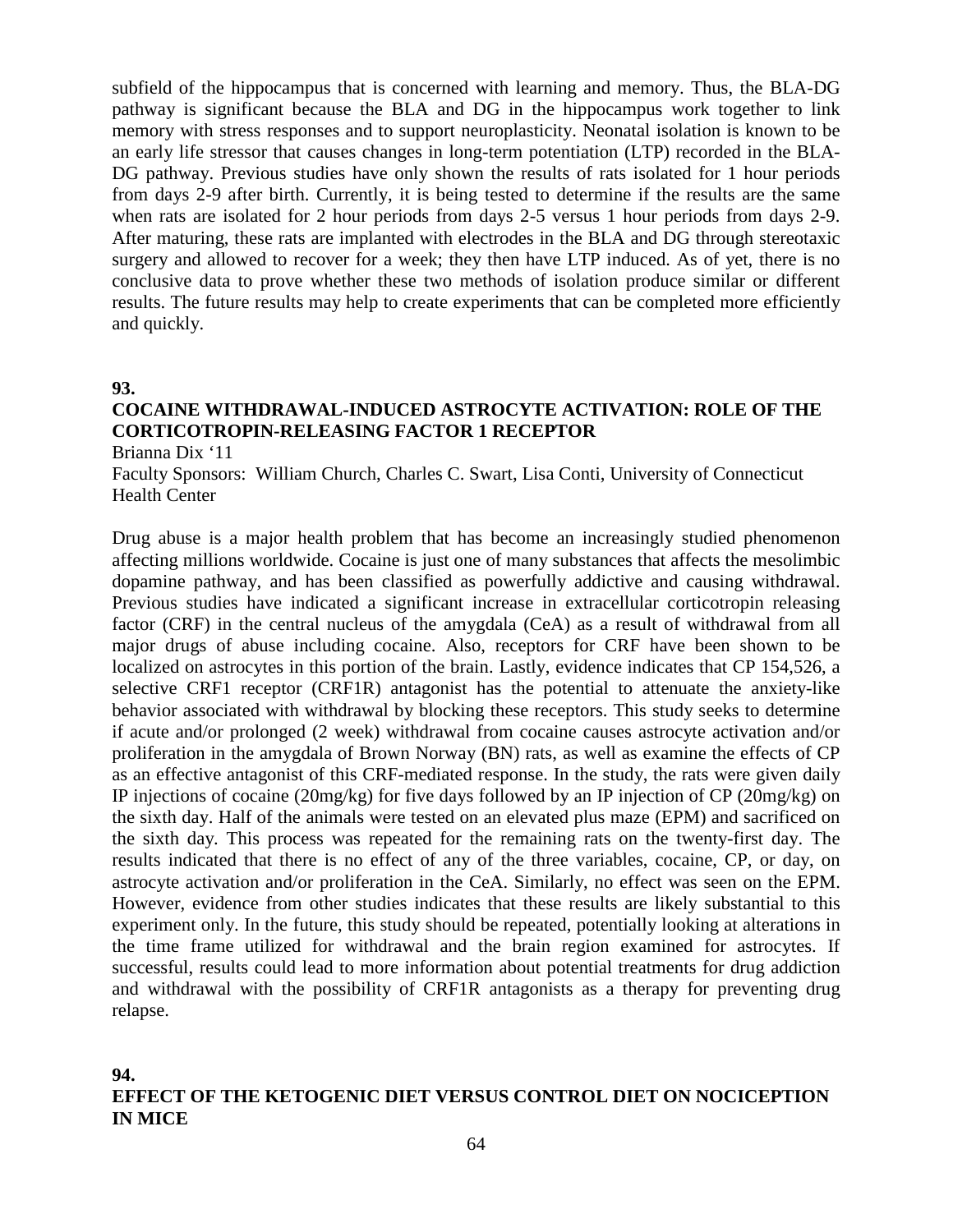subfield of the hippocampus that is concerned with learning and memory. Thus, the BLA-DG pathway is significant because the BLA and DG in the hippocampus work together to link memory with stress responses and to support neuroplasticity. Neonatal isolation is known to be an early life stressor that causes changes in long-term potentiation (LTP) recorded in the BLA-DG pathway. Previous studies have only shown the results of rats isolated for 1 hour periods from days 2-9 after birth. Currently, it is being tested to determine if the results are the same when rats are isolated for 2 hour periods from days 2-5 versus 1 hour periods from days 2-9. After maturing, these rats are implanted with electrodes in the BLA and DG through stereotaxic surgery and allowed to recover for a week; they then have LTP induced. As of yet, there is no conclusive data to prove whether these two methods of isolation produce similar or different results. The future results may help to create experiments that can be completed more efficiently and quickly.

**93.**

## COCAINE WITHDRAWAL-INDUCED ASTROCYTE ACTIVATION: ROLE OF THE CORTICOTROPIN-RELEASING FACTOR 1 RECEPTOR

Brianna Dix '11

Faculty Sponsors: William Church, Charles C. Swart, Lisa Conti, University of Connecticut Health Center

Drug abuse is a major health problem that has become an increasingly studied phenomenon affecting millions worldwide. Cocaine is just one of many substances that affects the mesolimbic dopamine pathway, and has been classified as powerfully addictive and causing withdrawal. Previous studies have indicated a significant increase in extracellular corticotropin releasing factor (CRF) in the central nucleus of the amygdala (CeA) as a result of withdrawal from all major drugs of abuse including cocaine. Also, receptors for CRF have been shown to be localized on astrocytes in this portion of the brain. Lastly, evidence indicates that CP 154,526, a selective CRF1 receptor (CRF1R) antagonist has the potential to attenuate the anxiety-like behavior associated with withdrawal by blocking these receptors. This study seeks to determine if acute and/or prolonged (2 week) withdrawal from cocaine causes astrocyte activation and/or proliferation in the amygdala of Brown Norway (BN) rats, as well as examine the effects of CP as an effective antagonist of this CRF-mediated response. In the study, the rats were given daily IP injections of cocaine (20mg/kg) for five days followed by an IP injection of CP (20mg/kg) on the sixth day. Half of the animals were tested on an elevated plus maze (EPM) and sacrificed on the sixth day. This process was repeated for the remaining rats on the twenty-first day. The results indicated that there is no effect of any of the three variables, cocaine, CP, or day, on astrocyte activation and/or proliferation in the CeA. Similarly, no effect was seen on the EPM. However, evidence from other studies indicates that these results are likely substantial to this experiment only. In the future, this study should be repeated, potentially looking at alterations in the time frame utilized for withdrawal and the brain region examined for astrocytes. If successful, results could lead to more information about potential treatments for drug addiction and withdrawal with the possibility of CRF1R antagonists as a therapy for preventing drug relapse.

**94.**

## EFFECT OF THE KETOGENIC DIET VERSUS CONTROL DIET ON NOCICEPTION IN MICE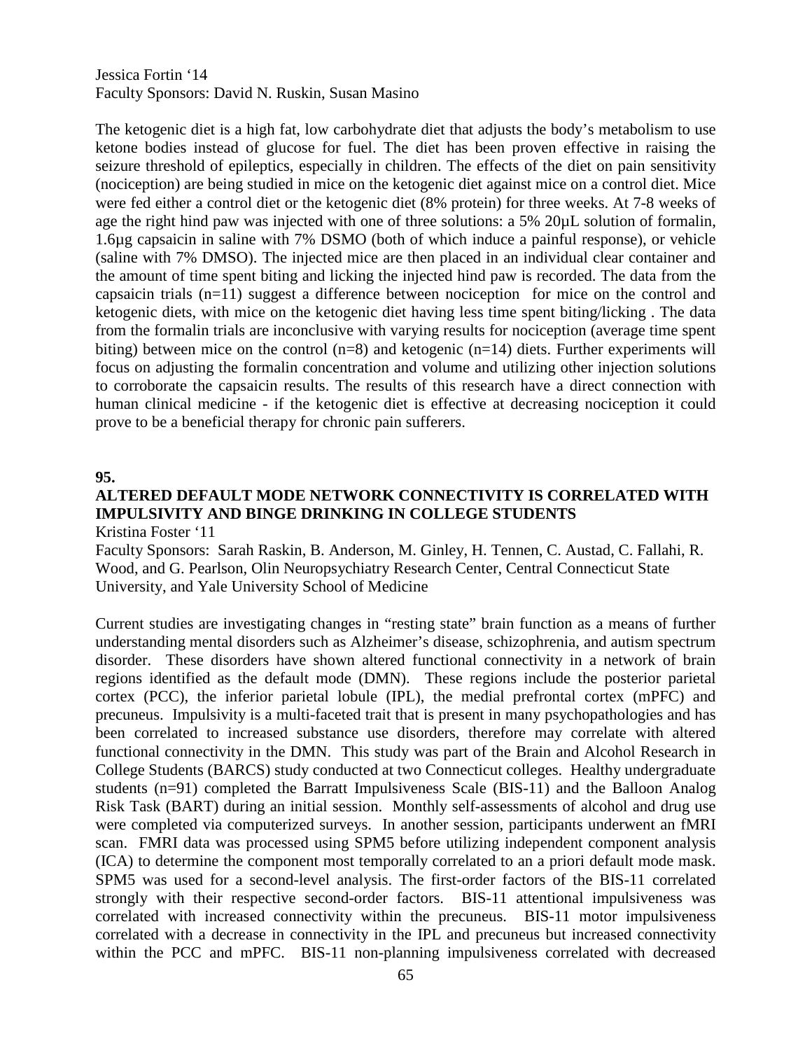Jessica Fortin '14
Faculty Sponsors: David N. Ruskin, Susan Masino

The ketogenic diet is a high fat, low carbohydrate diet that adjusts the body's metabolism to use ketone bodies instead of glucose for fuel. The diet has been proven effective in raising the seizure threshold of epileptics, especially in children. The effects of the diet on pain sensitivity (nociception) are being studied in mice on the ketogenic diet against mice on a control diet. Mice were fed either a control diet or the ketogenic diet (8% protein) for three weeks. At 7-8 weeks of age the right hind paw was injected with one of three solutions: a 5% 20µL solution of formalin, 1.6µg capsaicin in saline with 7% DSMO (both of which induce a painful response), or vehicle (saline with 7% DMSO). The injected mice are then placed in an individual clear container and the amount of time spent biting and licking the injected hind paw is recorded. The data from the capsaicin trials (n=11) suggest a difference between nociception  for mice on the control and ketogenic diets, with mice on the ketogenic diet having less time spent biting/licking . The data from the formalin trials are inconclusive with varying results for nociception (average time spent biting) between mice on the control (n=8) and ketogenic (n=14) diets. Further experiments will focus on adjusting the formalin concentration and volume and utilizing other injection solutions to corroborate the capsaicin results. The results of this research have a direct connection with human clinical medicine - if the ketogenic diet is effective at decreasing nociception it could prove to be a beneficial therapy for chronic pain sufferers.

**95.**

**ALTERED DEFAULT MODE NETWORK CONNECTIVITY IS CORRELATED WITH IMPULSIVITY AND BINGE DRINKING IN COLLEGE STUDENTS**

Kristina Foster '11
Faculty Sponsors: Sarah Raskin, B. Anderson, M. Ginley, H. Tennen, C. Austad, C. Fallahi, R. Wood, and G. Pearlson, Olin Neuropsychiatry Research Center, Central Connecticut State University, and Yale University School of Medicine

Current studies are investigating changes in "resting state" brain function as a means of further understanding mental disorders such as Alzheimer's disease, schizophrenia, and autism spectrum disorder. These disorders have shown altered functional connectivity in a network of brain regions identified as the default mode (DMN). These regions include the posterior parietal cortex (PCC), the inferior parietal lobule (IPL), the medial prefrontal cortex (mPFC) and precuneus. Impulsivity is a multi-faceted trait that is present in many psychopathologies and has been correlated to increased substance use disorders, therefore may correlate with altered functional connectivity in the DMN. This study was part of the Brain and Alcohol Research in College Students (BARCS) study conducted at two Connecticut colleges. Healthy undergraduate students (n=91) completed the Barratt Impulsiveness Scale (BIS-11) and the Balloon Analog Risk Task (BART) during an initial session. Monthly self-assessments of alcohol and drug use were completed via computerized surveys. In another session, participants underwent an fMRI scan. FMRI data was processed using SPM5 before utilizing independent component analysis (ICA) to determine the component most temporally correlated to an a priori default mode mask. SPM5 was used for a second-level analysis. The first-order factors of the BIS-11 correlated strongly with their respective second-order factors. BIS-11 attentional impulsiveness was correlated with increased connectivity within the precuneus. BIS-11 motor impulsiveness correlated with a decrease in connectivity in the IPL and precuneus but increased connectivity within the PCC and mPFC. BIS-11 non-planning impulsiveness correlated with decreased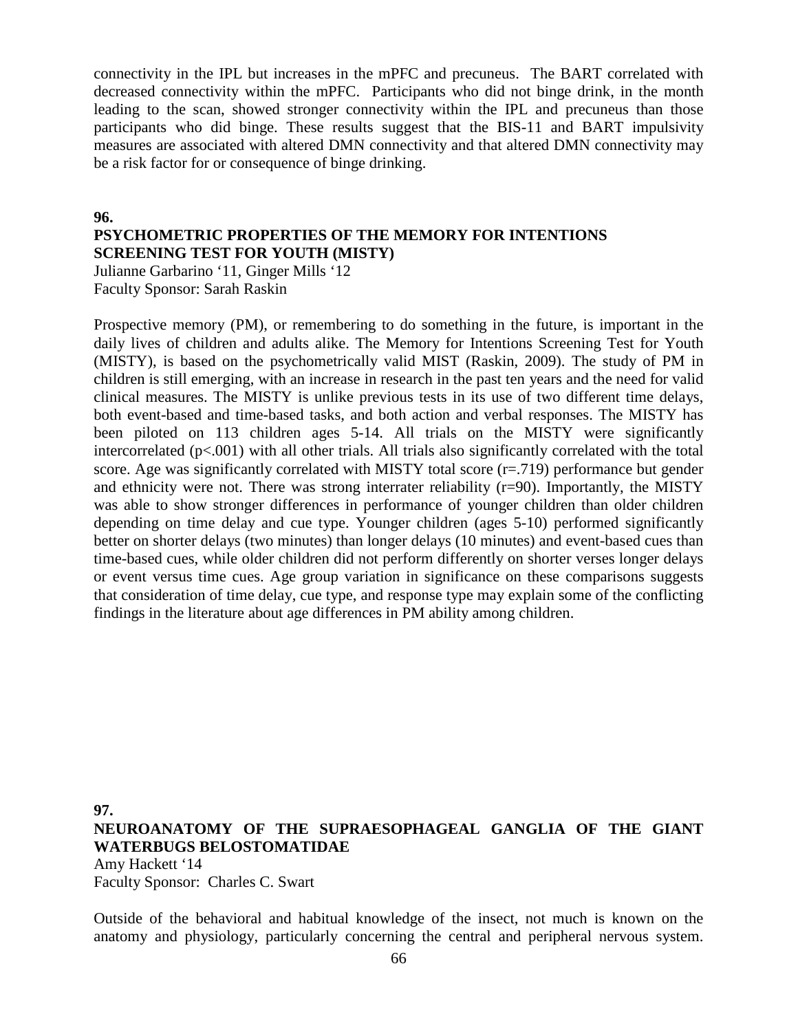connectivity in the IPL but increases in the mPFC and precuneus. The BART correlated with decreased connectivity within the mPFC. Participants who did not binge drink, in the month leading to the scan, showed stronger connectivity within the IPL and precuneus than those participants who did binge. These results suggest that the BIS-11 and BART impulsivity measures are associated with altered DMN connectivity and that altered DMN connectivity may be a risk factor for or consequence of binge drinking.

## 96.

## PSYCHOMETRIC PROPERTIES OF THE MEMORY FOR INTENTIONS SCREENING TEST FOR YOUTH (MISTY)

Julianne Garbarino '11, Ginger Mills '12
Faculty Sponsor: Sarah Raskin

Prospective memory (PM), or remembering to do something in the future, is important in the daily lives of children and adults alike. The Memory for Intentions Screening Test for Youth (MISTY), is based on the psychometrically valid MIST (Raskin, 2009). The study of PM in children is still emerging, with an increase in research in the past ten years and the need for valid clinical measures. The MISTY is unlike previous tests in its use of two different time delays, both event-based and time-based tasks, and both action and verbal responses. The MISTY has been piloted on 113 children ages 5-14. All trials on the MISTY were significantly intercorrelated ($p<.001$) with all other trials. All trials also significantly correlated with the total score. Age was significantly correlated with MISTY total score ($r=.719$) performance but gender and ethnicity were not. There was strong interrater reliability ($r=90$). Importantly, the MISTY was able to show stronger differences in performance of younger children than older children depending on time delay and cue type. Younger children (ages 5-10) performed significantly better on shorter delays (two minutes) than longer delays (10 minutes) and event-based cues than time-based cues, while older children did not perform differently on shorter verses longer delays or event versus time cues. Age group variation in significance on these comparisons suggests that consideration of time delay, cue type, and response type may explain some of the conflicting findings in the literature about age differences in PM ability among children.

## 97.

## NEUROANATOMY OF THE SUPRAESOPHAGEAL GANGLIA OF THE GIANT WATERBUGS BELOSTOMATIDAE

Amy Hackett '14
Faculty Sponsor: Charles C. Swart

Outside of the behavioral and habitual knowledge of the insect, not much is known on the anatomy and physiology, particularly concerning the central and peripheral nervous system.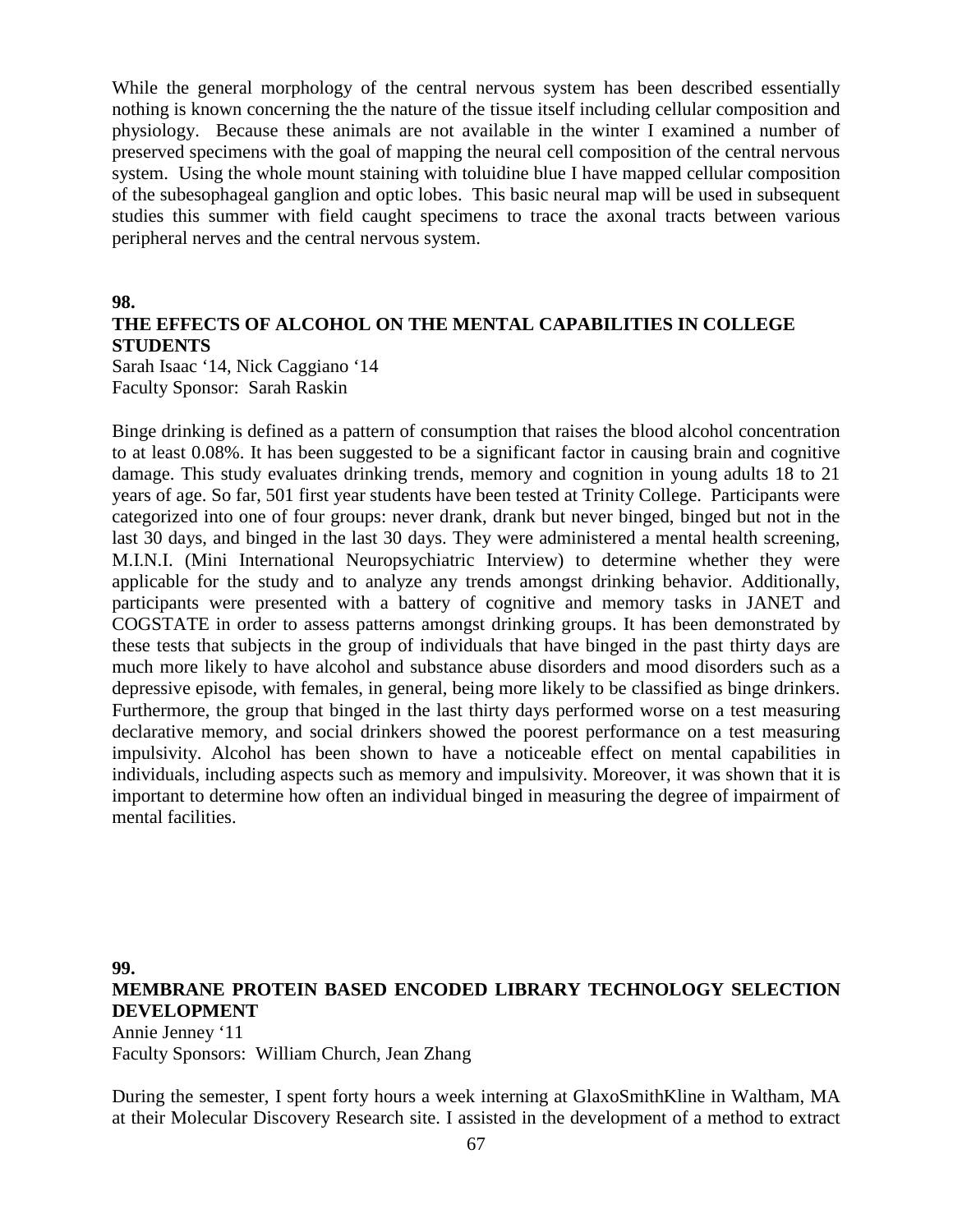While the general morphology of the central nervous system has been described essentially nothing is known concerning the the nature of the tissue itself including cellular composition and physiology. Because these animals are not available in the winter I examined a number of preserved specimens with the goal of mapping the neural cell composition of the central nervous system. Using the whole mount staining with toluidine blue I have mapped cellular composition of the subesophageal ganglion and optic lobes. This basic neural map will be used in subsequent studies this summer with field caught specimens to trace the axonal tracts between various peripheral nerves and the central nervous system.

**98.**

**THE EFFECTS OF ALCOHOL ON THE MENTAL CAPABILITIES IN COLLEGE STUDENTS**

Sarah Isaac '14, Nick Caggiano '14
Faculty Sponsor: Sarah Raskin

Binge drinking is defined as a pattern of consumption that raises the blood alcohol concentration to at least 0.08%. It has been suggested to be a significant factor in causing brain and cognitive damage. This study evaluates drinking trends, memory and cognition in young adults 18 to 21 years of age. So far, 501 first year students have been tested at Trinity College. Participants were categorized into one of four groups: never drank, drank but never binged, binged but not in the last 30 days, and binged in the last 30 days. They were administered a mental health screening, M.I.N.I. (Mini International Neuropsychiatric Interview) to determine whether they were applicable for the study and to analyze any trends amongst drinking behavior. Additionally, participants were presented with a battery of cognitive and memory tasks in JANET and COGSTATE in order to assess patterns amongst drinking groups. It has been demonstrated by these tests that subjects in the group of individuals that have binged in the past thirty days are much more likely to have alcohol and substance abuse disorders and mood disorders such as a depressive episode, with females, in general, being more likely to be classified as binge drinkers. Furthermore, the group that binged in the last thirty days performed worse on a test measuring declarative memory, and social drinkers showed the poorest performance on a test measuring impulsivity. Alcohol has been shown to have a noticeable effect on mental capabilities in individuals, including aspects such as memory and impulsivity. Moreover, it was shown that it is important to determine how often an individual binged in measuring the degree of impairment of mental facilities.

**99.**

**MEMBRANE PROTEIN BASED ENCODED LIBRARY TECHNOLOGY SELECTION DEVELOPMENT**

Annie Jenney '11
Faculty Sponsors: William Church, Jean Zhang

During the semester, I spent forty hours a week interning at GlaxoSmithKline in Waltham, MA at their Molecular Discovery Research site. I assisted in the development of a method to extract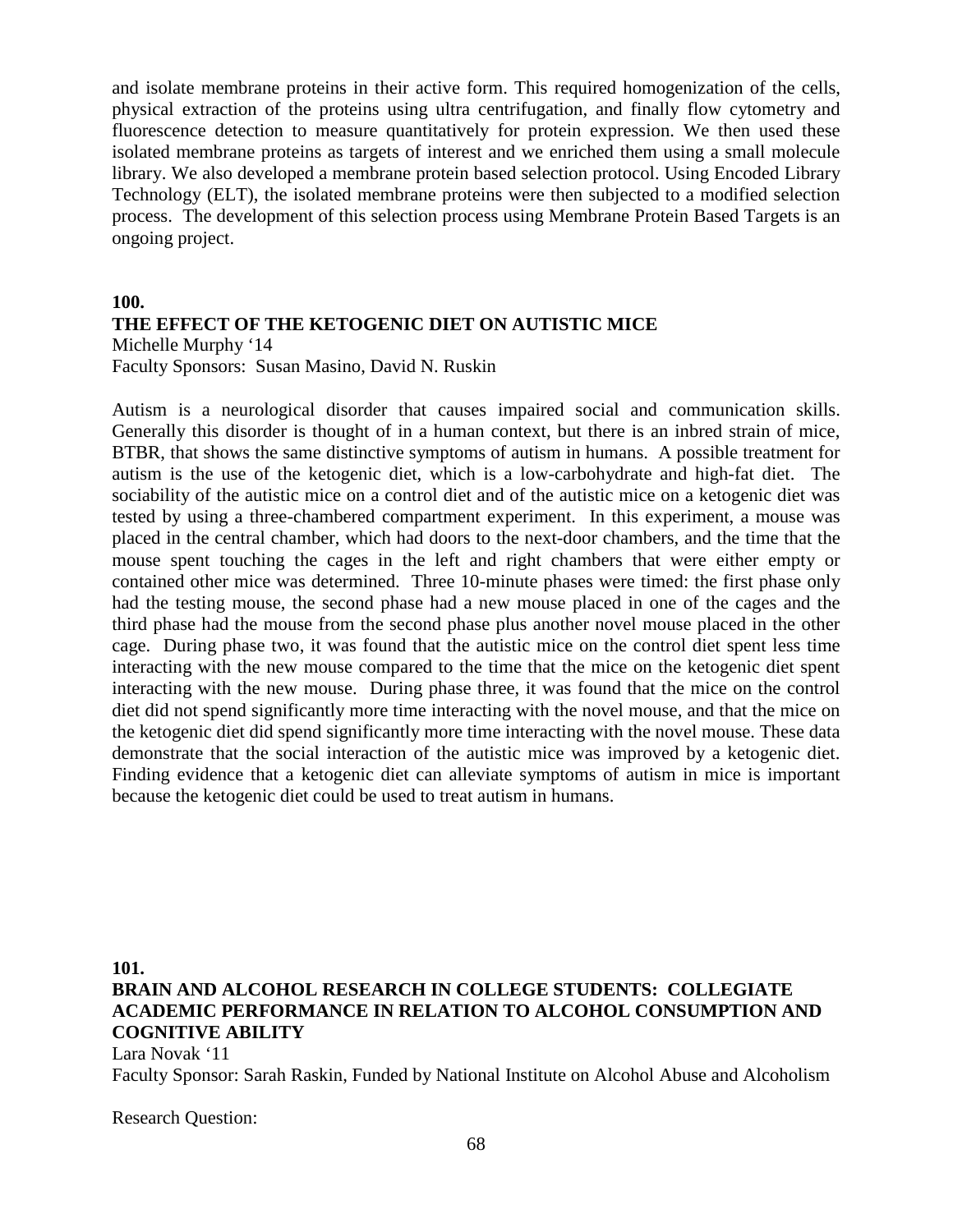and isolate membrane proteins in their active form. This required homogenization of the cells, physical extraction of the proteins using ultra centrifugation, and finally flow cytometry and fluorescence detection to measure quantitatively for protein expression. We then used these isolated membrane proteins as targets of interest and we enriched them using a small molecule library. We also developed a membrane protein based selection protocol. Using Encoded Library Technology (ELT), the isolated membrane proteins were then subjected to a modified selection process. The development of this selection process using Membrane Protein Based Targets is an ongoing project.

**100.**

**THE EFFECT OF THE KETOGENIC DIET ON AUTISTIC MICE**

Michelle Murphy '14
Faculty Sponsors: Susan Masino, David N. Ruskin

Autism is a neurological disorder that causes impaired social and communication skills. Generally this disorder is thought of in a human context, but there is an inbred strain of mice, BTBR, that shows the same distinctive symptoms of autism in humans. A possible treatment for autism is the use of the ketogenic diet, which is a low-carbohydrate and high-fat diet. The sociability of the autistic mice on a control diet and of the autistic mice on a ketogenic diet was tested by using a three-chambered compartment experiment. In this experiment, a mouse was placed in the central chamber, which had doors to the next-door chambers, and the time that the mouse spent touching the cages in the left and right chambers that were either empty or contained other mice was determined. Three 10-minute phases were timed: the first phase only had the testing mouse, the second phase had a new mouse placed in one of the cages and the third phase had the mouse from the second phase plus another novel mouse placed in the other cage. During phase two, it was found that the autistic mice on the control diet spent less time interacting with the new mouse compared to the time that the mice on the ketogenic diet spent interacting with the new mouse. During phase three, it was found that the mice on the control diet did not spend significantly more time interacting with the novel mouse, and that the mice on the ketogenic diet did spend significantly more time interacting with the novel mouse. These data demonstrate that the social interaction of the autistic mice was improved by a ketogenic diet. Finding evidence that a ketogenic diet can alleviate symptoms of autism in mice is important because the ketogenic diet could be used to treat autism in humans.

**101.**

**BRAIN AND ALCOHOL RESEARCH IN COLLEGE STUDENTS: COLLEGIATE ACADEMIC PERFORMANCE IN RELATION TO ALCOHOL CONSUMPTION AND COGNITIVE ABILITY**

Lara Novak '11
Faculty Sponsor: Sarah Raskin, Funded by National Institute on Alcohol Abuse and Alcoholism

Research Question: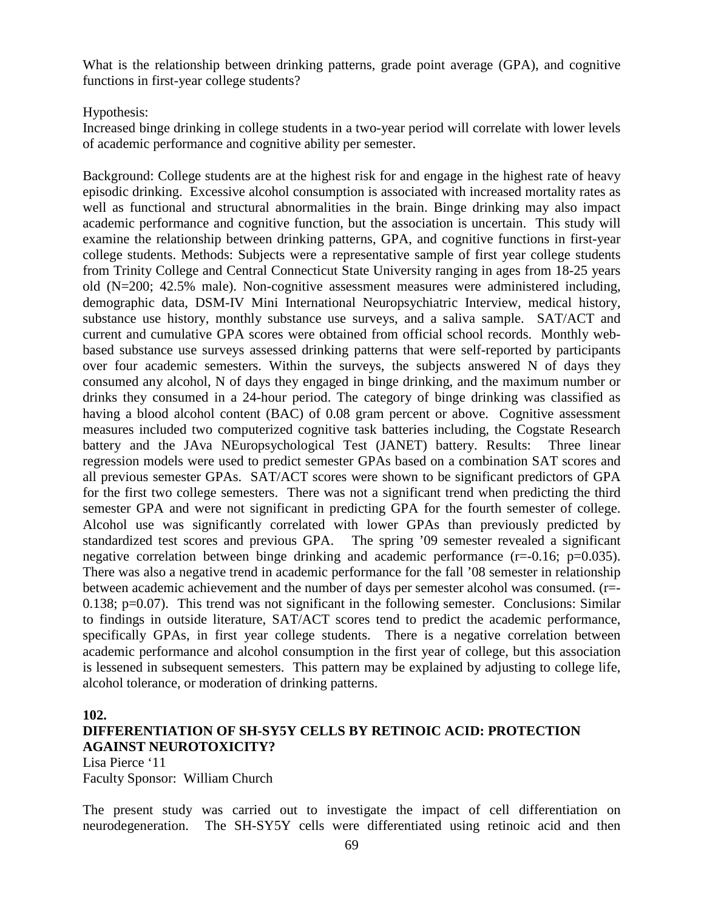What is the relationship between drinking patterns, grade point average (GPA), and cognitive functions in first-year college students?

Hypothesis:
Increased binge drinking in college students in a two-year period will correlate with lower levels of academic performance and cognitive ability per semester.

Background: College students are at the highest risk for and engage in the highest rate of heavy episodic drinking. Excessive alcohol consumption is associated with increased mortality rates as well as functional and structural abnormalities in the brain. Binge drinking may also impact academic performance and cognitive function, but the association is uncertain. This study will examine the relationship between drinking patterns, GPA, and cognitive functions in first-year college students. Methods: Subjects were a representative sample of first year college students from Trinity College and Central Connecticut State University ranging in ages from 18-25 years old (N=200; 42.5% male). Non-cognitive assessment measures were administered including, demographic data, DSM-IV Mini International Neuropsychiatric Interview, medical history, substance use history, monthly substance use surveys, and a saliva sample. SAT/ACT and current and cumulative GPA scores were obtained from official school records. Monthly web-based substance use surveys assessed drinking patterns that were self-reported by participants over four academic semesters. Within the surveys, the subjects answered N of days they consumed any alcohol, N of days they engaged in binge drinking, and the maximum number or drinks they consumed in a 24-hour period. The category of binge drinking was classified as having a blood alcohol content (BAC) of 0.08 gram percent or above. Cognitive assessment measures included two computerized cognitive task batteries including, the Cogstate Research battery and the JAva NEuropsychological Test (JANET) battery. Results: Three linear regression models were used to predict semester GPAs based on a combination SAT scores and all previous semester GPAs. SAT/ACT scores were shown to be significant predictors of GPA for the first two college semesters. There was not a significant trend when predicting the third semester GPA and were not significant in predicting GPA for the fourth semester of college. Alcohol use was significantly correlated with lower GPAs than previously predicted by standardized test scores and previous GPA. The spring '09 semester revealed a significant negative correlation between binge drinking and academic performance ($r=-0.16$; $p=0.035$). There was also a negative trend in academic performance for the fall '08 semester in relationship between academic achievement and the number of days per semester alcohol was consumed. ($r=-0.138$; $p=0.07$). This trend was not significant in the following semester. Conclusions: Similar to findings in outside literature, SAT/ACT scores tend to predict the academic performance, specifically GPAs, in first year college students. There is a negative correlation between academic performance and alcohol consumption in the first year of college, but this association is lessened in subsequent semesters. This pattern may be explained by adjusting to college life, alcohol tolerance, or moderation of drinking patterns.

**102.**

## DIFFERENTIATION OF SH-SY5Y CELLS BY RETINOIC ACID: PROTECTION AGAINST NEUROTOXICITY?

Lisa Pierce '11
Faculty Sponsor: William Church

The present study was carried out to investigate the impact of cell differentiation on neurodegeneration. The SH-SY5Y cells were differentiated using retinoic acid and then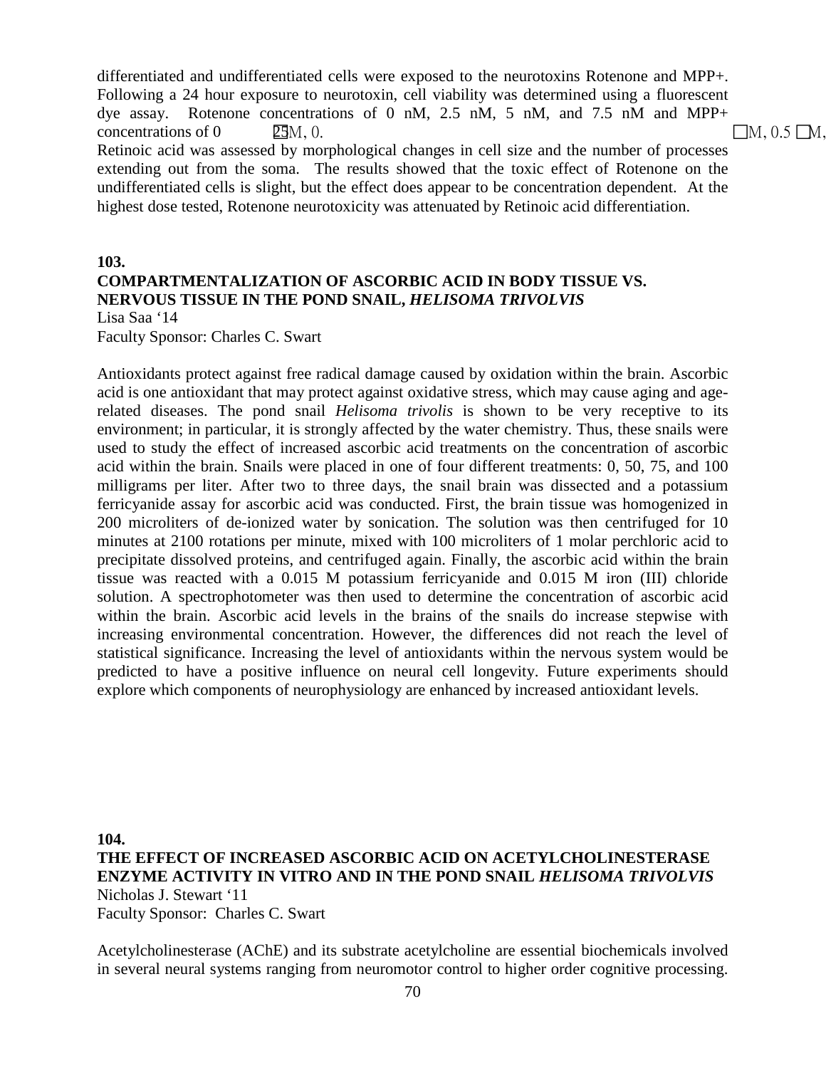differentiated and undifferentiated cells were exposed to the neurotoxins Rotenone and MPP+. Following a 24 hour exposure to neurotoxin, cell viability was determined using a fluorescent dye assay. Rotenone concentrations of 0 nM, 2.5 nM, 5 nM, and 7.5 nM and MPP+ concentrations of 0 25M, 0. M, 0.5 M, Retinoic acid was assessed by morphological changes in cell size and the number of processes extending out from the soma. The results showed that the toxic effect of Rotenone on the undifferentiated cells is slight, but the effect does appear to be concentration dependent. At the highest dose tested, Rotenone neurotoxicity was attenuated by Retinoic acid differentiation.

**103.**

**COMPARTMENTALIZATION OF ASCORBIC ACID IN BODY TISSUE VS. NERVOUS TISSUE IN THE POND SNAIL, *HELISOMA TRIVOLVIS***

Lisa Saa '14

Faculty Sponsor: Charles C. Swart

Antioxidants protect against free radical damage caused by oxidation within the brain. Ascorbic acid is one antioxidant that may protect against oxidative stress, which may cause aging and age-related diseases. The pond snail *Helisoma trivolis* is shown to be very receptive to its environment; in particular, it is strongly affected by the water chemistry. Thus, these snails were used to study the effect of increased ascorbic acid treatments on the concentration of ascorbic acid within the brain. Snails were placed in one of four different treatments: 0, 50, 75, and 100 milligrams per liter. After two to three days, the snail brain was dissected and a potassium ferricyanide assay for ascorbic acid was conducted. First, the brain tissue was homogenized in 200 microliters of de-ionized water by sonication. The solution was then centrifuged for 10 minutes at 2100 rotations per minute, mixed with 100 microliters of 1 molar perchloric acid to precipitate dissolved proteins, and centrifuged again. Finally, the ascorbic acid within the brain tissue was reacted with a 0.015 M potassium ferricyanide and 0.015 M iron (III) chloride solution. A spectrophotometer was then used to determine the concentration of ascorbic acid within the brain. Ascorbic acid levels in the brains of the snails do increase stepwise with increasing environmental concentration. However, the differences did not reach the level of statistical significance. Increasing the level of antioxidants within the nervous system would be predicted to have a positive influence on neural cell longevity. Future experiments should explore which components of neurophysiology are enhanced by increased antioxidant levels.

**104.**

**THE EFFECT OF INCREASED ASCORBIC ACID ON ACETYLCHOLINESTERASE ENZYME ACTIVITY IN VITRO AND IN THE POND SNAIL *HELISOMA TRIVOLVIS***

Nicholas J. Stewart '11

Faculty Sponsor: Charles C. Swart

Acetylcholinesterase (AChE) and its substrate acetylcholine are essential biochemicals involved in several neural systems ranging from neuromotor control to higher order cognitive processing.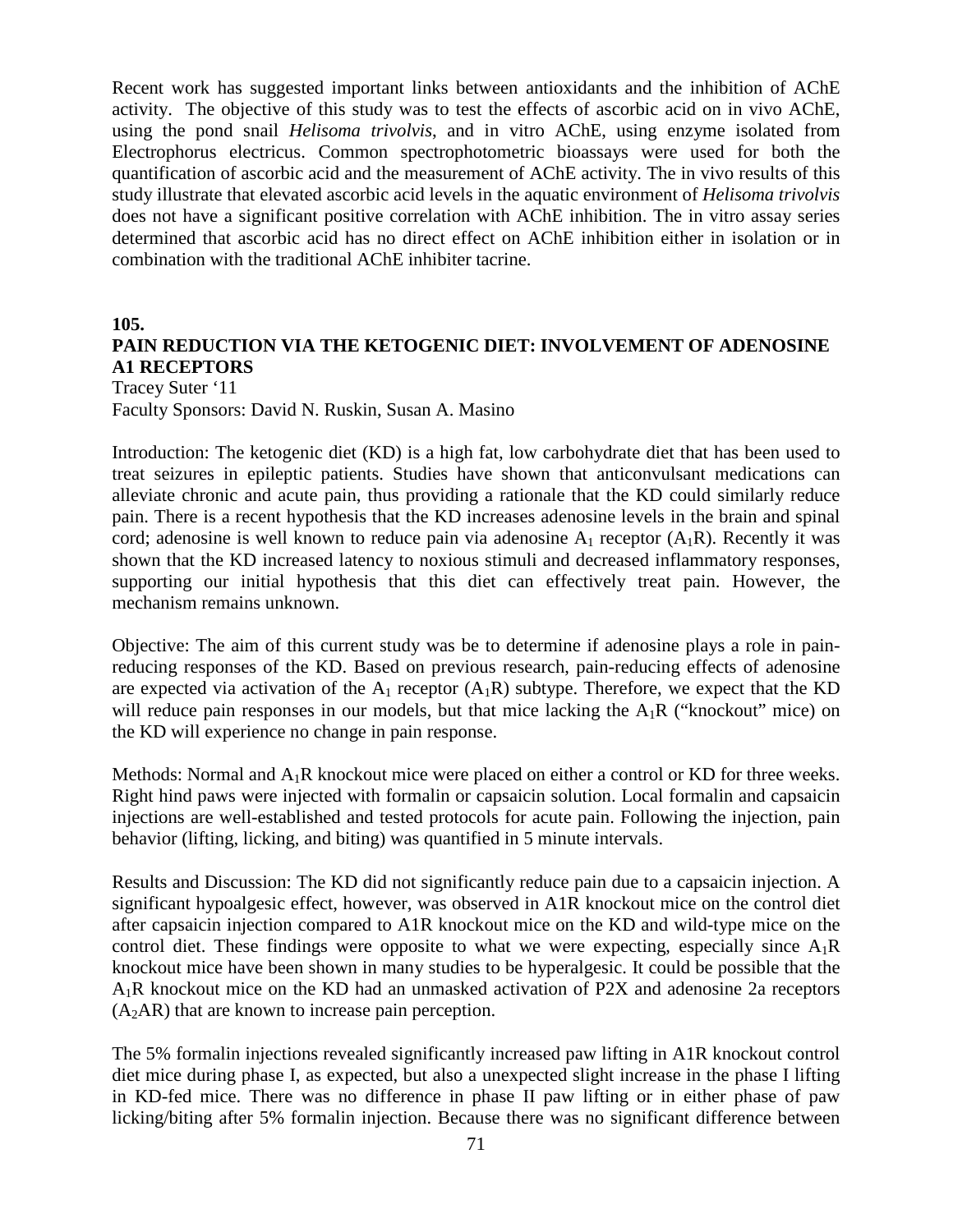Recent work has suggested important links between antioxidants and the inhibition of AChE activity. The objective of this study was to test the effects of ascorbic acid on in vivo AChE, using the pond snail *Helisoma trivolvis*, and in vitro AChE, using enzyme isolated from Electrophorus electricus. Common spectrophotometric bioassays were used for both the quantification of ascorbic acid and the measurement of AChE activity. The in vivo results of this study illustrate that elevated ascorbic acid levels in the aquatic environment of *Helisoma trivolvis* does not have a significant positive correlation with AChE inhibition. The in vitro assay series determined that ascorbic acid has no direct effect on AChE inhibition either in isolation or in combination with the traditional AChE inhibiter tacrine.

**105.**

**PAIN REDUCTION VIA THE KETOGENIC DIET: INVOLVEMENT OF ADENOSINE A1 RECEPTORS**

Tracey Suter '11
Faculty Sponsors: David N. Ruskin, Susan A. Masino

Introduction: The ketogenic diet (KD) is a high fat, low carbohydrate diet that has been used to treat seizures in epileptic patients. Studies have shown that anticonvulsant medications can alleviate chronic and acute pain, thus providing a rationale that the KD could similarly reduce pain. There is a recent hypothesis that the KD increases adenosine levels in the brain and spinal cord; adenosine is well known to reduce pain via adenosine $A_1$ receptor ($A_1R$). Recently it was shown that the KD increased latency to noxious stimuli and decreased inflammatory responses, supporting our initial hypothesis that this diet can effectively treat pain. However, the mechanism remains unknown.

Objective: The aim of this current study was be to determine if adenosine plays a role in pain-reducing responses of the KD. Based on previous research, pain-reducing effects of adenosine are expected via activation of the $A_1$ receptor ($A_1R$) subtype. Therefore, we expect that the KD will reduce pain responses in our models, but that mice lacking the $A_1R$ ("knockout" mice) on the KD will experience no change in pain response.

Methods: Normal and $A_1R$ knockout mice were placed on either a control or KD for three weeks. Right hind paws were injected with formalin or capsaicin solution. Local formalin and capsaicin injections are well-established and tested protocols for acute pain. Following the injection, pain behavior (lifting, licking, and biting) was quantified in 5 minute intervals.

Results and Discussion: The KD did not significantly reduce pain due to a capsaicin injection. A significant hypoalgesic effect, however, was observed in A1R knockout mice on the control diet after capsaicin injection compared to A1R knockout mice on the KD and wild-type mice on the control diet. These findings were opposite to what we were expecting, especially since $A_1R$ knockout mice have been shown in many studies to be hyperalgesic. It could be possible that the $A_1R$ knockout mice on the KD had an unmasked activation of P2X and adenosine 2a receptors ($A_2AR$) that are known to increase pain perception.

The 5% formalin injections revealed significantly increased paw lifting in A1R knockout control diet mice during phase I, as expected, but also a unexpected slight increase in the phase I lifting in KD-fed mice. There was no difference in phase II paw lifting or in either phase of paw licking/biting after 5% formalin injection. Because there was no significant difference between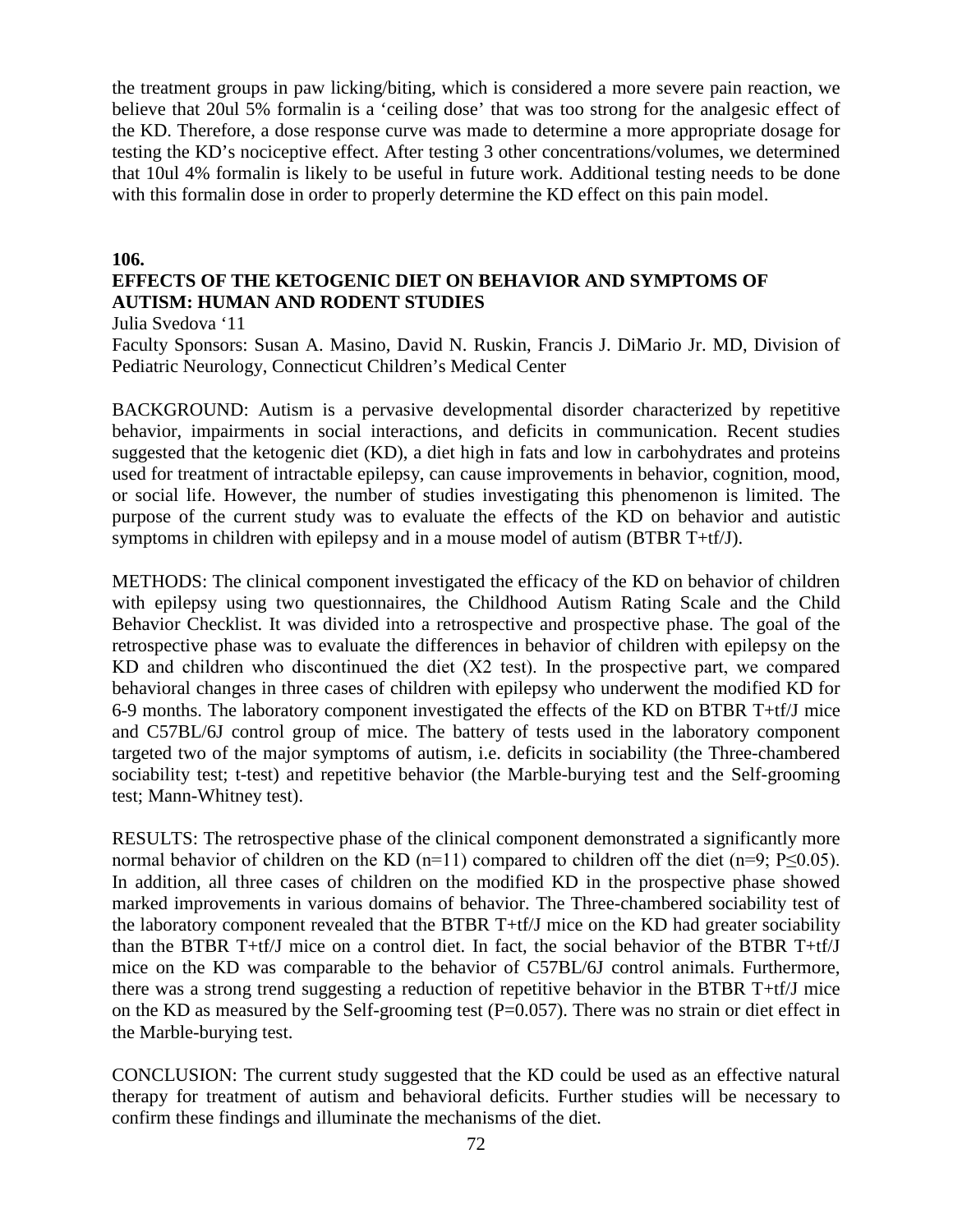the treatment groups in paw licking/biting, which is considered a more severe pain reaction, we believe that 20ul 5% formalin is a 'ceiling dose' that was too strong for the analgesic effect of the KD. Therefore, a dose response curve was made to determine a more appropriate dosage for testing the KD's nociceptive effect. After testing 3 other concentrations/volumes, we determined that 10ul 4% formalin is likely to be useful in future work. Additional testing needs to be done with this formalin dose in order to properly determine the KD effect on this pain model.

**106.**

**EFFECTS OF THE KETOGENIC DIET ON BEHAVIOR AND SYMPTOMS OF AUTISM: HUMAN AND RODENT STUDIES**

Julia Svedova '11

Faculty Sponsors: Susan A. Masino, David N. Ruskin, Francis J. DiMario Jr. MD, Division of Pediatric Neurology, Connecticut Children's Medical Center

BACKGROUND: Autism is a pervasive developmental disorder characterized by repetitive behavior, impairments in social interactions, and deficits in communication. Recent studies suggested that the ketogenic diet (KD), a diet high in fats and low in carbohydrates and proteins used for treatment of intractable epilepsy, can cause improvements in behavior, cognition, mood, or social life. However, the number of studies investigating this phenomenon is limited. The purpose of the current study was to evaluate the effects of the KD on behavior and autistic symptoms in children with epilepsy and in a mouse model of autism (BTBR T+tf/J).

METHODS: The clinical component investigated the efficacy of the KD on behavior of children with epilepsy using two questionnaires, the Childhood Autism Rating Scale and the Child Behavior Checklist. It was divided into a retrospective and prospective phase. The goal of the retrospective phase was to evaluate the differences in behavior of children with epilepsy on the KD and children who discontinued the diet ($X2$ test). In the prospective part, we compared behavioral changes in three cases of children with epilepsy who underwent the modified KD for 6-9 months. The laboratory component investigated the effects of the KD on BTBR T+tf/J mice and C57BL/6J control group of mice. The battery of tests used in the laboratory component targeted two of the major symptoms of autism, i.e. deficits in sociability (the Three-chambered sociability test; t-test) and repetitive behavior (the Marble-burying test and the Self-grooming test; Mann-Whitney test).

RESULTS: The retrospective phase of the clinical component demonstrated a significantly more normal behavior of children on the KD ($n=11$) compared to children off the diet ($n=9$; $P \leq 0.05$). In addition, all three cases of children on the modified KD in the prospective phase showed marked improvements in various domains of behavior. The Three-chambered sociability test of the laboratory component revealed that the BTBR T+tf/J mice on the KD had greater sociability than the BTBR T+tf/J mice on a control diet. In fact, the social behavior of the BTBR T+tf/J mice on the KD was comparable to the behavior of C57BL/6J control animals. Furthermore, there was a strong trend suggesting a reduction of repetitive behavior in the BTBR T+tf/J mice on the KD as measured by the Self-grooming test ($P=0.057$). There was no strain or diet effect in the Marble-burying test.

CONCLUSION: The current study suggested that the KD could be used as an effective natural therapy for treatment of autism and behavioral deficits. Further studies will be necessary to confirm these findings and illuminate the mechanisms of the diet.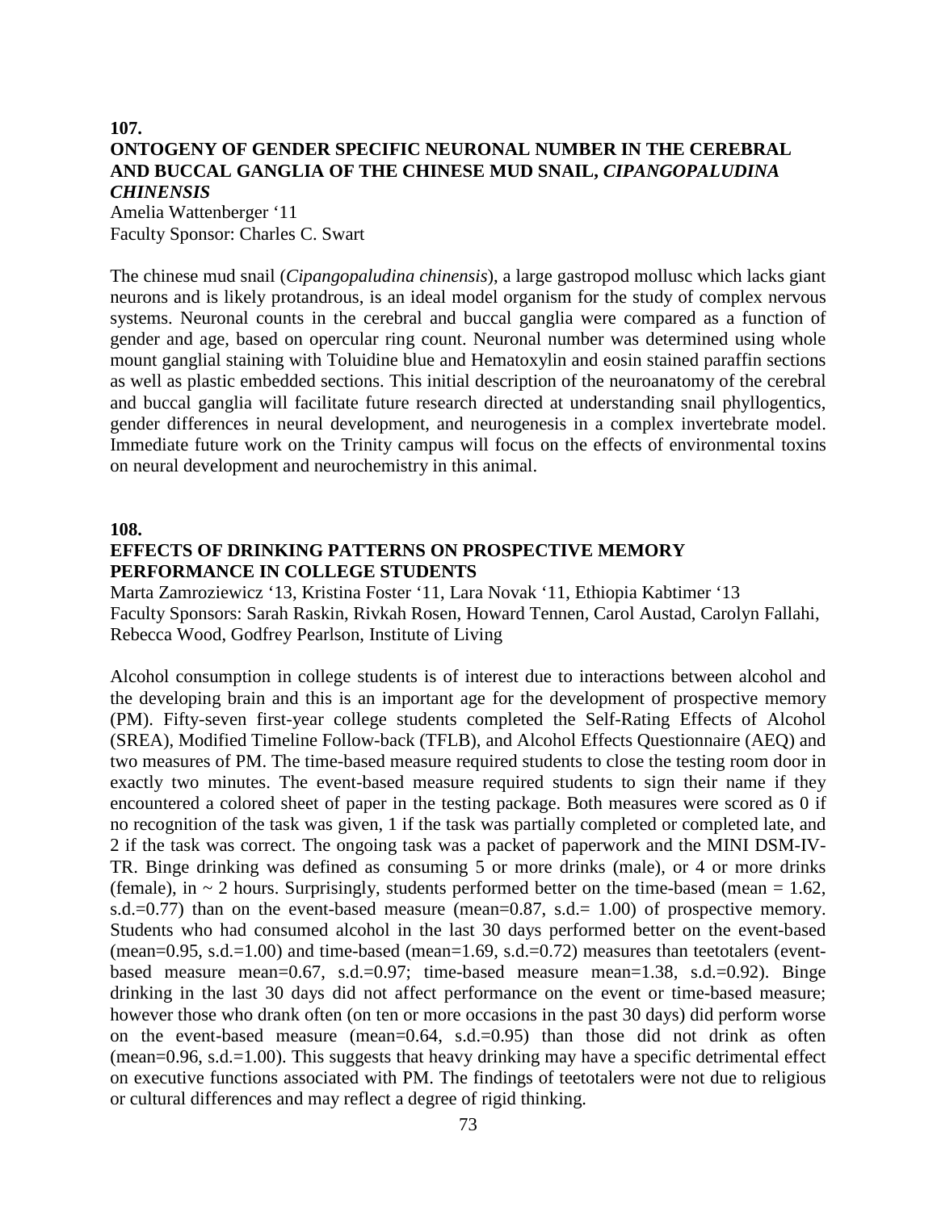**107.**

## ONTOGENY OF GENDER SPECIFIC NEURONAL NUMBER IN THE CEREBRAL AND BUCCAL GANGLIA OF THE CHINESE MUD SNAIL, *CIPANGOPALUDINA CHINENSIS*

Amelia Wattenberger '11
Faculty Sponsor: Charles C. Swart

The chinese mud snail (*Cipangopaludina chinensis*), a large gastropod mollusc which lacks giant neurons and is likely protandrous, is an ideal model organism for the study of complex nervous systems. Neuronal counts in the cerebral and buccal ganglia were compared as a function of gender and age, based on opercular ring count. Neuronal number was determined using whole mount ganglial staining with Toluidine blue and Hematoxylin and eosin stained paraffin sections as well as plastic embedded sections. This initial description of the neuroanatomy of the cerebral and buccal ganglia will facilitate future research directed at understanding snail phyllogentics, gender differences in neural development, and neurogenesis in a complex invertebrate model. Immediate future work on the Trinity campus will focus on the effects of environmental toxins on neural development and neurochemistry in this animal.

**108.**

## EFFECTS OF DRINKING PATTERNS ON PROSPECTIVE MEMORY PERFORMANCE IN COLLEGE STUDENTS

Marta Zamroziewicz '13, Kristina Foster '11, Lara Novak '11, Ethiopia Kabtimer '13
Faculty Sponsors: Sarah Raskin, Rivkah Rosen, Howard Tennen, Carol Austad, Carolyn Fallahi, Rebecca Wood, Godfrey Pearlson, Institute of Living

Alcohol consumption in college students is of interest due to interactions between alcohol and the developing brain and this is an important age for the development of prospective memory (PM). Fifty-seven first-year college students completed the Self-Rating Effects of Alcohol (SREA), Modified Timeline Follow-back (TFLB), and Alcohol Effects Questionnaire (AEQ) and two measures of PM. The time-based measure required students to close the testing room door in exactly two minutes. The event-based measure required students to sign their name if they encountered a colored sheet of paper in the testing package. Both measures were scored as 0 if no recognition of the task was given, 1 if the task was partially completed or completed late, and 2 if the task was correct. The ongoing task was a packet of paperwork and the MINI DSM-IV-TR. Binge drinking was defined as consuming 5 or more drinks (male), or 4 or more drinks (female), in ~ 2 hours. Surprisingly, students performed better on the time-based (mean = 1.62, s.d.=0.77) than on the event-based measure (mean=0.87, s.d.= 1.00) of prospective memory. Students who had consumed alcohol in the last 30 days performed better on the event-based (mean=0.95, s.d.=1.00) and time-based (mean=1.69, s.d.=0.72) measures than teetotalers (event-based measure mean=0.67, s.d.=0.97; time-based measure mean=1.38, s.d.=0.92). Binge drinking in the last 30 days did not affect performance on the event or time-based measure; however those who drank often (on ten or more occasions in the past 30 days) did perform worse on the event-based measure (mean=0.64, s.d.=0.95) than those did not drink as often (mean=0.96, s.d.=1.00). This suggests that heavy drinking may have a specific detrimental effect on executive functions associated with PM. The findings of teetotalers were not due to religious or cultural differences and may reflect a degree of rigid thinking.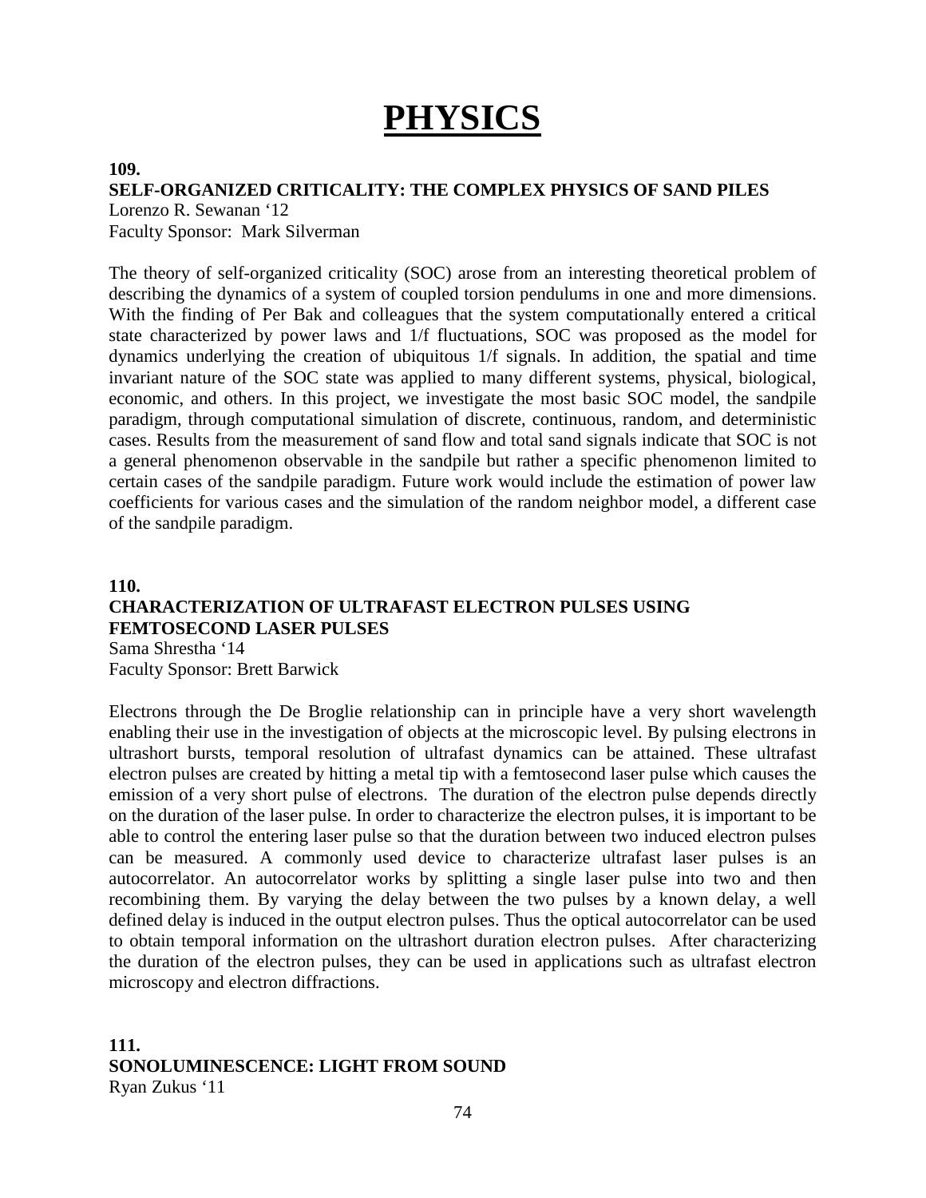# PHYSICS

**109.**
**SELF-ORGANIZED CRITICALITY: THE COMPLEX PHYSICS OF SAND PILES**
Lorenzo R. Sewanan '12
Faculty Sponsor: Mark Silverman

The theory of self-organized criticality (SOC) arose from an interesting theoretical problem of describing the dynamics of a system of coupled torsion pendulums in one and more dimensions. With the finding of Per Bak and colleagues that the system computationally entered a critical state characterized by power laws and 1/f fluctuations, SOC was proposed as the model for dynamics underlying the creation of ubiquitous 1/f signals. In addition, the spatial and time invariant nature of the SOC state was applied to many different systems, physical, biological, economic, and others. In this project, we investigate the most basic SOC model, the sandpile paradigm, through computational simulation of discrete, continuous, random, and deterministic cases. Results from the measurement of sand flow and total sand signals indicate that SOC is not a general phenomenon observable in the sandpile but rather a specific phenomenon limited to certain cases of the sandpile paradigm. Future work would include the estimation of power law coefficients for various cases and the simulation of the random neighbor model, a different case of the sandpile paradigm.

**110.**
**CHARACTERIZATION OF ULTRAFAST ELECTRON PULSES USING FEMTOSECOND LASER PULSES**
Sama Shrestha '14
Faculty Sponsor: Brett Barwick

Electrons through the De Broglie relationship can in principle have a very short wavelength enabling their use in the investigation of objects at the microscopic level. By pulsing electrons in ultrashort bursts, temporal resolution of ultrafast dynamics can be attained. These ultrafast electron pulses are created by hitting a metal tip with a femtosecond laser pulse which causes the emission of a very short pulse of electrons. The duration of the electron pulse depends directly on the duration of the laser pulse. In order to characterize the electron pulses, it is important to be able to control the entering laser pulse so that the duration between two induced electron pulses can be measured. A commonly used device to characterize ultrafast laser pulses is an autocorrelator. An autocorrelator works by splitting a single laser pulse into two and then recombining them. By varying the delay between the two pulses by a known delay, a well defined delay is induced in the output electron pulses. Thus the optical autocorrelator can be used to obtain temporal information on the ultrashort duration electron pulses. After characterizing the duration of the electron pulses, they can be used in applications such as ultrafast electron microscopy and electron diffractions.

**111.**
**SONOLUMINESCENCE: LIGHT FROM SOUND**
Ryan Zukus '11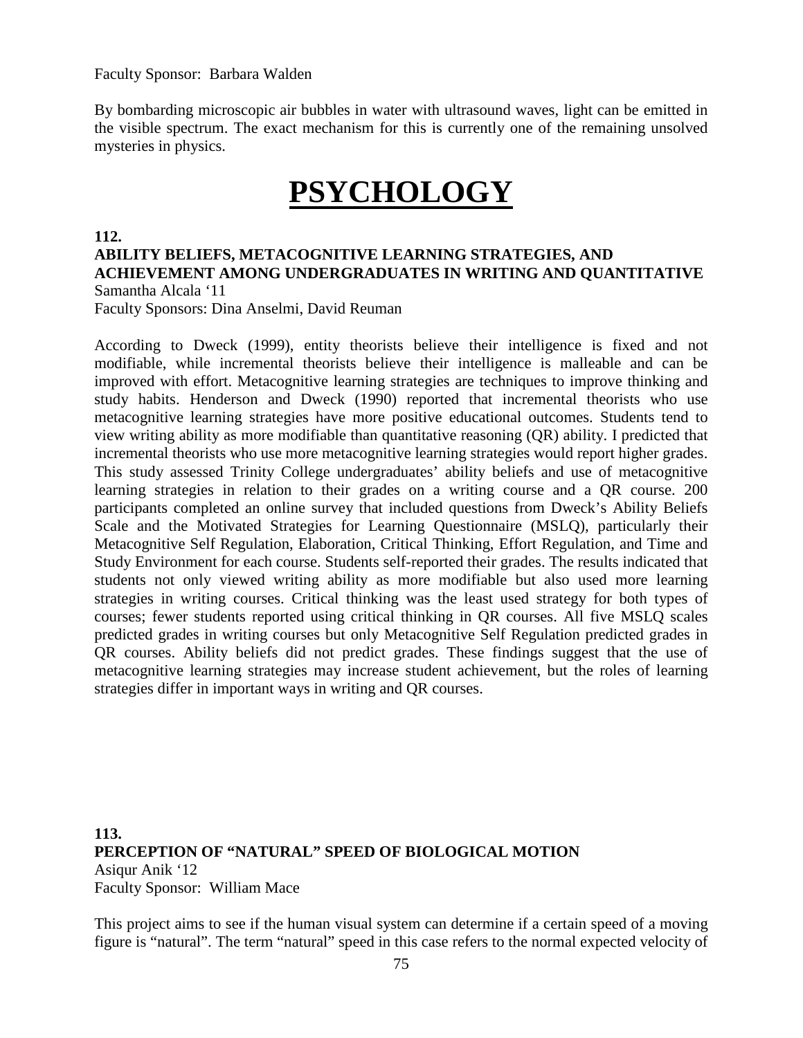Faculty Sponsor: Barbara Walden

By bombarding microscopic air bubbles in water with ultrasound waves, light can be emitted in the visible spectrum. The exact mechanism for this is currently one of the remaining unsolved mysteries in physics.

# PSYCHOLOGY

**112.**

**ABILITY BELIEFS, METACOGNITIVE LEARNING STRATEGIES, AND ACHIEVEMENT AMONG UNDERGRADUATES IN WRITING AND QUANTITATIVE**

Samantha Alcala '11

Faculty Sponsors: Dina Anselmi, David Reuman

According to Dweck (1999), entity theorists believe their intelligence is fixed and not modifiable, while incremental theorists believe their intelligence is malleable and can be improved with effort. Metacognitive learning strategies are techniques to improve thinking and study habits. Henderson and Dweck (1990) reported that incremental theorists who use metacognitive learning strategies have more positive educational outcomes. Students tend to view writing ability as more modifiable than quantitative reasoning (QR) ability. I predicted that incremental theorists who use more metacognitive learning strategies would report higher grades. This study assessed Trinity College undergraduates' ability beliefs and use of metacognitive learning strategies in relation to their grades on a writing course and a QR course. 200 participants completed an online survey that included questions from Dweck's Ability Beliefs Scale and the Motivated Strategies for Learning Questionnaire (MSLQ), particularly their Metacognitive Self Regulation, Elaboration, Critical Thinking, Effort Regulation, and Time and Study Environment for each course. Students self-reported their grades. The results indicated that students not only viewed writing ability as more modifiable but also used more learning strategies in writing courses. Critical thinking was the least used strategy for both types of courses; fewer students reported using critical thinking in QR courses. All five MSLQ scales predicted grades in writing courses but only Metacognitive Self Regulation predicted grades in QR courses. Ability beliefs did not predict grades. These findings suggest that the use of metacognitive learning strategies may increase student achievement, but the roles of learning strategies differ in important ways in writing and QR courses.

**113.**

**PERCEPTION OF "NATURAL" SPEED OF BIOLOGICAL MOTION**

Asiqur Anik '12

Faculty Sponsor: William Mace

This project aims to see if the human visual system can determine if a certain speed of a moving figure is "natural". The term "natural" speed in this case refers to the normal expected velocity of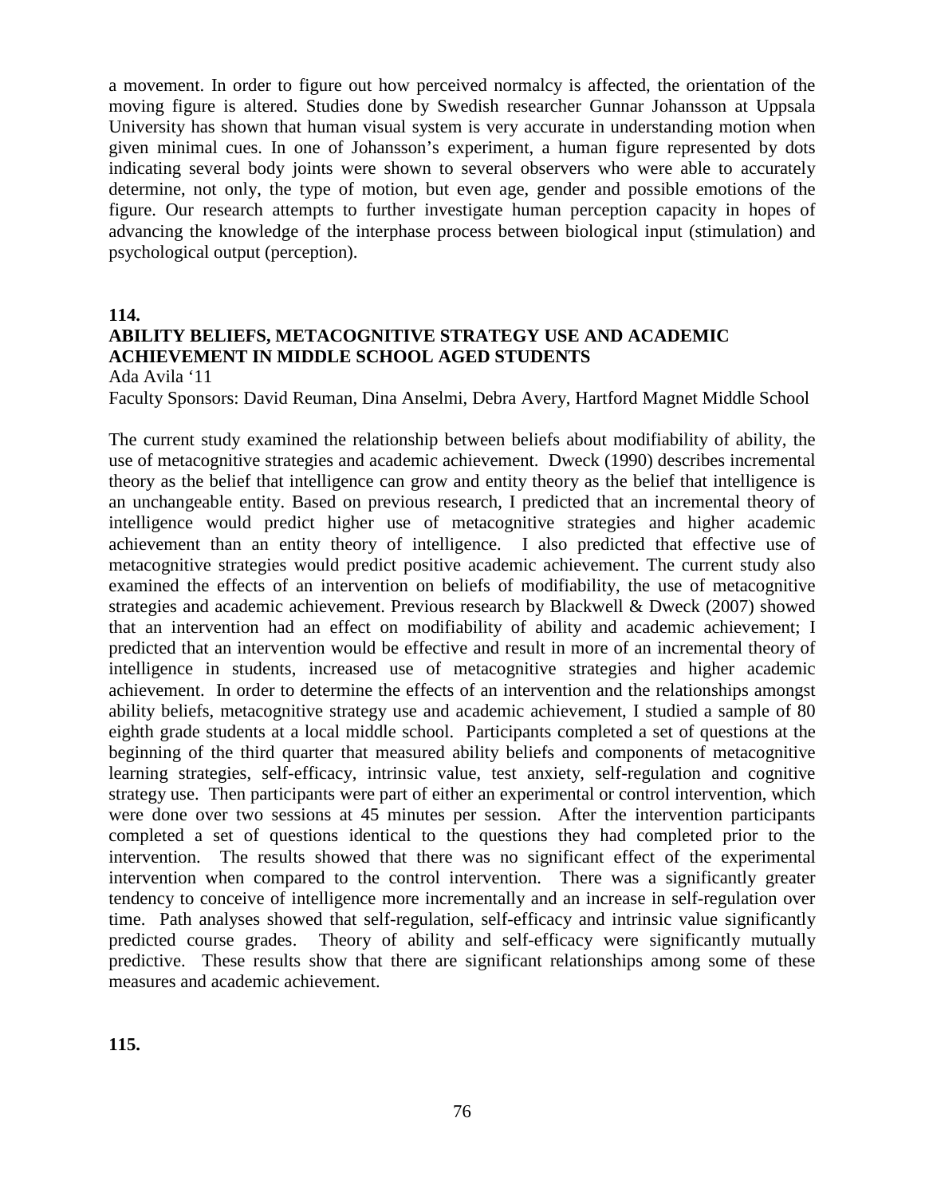a movement. In order to figure out how perceived normalcy is affected, the orientation of the moving figure is altered. Studies done by Swedish researcher Gunnar Johansson at Uppsala University has shown that human visual system is very accurate in understanding motion when given minimal cues. In one of Johansson's experiment, a human figure represented by dots indicating several body joints were shown to several observers who were able to accurately determine, not only, the type of motion, but even age, gender and possible emotions of the figure. Our research attempts to further investigate human perception capacity in hopes of advancing the knowledge of the interphase process between biological input (stimulation) and psychological output (perception).

**114.**

**ABILITY BELIEFS, METACOGNITIVE STRATEGY USE AND ACADEMIC ACHIEVEMENT IN MIDDLE SCHOOL AGED STUDENTS**

Ada Avila '11

Faculty Sponsors: David Reuman, Dina Anselmi, Debra Avery, Hartford Magnet Middle School

The current study examined the relationship between beliefs about modifiability of ability, the use of metacognitive strategies and academic achievement. Dweck (1990) describes incremental theory as the belief that intelligence can grow and entity theory as the belief that intelligence is an unchangeable entity. Based on previous research, I predicted that an incremental theory of intelligence would predict higher use of metacognitive strategies and higher academic achievement than an entity theory of intelligence. I also predicted that effective use of metacognitive strategies would predict positive academic achievement. The current study also examined the effects of an intervention on beliefs of modifiability, the use of metacognitive strategies and academic achievement. Previous research by Blackwell & Dweck (2007) showed that an intervention had an effect on modifiability of ability and academic achievement; I predicted that an intervention would be effective and result in more of an incremental theory of intelligence in students, increased use of metacognitive strategies and higher academic achievement. In order to determine the effects of an intervention and the relationships amongst ability beliefs, metacognitive strategy use and academic achievement, I studied a sample of 80 eighth grade students at a local middle school. Participants completed a set of questions at the beginning of the third quarter that measured ability beliefs and components of metacognitive learning strategies, self-efficacy, intrinsic value, test anxiety, self-regulation and cognitive strategy use. Then participants were part of either an experimental or control intervention, which were done over two sessions at 45 minutes per session. After the intervention participants completed a set of questions identical to the questions they had completed prior to the intervention. The results showed that there was no significant effect of the experimental intervention when compared to the control intervention. There was a significantly greater tendency to conceive of intelligence more incrementally and an increase in self-regulation over time. Path analyses showed that self-regulation, self-efficacy and intrinsic value significantly predicted course grades. Theory of ability and self-efficacy were significantly mutually predictive. These results show that there are significant relationships among some of these measures and academic achievement.

**115.**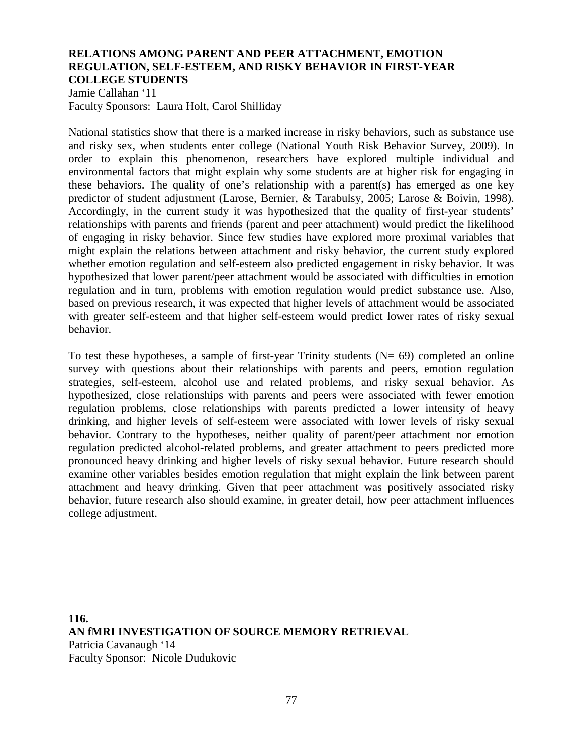### RELATIONS AMONG PARENT AND PEER ATTACHMENT, EMOTION REGULATION, SELF-ESTEEM, AND RISKY BEHAVIOR IN FIRST-YEAR COLLEGE STUDENTS

Jamie Callahan '11
Faculty Sponsors: Laura Holt, Carol Shilliday

National statistics show that there is a marked increase in risky behaviors, such as substance use and risky sex, when students enter college (National Youth Risk Behavior Survey, 2009). In order to explain this phenomenon, researchers have explored multiple individual and environmental factors that might explain why some students are at higher risk for engaging in these behaviors. The quality of one's relationship with a parent(s) has emerged as one key predictor of student adjustment (Larose, Bernier, & Tarabulsy, 2005; Larose & Boivin, 1998). Accordingly, in the current study it was hypothesized that the quality of first-year students' relationships with parents and friends (parent and peer attachment) would predict the likelihood of engaging in risky behavior. Since few studies have explored more proximal variables that might explain the relations between attachment and risky behavior, the current study explored whether emotion regulation and self-esteem also predicted engagement in risky behavior. It was hypothesized that lower parent/peer attachment would be associated with difficulties in emotion regulation and in turn, problems with emotion regulation would predict substance use. Also, based on previous research, it was expected that higher levels of attachment would be associated with greater self-esteem and that higher self-esteem would predict lower rates of risky sexual behavior.

To test these hypotheses, a sample of first-year Trinity students (N= 69) completed an online survey with questions about their relationships with parents and peers, emotion regulation strategies, self-esteem, alcohol use and related problems, and risky sexual behavior. As hypothesized, close relationships with parents and peers were associated with fewer emotion regulation problems, close relationships with parents predicted a lower intensity of heavy drinking, and higher levels of self-esteem were associated with lower levels of risky sexual behavior. Contrary to the hypotheses, neither quality of parent/peer attachment nor emotion regulation predicted alcohol-related problems, and greater attachment to peers predicted more pronounced heavy drinking and higher levels of risky sexual behavior. Future research should examine other variables besides emotion regulation that might explain the link between parent attachment and heavy drinking. Given that peer attachment was positively associated risky behavior, future research also should examine, in greater detail, how peer attachment influences college adjustment.

### 116.
### AN fMRI INVESTIGATION OF SOURCE MEMORY RETRIEVAL

Patricia Cavanaugh '14
Faculty Sponsor: Nicole Dudukovic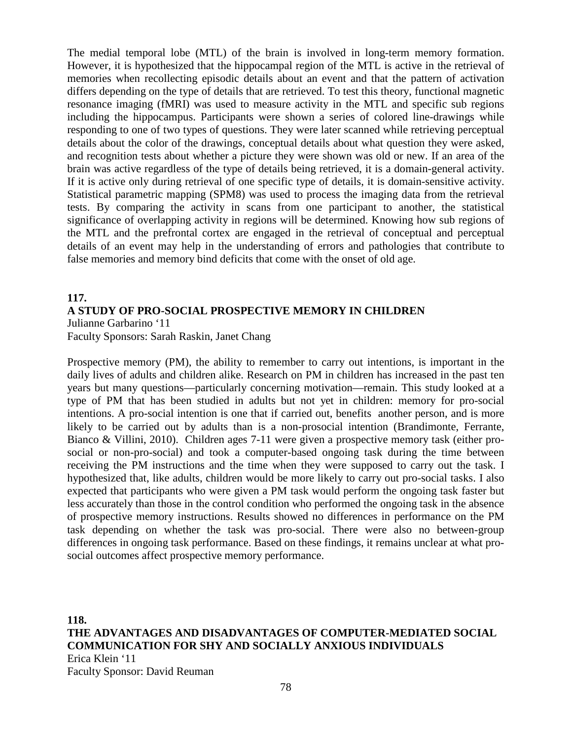The medial temporal lobe (MTL) of the brain is involved in long-term memory formation. However, it is hypothesized that the hippocampal region of the MTL is active in the retrieval of memories when recollecting episodic details about an event and that the pattern of activation differs depending on the type of details that are retrieved. To test this theory, functional magnetic resonance imaging (fMRI) was used to measure activity in the MTL and specific sub regions including the hippocampus. Participants were shown a series of colored line-drawings while responding to one of two types of questions. They were later scanned while retrieving perceptual details about the color of the drawings, conceptual details about what question they were asked, and recognition tests about whether a picture they were shown was old or new. If an area of the brain was active regardless of the type of details being retrieved, it is a domain-general activity. If it is active only during retrieval of one specific type of details, it is domain-sensitive activity. Statistical parametric mapping (SPM8) was used to process the imaging data from the retrieval tests. By comparing the activity in scans from one participant to another, the statistical significance of overlapping activity in regions will be determined. Knowing how sub regions of the MTL and the prefrontal cortex are engaged in the retrieval of conceptual and perceptual details of an event may help in the understanding of errors and pathologies that contribute to false memories and memory bind deficits that come with the onset of old age.

**117.**

**A STUDY OF PRO-SOCIAL PROSPECTIVE MEMORY IN CHILDREN**

Julianne Garbarino '11

Faculty Sponsors: Sarah Raskin, Janet Chang

Prospective memory (PM), the ability to remember to carry out intentions, is important in the daily lives of adults and children alike. Research on PM in children has increased in the past ten years but many questions—particularly concerning motivation—remain. This study looked at a type of PM that has been studied in adults but not yet in children: memory for pro-social intentions. A pro-social intention is one that if carried out, benefits another person, and is more likely to be carried out by adults than is a non-prosocial intention (Brandimonte, Ferrante, Bianco & Villini, 2010). Children ages 7-11 were given a prospective memory task (either pro-social or non-pro-social) and took a computer-based ongoing task during the time between receiving the PM instructions and the time when they were supposed to carry out the task. I hypothesized that, like adults, children would be more likely to carry out pro-social tasks. I also expected that participants who were given a PM task would perform the ongoing task faster but less accurately than those in the control condition who performed the ongoing task in the absence of prospective memory instructions. Results showed no differences in performance on the PM task depending on whether the task was pro-social. There were also no between-group differences in ongoing task performance. Based on these findings, it remains unclear at what pro-social outcomes affect prospective memory performance.

**118.**

**THE ADVANTAGES AND DISADVANTAGES OF COMPUTER-MEDIATED SOCIAL COMMUNICATION FOR SHY AND SOCIALLY ANXIOUS INDIVIDUALS**

Erica Klein '11

Faculty Sponsor: David Reuman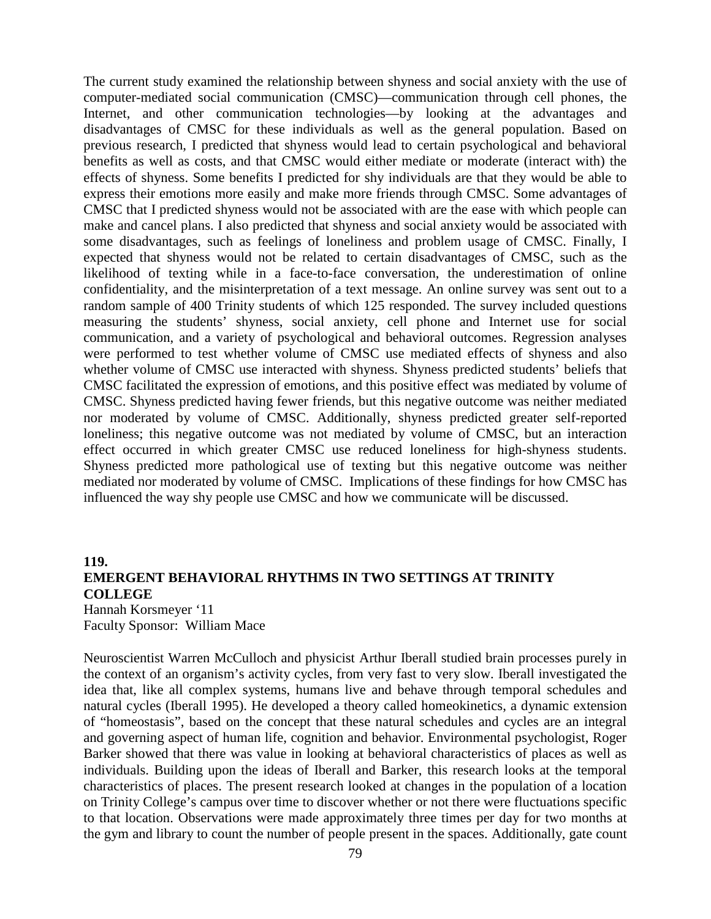The current study examined the relationship between shyness and social anxiety with the use of computer-mediated social communication (CMSC)—communication through cell phones, the Internet, and other communication technologies—by looking at the advantages and disadvantages of CMSC for these individuals as well as the general population. Based on previous research, I predicted that shyness would lead to certain psychological and behavioral benefits as well as costs, and that CMSC would either mediate or moderate (interact with) the effects of shyness. Some benefits I predicted for shy individuals are that they would be able to express their emotions more easily and make more friends through CMSC. Some advantages of CMSC that I predicted shyness would not be associated with are the ease with which people can make and cancel plans. I also predicted that shyness and social anxiety would be associated with some disadvantages, such as feelings of loneliness and problem usage of CMSC. Finally, I expected that shyness would not be related to certain disadvantages of CMSC, such as the likelihood of texting while in a face-to-face conversation, the underestimation of online confidentiality, and the misinterpretation of a text message. An online survey was sent out to a random sample of 400 Trinity students of which 125 responded. The survey included questions measuring the students' shyness, social anxiety, cell phone and Internet use for social communication, and a variety of psychological and behavioral outcomes. Regression analyses were performed to test whether volume of CMSC use mediated effects of shyness and also whether volume of CMSC use interacted with shyness. Shyness predicted students' beliefs that CMSC facilitated the expression of emotions, and this positive effect was mediated by volume of CMSC. Shyness predicted having fewer friends, but this negative outcome was neither mediated nor moderated by volume of CMSC. Additionally, shyness predicted greater self-reported loneliness; this negative outcome was not mediated by volume of CMSC, but an interaction effect occurred in which greater CMSC use reduced loneliness for high-shyness students. Shyness predicted more pathological use of texting but this negative outcome was neither mediated nor moderated by volume of CMSC. Implications of these findings for how CMSC has influenced the way shy people use CMSC and how we communicate will be discussed.

**119.**

## EMERGENT BEHAVIORAL RHYTHMS IN TWO SETTINGS AT TRINITY COLLEGE

Hannah Korsmeyer '11
Faculty Sponsor: William Mace

Neuroscientist Warren McCulloch and physicist Arthur Iberall studied brain processes purely in the context of an organism's activity cycles, from very fast to very slow. Iberall investigated the idea that, like all complex systems, humans live and behave through temporal schedules and natural cycles (Iberall 1995). He developed a theory called homeokinetics, a dynamic extension of "homeostasis", based on the concept that these natural schedules and cycles are an integral and governing aspect of human life, cognition and behavior. Environmental psychologist, Roger Barker showed that there was value in looking at behavioral characteristics of places as well as individuals. Building upon the ideas of Iberall and Barker, this research looks at the temporal characteristics of places. The present research looked at changes in the population of a location on Trinity College's campus over time to discover whether or not there were fluctuations specific to that location. Observations were made approximately three times per day for two months at the gym and library to count the number of people present in the spaces. Additionally, gate count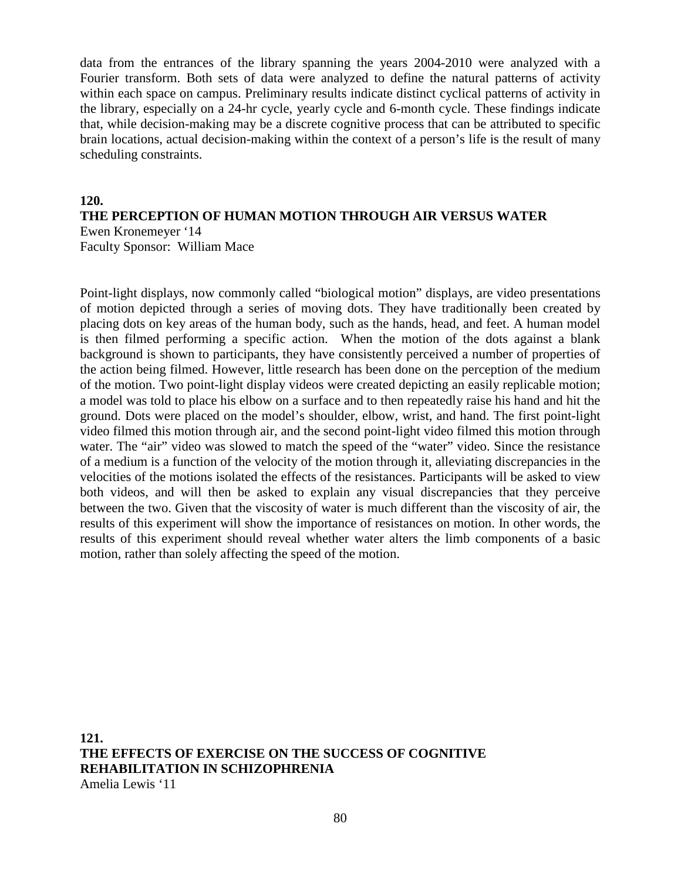data from the entrances of the library spanning the years 2004-2010 were analyzed with a Fourier transform. Both sets of data were analyzed to define the natural patterns of activity within each space on campus. Preliminary results indicate distinct cyclical patterns of activity in the library, especially on a 24-hr cycle, yearly cycle and 6-month cycle. These findings indicate that, while decision-making may be a discrete cognitive process that can be attributed to specific brain locations, actual decision-making within the context of a person's life is the result of many scheduling constraints.

**120.**

**THE PERCEPTION OF HUMAN MOTION THROUGH AIR VERSUS WATER**

Ewen Kronemeyer '14
Faculty Sponsor: William Mace

Point-light displays, now commonly called "biological motion" displays, are video presentations of motion depicted through a series of moving dots. They have traditionally been created by placing dots on key areas of the human body, such as the hands, head, and feet. A human model is then filmed performing a specific action. When the motion of the dots against a blank background is shown to participants, they have consistently perceived a number of properties of the action being filmed. However, little research has been done on the perception of the medium of the motion. Two point-light display videos were created depicting an easily replicable motion; a model was told to place his elbow on a surface and to then repeatedly raise his hand and hit the ground. Dots were placed on the model's shoulder, elbow, wrist, and hand. The first point-light video filmed this motion through air, and the second point-light video filmed this motion through water. The "air" video was slowed to match the speed of the "water" video. Since the resistance of a medium is a function of the velocity of the motion through it, alleviating discrepancies in the velocities of the motions isolated the effects of the resistances. Participants will be asked to view both videos, and will then be asked to explain any visual discrepancies that they perceive between the two. Given that the viscosity of water is much different than the viscosity of air, the results of this experiment will show the importance of resistances on motion. In other words, the results of this experiment should reveal whether water alters the limb components of a basic motion, rather than solely affecting the speed of the motion.

**121.**

**THE EFFECTS OF EXERCISE ON THE SUCCESS OF COGNITIVE REHABILITATION IN SCHIZOPHRENIA**

Amelia Lewis '11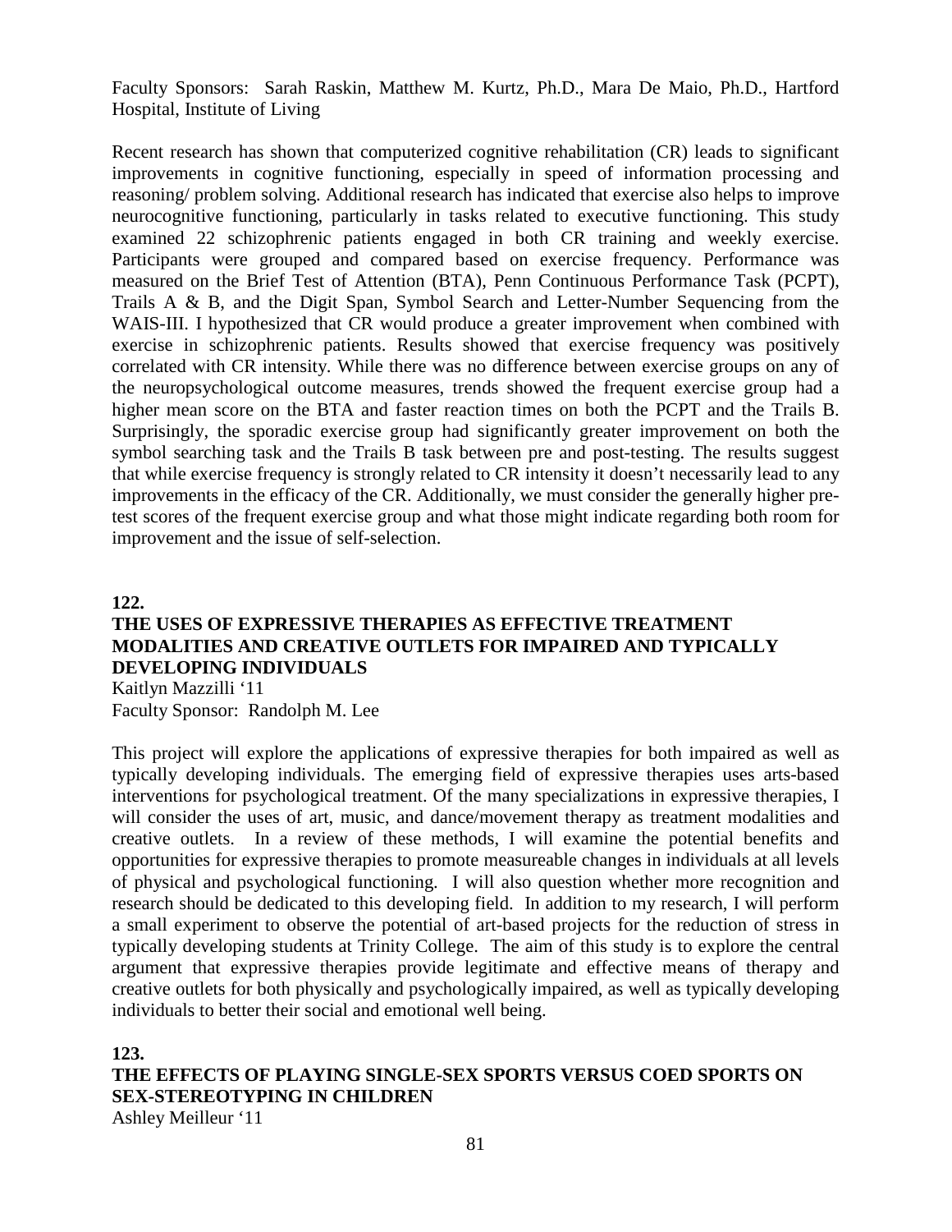Faculty Sponsors: Sarah Raskin, Matthew M. Kurtz, Ph.D., Mara De Maio, Ph.D., Hartford Hospital, Institute of Living

Recent research has shown that computerized cognitive rehabilitation (CR) leads to significant improvements in cognitive functioning, especially in speed of information processing and reasoning/ problem solving. Additional research has indicated that exercise also helps to improve neurocognitive functioning, particularly in tasks related to executive functioning. This study examined 22 schizophrenic patients engaged in both CR training and weekly exercise. Participants were grouped and compared based on exercise frequency. Performance was measured on the Brief Test of Attention (BTA), Penn Continuous Performance Task (PCPT), Trails A & B, and the Digit Span, Symbol Search and Letter-Number Sequencing from the WAIS-III. I hypothesized that CR would produce a greater improvement when combined with exercise in schizophrenic patients. Results showed that exercise frequency was positively correlated with CR intensity. While there was no difference between exercise groups on any of the neuropsychological outcome measures, trends showed the frequent exercise group had a higher mean score on the BTA and faster reaction times on both the PCPT and the Trails B. Surprisingly, the sporadic exercise group had significantly greater improvement on both the symbol searching task and the Trails B task between pre and post-testing. The results suggest that while exercise frequency is strongly related to CR intensity it doesn't necessarily lead to any improvements in the efficacy of the CR. Additionally, we must consider the generally higher pre-test scores of the frequent exercise group and what those might indicate regarding both room for improvement and the issue of self-selection.

**122.**

**THE USES OF EXPRESSIVE THERAPIES AS EFFECTIVE TREATMENT MODALITIES AND CREATIVE OUTLETS FOR IMPAIRED AND TYPICALLY DEVELOPING INDIVIDUALS**

Kaitlyn Mazzilli '11
Faculty Sponsor: Randolph M. Lee

This project will explore the applications of expressive therapies for both impaired as well as typically developing individuals. The emerging field of expressive therapies uses arts-based interventions for psychological treatment. Of the many specializations in expressive therapies, I will consider the uses of art, music, and dance/movement therapy as treatment modalities and creative outlets. In a review of these methods, I will examine the potential benefits and opportunities for expressive therapies to promote measureable changes in individuals at all levels of physical and psychological functioning. I will also question whether more recognition and research should be dedicated to this developing field. In addition to my research, I will perform a small experiment to observe the potential of art-based projects for the reduction of stress in typically developing students at Trinity College. The aim of this study is to explore the central argument that expressive therapies provide legitimate and effective means of therapy and creative outlets for both physically and psychologically impaired, as well as typically developing individuals to better their social and emotional well being.

**123.**

**THE EFFECTS OF PLAYING SINGLE-SEX SPORTS VERSUS COED SPORTS ON SEX-STEREOTYPING IN CHILDREN**

Ashley Meilleur '11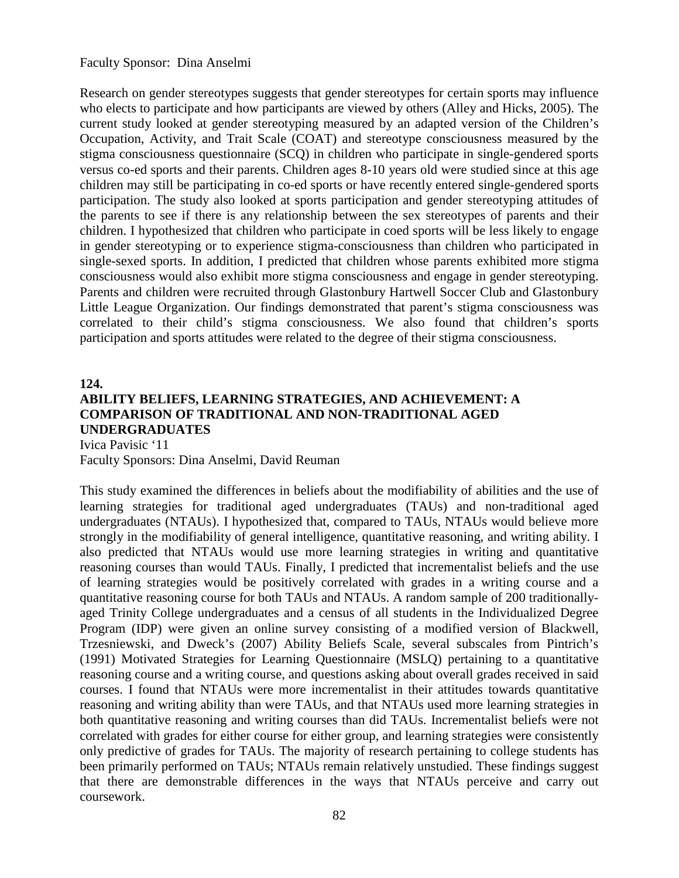Faculty Sponsor: Dina Anselmi

Research on gender stereotypes suggests that gender stereotypes for certain sports may influence who elects to participate and how participants are viewed by others (Alley and Hicks, 2005). The current study looked at gender stereotyping measured by an adapted version of the Children's Occupation, Activity, and Trait Scale (COAT) and stereotype consciousness measured by the stigma consciousness questionnaire (SCQ) in children who participate in single-gendered sports versus co-ed sports and their parents. Children ages 8-10 years old were studied since at this age children may still be participating in co-ed sports or have recently entered single-gendered sports participation. The study also looked at sports participation and gender stereotyping attitudes of the parents to see if there is any relationship between the sex stereotypes of parents and their children. I hypothesized that children who participate in coed sports will be less likely to engage in gender stereotyping or to experience stigma-consciousness than children who participated in single-sexed sports. In addition, I predicted that children whose parents exhibited more stigma consciousness would also exhibit more stigma consciousness and engage in gender stereotyping. Parents and children were recruited through Glastonbury Hartwell Soccer Club and Glastonbury Little League Organization. Our findings demonstrated that parent's stigma consciousness was correlated to their child's stigma consciousness. We also found that children's sports participation and sports attitudes were related to the degree of their stigma consciousness.

**124.**

**ABILITY BELIEFS, LEARNING STRATEGIES, AND ACHIEVEMENT: A COMPARISON OF TRADITIONAL AND NON-TRADITIONAL AGED UNDERGRADUATES**

Ivica Pavisic '11

Faculty Sponsors: Dina Anselmi, David Reuman

This study examined the differences in beliefs about the modifiability of abilities and the use of learning strategies for traditional aged undergraduates (TAUs) and non-traditional aged undergraduates (NTAUs). I hypothesized that, compared to TAUs, NTAUs would believe more strongly in the modifiability of general intelligence, quantitative reasoning, and writing ability. I also predicted that NTAUs would use more learning strategies in writing and quantitative reasoning courses than would TAUs. Finally, I predicted that incrementalist beliefs and the use of learning strategies would be positively correlated with grades in a writing course and a quantitative reasoning course for both TAUs and NTAUs. A random sample of 200 traditionally-aged Trinity College undergraduates and a census of all students in the Individualized Degree Program (IDP) were given an online survey consisting of a modified version of Blackwell, Trzesniewski, and Dweck's (2007) Ability Beliefs Scale, several subscales from Pintrich's (1991) Motivated Strategies for Learning Questionnaire (MSLQ) pertaining to a quantitative reasoning course and a writing course, and questions asking about overall grades received in said courses. I found that NTAUs were more incrementalist in their attitudes towards quantitative reasoning and writing ability than were TAUs, and that NTAUs used more learning strategies in both quantitative reasoning and writing courses than did TAUs. Incrementalist beliefs were not correlated with grades for either course for either group, and learning strategies were consistently only predictive of grades for TAUs. The majority of research pertaining to college students has been primarily performed on TAUs; NTAUs remain relatively unstudied. These findings suggest that there are demonstrable differences in the ways that NTAUs perceive and carry out coursework.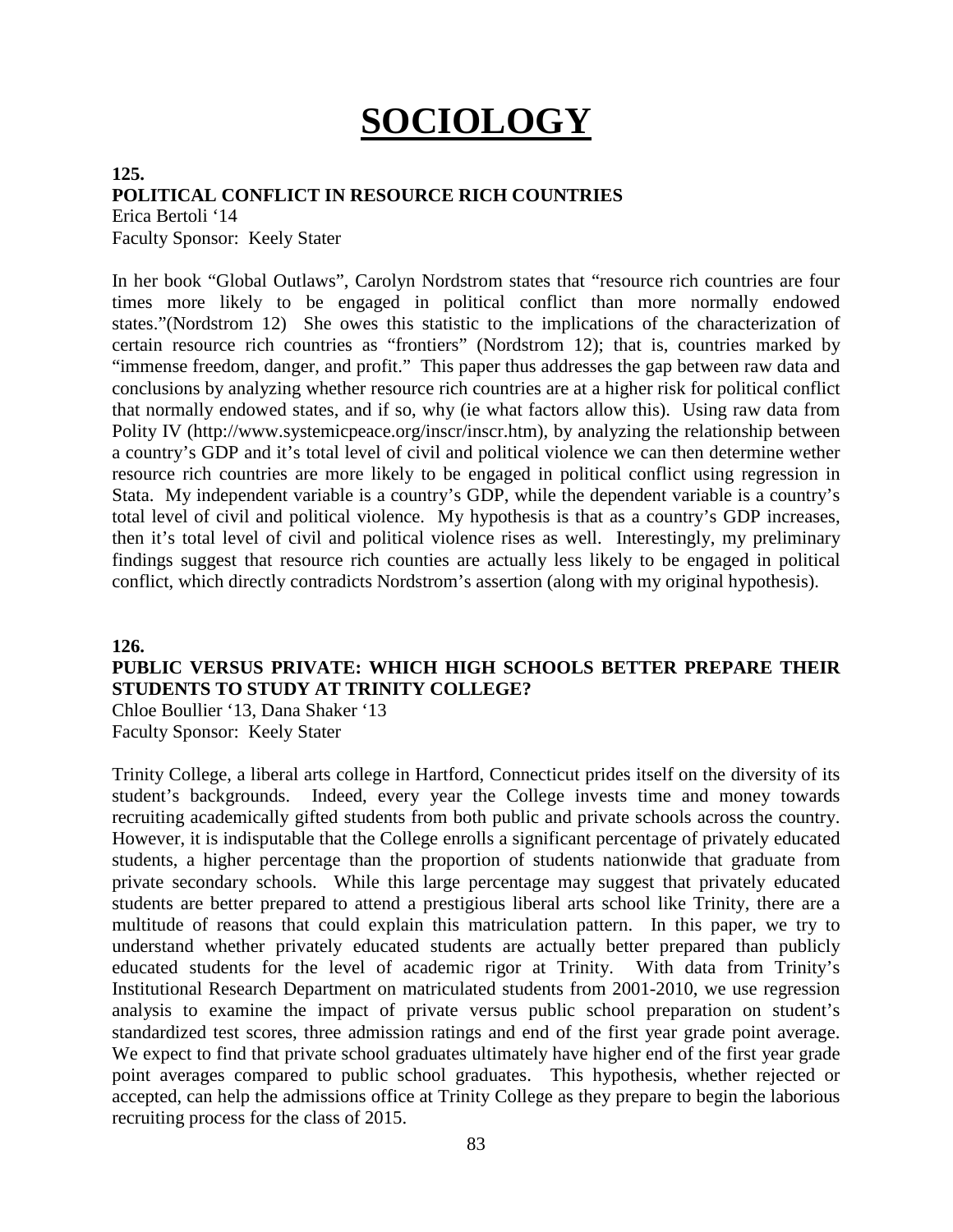# SOCIOLOGY

**125.**
**POLITICAL CONFLICT IN RESOURCE RICH COUNTRIES**
Erica Bertoli '14
Faculty Sponsor: Keely Stater

In her book "Global Outlaws", Carolyn Nordstrom states that "resource rich countries are four times more likely to be engaged in political conflict than more normally endowed states."(Nordstrom 12) She owes this statistic to the implications of the characterization of certain resource rich countries as "frontiers" (Nordstrom 12); that is, countries marked by "immense freedom, danger, and profit." This paper thus addresses the gap between raw data and conclusions by analyzing whether resource rich countries are at a higher risk for political conflict that normally endowed states, and if so, why (ie what factors allow this). Using raw data from Polity IV (http://www.systemicpeace.org/inscr/inscr.htm), by analyzing the relationship between a country's GDP and it's total level of civil and political violence we can then determine wether resource rich countries are more likely to be engaged in political conflict using regression in Stata. My independent variable is a country's GDP, while the dependent variable is a country's total level of civil and political violence. My hypothesis is that as a country's GDP increases, then it's total level of civil and political violence rises as well. Interestingly, my preliminary findings suggest that resource rich counties are actually less likely to be engaged in political conflict, which directly contradicts Nordstrom's assertion (along with my original hypothesis).

**126.**
**PUBLIC VERSUS PRIVATE: WHICH HIGH SCHOOLS BETTER PREPARE THEIR STUDENTS TO STUDY AT TRINITY COLLEGE?**
Chloe Boullier '13, Dana Shaker '13
Faculty Sponsor: Keely Stater

Trinity College, a liberal arts college in Hartford, Connecticut prides itself on the diversity of its student's backgrounds. Indeed, every year the College invests time and money towards recruiting academically gifted students from both public and private schools across the country. However, it is indisputable that the College enrolls a significant percentage of privately educated students, a higher percentage than the proportion of students nationwide that graduate from private secondary schools. While this large percentage may suggest that privately educated students are better prepared to attend a prestigious liberal arts school like Trinity, there are a multitude of reasons that could explain this matriculation pattern. In this paper, we try to understand whether privately educated students are actually better prepared than publicly educated students for the level of academic rigor at Trinity. With data from Trinity's Institutional Research Department on matriculated students from 2001-2010, we use regression analysis to examine the impact of private versus public school preparation on student's standardized test scores, three admission ratings and end of the first year grade point average. We expect to find that private school graduates ultimately have higher end of the first year grade point averages compared to public school graduates. This hypothesis, whether rejected or accepted, can help the admissions office at Trinity College as they prepare to begin the laborious recruiting process for the class of 2015.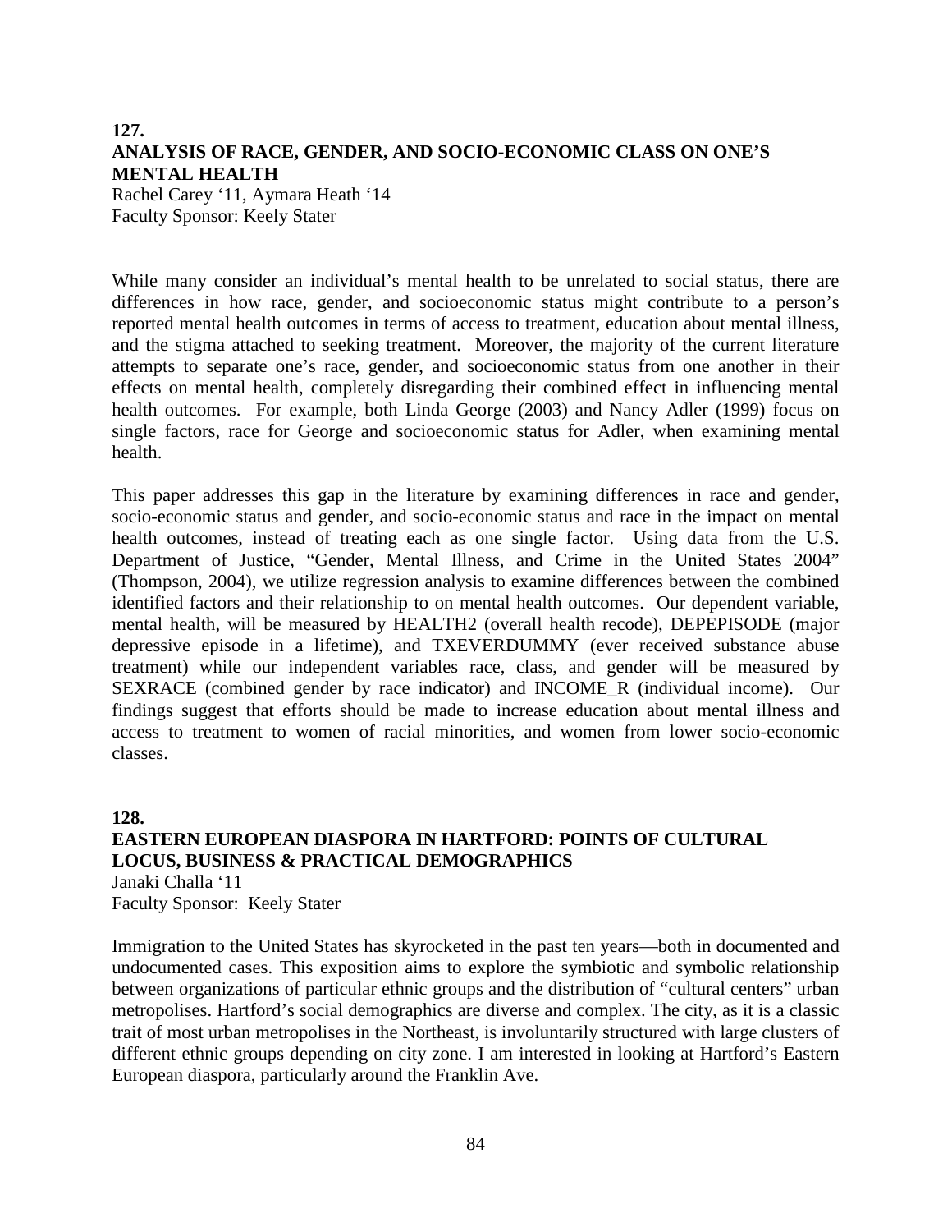**127.**
**ANALYSIS OF RACE, GENDER, AND SOCIO-ECONOMIC CLASS ON ONE'S MENTAL HEALTH**
Rachel Carey '11, Aymara Heath '14
Faculty Sponsor: Keely Stater

While many consider an individual's mental health to be unrelated to social status, there are differences in how race, gender, and socioeconomic status might contribute to a person's reported mental health outcomes in terms of access to treatment, education about mental illness, and the stigma attached to seeking treatment. Moreover, the majority of the current literature attempts to separate one's race, gender, and socioeconomic status from one another in their effects on mental health, completely disregarding their combined effect in influencing mental health outcomes. For example, both Linda George (2003) and Nancy Adler (1999) focus on single factors, race for George and socioeconomic status for Adler, when examining mental health.

This paper addresses this gap in the literature by examining differences in race and gender, socio-economic status and gender, and socio-economic status and race in the impact on mental health outcomes, instead of treating each as one single factor. Using data from the U.S. Department of Justice, "Gender, Mental Illness, and Crime in the United States 2004" (Thompson, 2004), we utilize regression analysis to examine differences between the combined identified factors and their relationship to on mental health outcomes. Our dependent variable, mental health, will be measured by HEALTH2 (overall health recode), DEPEPISODE (major depressive episode in a lifetime), and TXEVERDUMMY (ever received substance abuse treatment) while our independent variables race, class, and gender will be measured by SEXRACE (combined gender by race indicator) and INCOME_R (individual income). Our findings suggest that efforts should be made to increase education about mental illness and access to treatment to women of racial minorities, and women from lower socio-economic classes.

**128.**
**EASTERN EUROPEAN DIASPORA IN HARTFORD: POINTS OF CULTURAL LOCUS, BUSINESS & PRACTICAL DEMOGRAPHICS**
Janaki Challa '11
Faculty Sponsor: Keely Stater

Immigration to the United States has skyrocketed in the past ten years—both in documented and undocumented cases. This exposition aims to explore the symbiotic and symbolic relationship between organizations of particular ethnic groups and the distribution of "cultural centers" urban metropolises. Hartford's social demographics are diverse and complex. The city, as it is a classic trait of most urban metropolises in the Northeast, is involuntarily structured with large clusters of different ethnic groups depending on city zone. I am interested in looking at Hartford's Eastern European diaspora, particularly around the Franklin Ave.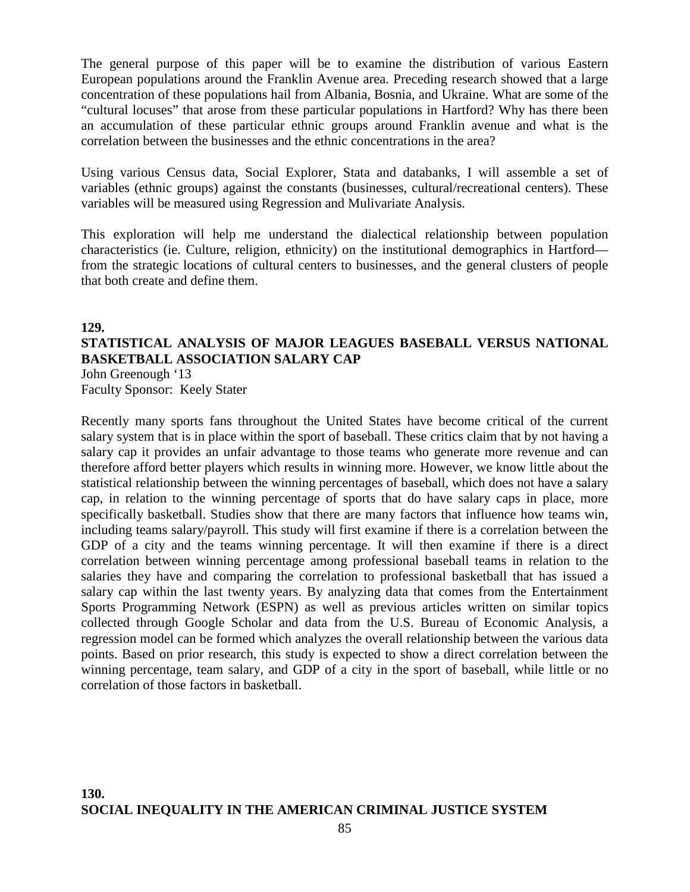The general purpose of this paper will be to examine the distribution of various Eastern European populations around the Franklin Avenue area. Preceding research showed that a large concentration of these populations hail from Albania, Bosnia, and Ukraine. What are some of the "cultural locuses" that arose from these particular populations in Hartford? Why has there been an accumulation of these particular ethnic groups around Franklin avenue and what is the correlation between the businesses and the ethnic concentrations in the area?

Using various Census data, Social Explorer, Stata and databanks, I will assemble a set of variables (ethnic groups) against the constants (businesses, cultural/recreational centers). These variables will be measured using Regression and Mulivariate Analysis.

This exploration will help me understand the dialectical relationship between population characteristics (ie. Culture, religion, ethnicity) on the institutional demographics in Hartford—from the strategic locations of cultural centers to businesses, and the general clusters of people that both create and define them.

**129.**

**STATISTICAL ANALYSIS OF MAJOR LEAGUES BASEBALL VERSUS NATIONAL BASKETBALL ASSOCIATION SALARY CAP**

John Greenough '13
Faculty Sponsor: Keely Stater

Recently many sports fans throughout the United States have become critical of the current salary system that is in place within the sport of baseball. These critics claim that by not having a salary cap it provides an unfair advantage to those teams who generate more revenue and can therefore afford better players which results in winning more. However, we know little about the statistical relationship between the winning percentages of baseball, which does not have a salary cap, in relation to the winning percentage of sports that do have salary caps in place, more specifically basketball. Studies show that there are many factors that influence how teams win, including teams salary/payroll. This study will first examine if there is a correlation between the GDP of a city and the teams winning percentage. It will then examine if there is a direct correlation between winning percentage among professional baseball teams in relation to the salaries they have and comparing the correlation to professional basketball that has issued a salary cap within the last twenty years. By analyzing data that comes from the Entertainment Sports Programming Network (ESPN) as well as previous articles written on similar topics collected through Google Scholar and data from the U.S. Bureau of Economic Analysis, a regression model can be formed which analyzes the overall relationship between the various data points. Based on prior research, this study is expected to show a direct correlation between the winning percentage, team salary, and GDP of a city in the sport of baseball, while little or no correlation of those factors in basketball.

**130.**

**SOCIAL INEQUALITY IN THE AMERICAN CRIMINAL JUSTICE SYSTEM**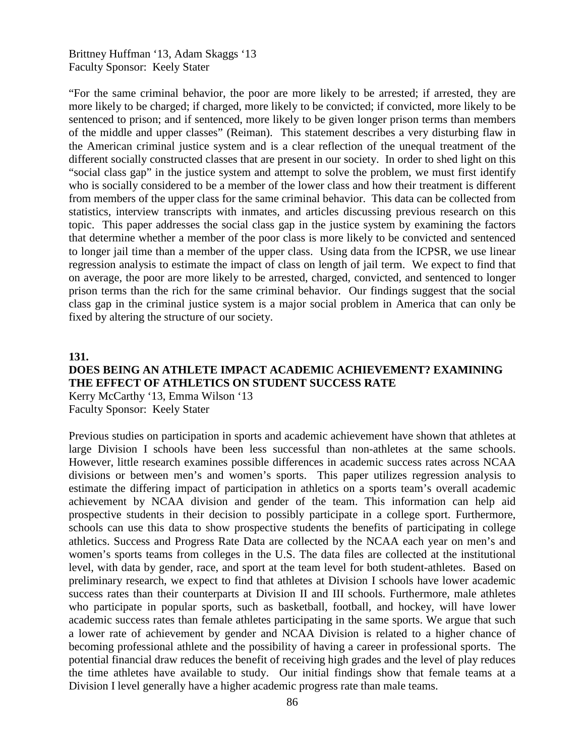Brittney Huffman '13, Adam Skaggs '13
Faculty Sponsor: Keely Stater

"For the same criminal behavior, the poor are more likely to be arrested; if arrested, they are more likely to be charged; if charged, more likely to be convicted; if convicted, more likely to be sentenced to prison; and if sentenced, more likely to be given longer prison terms than members of the middle and upper classes" (Reiman). This statement describes a very disturbing flaw in the American criminal justice system and is a clear reflection of the unequal treatment of the different socially constructed classes that are present in our society. In order to shed light on this "social class gap" in the justice system and attempt to solve the problem, we must first identify who is socially considered to be a member of the lower class and how their treatment is different from members of the upper class for the same criminal behavior. This data can be collected from statistics, interview transcripts with inmates, and articles discussing previous research on this topic. This paper addresses the social class gap in the justice system by examining the factors that determine whether a member of the poor class is more likely to be convicted and sentenced to longer jail time than a member of the upper class. Using data from the ICPSR, we use linear regression analysis to estimate the impact of class on length of jail term. We expect to find that on average, the poor are more likely to be arrested, charged, convicted, and sentenced to longer prison terms than the rich for the same criminal behavior. Our findings suggest that the social class gap in the criminal justice system is a major social problem in America that can only be fixed by altering the structure of our society.

**131.**

**DOES BEING AN ATHLETE IMPACT ACADEMIC ACHIEVEMENT? EXAMINING THE EFFECT OF ATHLETICS ON STUDENT SUCCESS RATE**

Kerry McCarthy '13, Emma Wilson '13
Faculty Sponsor: Keely Stater

Previous studies on participation in sports and academic achievement have shown that athletes at large Division I schools have been less successful than non-athletes at the same schools. However, little research examines possible differences in academic success rates across NCAA divisions or between men's and women's sports. This paper utilizes regression analysis to estimate the differing impact of participation in athletics on a sports team's overall academic achievement by NCAA division and gender of the team. This information can help aid prospective students in their decision to possibly participate in a college sport. Furthermore, schools can use this data to show prospective students the benefits of participating in college athletics. Success and Progress Rate Data are collected by the NCAA each year on men's and women's sports teams from colleges in the U.S. The data files are collected at the institutional level, with data by gender, race, and sport at the team level for both student-athletes. Based on preliminary research, we expect to find that athletes at Division I schools have lower academic success rates than their counterparts at Division II and III schools. Furthermore, male athletes who participate in popular sports, such as basketball, football, and hockey, will have lower academic success rates than female athletes participating in the same sports. We argue that such a lower rate of achievement by gender and NCAA Division is related to a higher chance of becoming professional athlete and the possibility of having a career in professional sports. The potential financial draw reduces the benefit of receiving high grades and the level of play reduces the time athletes have available to study. Our initial findings show that female teams at a Division I level generally have a higher academic progress rate than male teams.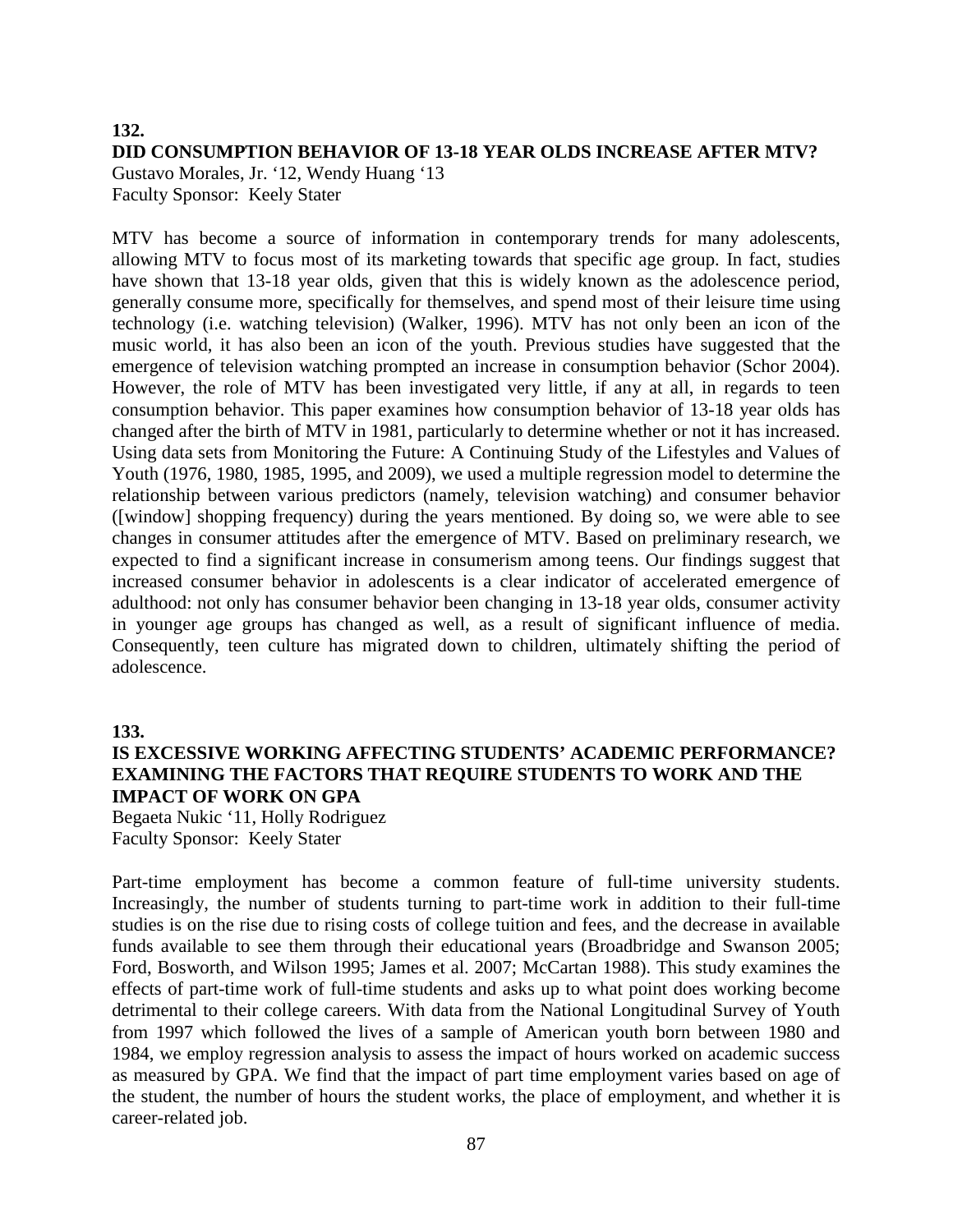**132.**

**DID CONSUMPTION BEHAVIOR OF 13-18 YEAR OLDS INCREASE AFTER MTV?**

Gustavo Morales, Jr. '12, Wendy Huang '13
Faculty Sponsor: Keely Stater

MTV has become a source of information in contemporary trends for many adolescents, allowing MTV to focus most of its marketing towards that specific age group. In fact, studies have shown that 13-18 year olds, given that this is widely known as the adolescence period, generally consume more, specifically for themselves, and spend most of their leisure time using technology (i.e. watching television) (Walker, 1996). MTV has not only been an icon of the music world, it has also been an icon of the youth. Previous studies have suggested that the emergence of television watching prompted an increase in consumption behavior (Schor 2004). However, the role of MTV has been investigated very little, if any at all, in regards to teen consumption behavior. This paper examines how consumption behavior of 13-18 year olds has changed after the birth of MTV in 1981, particularly to determine whether or not it has increased. Using data sets from Monitoring the Future: A Continuing Study of the Lifestyles and Values of Youth (1976, 1980, 1985, 1995, and 2009), we used a multiple regression model to determine the relationship between various predictors (namely, television watching) and consumer behavior ([window] shopping frequency) during the years mentioned. By doing so, we were able to see changes in consumer attitudes after the emergence of MTV. Based on preliminary research, we expected to find a significant increase in consumerism among teens. Our findings suggest that increased consumer behavior in adolescents is a clear indicator of accelerated emergence of adulthood: not only has consumer behavior been changing in 13-18 year olds, consumer activity in younger age groups has changed as well, as a result of significant influence of media. Consequently, teen culture has migrated down to children, ultimately shifting the period of adolescence.

**133.**

**IS EXCESSIVE WORKING AFFECTING STUDENTS' ACADEMIC PERFORMANCE? EXAMINING THE FACTORS THAT REQUIRE STUDENTS TO WORK AND THE IMPACT OF WORK ON GPA**

Begaeta Nukic '11, Holly Rodriguez
Faculty Sponsor: Keely Stater

Part-time employment has become a common feature of full-time university students. Increasingly, the number of students turning to part-time work in addition to their full-time studies is on the rise due to rising costs of college tuition and fees, and the decrease in available funds available to see them through their educational years (Broadbridge and Swanson 2005; Ford, Bosworth, and Wilson 1995; James et al. 2007; McCartan 1988). This study examines the effects of part-time work of full-time students and asks up to what point does working become detrimental to their college careers. With data from the National Longitudinal Survey of Youth from 1997 which followed the lives of a sample of American youth born between 1980 and 1984, we employ regression analysis to assess the impact of hours worked on academic success as measured by GPA. We find that the impact of part time employment varies based on age of the student, the number of hours the student works, the place of employment, and whether it is career-related job.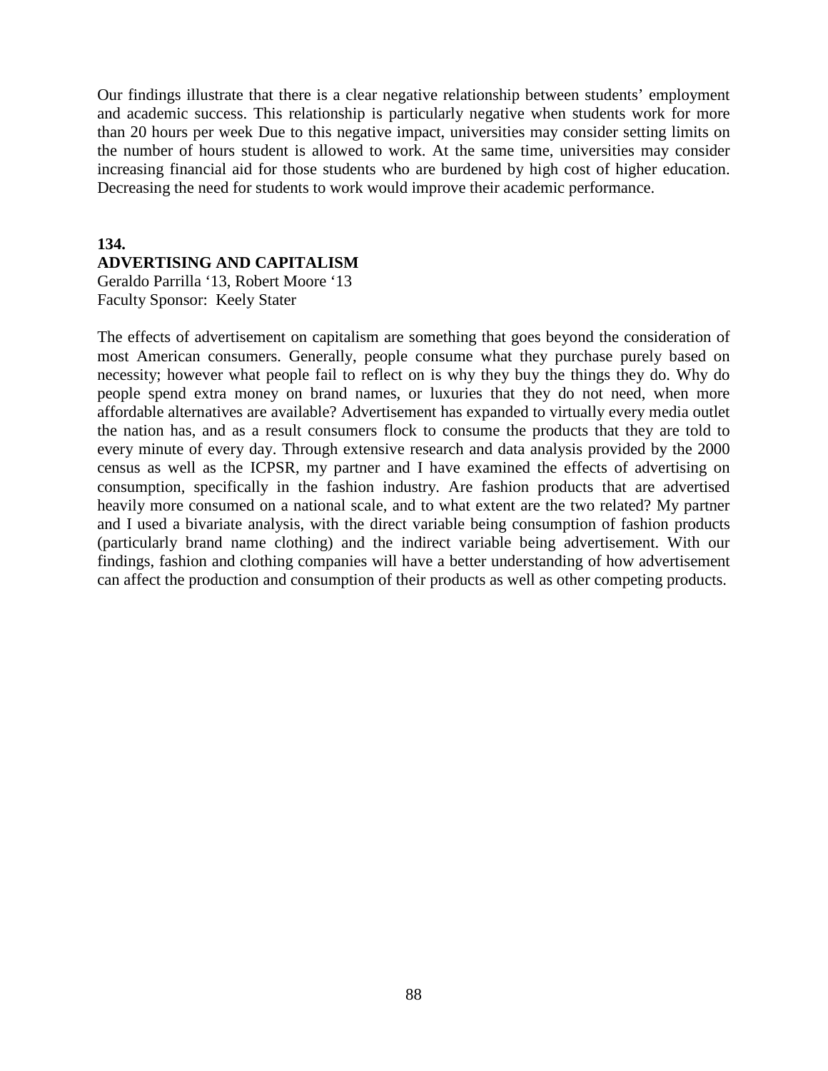Our findings illustrate that there is a clear negative relationship between students' employment and academic success. This relationship is particularly negative when students work for more than 20 hours per week Due to this negative impact, universities may consider setting limits on the number of hours student is allowed to work. At the same time, universities may consider increasing financial aid for those students who are burdened by high cost of higher education. Decreasing the need for students to work would improve their academic performance.

**134.**
**ADVERTISING AND CAPITALISM**
Geraldo Parrilla '13, Robert Moore '13
Faculty Sponsor: Keely Stater

The effects of advertisement on capitalism are something that goes beyond the consideration of most American consumers. Generally, people consume what they purchase purely based on necessity; however what people fail to reflect on is why they buy the things they do. Why do people spend extra money on brand names, or luxuries that they do not need, when more affordable alternatives are available? Advertisement has expanded to virtually every media outlet the nation has, and as a result consumers flock to consume the products that they are told to every minute of every day. Through extensive research and data analysis provided by the 2000 census as well as the ICPSR, my partner and I have examined the effects of advertising on consumption, specifically in the fashion industry. Are fashion products that are advertised heavily more consumed on a national scale, and to what extent are the two related? My partner and I used a bivariate analysis, with the direct variable being consumption of fashion products (particularly brand name clothing) and the indirect variable being advertisement. With our findings, fashion and clothing companies will have a better understanding of how advertisement can affect the production and consumption of their products as well as other competing products.